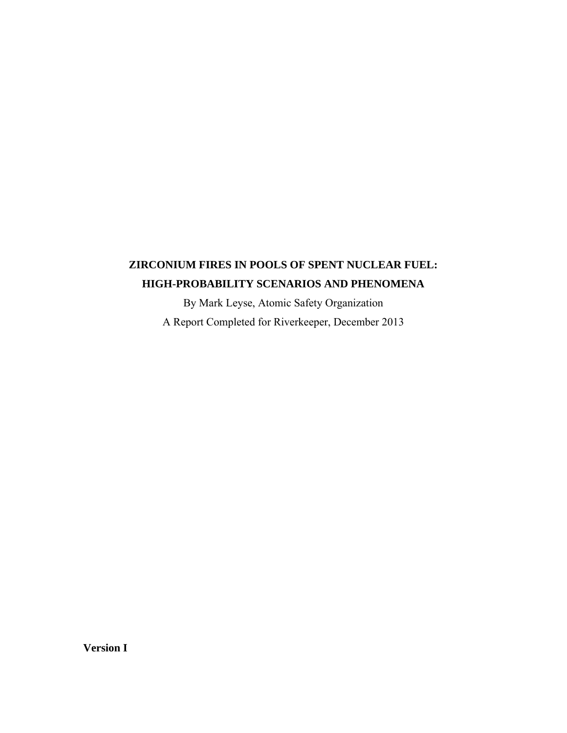# ZIRCONIUM FIRES IN POOLS OF SPENT NUCLEAR FUEL: HIGH-PROBABILITY SCENARIOS AND PHENOMENA

By Mark Leyse, Atomic Safety Organization

A Report Completed for Riverkeeper, December 2013

**Version I**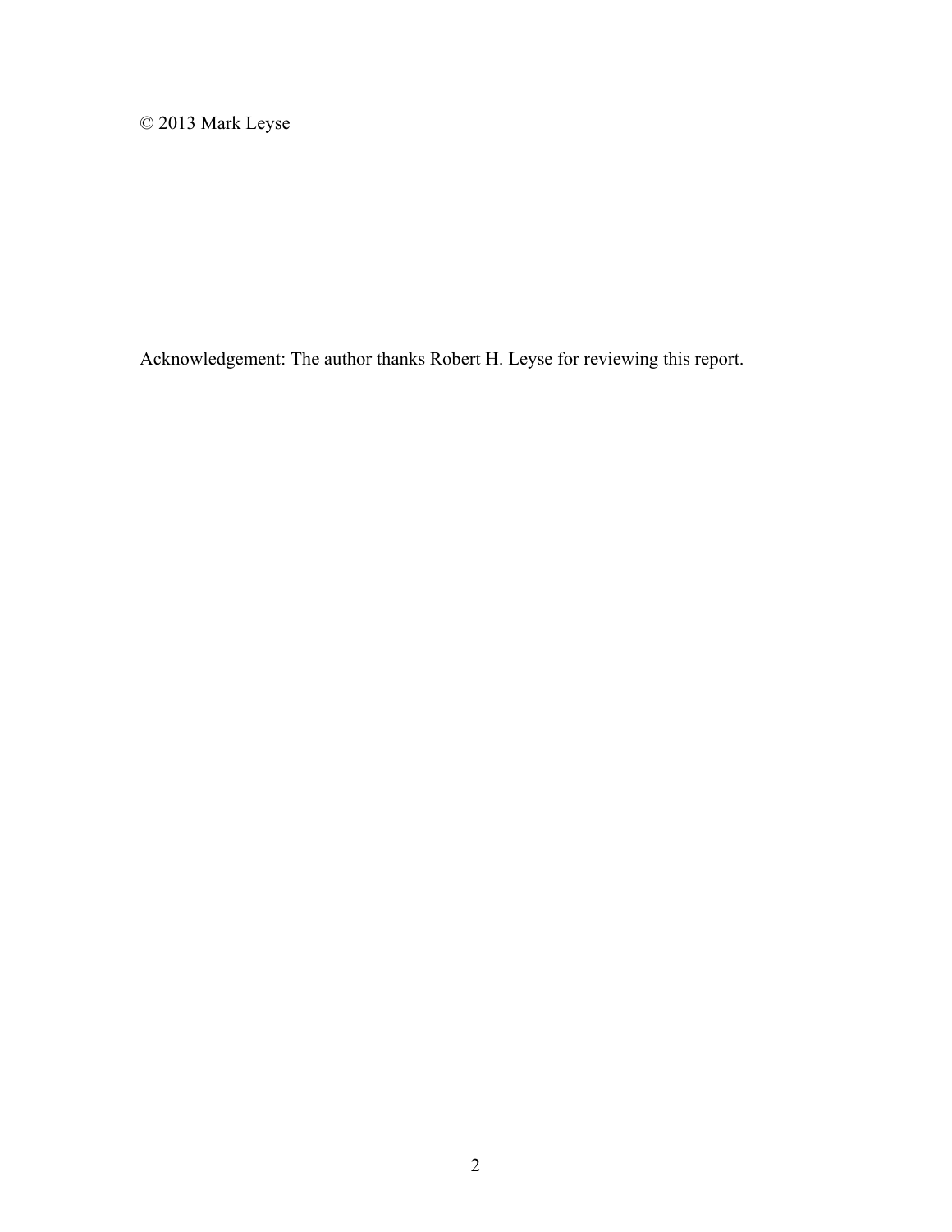© 2013 Mark Leyse

Acknowledgement: The author thanks Robert H. Leyse for reviewing this report.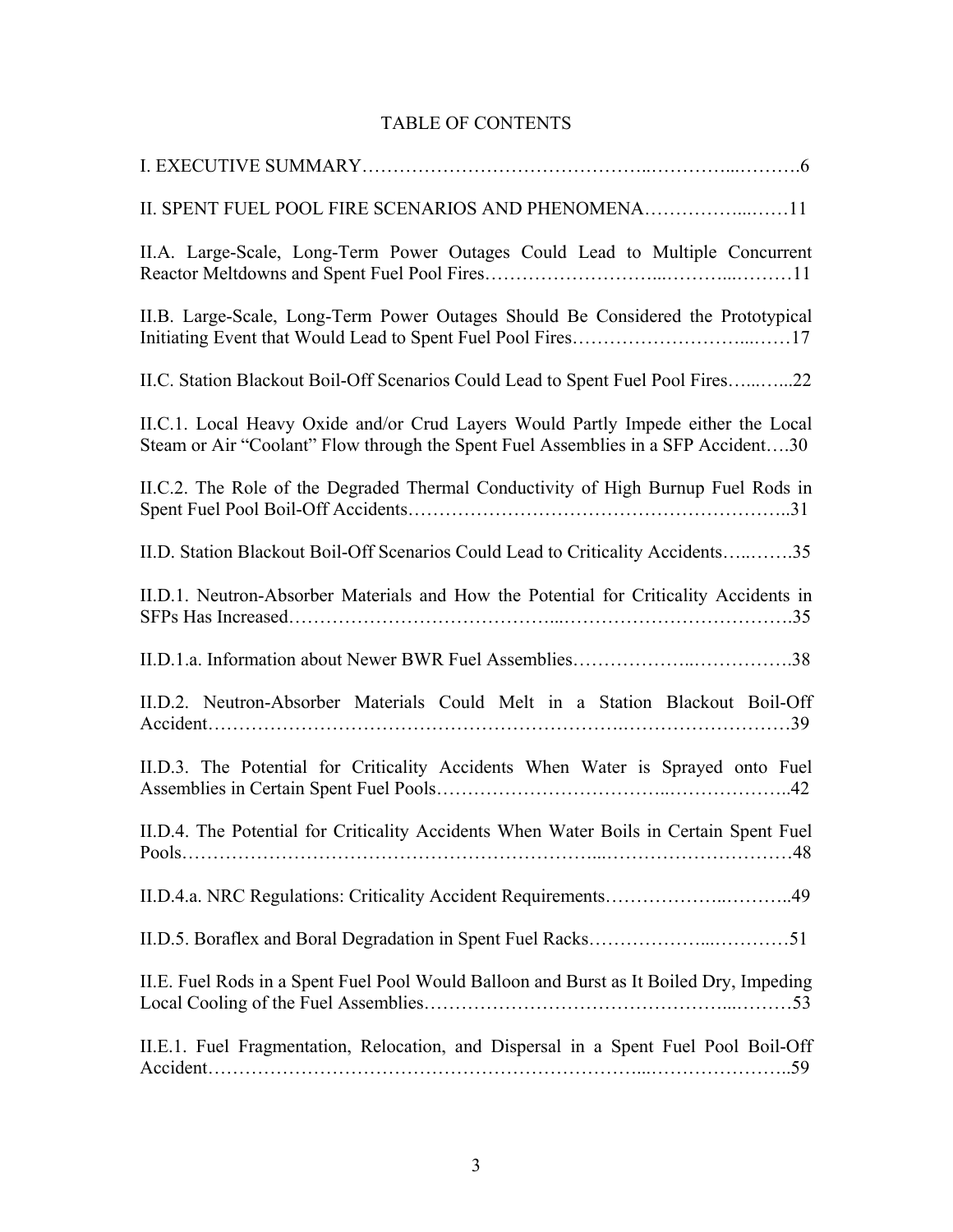# TABLE OF CONTENTS

I. EXECUTIVE SUMMARY……………………………………..…………...……….6

II. SPENT FUEL POOL FIRE SCENARIOS AND PHENOMENA……………...……11

II.A. Large-Scale, Long-Term Power Outages Could Lead to Multiple Concurrent Reactor Meltdowns and Spent Fuel Pool Fires……………………...………...………11

II.B. Large-Scale, Long-Term Power Outages Should Be Considered the Prototypical Initiating Event that Would Lead to Spent Fuel Pool Fires……………………...……17

II.C. Station Blackout Boil-Off Scenarios Could Lead to Spent Fuel Pool Fires…..…..22

II.C.1. Local Heavy Oxide and/or Crud Layers Would Partly Impede either the Local Steam or Air "Coolant" Flow through the Spent Fuel Assemblies in a SFP Accident….30

II.C.2. The Role of the Degraded Thermal Conductivity of High Burnup Fuel Rods in Spent Fuel Pool Boil-Off Accidents…………………………………………………..31

II.D. Station Blackout Boil-Off Scenarios Could Lead to Criticality Accidents…..…….35

II.D.1. Neutron-Absorber Materials and How the Potential for Criticality Accidents in SFPs Has Increased…………………………………...……………………………….35

II.D.1.a. Information about Newer BWR Fuel Assemblies………………..…………….38

II.D.2. Neutron-Absorber Materials Could Melt in a Station Blackout Boil-Off Accident……………………………………………………….………………………39

II.D.3. The Potential for Criticality Accidents When Water is Sprayed onto Fuel Assemblies in Certain Spent Fuel Pools……………………………..………………..42

II.D.4. The Potential for Criticality Accidents When Water Boils in Certain Spent Fuel Pools……………………………………………………...…………………………48

II.D.4.a. NRC Regulations: Criticality Accident Requirements………………..………..49

II.D.5. Boraflex and Boral Degradation in Spent Fuel Racks………………...…………51

II.E. Fuel Rods in a Spent Fuel Pool Would Balloon and Burst as It Boiled Dry, Impeding Local Cooling of the Fuel Assemblies………………………………………...………53

II.E.1. Fuel Fragmentation, Relocation, and Dispersal in a Spent Fuel Pool Boil-Off Accident………………………………………………………...…………………..59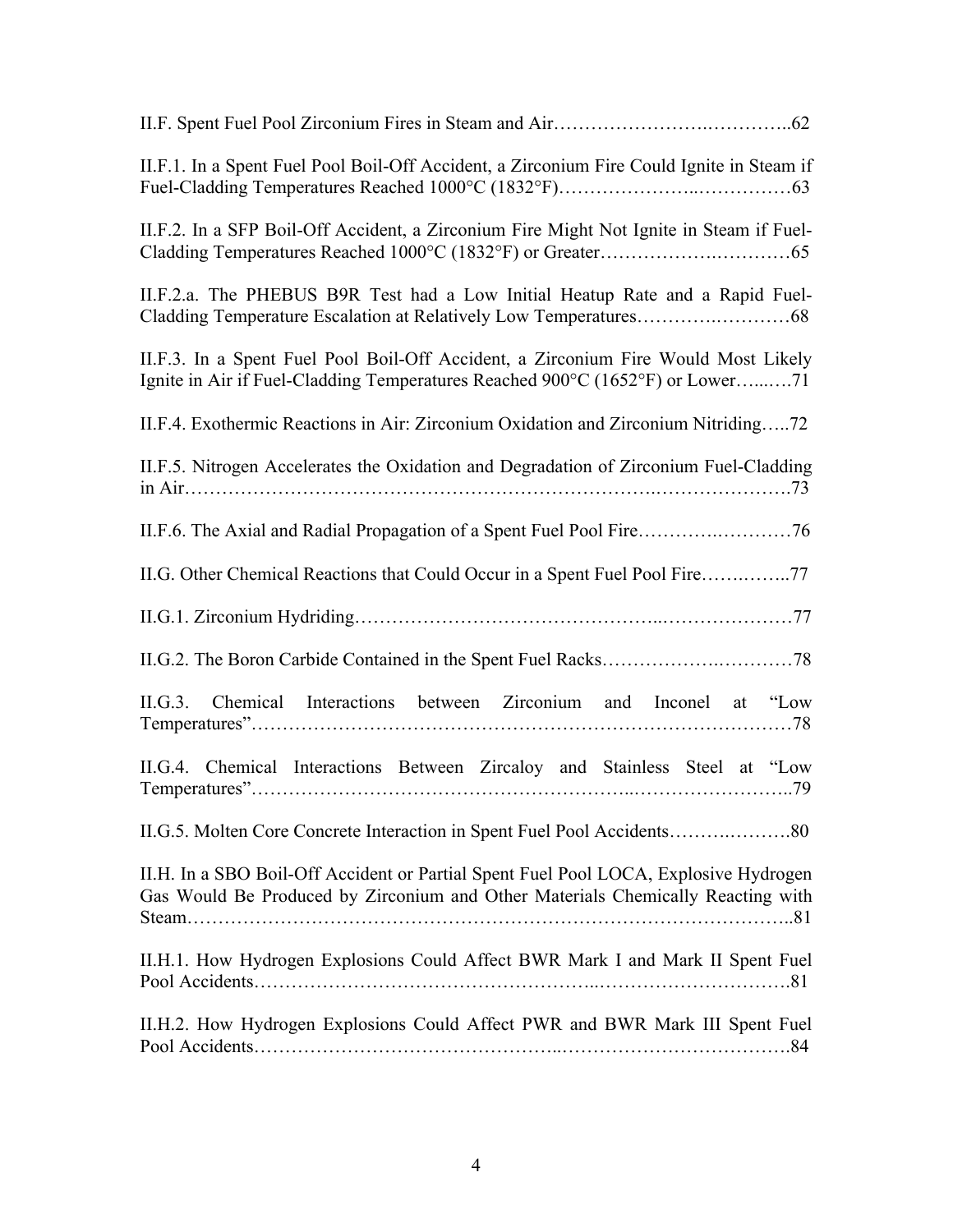II.F. Spent Fuel Pool Zirconium Fires in Steam and Air……………………..…………..62

II.F.1. In a Spent Fuel Pool Boil-Off Accident, a Zirconium Fire Could Ignite in Steam if Fuel-Cladding Temperatures Reached 1000°C (1832°F)…………………..……………63

II.F.2. In a SFP Boil-Off Accident, a Zirconium Fire Might Not Ignite in Steam if Fuel-Cladding Temperatures Reached 1000°C (1832°F) or Greater……………….…………65

II.F.2.a. The PHEBUS B9R Test had a Low Initial Heatup Rate and a Rapid Fuel-Cladding Temperature Escalation at Relatively Low Temperatures………….…………68

II.F.3. In a Spent Fuel Pool Boil-Off Accident, a Zirconium Fire Would Most Likely Ignite in Air if Fuel-Cladding Temperatures Reached 900°C (1652°F) or Lower…...….71

II.F.4. Exothermic Reactions in Air: Zirconium Oxidation and Zirconium Nitriding…..72

II.F.5. Nitrogen Accelerates the Oxidation and Degradation of Zirconium Fuel-Cladding in Air……………………………………………………………….………………….73

II.F.6. The Axial and Radial Propagation of a Spent Fuel Pool Fire………….…………76

II.G. Other Chemical Reactions that Could Occur in a Spent Fuel Pool Fire…….……..77

II.G.1. Zirconium Hydriding………………………………………...…………………77

II.G.2. The Boron Carbide Contained in the Spent Fuel Racks……………….…………78

II.G.3. Chemical Interactions between Zirconium and Inconel at "Low Temperatures"…………………………………………………………………………78

II.G.4. Chemical Interactions Between Zircaloy and Stainless Steel at "Low Temperatures"…………………………………………...……………………..79

II.G.5. Molten Core Concrete Interaction in Spent Fuel Pool Accidents……….……….80

II.H. In a SBO Boil-Off Accident or Partial Spent Fuel Pool LOCA, Explosive Hydrogen Gas Would Be Produced by Zirconium and Other Materials Chemically Reacting with Steam…………………………………………………………………………………..81

II.H.1. How Hydrogen Explosions Could Affect BWR Mark I and Mark II Spent Fuel Pool Accidents…………………………………………..………………………….81

II.H.2. How Hydrogen Explosions Could Affect PWR and BWR Mark III Spent Fuel Pool Accidents………………………………………..……………………………….84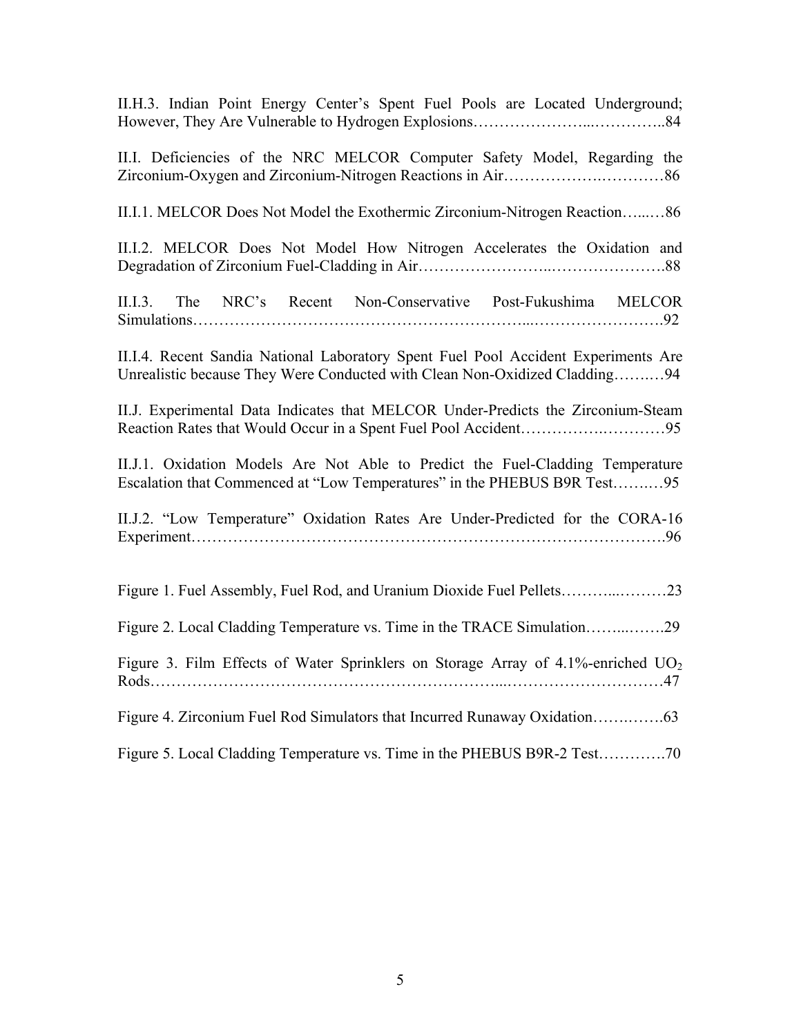II.H.3. Indian Point Energy Center's Spent Fuel Pools are Located Underground; However, They Are Vulnerable to Hydrogen Explosions…………………...…………..84

II.I. Deficiencies of the NRC MELCOR Computer Safety Model, Regarding the Zirconium-Oxygen and Zirconium-Nitrogen Reactions in Air……………….…………86

II.I.1. MELCOR Does Not Model the Exothermic Zirconium-Nitrogen Reaction…...…86

II.I.2. MELCOR Does Not Model How Nitrogen Accelerates the Oxidation and Degradation of Zirconium Fuel-Cladding in Air……………………..………………….88

II.I.3. The NRC's Recent Non-Conservative Post-Fukushima MELCOR Simulations…………………………………………………...…………………….92

II.I.4. Recent Sandia National Laboratory Spent Fuel Pool Accident Experiments Are Unrealistic because They Were Conducted with Clean Non-Oxidized Cladding……..…94

II.J. Experimental Data Indicates that MELCOR Under-Predicts the Zirconium-Steam Reaction Rates that Would Occur in a Spent Fuel Pool Accident………….…………95

II.J.1. Oxidation Models Are Not Able to Predict the Fuel-Cladding Temperature Escalation that Commenced at "Low Temperatures" in the PHEBUS B9R Test……..…95

II.J.2. "Low Temperature" Oxidation Rates Are Under-Predicted for the CORA-16 Experiment…………………………………………………………………………….96

Figure 1. Fuel Assembly, Fuel Rod, and Uranium Dioxide Fuel Pellets………...………23

Figure 2. Local Cladding Temperature vs. Time in the TRACE Simulation……...…….29

Figure 3. Film Effects of Water Sprinklers on Storage Array of 4.1%-enriched $UO_2$ Rods…………………………………………………...…………………………47

Figure 4. Zirconium Fuel Rod Simulators that Incurred Runaway Oxidation…….…….63

Figure 5. Local Cladding Temperature vs. Time in the PHEBUS B9R-2 Test………….70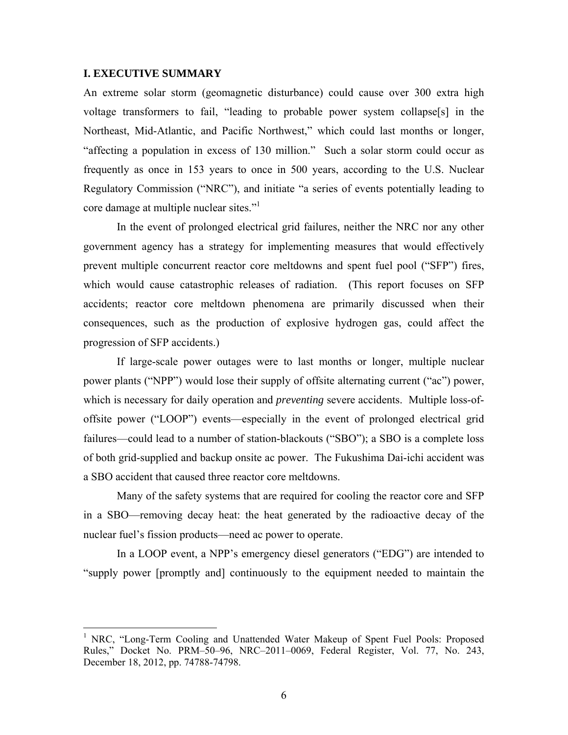## I. EXECUTIVE SUMMARY

An extreme solar storm (geomagnetic disturbance) could cause over 300 extra high voltage transformers to fail, "leading to probable power system collapse[s] in the Northeast, Mid-Atlantic, and Pacific Northwest," which could last months or longer, "affecting a population in excess of 130 million." Such a solar storm could occur as frequently as once in 153 years to once in 500 years, according to the U.S. Nuclear Regulatory Commission ("NRC"), and initiate "a series of events potentially leading to core damage at multiple nuclear sites."[1]

In the event of prolonged electrical grid failures, neither the NRC nor any other government agency has a strategy for implementing measures that would effectively prevent multiple concurrent reactor core meltdowns and spent fuel pool ("SFP") fires, which would cause catastrophic releases of radiation. (This report focuses on SFP accidents; reactor core meltdown phenomena are primarily discussed when their consequences, such as the production of explosive hydrogen gas, could affect the progression of SFP accidents.)

If large-scale power outages were to last months or longer, multiple nuclear power plants ("NPP") would lose their supply of offsite alternating current ("ac") power, which is necessary for daily operation and *preventing* severe accidents. Multiple loss-of-offsite power ("LOOP") events—especially in the event of prolonged electrical grid failures—could lead to a number of station-blackouts ("SBO"); a SBO is a complete loss of both grid-supplied and backup onsite ac power. The Fukushima Dai-ichi accident was a SBO accident that caused three reactor core meltdowns.

Many of the safety systems that are required for cooling the reactor core and SFP in a SBO—removing decay heat: the heat generated by the radioactive decay of the nuclear fuel's fission products—need ac power to operate.

In a LOOP event, a NPP's emergency diesel generators ("EDG") are intended to "supply power [promptly and] continuously to the equipment needed to maintain the

[1] NRC, "Long-Term Cooling and Unattended Water Makeup of Spent Fuel Pools: Proposed Rules," Docket No. PRM–50–96, NRC–2011–0069, Federal Register, Vol. 77, No. 243, December 18, 2012, pp. 74788-74798.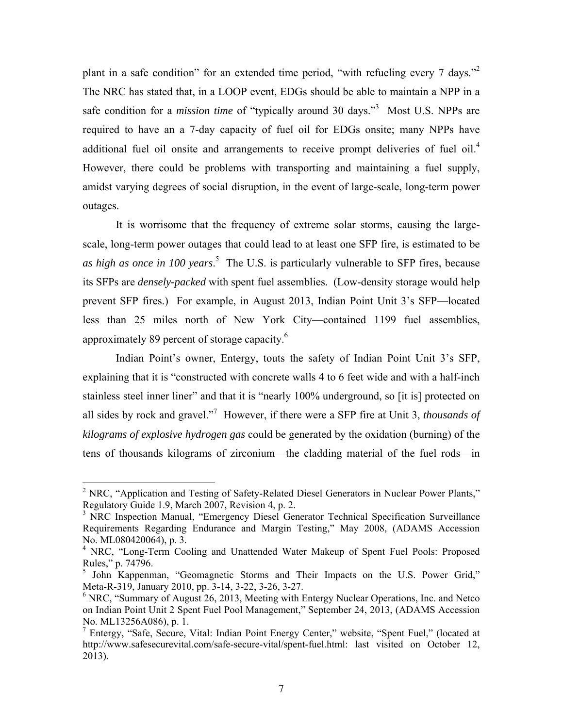plant in a safe condition" for an extended time period, "with refueling every 7 days."[2] The NRC has stated that, in a LOOP event, EDGs should be able to maintain a NPP in a safe condition for a *mission time* of "typically around 30 days."[3] Most U.S. NPPs are required to have an a 7-day capacity of fuel oil for EDGs onsite; many NPPs have additional fuel oil onsite and arrangements to receive prompt deliveries of fuel oil.[4] However, there could be problems with transporting and maintaining a fuel supply, amidst varying degrees of social disruption, in the event of large-scale, long-term power outages.

It is worrisome that the frequency of extreme solar storms, causing the large-scale, long-term power outages that could lead to at least one SFP fire, is estimated to be *as high as once in 100 years*.[5] The U.S. is particularly vulnerable to SFP fires, because its SFPs are *densely-packed* with spent fuel assemblies. (Low-density storage would help prevent SFP fires.) For example, in August 2013, Indian Point Unit 3's SFP—located less than 25 miles north of New York City—contained 1199 fuel assemblies, approximately 89 percent of storage capacity.[6]

Indian Point's owner, Entergy, touts the safety of Indian Point Unit 3's SFP, explaining that it is "constructed with concrete walls 4 to 6 feet wide and with a half-inch stainless steel inner liner" and that it is "nearly 100% underground, so [it is] protected on all sides by rock and gravel."[7] However, if there were a SFP fire at Unit 3, *thousands of kilograms of explosive hydrogen gas* could be generated by the oxidation (burning) of the tens of thousands kilograms of zirconium—the cladding material of the fuel rods—in

---

[2] NRC, "Application and Testing of Safety-Related Diesel Generators in Nuclear Power Plants," Regulatory Guide 1.9, March 2007, Revision 4, p. 2.

[3] NRC Inspection Manual, "Emergency Diesel Generator Technical Specification Surveillance Requirements Regarding Endurance and Margin Testing," May 2008, (ADAMS Accession No. ML080420064), p. 3.

[4] NRC, "Long-Term Cooling and Unattended Water Makeup of Spent Fuel Pools: Proposed Rules," p. 74796.

[5] John Kappenman, "Geomagnetic Storms and Their Impacts on the U.S. Power Grid," Meta-R-319, January 2010, pp. 3-14, 3-22, 3-26, 3-27.

[6] NRC, "Summary of August 26, 2013, Meeting with Entergy Nuclear Operations, Inc. and Netco on Indian Point Unit 2 Spent Fuel Pool Management," September 24, 2013, (ADAMS Accession No. ML13256A086), p. 1.

[7] Entergy, "Safe, Secure, Vital: Indian Point Energy Center," website, "Spent Fuel," (located at http://www.safesecurevital.com/safe-secure-vital/spent-fuel.html: last visited on October 12, 2013).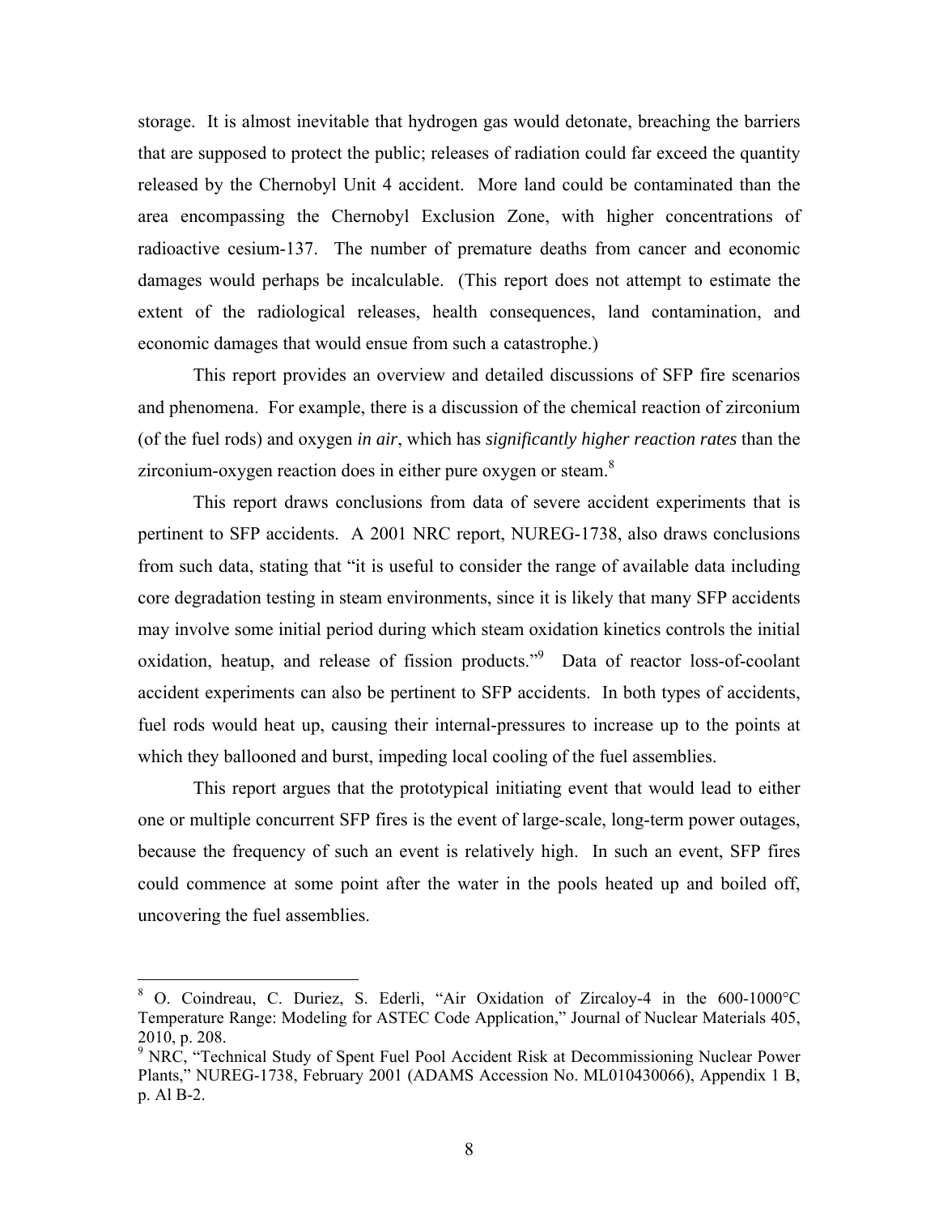storage. It is almost inevitable that hydrogen gas would detonate, breaching the barriers that are supposed to protect the public; releases of radiation could far exceed the quantity released by the Chernobyl Unit 4 accident. More land could be contaminated than the area encompassing the Chernobyl Exclusion Zone, with higher concentrations of radioactive cesium-137. The number of premature deaths from cancer and economic damages would perhaps be incalculable. (This report does not attempt to estimate the extent of the radiological releases, health consequences, land contamination, and economic damages that would ensue from such a catastrophe.)

This report provides an overview and detailed discussions of SFP fire scenarios and phenomena. For example, there is a discussion of the chemical reaction of zirconium (of the fuel rods) and oxygen *in air*, which has *significantly higher reaction rates* than the zirconium-oxygen reaction does in either pure oxygen or steam.[8]

This report draws conclusions from data of severe accident experiments that is pertinent to SFP accidents. A 2001 NRC report, NUREG-1738, also draws conclusions from such data, stating that "it is useful to consider the range of available data including core degradation testing in steam environments, since it is likely that many SFP accidents may involve some initial period during which steam oxidation kinetics controls the initial oxidation, heatup, and release of fission products."[9] Data of reactor loss-of-coolant accident experiments can also be pertinent to SFP accidents. In both types of accidents, fuel rods would heat up, causing their internal-pressures to increase up to the points at which they ballooned and burst, impeding local cooling of the fuel assemblies.

This report argues that the prototypical initiating event that would lead to either one or multiple concurrent SFP fires is the event of large-scale, long-term power outages, because the frequency of such an event is relatively high. In such an event, SFP fires could commence at some point after the water in the pools heated up and boiled off, uncovering the fuel assemblies.

---

[8] O. Coindreau, C. Duriez, S. Ederli, "Air Oxidation of Zircaloy-4 in the 600-1000°C Temperature Range: Modeling for ASTEC Code Application," Journal of Nuclear Materials 405, 2010, p. 208.

[9] NRC, "Technical Study of Spent Fuel Pool Accident Risk at Decommissioning Nuclear Power Plants," NUREG-1738, February 2001 (ADAMS Accession No. ML010430066), Appendix 1 B, p. Al B-2.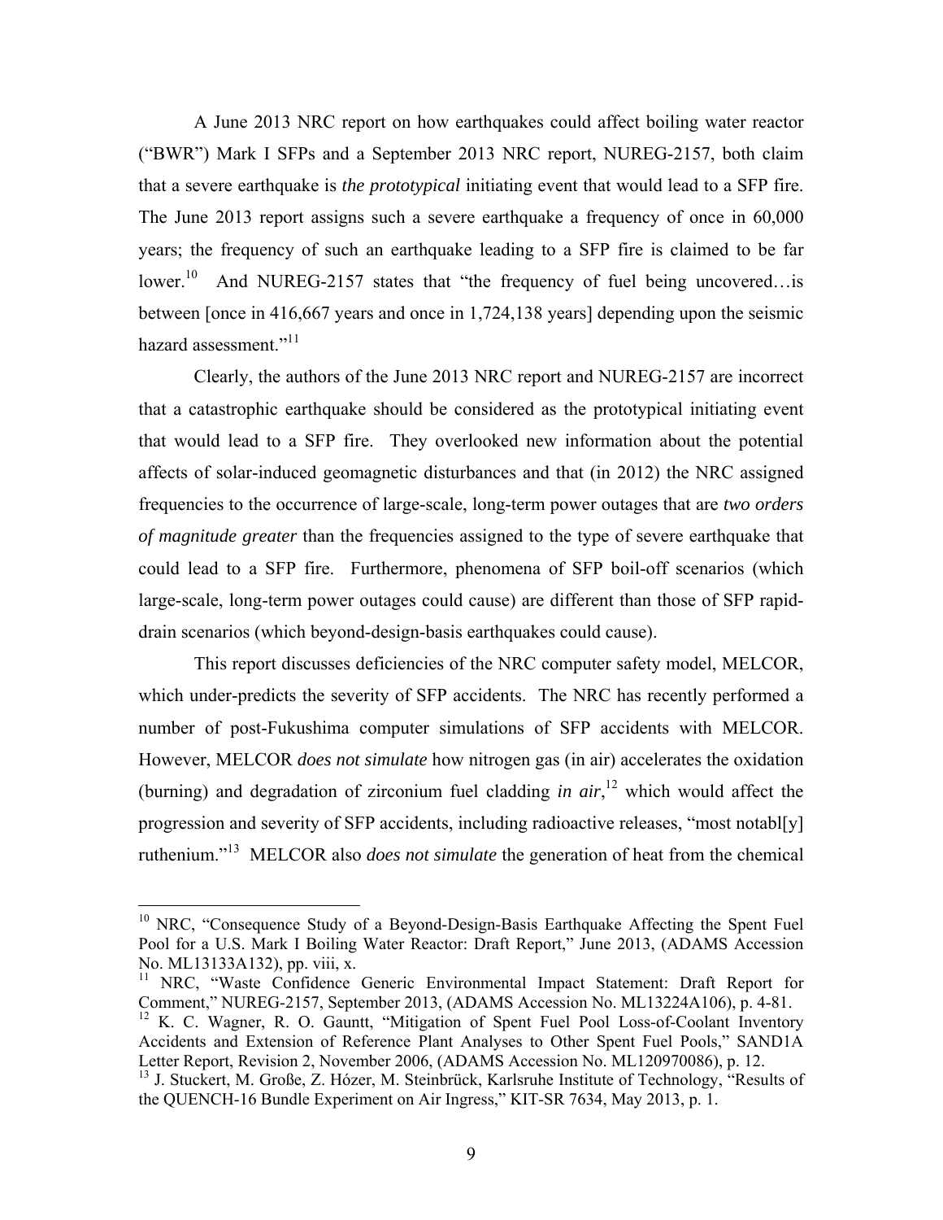A June 2013 NRC report on how earthquakes could affect boiling water reactor ("BWR") Mark I SFPs and a September 2013 NRC report, NUREG-2157, both claim that a severe earthquake is *the prototypical* initiating event that would lead to a SFP fire. The June 2013 report assigns such a severe earthquake a frequency of once in 60,000 years; the frequency of such an earthquake leading to a SFP fire is claimed to be far lower.[10] And NUREG-2157 states that "the frequency of fuel being uncovered…is between [once in 416,667 years and once in 1,724,138 years] depending upon the seismic hazard assessment."[11]

Clearly, the authors of the June 2013 NRC report and NUREG-2157 are incorrect that a catastrophic earthquake should be considered as the prototypical initiating event that would lead to a SFP fire. They overlooked new information about the potential affects of solar-induced geomagnetic disturbances and that (in 2012) the NRC assigned frequencies to the occurrence of large-scale, long-term power outages that are *two orders of magnitude greater* than the frequencies assigned to the type of severe earthquake that could lead to a SFP fire. Furthermore, phenomena of SFP boil-off scenarios (which large-scale, long-term power outages could cause) are different than those of SFP rapid-drain scenarios (which beyond-design-basis earthquakes could cause).

This report discusses deficiencies of the NRC computer safety model, MELCOR, which under-predicts the severity of SFP accidents. The NRC has recently performed a number of post-Fukushima computer simulations of SFP accidents with MELCOR. However, MELCOR *does not simulate* how nitrogen gas (in air) accelerates the oxidation (burning) and degradation of zirconium fuel cladding *in air*,[12] which would affect the progression and severity of SFP accidents, including radioactive releases, "most notabl[y] ruthenium."[13] MELCOR also *does not simulate* the generation of heat from the chemical

---

[10] NRC, "Consequence Study of a Beyond-Design-Basis Earthquake Affecting the Spent Fuel Pool for a U.S. Mark I Boiling Water Reactor: Draft Report," June 2013, (ADAMS Accession No. ML13133A132), pp. viii, x.

[11] NRC, "Waste Confidence Generic Environmental Impact Statement: Draft Report for Comment," NUREG-2157, September 2013, (ADAMS Accession No. ML13224A106), p. 4-81.

[12] K. C. Wagner, R. O. Gauntt, "Mitigation of Spent Fuel Pool Loss-of-Coolant Inventory Accidents and Extension of Reference Plant Analyses to Other Spent Fuel Pools," SAND1A Letter Report, Revision 2, November 2006, (ADAMS Accession No. ML120970086), p. 12.

[13] J. Stuckert, M. Große, Z. Hózer, M. Steinbrück, Karlsruhe Institute of Technology, "Results of the QUENCH-16 Bundle Experiment on Air Ingress," KIT-SR 7634, May 2013, p. 1.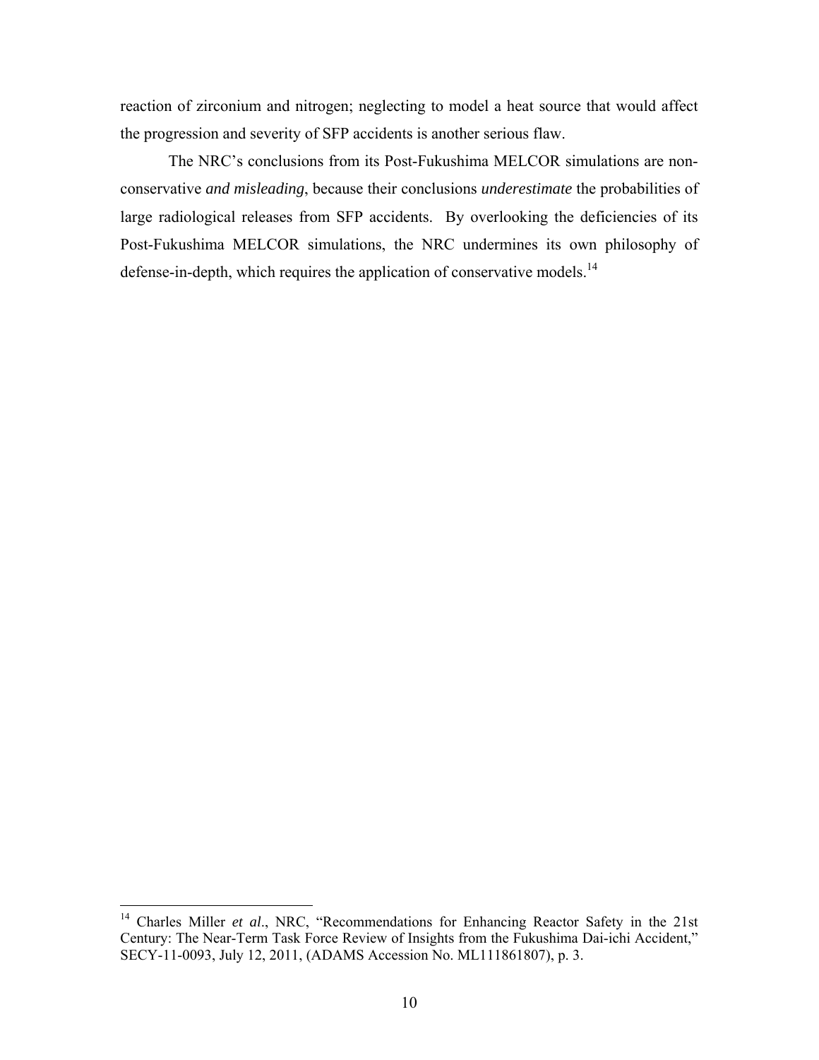reaction of zirconium and nitrogen; neglecting to model a heat source that would affect the progression and severity of SFP accidents is another serious flaw.

The NRC's conclusions from its Post-Fukushima MELCOR simulations are non-conservative *and misleading*, because their conclusions *underestimate* the probabilities of large radiological releases from SFP accidents. By overlooking the deficiencies of its Post-Fukushima MELCOR simulations, the NRC undermines its own philosophy of defense-in-depth, which requires the application of conservative models.[14]

---

[14] Charles Miller *et al*., NRC, "Recommendations for Enhancing Reactor Safety in the 21st Century: The Near-Term Task Force Review of Insights from the Fukushima Dai-ichi Accident," SECY-11-0093, July 12, 2011, (ADAMS Accession No. ML111861807), p. 3.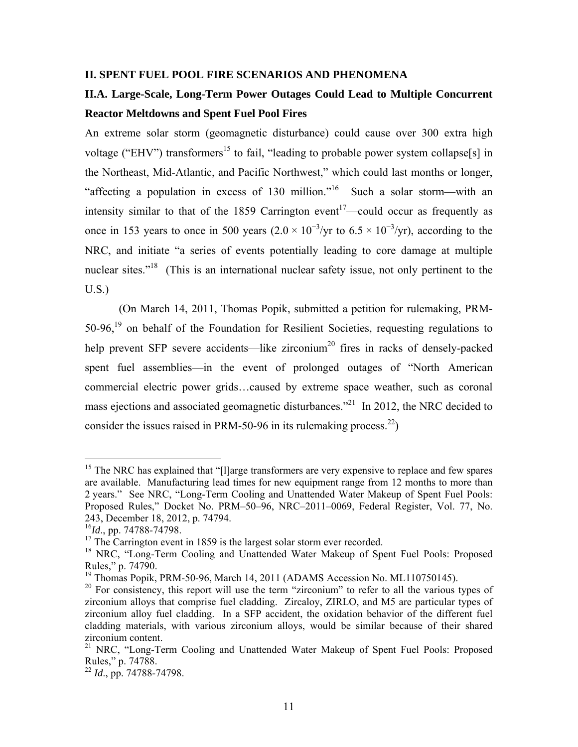## II. SPENT FUEL POOL FIRE SCENARIOS AND PHENOMENA

### II.A. Large-Scale, Long-Term Power Outages Could Lead to Multiple Concurrent Reactor Meltdowns and Spent Fuel Pool Fires

An extreme solar storm (geomagnetic disturbance) could cause over 300 extra high voltage ("EHV") transformers[15] to fail, "leading to probable power system collapse[s] in the Northeast, Mid-Atlantic, and Pacific Northwest," which could last months or longer, "affecting a population in excess of 130 million."[16] Such a solar storm—with an intensity similar to that of the 1859 Carrington event[17]—could occur as frequently as once in 153 years to once in 500 years ($2.0 \times 10^{-3}$/yr to $6.5 \times 10^{-3}$/yr), according to the NRC, and initiate "a series of events potentially leading to core damage at multiple nuclear sites."[18] (This is an international nuclear safety issue, not only pertinent to the U.S.)

(On March 14, 2011, Thomas Popik, submitted a petition for rulemaking, PRM-50-96,[19] on behalf of the Foundation for Resilient Societies, requesting regulations to help prevent SFP severe accidents—like zirconium[20] fires in racks of densely-packed spent fuel assemblies—in the event of prolonged outages of "North American commercial electric power grids…caused by extreme space weather, such as coronal mass ejections and associated geomagnetic disturbances."[21] In 2012, the NRC decided to consider the issues raised in PRM-50-96 in its rulemaking process.[22])

---

[15] The NRC has explained that "[l]arge transformers are very expensive to replace and few spares are available. Manufacturing lead times for new equipment range from 12 months to more than 2 years." See NRC, "Long-Term Cooling and Unattended Water Makeup of Spent Fuel Pools: Proposed Rules," Docket No. PRM–50–96, NRC–2011–0069, Federal Register, Vol. 77, No. 243, December 18, 2012, p. 74794.

[16] *Id*., pp. 74788-74798.

[17] The Carrington event in 1859 is the largest solar storm ever recorded.

[18] NRC, "Long-Term Cooling and Unattended Water Makeup of Spent Fuel Pools: Proposed Rules," p. 74790.

[19] Thomas Popik, PRM-50-96, March 14, 2011 (ADAMS Accession No. ML110750145).

[20] For consistency, this report will use the term "zirconium" to refer to all the various types of zirconium alloys that comprise fuel cladding. Zircaloy, ZIRLO, and M5 are particular types of zirconium alloy fuel cladding. In a SFP accident, the oxidation behavior of the different fuel cladding materials, with various zirconium alloys, would be similar because of their shared zirconium content.

[21] NRC, "Long-Term Cooling and Unattended Water Makeup of Spent Fuel Pools: Proposed Rules," p. 74788.

[22] *Id*., pp. 74788-74798.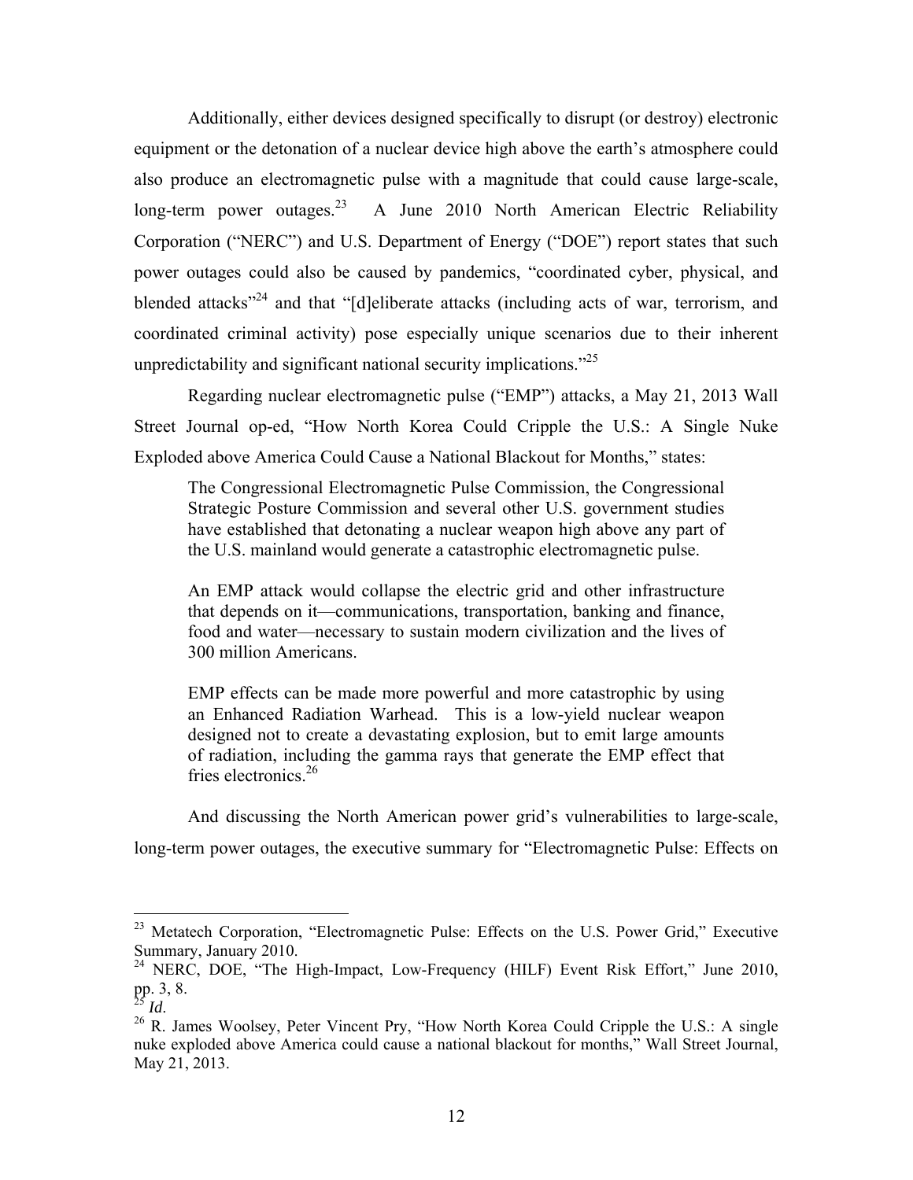Additionally, either devices designed specifically to disrupt (or destroy) electronic equipment or the detonation of a nuclear device high above the earth's atmosphere could also produce an electromagnetic pulse with a magnitude that could cause large-scale, long-term power outages.[23] A June 2010 North American Electric Reliability Corporation ("NERC") and U.S. Department of Energy ("DOE") report states that such power outages could also be caused by pandemics, "coordinated cyber, physical, and blended attacks"[24] and that "[d]eliberate attacks (including acts of war, terrorism, and coordinated criminal activity) pose especially unique scenarios due to their inherent unpredictability and significant national security implications."[25]

Regarding nuclear electromagnetic pulse ("EMP") attacks, a May 21, 2013 Wall Street Journal op-ed, "How North Korea Could Cripple the U.S.: A Single Nuke Exploded above America Could Cause a National Blackout for Months," states:

> The Congressional Electromagnetic Pulse Commission, the Congressional Strategic Posture Commission and several other U.S. government studies have established that detonating a nuclear weapon high above any part of the U.S. mainland would generate a catastrophic electromagnetic pulse.
>
> An EMP attack would collapse the electric grid and other infrastructure that depends on it—communications, transportation, banking and finance, food and water—necessary to sustain modern civilization and the lives of 300 million Americans.
>
> EMP effects can be made more powerful and more catastrophic by using an Enhanced Radiation Warhead. This is a low-yield nuclear weapon designed not to create a devastating explosion, but to emit large amounts of radiation, including the gamma rays that generate the EMP effect that fries electronics.[26]

And discussing the North American power grid's vulnerabilities to large-scale, long-term power outages, the executive summary for "Electromagnetic Pulse: Effects on

---

[23] Metatech Corporation, "Electromagnetic Pulse: Effects on the U.S. Power Grid," Executive Summary, January 2010.

[24] NERC, DOE, "The High-Impact, Low-Frequency (HILF) Event Risk Effort," June 2010, pp. 3, 8.

[25] *Id.*

[26] R. James Woolsey, Peter Vincent Pry, "How North Korea Could Cripple the U.S.: A single nuke exploded above America could cause a national blackout for months," Wall Street Journal, May 21, 2013.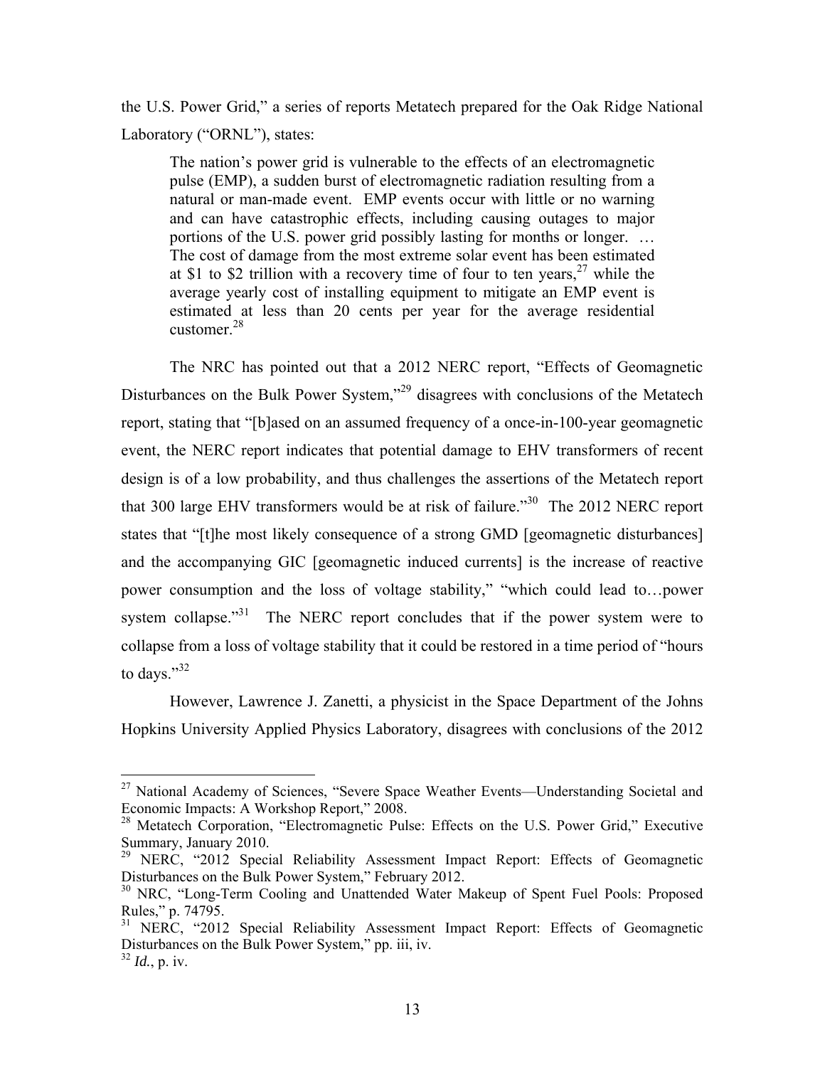the U.S. Power Grid," a series of reports Metatech prepared for the Oak Ridge National Laboratory ("ORNL"), states:

> The nation's power grid is vulnerable to the effects of an electromagnetic pulse (EMP), a sudden burst of electromagnetic radiation resulting from a natural or man-made event. EMP events occur with little or no warning and can have catastrophic effects, including causing outages to major portions of the U.S. power grid possibly lasting for months or longer. … The cost of damage from the most extreme solar event has been estimated at $1 to $2 trillion with a recovery time of four to ten years,[27] while the average yearly cost of installing equipment to mitigate an EMP event is estimated at less than 20 cents per year for the average residential customer.[28]

The NRC has pointed out that a 2012 NERC report, "Effects of Geomagnetic Disturbances on the Bulk Power System,"[29] disagrees with conclusions of the Metatech report, stating that "[b]ased on an assumed frequency of a once-in-100-year geomagnetic event, the NERC report indicates that potential damage to EHV transformers of recent design is of a low probability, and thus challenges the assertions of the Metatech report that 300 large EHV transformers would be at risk of failure."[30] The 2012 NERC report states that "[t]he most likely consequence of a strong GMD [geomagnetic disturbances] and the accompanying GIC [geomagnetic induced currents] is the increase of reactive power consumption and the loss of voltage stability," "which could lead to…power system collapse."[31] The NERC report concludes that if the power system were to collapse from a loss of voltage stability that it could be restored in a time period of "hours to days."[32]

However, Lawrence J. Zanetti, a physicist in the Space Department of the Johns Hopkins University Applied Physics Laboratory, disagrees with conclusions of the 2012

---

[27] National Academy of Sciences, "Severe Space Weather Events—Understanding Societal and Economic Impacts: A Workshop Report," 2008.

[28] Metatech Corporation, "Electromagnetic Pulse: Effects on the U.S. Power Grid," Executive Summary, January 2010.

[29] NERC, "2012 Special Reliability Assessment Impact Report: Effects of Geomagnetic Disturbances on the Bulk Power System," February 2012.

[30] NRC, "Long-Term Cooling and Unattended Water Makeup of Spent Fuel Pools: Proposed Rules," p. 74795.

[31] NERC, "2012 Special Reliability Assessment Impact Report: Effects of Geomagnetic Disturbances on the Bulk Power System," pp. iii, iv.

[32] *Id.*, p. iv.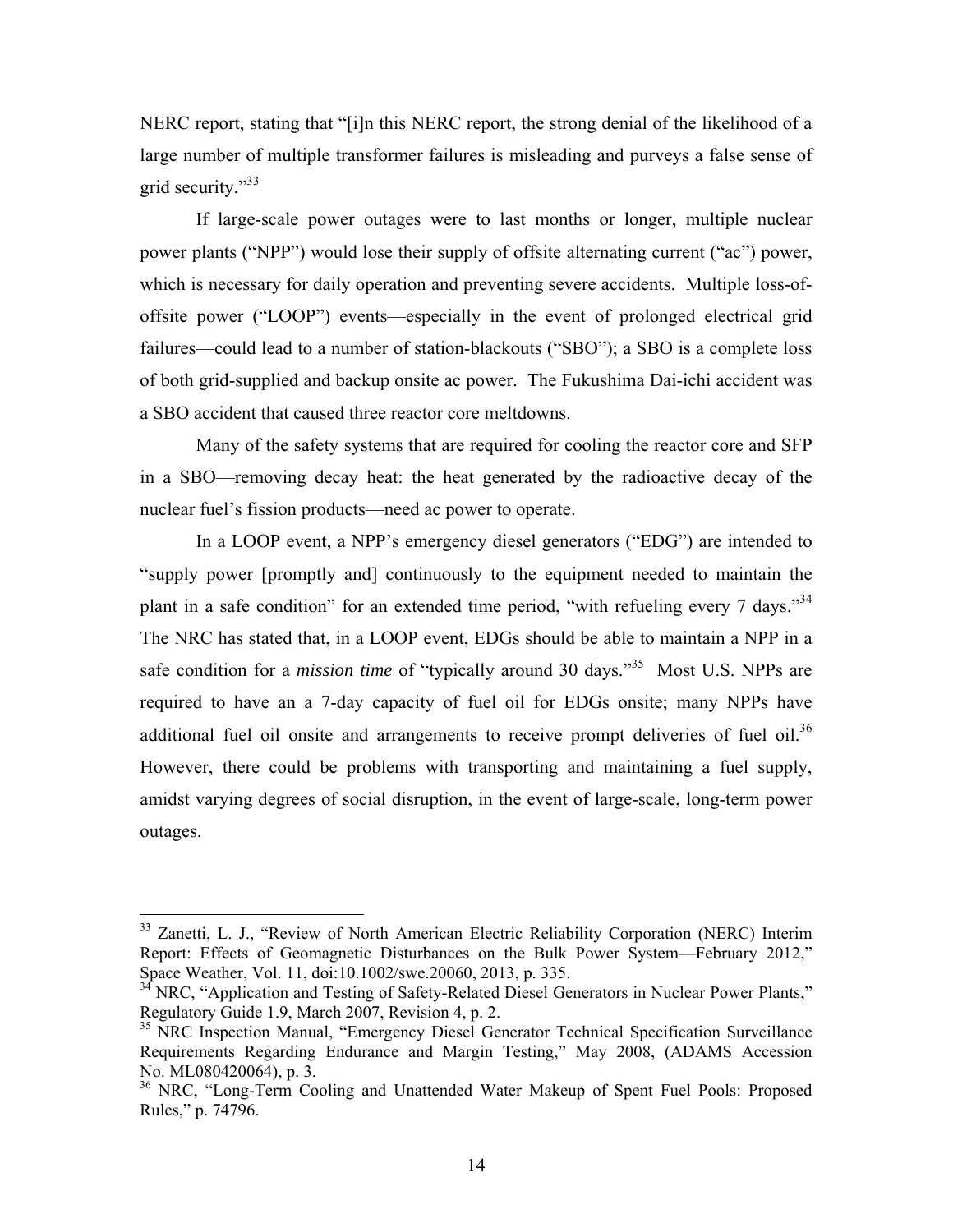NERC report, stating that "[i]n this NERC report, the strong denial of the likelihood of a large number of multiple transformer failures is misleading and purveys a false sense of grid security."[33]

If large-scale power outages were to last months or longer, multiple nuclear power plants ("NPP") would lose their supply of offsite alternating current ("ac") power, which is necessary for daily operation and preventing severe accidents. Multiple loss-of-offsite power ("LOOP") events—especially in the event of prolonged electrical grid failures—could lead to a number of station-blackouts ("SBO"); a SBO is a complete loss of both grid-supplied and backup onsite ac power. The Fukushima Dai-ichi accident was a SBO accident that caused three reactor core meltdowns.

Many of the safety systems that are required for cooling the reactor core and SFP in a SBO—removing decay heat: the heat generated by the radioactive decay of the nuclear fuel's fission products—need ac power to operate.

In a LOOP event, a NPP's emergency diesel generators ("EDG") are intended to "supply power [promptly and] continuously to the equipment needed to maintain the plant in a safe condition" for an extended time period, "with refueling every 7 days."[34] The NRC has stated that, in a LOOP event, EDGs should be able to maintain a NPP in a safe condition for a *mission time* of "typically around 30 days."[35] Most U.S. NPPs are required to have an a 7-day capacity of fuel oil for EDGs onsite; many NPPs have additional fuel oil onsite and arrangements to receive prompt deliveries of fuel oil.[36] However, there could be problems with transporting and maintaining a fuel supply, amidst varying degrees of social disruption, in the event of large-scale, long-term power outages.

---

[33] Zanetti, L. J., "Review of North American Electric Reliability Corporation (NERC) Interim Report: Effects of Geomagnetic Disturbances on the Bulk Power System—February 2012," Space Weather, Vol. 11, doi:10.1002/swe.20060, 2013, p. 335.

[34] NRC, "Application and Testing of Safety-Related Diesel Generators in Nuclear Power Plants," Regulatory Guide 1.9, March 2007, Revision 4, p. 2.

[35] NRC Inspection Manual, "Emergency Diesel Generator Technical Specification Surveillance Requirements Regarding Endurance and Margin Testing," May 2008, (ADAMS Accession No. ML080420064), p. 3.

[36] NRC, "Long-Term Cooling and Unattended Water Makeup of Spent Fuel Pools: Proposed Rules," p. 74796.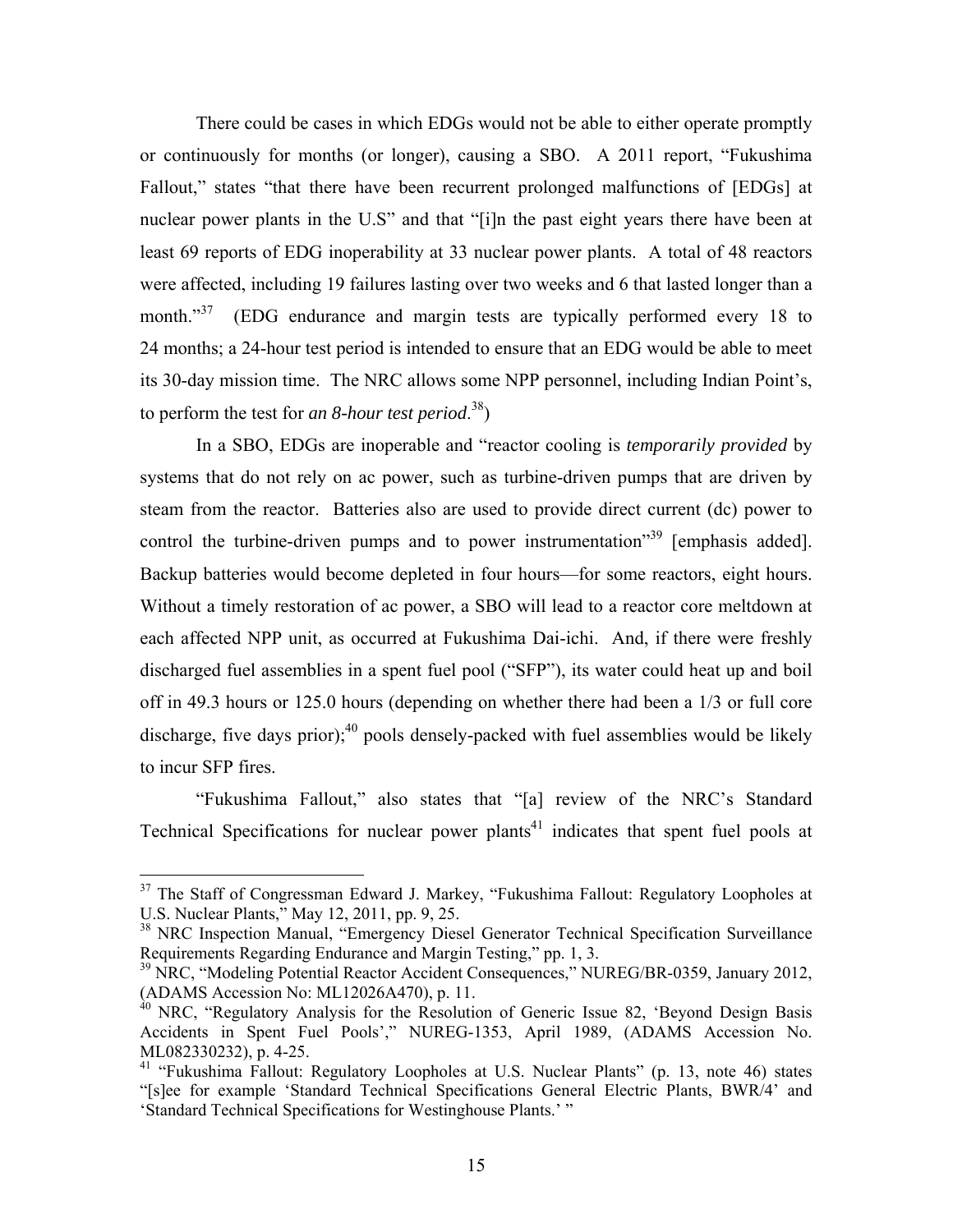There could be cases in which EDGs would not be able to either operate promptly or continuously for months (or longer), causing a SBO. A 2011 report, "Fukushima Fallout," states "that there have been recurrent prolonged malfunctions of [EDGs] at nuclear power plants in the U.S" and that "[i]n the past eight years there have been at least 69 reports of EDG inoperability at 33 nuclear power plants. A total of 48 reactors were affected, including 19 failures lasting over two weeks and 6 that lasted longer than a month."[37] (EDG endurance and margin tests are typically performed every 18 to 24 months; a 24-hour test period is intended to ensure that an EDG would be able to meet its 30-day mission time. The NRC allows some NPP personnel, including Indian Point's, to perform the test for *an 8-hour test period*.[38])

In a SBO, EDGs are inoperable and "reactor cooling is *temporarily provided* by systems that do not rely on ac power, such as turbine-driven pumps that are driven by steam from the reactor. Batteries also are used to provide direct current (dc) power to control the turbine-driven pumps and to power instrumentation"[39] [emphasis added]. Backup batteries would become depleted in four hours—for some reactors, eight hours. Without a timely restoration of ac power, a SBO will lead to a reactor core meltdown at each affected NPP unit, as occurred at Fukushima Dai-ichi. And, if there were freshly discharged fuel assemblies in a spent fuel pool ("SFP"), its water could heat up and boil off in 49.3 hours or 125.0 hours (depending on whether there had been a 1/3 or full core discharge, five days prior);[40] pools densely-packed with fuel assemblies would be likely to incur SFP fires.

"Fukushima Fallout," also states that "[a] review of the NRC's Standard Technical Specifications for nuclear power plants[41] indicates that spent fuel pools at

---

[37] The Staff of Congressman Edward J. Markey, "Fukushima Fallout: Regulatory Loopholes at U.S. Nuclear Plants," May 12, 2011, pp. 9, 25.

[38] NRC Inspection Manual, "Emergency Diesel Generator Technical Specification Surveillance Requirements Regarding Endurance and Margin Testing," pp. 1, 3.

[39] NRC, "Modeling Potential Reactor Accident Consequences," NUREG/BR-0359, January 2012, (ADAMS Accession No: ML12026A470), p. 11.

[40] NRC, "Regulatory Analysis for the Resolution of Generic Issue 82, 'Beyond Design Basis Accidents in Spent Fuel Pools'," NUREG-1353, April 1989, (ADAMS Accession No. ML082330232), p. 4-25.

[41] "Fukushima Fallout: Regulatory Loopholes at U.S. Nuclear Plants" (p. 13, note 46) states "[s]ee for example 'Standard Technical Specifications General Electric Plants, BWR/4' and 'Standard Technical Specifications for Westinghouse Plants.' "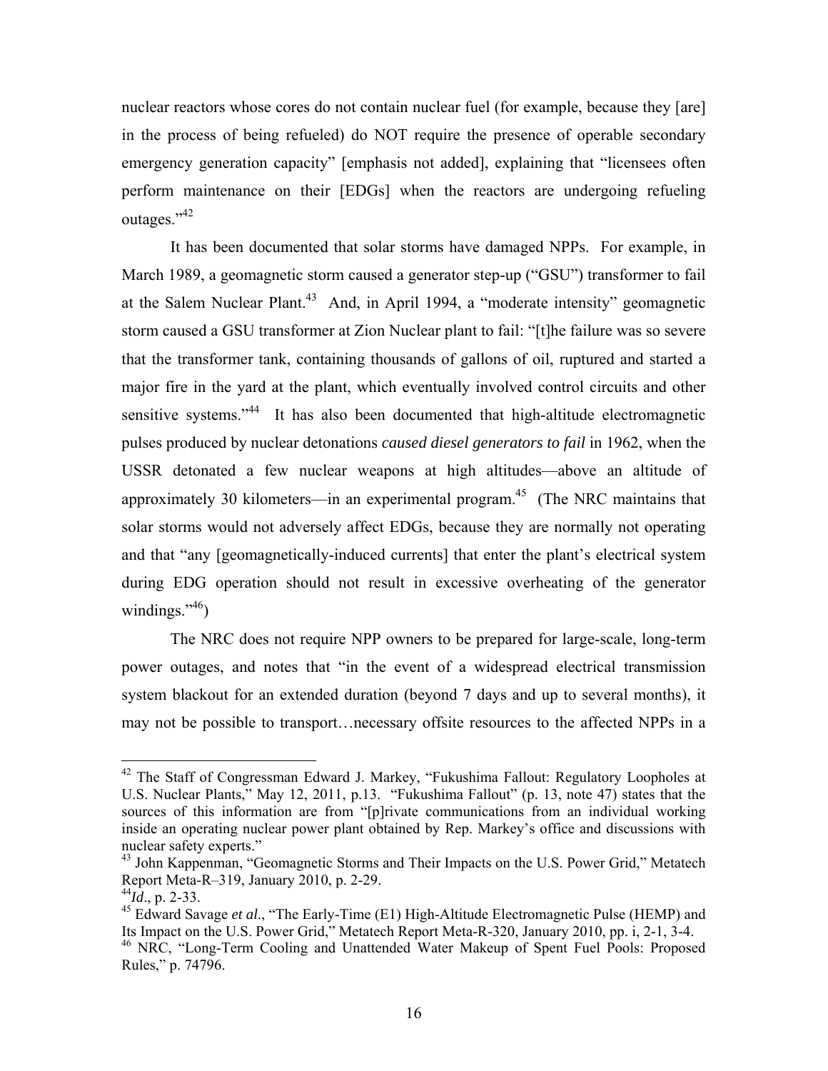nuclear reactors whose cores do not contain nuclear fuel (for example, because they [are] in the process of being refueled) do NOT require the presence of operable secondary emergency generation capacity" [emphasis not added], explaining that "licensees often perform maintenance on their [EDGs] when the reactors are undergoing refueling outages."[42]

It has been documented that solar storms have damaged NPPs. For example, in March 1989, a geomagnetic storm caused a generator step-up ("GSU") transformer to fail at the Salem Nuclear Plant.[43] And, in April 1994, a "moderate intensity" geomagnetic storm caused a GSU transformer at Zion Nuclear plant to fail: "[t]he failure was so severe that the transformer tank, containing thousands of gallons of oil, ruptured and started a major fire in the yard at the plant, which eventually involved control circuits and other sensitive systems."[44] It has also been documented that high-altitude electromagnetic pulses produced by nuclear detonations *caused diesel generators to fail* in 1962, when the USSR detonated a few nuclear weapons at high altitudes—above an altitude of approximately 30 kilometers—in an experimental program.[45] (The NRC maintains that solar storms would not adversely affect EDGs, because they are normally not operating and that "any [geomagnetically-induced currents] that enter the plant's electrical system during EDG operation should not result in excessive overheating of the generator windings."[46])

The NRC does not require NPP owners to be prepared for large-scale, long-term power outages, and notes that "in the event of a widespread electrical transmission system blackout for an extended duration (beyond 7 days and up to several months), it may not be possible to transport…necessary offsite resources to the affected NPPs in a

---

[42] The Staff of Congressman Edward J. Markey, "Fukushima Fallout: Regulatory Loopholes at U.S. Nuclear Plants," May 12, 2011, p.13. "Fukushima Fallout" (p. 13, note 47) states that the sources of this information are from "[p]rivate communications from an individual working inside an operating nuclear power plant obtained by Rep. Markey's office and discussions with nuclear safety experts."

[43] John Kappenman, "Geomagnetic Storms and Their Impacts on the U.S. Power Grid," Metatech Report Meta-R–319, January 2010, p. 2-29.

[44] *Id*., p. 2-33.

[45] Edward Savage *et al*., "The Early-Time (E1) High-Altitude Electromagnetic Pulse (HEMP) and Its Impact on the U.S. Power Grid," Metatech Report Meta-R-320, January 2010, pp. i, 2-1, 3-4.

[46] NRC, "Long-Term Cooling and Unattended Water Makeup of Spent Fuel Pools: Proposed Rules," p. 74796.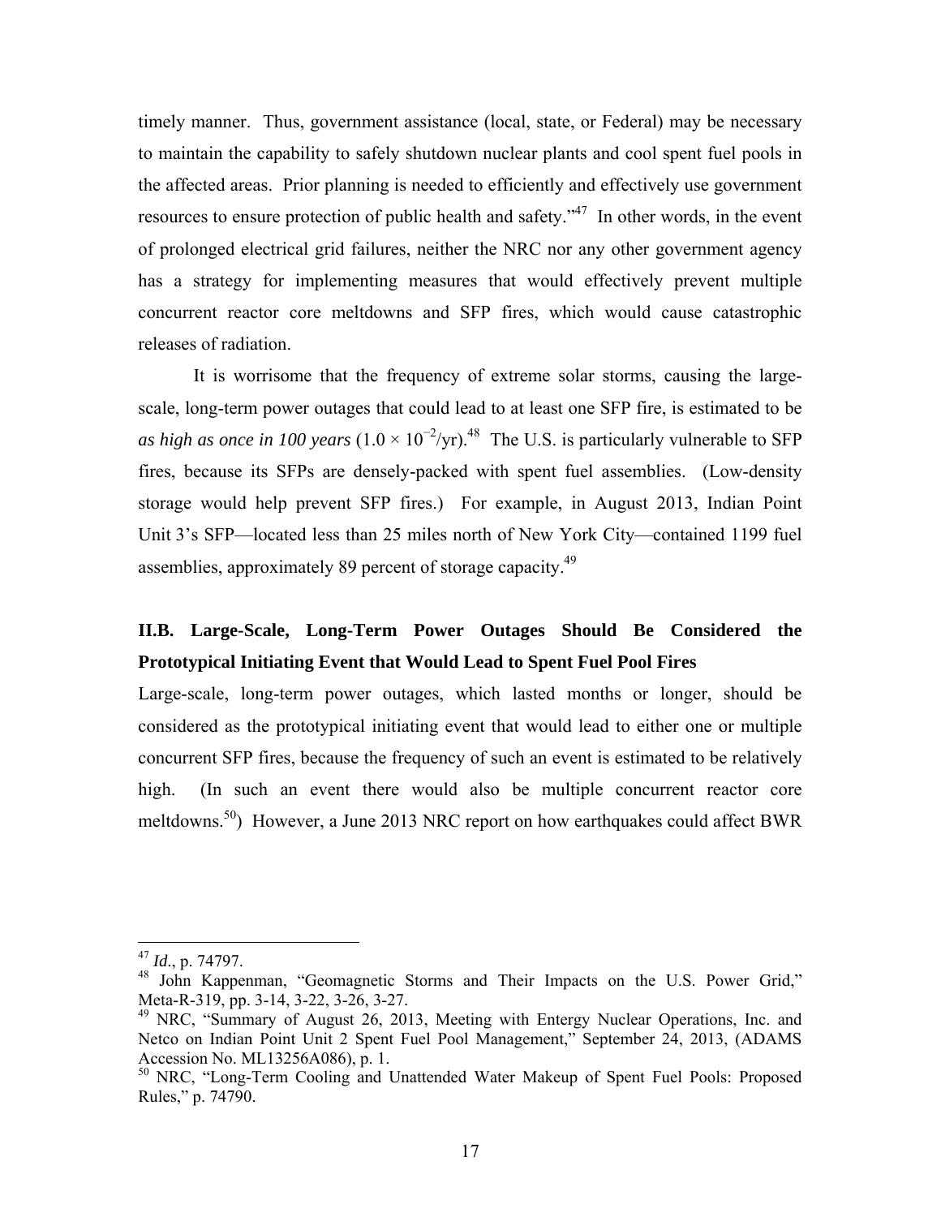timely manner. Thus, government assistance (local, state, or Federal) may be necessary to maintain the capability to safely shutdown nuclear plants and cool spent fuel pools in the affected areas. Prior planning is needed to efficiently and effectively use government resources to ensure protection of public health and safety."[47] In other words, in the event of prolonged electrical grid failures, neither the NRC nor any other government agency has a strategy for implementing measures that would effectively prevent multiple concurrent reactor core meltdowns and SFP fires, which would cause catastrophic releases of radiation.

It is worrisome that the frequency of extreme solar storms, causing the large-scale, long-term power outages that could lead to at least one SFP fire, is estimated to be *as high as once in 100 years* ($1.0 \times 10^{-2}$/yr).[48] The U.S. is particularly vulnerable to SFP fires, because its SFPs are densely-packed with spent fuel assemblies. (Low-density storage would help prevent SFP fires.) For example, in August 2013, Indian Point Unit 3's SFP—located less than 25 miles north of New York City—contained 1199 fuel assemblies, approximately 89 percent of storage capacity.[49]

## II.B. Large-Scale, Long-Term Power Outages Should Be Considered the Prototypical Initiating Event that Would Lead to Spent Fuel Pool Fires

Large-scale, long-term power outages, which lasted months or longer, should be considered as the prototypical initiating event that would lead to either one or multiple concurrent SFP fires, because the frequency of such an event is estimated to be relatively high. (In such an event there would also be multiple concurrent reactor core meltdowns.[50]) However, a June 2013 NRC report on how earthquakes could affect BWR

---

[47] *Id.*, p. 74797.

[48] John Kappenman, "Geomagnetic Storms and Their Impacts on the U.S. Power Grid," Meta-R-319, pp. 3-14, 3-22, 3-26, 3-27.

[49] NRC, "Summary of August 26, 2013, Meeting with Entergy Nuclear Operations, Inc. and Netco on Indian Point Unit 2 Spent Fuel Pool Management," September 24, 2013, (ADAMS Accession No. ML13256A086), p. 1.

[50] NRC, "Long-Term Cooling and Unattended Water Makeup of Spent Fuel Pools: Proposed Rules," p. 74790.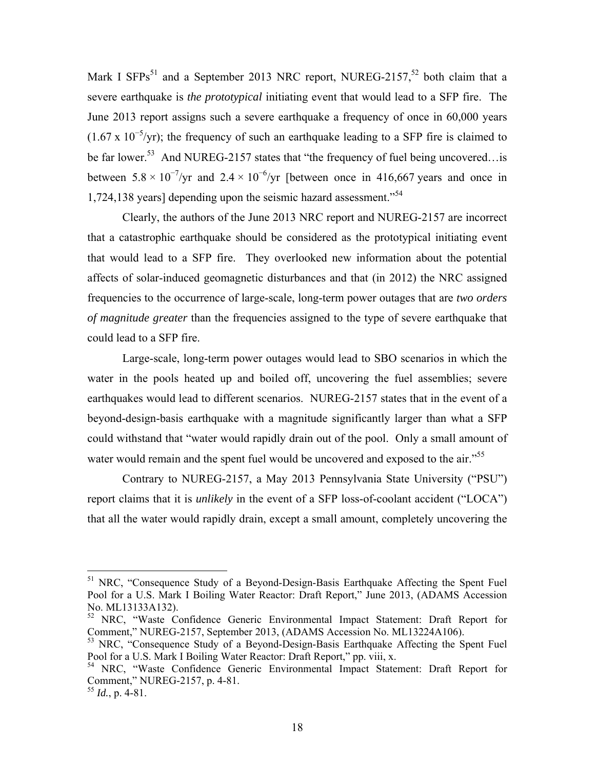Mark I SFPs[51] and a September 2013 NRC report, NUREG-2157,[52] both claim that a severe earthquake is *the prototypical* initiating event that would lead to a SFP fire. The June 2013 report assigns such a severe earthquake a frequency of once in 60,000 years ($1.67 \times 10^{-5}$/yr); the frequency of such an earthquake leading to a SFP fire is claimed to be far lower.[53] And NUREG-2157 states that "the frequency of fuel being uncovered…is between $5.8 \times 10^{-7}$/yr and $2.4 \times 10^{-6}$/yr [between once in 416,667 years and once in 1,724,138 years] depending upon the seismic hazard assessment."[54]

Clearly, the authors of the June 2013 NRC report and NUREG-2157 are incorrect that a catastrophic earthquake should be considered as the prototypical initiating event that would lead to a SFP fire. They overlooked new information about the potential affects of solar-induced geomagnetic disturbances and that (in 2012) the NRC assigned frequencies to the occurrence of large-scale, long-term power outages that are *two orders of magnitude greater* than the frequencies assigned to the type of severe earthquake that could lead to a SFP fire.

Large-scale, long-term power outages would lead to SBO scenarios in which the water in the pools heated up and boiled off, uncovering the fuel assemblies; severe earthquakes would lead to different scenarios. NUREG-2157 states that in the event of a beyond-design-basis earthquake with a magnitude significantly larger than what a SFP could withstand that "water would rapidly drain out of the pool. Only a small amount of water would remain and the spent fuel would be uncovered and exposed to the air."[55]

Contrary to NUREG-2157, a May 2013 Pennsylvania State University ("PSU") report claims that it is *unlikely* in the event of a SFP loss-of-coolant accident ("LOCA") that all the water would rapidly drain, except a small amount, completely uncovering the

---

[51] NRC, "Consequence Study of a Beyond-Design-Basis Earthquake Affecting the Spent Fuel Pool for a U.S. Mark I Boiling Water Reactor: Draft Report," June 2013, (ADAMS Accession No. ML13133A132).

[52] NRC, "Waste Confidence Generic Environmental Impact Statement: Draft Report for Comment," NUREG-2157, September 2013, (ADAMS Accession No. ML13224A106).

[53] NRC, "Consequence Study of a Beyond-Design-Basis Earthquake Affecting the Spent Fuel Pool for a U.S. Mark I Boiling Water Reactor: Draft Report," pp. viii, x.

[54] NRC, "Waste Confidence Generic Environmental Impact Statement: Draft Report for Comment," NUREG-2157, p. 4-81.

[55] *Id.*, p. 4-81.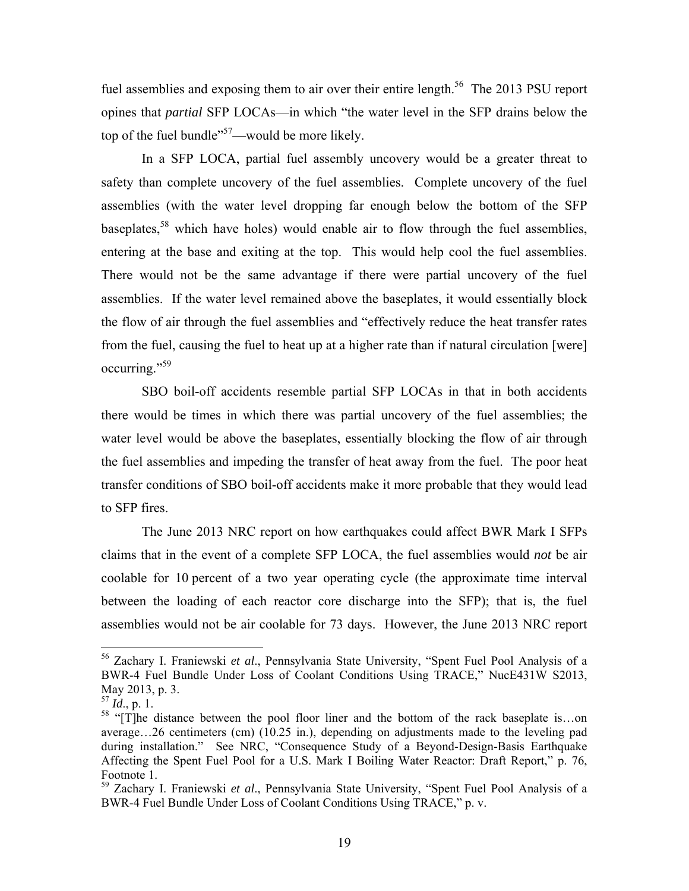fuel assemblies and exposing them to air over their entire length.[56] The 2013 PSU report opines that *partial* SFP LOCAs—in which "the water level in the SFP drains below the top of the fuel bundle"[57]—would be more likely.

In a SFP LOCA, partial fuel assembly uncovery would be a greater threat to safety than complete uncovery of the fuel assemblies. Complete uncovery of the fuel assemblies (with the water level dropping far enough below the bottom of the SFP baseplates,[58] which have holes) would enable air to flow through the fuel assemblies, entering at the base and exiting at the top. This would help cool the fuel assemblies. There would not be the same advantage if there were partial uncovery of the fuel assemblies. If the water level remained above the baseplates, it would essentially block the flow of air through the fuel assemblies and "effectively reduce the heat transfer rates from the fuel, causing the fuel to heat up at a higher rate than if natural circulation [were] occurring."[59]

SBO boil-off accidents resemble partial SFP LOCAs in that in both accidents there would be times in which there was partial uncovery of the fuel assemblies; the water level would be above the baseplates, essentially blocking the flow of air through the fuel assemblies and impeding the transfer of heat away from the fuel. The poor heat transfer conditions of SBO boil-off accidents make it more probable that they would lead to SFP fires.

The June 2013 NRC report on how earthquakes could affect BWR Mark I SFPs claims that in the event of a complete SFP LOCA, the fuel assemblies would *not* be air coolable for 10 percent of a two year operating cycle (the approximate time interval between the loading of each reactor core discharge into the SFP); that is, the fuel assemblies would not be air coolable for 73 days. However, the June 2013 NRC report

---

[56] Zachary I. Franiewski *et al*., Pennsylvania State University, "Spent Fuel Pool Analysis of a BWR-4 Fuel Bundle Under Loss of Coolant Conditions Using TRACE," NucE431W S2013, May 2013, p. 3.

[57] *Id*., p. 1.

[58] "[T]he distance between the pool floor liner and the bottom of the rack baseplate is…on average…26 centimeters (cm) (10.25 in.), depending on adjustments made to the leveling pad during installation." See NRC, "Consequence Study of a Beyond-Design-Basis Earthquake Affecting the Spent Fuel Pool for a U.S. Mark I Boiling Water Reactor: Draft Report," p. 76, Footnote 1.

[59] Zachary I. Franiewski *et al*., Pennsylvania State University, "Spent Fuel Pool Analysis of a BWR-4 Fuel Bundle Under Loss of Coolant Conditions Using TRACE," p. v.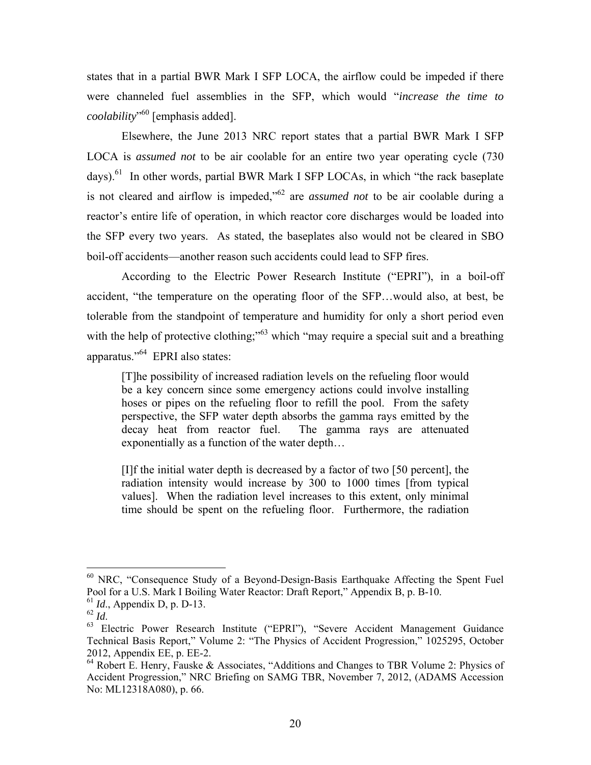states that in a partial BWR Mark I SFP LOCA, the airflow could be impeded if there were channeled fuel assemblies in the SFP, which would "*increase the time to coolability*"[60] [emphasis added].

Elsewhere, the June 2013 NRC report states that a partial BWR Mark I SFP LOCA is *assumed not* to be air coolable for an entire two year operating cycle (730 days).[61] In other words, partial BWR Mark I SFP LOCAs, in which "the rack baseplate is not cleared and airflow is impeded,"[62] are *assumed not* to be air coolable during a reactor's entire life of operation, in which reactor core discharges would be loaded into the SFP every two years. As stated, the baseplates also would not be cleared in SBO boil-off accidents—another reason such accidents could lead to SFP fires.

According to the Electric Power Research Institute ("EPRI"), in a boil-off accident, "the temperature on the operating floor of the SFP…would also, at best, be tolerable from the standpoint of temperature and humidity for only a short period even with the help of protective clothing;"[63] which "may require a special suit and a breathing apparatus."[64] EPRI also states:

> [T]he possibility of increased radiation levels on the refueling floor would be a key concern since some emergency actions could involve installing hoses or pipes on the refueling floor to refill the pool. From the safety perspective, the SFP water depth absorbs the gamma rays emitted by the decay heat from reactor fuel. The gamma rays are attenuated exponentially as a function of the water depth…
>
> [I]f the initial water depth is decreased by a factor of two [50 percent], the radiation intensity would increase by 300 to 1000 times [from typical values]. When the radiation level increases to this extent, only minimal time should be spent on the refueling floor. Furthermore, the radiation

---

[60] NRC, "Consequence Study of a Beyond-Design-Basis Earthquake Affecting the Spent Fuel Pool for a U.S. Mark I Boiling Water Reactor: Draft Report," Appendix B, p. B-10.

[61] *Id.*, Appendix D, p. D-13.

[62] *Id.*

[63] Electric Power Research Institute ("EPRI"), "Severe Accident Management Guidance Technical Basis Report," Volume 2: "The Physics of Accident Progression," 1025295, October 2012, Appendix EE, p. EE-2.

[64] Robert E. Henry, Fauske & Associates, "Additions and Changes to TBR Volume 2: Physics of Accident Progression," NRC Briefing on SAMG TBR, November 7, 2012, (ADAMS Accession No: ML12318A080), p. 66.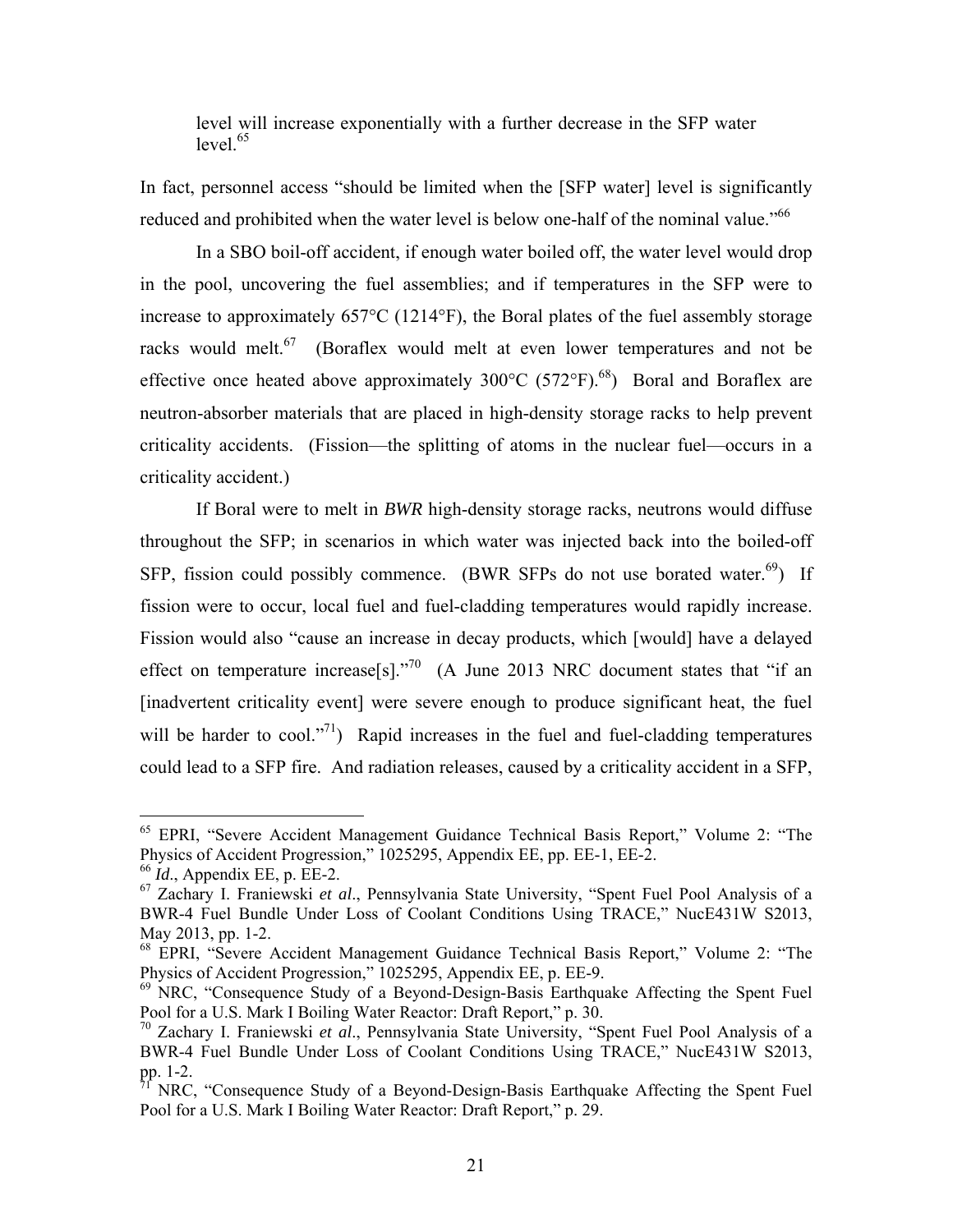level will increase exponentially with a further decrease in the SFP water level.[65]

In fact, personnel access "should be limited when the [SFP water] level is significantly reduced and prohibited when the water level is below one-half of the nominal value."[66]

In a SBO boil-off accident, if enough water boiled off, the water level would drop in the pool, uncovering the fuel assemblies; and if temperatures in the SFP were to increase to approximately 657°C (1214°F), the Boral plates of the fuel assembly storage racks would melt.[67] (Boraflex would melt at even lower temperatures and not be effective once heated above approximately 300°C (572°F).[68]) Boral and Boraflex are neutron-absorber materials that are placed in high-density storage racks to help prevent criticality accidents. (Fission—the splitting of atoms in the nuclear fuel—occurs in a criticality accident.)

If Boral were to melt in *BWR* high-density storage racks, neutrons would diffuse throughout the SFP; in scenarios in which water was injected back into the boiled-off SFP, fission could possibly commence. (BWR SFPs do not use borated water.[69]) If fission were to occur, local fuel and fuel-cladding temperatures would rapidly increase. Fission would also "cause an increase in decay products, which [would] have a delayed effect on temperature increase[s]."[70] (A June 2013 NRC document states that "if an [inadvertent criticality event] were severe enough to produce significant heat, the fuel will be harder to cool."[71]) Rapid increases in the fuel and fuel-cladding temperatures could lead to a SFP fire. And radiation releases, caused by a criticality accident in a SFP,

---

[65] EPRI, "Severe Accident Management Guidance Technical Basis Report," Volume 2: "The Physics of Accident Progression," 1025295, Appendix EE, pp. EE-1, EE-2.

[66] *Id.*, Appendix EE, p. EE-2.

[67] Zachary I. Franiewski *et al*., Pennsylvania State University, "Spent Fuel Pool Analysis of a BWR-4 Fuel Bundle Under Loss of Coolant Conditions Using TRACE," NucE431W S2013, May 2013, pp. 1-2.

[68] EPRI, "Severe Accident Management Guidance Technical Basis Report," Volume 2: "The Physics of Accident Progression," 1025295, Appendix EE, p. EE-9.

[69] NRC, "Consequence Study of a Beyond-Design-Basis Earthquake Affecting the Spent Fuel Pool for a U.S. Mark I Boiling Water Reactor: Draft Report," p. 30.

[70] Zachary I. Franiewski *et al*., Pennsylvania State University, "Spent Fuel Pool Analysis of a BWR-4 Fuel Bundle Under Loss of Coolant Conditions Using TRACE," NucE431W S2013, pp. 1-2.

[71] NRC, "Consequence Study of a Beyond-Design-Basis Earthquake Affecting the Spent Fuel Pool for a U.S. Mark I Boiling Water Reactor: Draft Report," p. 29.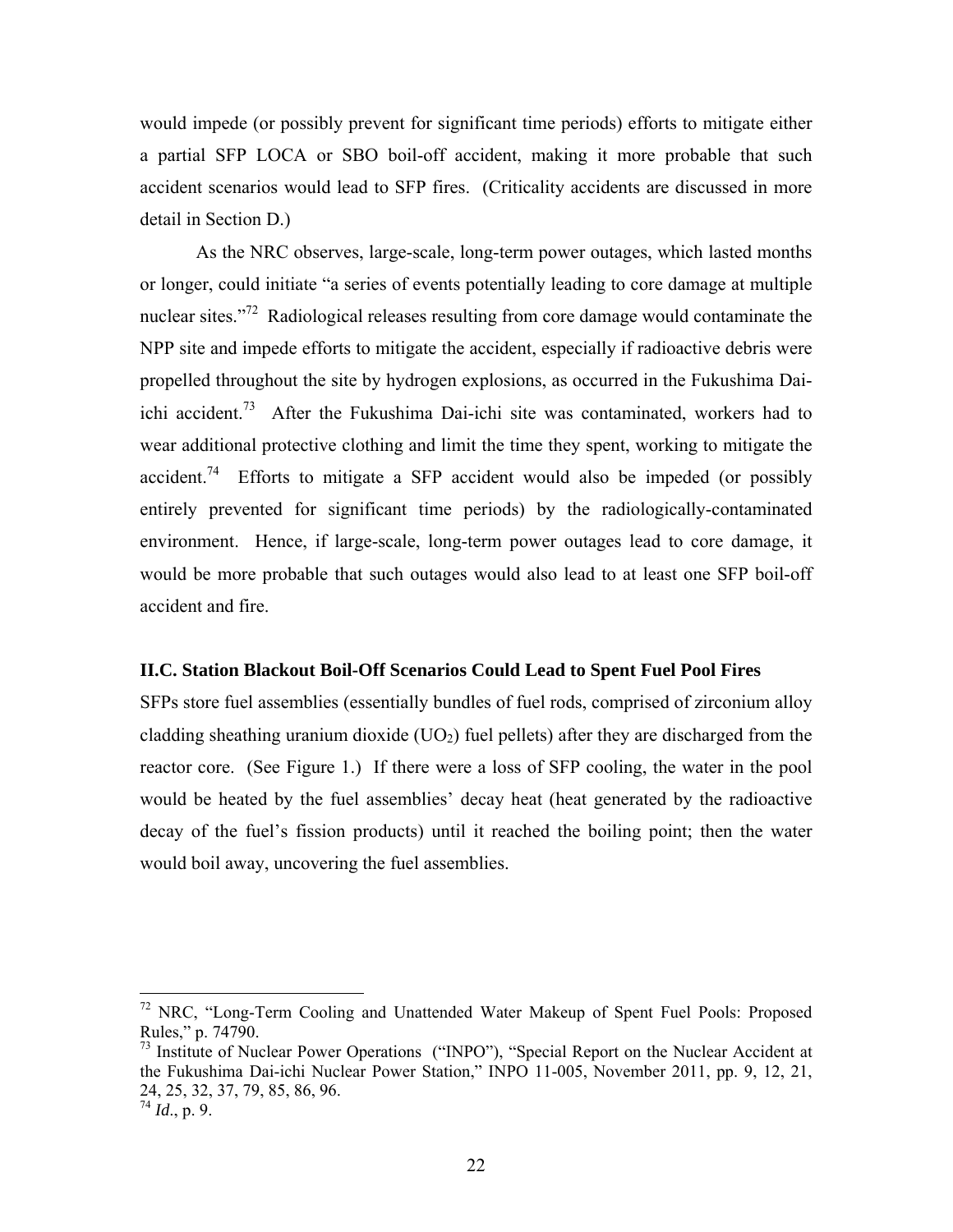would impede (or possibly prevent for significant time periods) efforts to mitigate either a partial SFP LOCA or SBO boil-off accident, making it more probable that such accident scenarios would lead to SFP fires. (Criticality accidents are discussed in more detail in Section D.)

As the NRC observes, large-scale, long-term power outages, which lasted months or longer, could initiate "a series of events potentially leading to core damage at multiple nuclear sites."[72] Radiological releases resulting from core damage would contaminate the NPP site and impede efforts to mitigate the accident, especially if radioactive debris were propelled throughout the site by hydrogen explosions, as occurred in the Fukushima Dai-ichi accident.[73] After the Fukushima Dai-ichi site was contaminated, workers had to wear additional protective clothing and limit the time they spent, working to mitigate the accident.[74] Efforts to mitigate a SFP accident would also be impeded (or possibly entirely prevented for significant time periods) by the radiologically-contaminated environment. Hence, if large-scale, long-term power outages lead to core damage, it would be more probable that such outages would also lead to at least one SFP boil-off accident and fire.

### II.C. Station Blackout Boil-Off Scenarios Could Lead to Spent Fuel Pool Fires

SFPs store fuel assemblies (essentially bundles of fuel rods, comprised of zirconium alloy cladding sheathing uranium dioxide ($UO_2$) fuel pellets) after they are discharged from the reactor core. (See Figure 1.) If there were a loss of SFP cooling, the water in the pool would be heated by the fuel assemblies' decay heat (heat generated by the radioactive decay of the fuel's fission products) until it reached the boiling point; then the water would boil away, uncovering the fuel assemblies.

---

[72] NRC, "Long-Term Cooling and Unattended Water Makeup of Spent Fuel Pools: Proposed Rules," p. 74790.

[73] Institute of Nuclear Power Operations ("INPO"), "Special Report on the Nuclear Accident at the Fukushima Dai-ichi Nuclear Power Station," INPO 11-005, November 2011, pp. 9, 12, 21, 24, 25, 32, 37, 79, 85, 86, 96.

[74] *Id*., p. 9.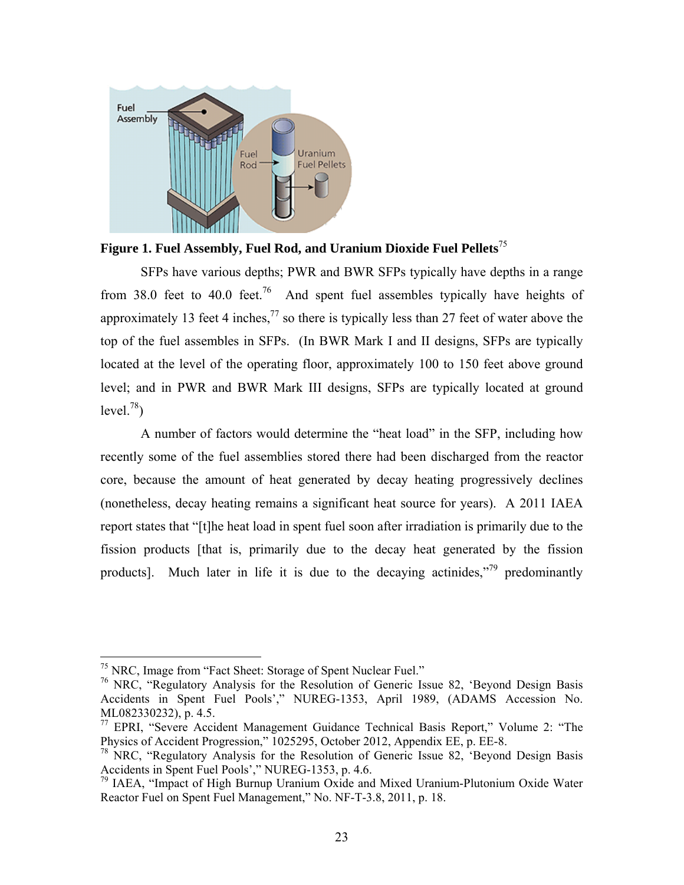**Figure 1. Fuel Assembly, Fuel Rod, and Uranium Dioxide Fuel Pellets**[75]

SFPs have various depths; PWR and BWR SFPs typically have depths in a range from 38.0 feet to 40.0 feet.[76] And spent fuel assembles typically have heights of approximately 13 feet 4 inches,[77] so there is typically less than 27 feet of water above the top of the fuel assembles in SFPs. (In BWR Mark I and II designs, SFPs are typically located at the level of the operating floor, approximately 100 to 150 feet above ground level; and in PWR and BWR Mark III designs, SFPs are typically located at ground level.[78])

A number of factors would determine the "heat load" in the SFP, including how recently some of the fuel assemblies stored there had been discharged from the reactor core, because the amount of heat generated by decay heating progressively declines (nonetheless, decay heating remains a significant heat source for years). A 2011 IAEA report states that "[t]he heat load in spent fuel soon after irradiation is primarily due to the fission products [that is, primarily due to the decay heat generated by the fission products]. Much later in life it is due to the decaying actinides,"[79] predominantly

---

[75] NRC, Image from "Fact Sheet: Storage of Spent Nuclear Fuel."

[76] NRC, "Regulatory Analysis for the Resolution of Generic Issue 82, 'Beyond Design Basis Accidents in Spent Fuel Pools'," NUREG-1353, April 1989, (ADAMS Accession No. ML082330232), p. 4.5.

[77] EPRI, "Severe Accident Management Guidance Technical Basis Report," Volume 2: "The Physics of Accident Progression," 1025295, October 2012, Appendix EE, p. EE-8.

[78] NRC, "Regulatory Analysis for the Resolution of Generic Issue 82, 'Beyond Design Basis Accidents in Spent Fuel Pools'," NUREG-1353, p. 4.6.

[79] IAEA, "Impact of High Burnup Uranium Oxide and Mixed Uranium-Plutonium Oxide Water Reactor Fuel on Spent Fuel Management," No. NF-T-3.8, 2011, p. 18.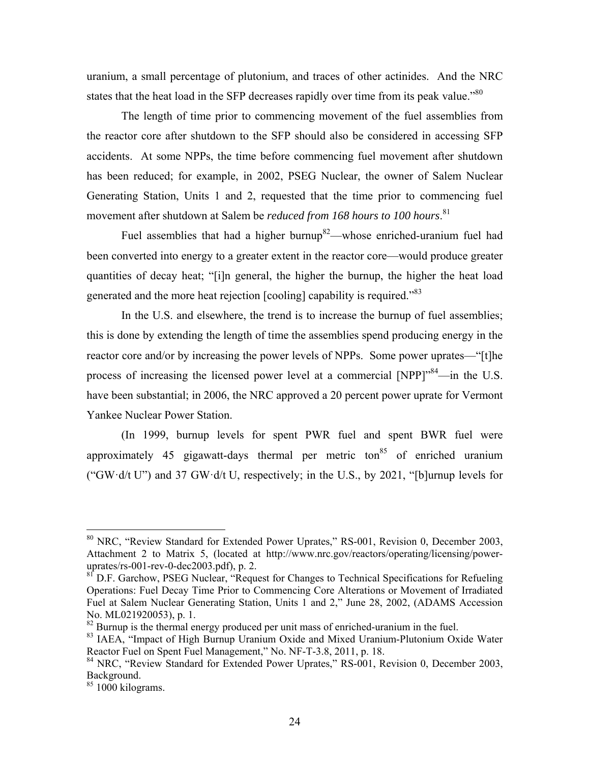uranium, a small percentage of plutonium, and traces of other actinides. And the NRC states that the heat load in the SFP decreases rapidly over time from its peak value."[80]

The length of time prior to commencing movement of the fuel assemblies from the reactor core after shutdown to the SFP should also be considered in accessing SFP accidents. At some NPPs, the time before commencing fuel movement after shutdown has been reduced; for example, in 2002, PSEG Nuclear, the owner of Salem Nuclear Generating Station, Units 1 and 2, requested that the time prior to commencing fuel movement after shutdown at Salem be *reduced from 168 hours to 100 hours*.[81]

Fuel assemblies that had a higher burnup[82]—whose enriched-uranium fuel had been converted into energy to a greater extent in the reactor core—would produce greater quantities of decay heat; "[i]n general, the higher the burnup, the higher the heat load generated and the more heat rejection [cooling] capability is required."[83]

In the U.S. and elsewhere, the trend is to increase the burnup of fuel assemblies; this is done by extending the length of time the assemblies spend producing energy in the reactor core and/or by increasing the power levels of NPPs. Some power uprates—"[t]he process of increasing the licensed power level at a commercial [NPP]"[84]—in the U.S. have been substantial; in 2006, the NRC approved a 20 percent power uprate for Vermont Yankee Nuclear Power Station.

(In 1999, burnup levels for spent PWR fuel and spent BWR fuel were approximately 45 gigawatt-days thermal per metric ton[85] of enriched uranium ("GW·d/t U") and 37 GW·d/t U, respectively; in the U.S., by 2021, "[b]urnup levels for

---

[80] NRC, "Review Standard for Extended Power Uprates," RS-001, Revision 0, December 2003, Attachment 2 to Matrix 5, (located at http://www.nrc.gov/reactors/operating/licensing/power-uprates/rs-001-rev-0-dec2003.pdf), p. 2.

[81] D.F. Garchow, PSEG Nuclear, "Request for Changes to Technical Specifications for Refueling Operations: Fuel Decay Time Prior to Commencing Core Alterations or Movement of Irradiated Fuel at Salem Nuclear Generating Station, Units 1 and 2," June 28, 2002, (ADAMS Accession No. ML021920053), p. 1.

[82] Burnup is the thermal energy produced per unit mass of enriched-uranium in the fuel.

[83] IAEA, "Impact of High Burnup Uranium Oxide and Mixed Uranium-Plutonium Oxide Water Reactor Fuel on Spent Fuel Management," No. NF-T-3.8, 2011, p. 18.

[84] NRC, "Review Standard for Extended Power Uprates," RS-001, Revision 0, December 2003, Background.

[85] 1000 kilograms.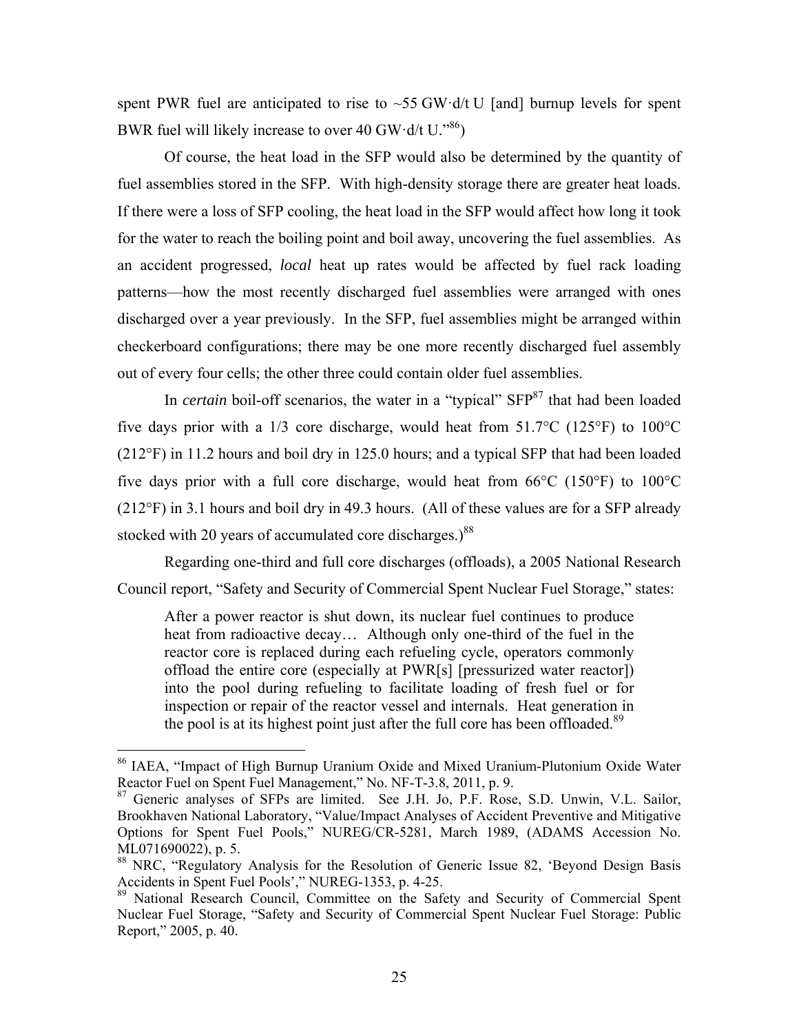spent PWR fuel are anticipated to rise to ~55 GW·d/t U [and] burnup levels for spent BWR fuel will likely increase to over 40 GW·d/t U."[86])

Of course, the heat load in the SFP would also be determined by the quantity of fuel assemblies stored in the SFP. With high-density storage there are greater heat loads. If there were a loss of SFP cooling, the heat load in the SFP would affect how long it took for the water to reach the boiling point and boil away, uncovering the fuel assemblies. As an accident progressed, *local* heat up rates would be affected by fuel rack loading patterns—how the most recently discharged fuel assemblies were arranged with ones discharged over a year previously. In the SFP, fuel assemblies might be arranged within checkerboard configurations; there may be one more recently discharged fuel assembly out of every four cells; the other three could contain older fuel assemblies.

In *certain* boil-off scenarios, the water in a "typical" SFP[87] that had been loaded five days prior with a 1/3 core discharge, would heat from 51.7°C (125°F) to 100°C (212°F) in 11.2 hours and boil dry in 125.0 hours; and a typical SFP that had been loaded five days prior with a full core discharge, would heat from 66°C (150°F) to 100°C (212°F) in 3.1 hours and boil dry in 49.3 hours. (All of these values are for a SFP already stocked with 20 years of accumulated core discharges.)[88]

Regarding one-third and full core discharges (offloads), a 2005 National Research Council report, "Safety and Security of Commercial Spent Nuclear Fuel Storage," states:

> After a power reactor is shut down, its nuclear fuel continues to produce heat from radioactive decay… Although only one-third of the fuel in the reactor core is replaced during each refueling cycle, operators commonly offload the entire core (especially at PWR[s] [pressurized water reactor]) into the pool during refueling to facilitate loading of fresh fuel or for inspection or repair of the reactor vessel and internals. Heat generation in the pool is at its highest point just after the full core has been offloaded.[89]

---

[86] IAEA, "Impact of High Burnup Uranium Oxide and Mixed Uranium-Plutonium Oxide Water Reactor Fuel on Spent Fuel Management," No. NF-T-3.8, 2011, p. 9.

[87] Generic analyses of SFPs are limited. See J.H. Jo, P.F. Rose, S.D. Unwin, V.L. Sailor, Brookhaven National Laboratory, "Value/Impact Analyses of Accident Preventive and Mitigative Options for Spent Fuel Pools," NUREG/CR-5281, March 1989, (ADAMS Accession No. ML071690022), p. 5.

[88] NRC, "Regulatory Analysis for the Resolution of Generic Issue 82, 'Beyond Design Basis Accidents in Spent Fuel Pools'," NUREG-1353, p. 4-25.

[89] National Research Council, Committee on the Safety and Security of Commercial Spent Nuclear Fuel Storage, "Safety and Security of Commercial Spent Nuclear Fuel Storage: Public Report," 2005, p. 40.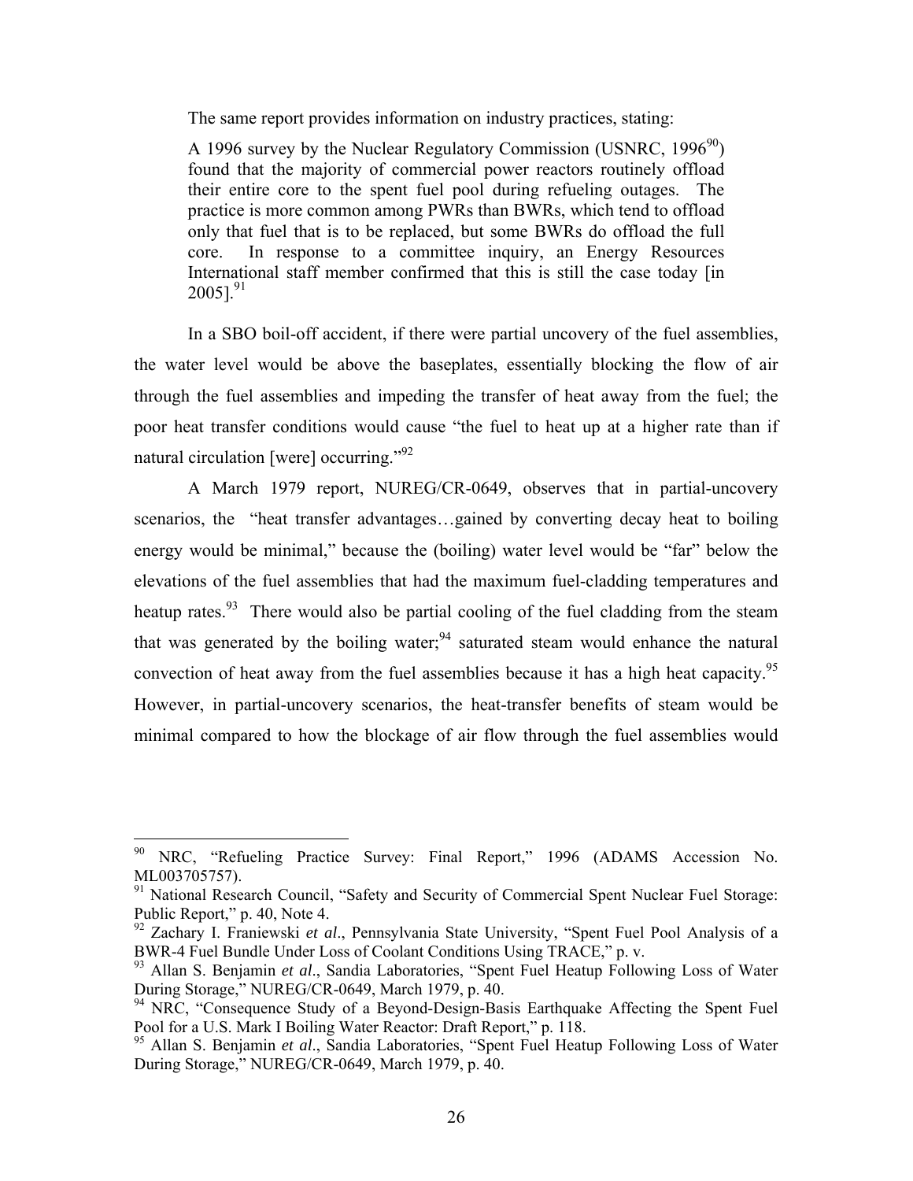The same report provides information on industry practices, stating:

> A 1996 survey by the Nuclear Regulatory Commission (USNRC, 1996[90]) found that the majority of commercial power reactors routinely offload their entire core to the spent fuel pool during refueling outages. The practice is more common among PWRs than BWRs, which tend to offload only that fuel that is to be replaced, but some BWRs do offload the full core. In response to a committee inquiry, an Energy Resources International staff member confirmed that this is still the case today [in 2005].[91]

In a SBO boil-off accident, if there were partial uncovery of the fuel assemblies, the water level would be above the baseplates, essentially blocking the flow of air through the fuel assemblies and impeding the transfer of heat away from the fuel; the poor heat transfer conditions would cause "the fuel to heat up at a higher rate than if natural circulation [were] occurring."[92]

A March 1979 report, NUREG/CR-0649, observes that in partial-uncovery scenarios, the "heat transfer advantages…gained by converting decay heat to boiling energy would be minimal," because the (boiling) water level would be "far" below the elevations of the fuel assemblies that had the maximum fuel-cladding temperatures and heatup rates.[93] There would also be partial cooling of the fuel cladding from the steam that was generated by the boiling water;[94] saturated steam would enhance the natural convection of heat away from the fuel assemblies because it has a high heat capacity.[95] However, in partial-uncovery scenarios, the heat-transfer benefits of steam would be minimal compared to how the blockage of air flow through the fuel assemblies would

---

[90] NRC, "Refueling Practice Survey: Final Report," 1996 (ADAMS Accession No. ML003705757).

[91] National Research Council, "Safety and Security of Commercial Spent Nuclear Fuel Storage: Public Report," p. 40, Note 4.

[92] Zachary I. Franiewski *et al*., Pennsylvania State University, "Spent Fuel Pool Analysis of a BWR-4 Fuel Bundle Under Loss of Coolant Conditions Using TRACE," p. v.

[93] Allan S. Benjamin *et al*., Sandia Laboratories, "Spent Fuel Heatup Following Loss of Water During Storage," NUREG/CR-0649, March 1979, p. 40.

[94] NRC, "Consequence Study of a Beyond-Design-Basis Earthquake Affecting the Spent Fuel Pool for a U.S. Mark I Boiling Water Reactor: Draft Report," p. 118.

[95] Allan S. Benjamin *et al*., Sandia Laboratories, "Spent Fuel Heatup Following Loss of Water During Storage," NUREG/CR-0649, March 1979, p. 40.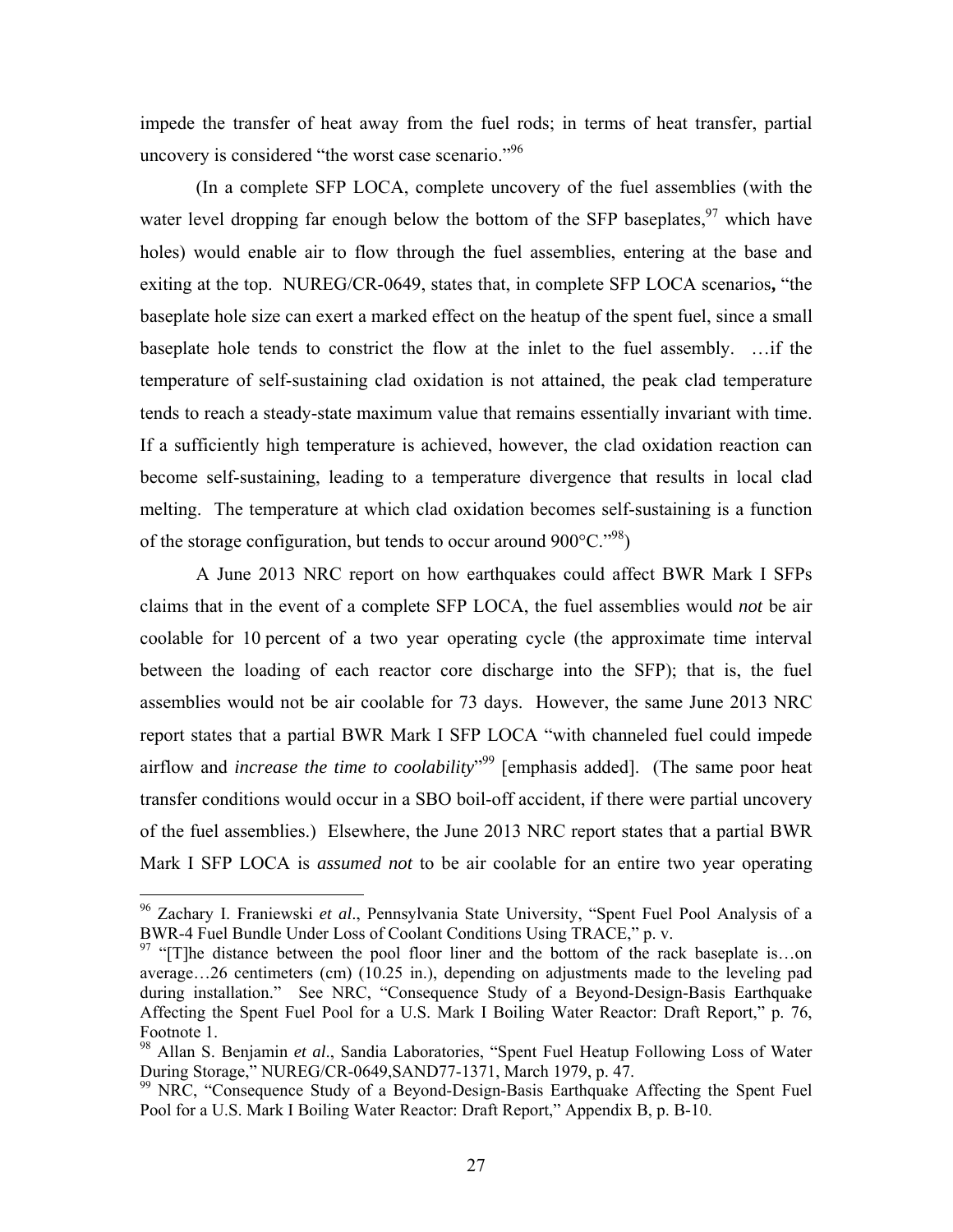impede the transfer of heat away from the fuel rods; in terms of heat transfer, partial uncovery is considered "the worst case scenario."[96]

(In a complete SFP LOCA, complete uncovery of the fuel assemblies (with the water level dropping far enough below the bottom of the SFP baseplates,[97] which have holes) would enable air to flow through the fuel assemblies, entering at the base and exiting at the top. NUREG/CR-0649, states that, in complete SFP LOCA scenarios**,** "the baseplate hole size can exert a marked effect on the heatup of the spent fuel, since a small baseplate hole tends to constrict the flow at the inlet to the fuel assembly. …if the temperature of self-sustaining clad oxidation is not attained, the peak clad temperature tends to reach a steady-state maximum value that remains essentially invariant with time. If a sufficiently high temperature is achieved, however, the clad oxidation reaction can become self-sustaining, leading to a temperature divergence that results in local clad melting. The temperature at which clad oxidation becomes self-sustaining is a function of the storage configuration, but tends to occur around 900°C."[98])

A June 2013 NRC report on how earthquakes could affect BWR Mark I SFPs claims that in the event of a complete SFP LOCA, the fuel assemblies would *not* be air coolable for 10 percent of a two year operating cycle (the approximate time interval between the loading of each reactor core discharge into the SFP); that is, the fuel assemblies would not be air coolable for 73 days. However, the same June 2013 NRC report states that a partial BWR Mark I SFP LOCA "with channeled fuel could impede airflow and *increase the time to coolability*"[99] [emphasis added]. (The same poor heat transfer conditions would occur in a SBO boil-off accident, if there were partial uncovery of the fuel assemblies.) Elsewhere, the June 2013 NRC report states that a partial BWR Mark I SFP LOCA is *assumed not* to be air coolable for an entire two year operating

---

[96] Zachary I. Franiewski *et al*., Pennsylvania State University, "Spent Fuel Pool Analysis of a BWR-4 Fuel Bundle Under Loss of Coolant Conditions Using TRACE," p. v.

[97] "[T]he distance between the pool floor liner and the bottom of the rack baseplate is…on average…26 centimeters (cm) (10.25 in.), depending on adjustments made to the leveling pad during installation." See NRC, "Consequence Study of a Beyond-Design-Basis Earthquake Affecting the Spent Fuel Pool for a U.S. Mark I Boiling Water Reactor: Draft Report," p. 76, Footnote 1.

[98] Allan S. Benjamin *et al*., Sandia Laboratories, "Spent Fuel Heatup Following Loss of Water During Storage," NUREG/CR-0649,SAND77-1371, March 1979, p. 47.

[99] NRC, "Consequence Study of a Beyond-Design-Basis Earthquake Affecting the Spent Fuel Pool for a U.S. Mark I Boiling Water Reactor: Draft Report," Appendix B, p. B-10.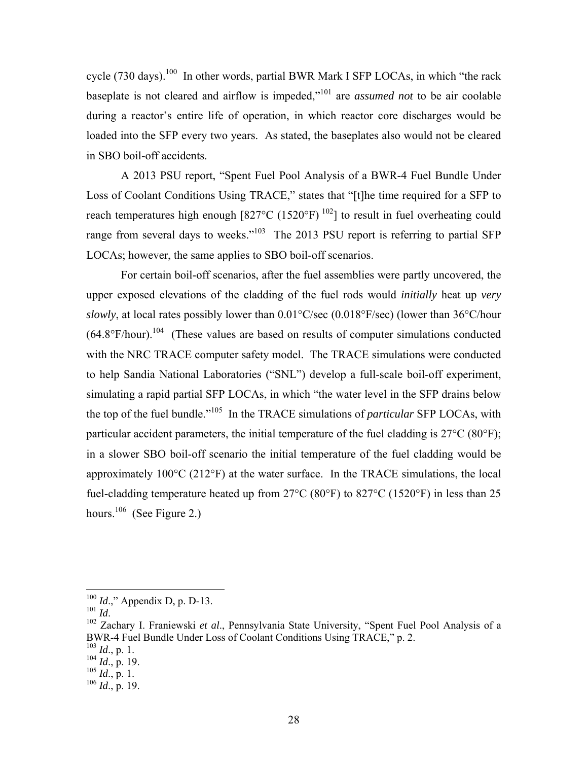cycle (730 days).[100] In other words, partial BWR Mark I SFP LOCAs, in which "the rack baseplate is not cleared and airflow is impeded,"[101] are *assumed not* to be air coolable during a reactor's entire life of operation, in which reactor core discharges would be loaded into the SFP every two years. As stated, the baseplates also would not be cleared in SBO boil-off accidents.

A 2013 PSU report, "Spent Fuel Pool Analysis of a BWR-4 Fuel Bundle Under Loss of Coolant Conditions Using TRACE," states that "[t]he time required for a SFP to reach temperatures high enough [827°C (1520°F) [102]] to result in fuel overheating could range from several days to weeks."[103] The 2013 PSU report is referring to partial SFP LOCAs; however, the same applies to SBO boil-off scenarios.

For certain boil-off scenarios, after the fuel assemblies were partly uncovered, the upper exposed elevations of the cladding of the fuel rods would *initially* heat up *very slowly*, at local rates possibly lower than 0.01°C/sec (0.018°F/sec) (lower than 36°C/hour (64.8°F/hour).[104] (These values are based on results of computer simulations conducted with the NRC TRACE computer safety model. The TRACE simulations were conducted to help Sandia National Laboratories ("SNL") develop a full-scale boil-off experiment, simulating a rapid partial SFP LOCAs, in which "the water level in the SFP drains below the top of the fuel bundle."[105] In the TRACE simulations of *particular* SFP LOCAs, with particular accident parameters, the initial temperature of the fuel cladding is 27°C (80°F); in a slower SBO boil-off scenario the initial temperature of the fuel cladding would be approximately 100°C (212°F) at the water surface. In the TRACE simulations, the local fuel-cladding temperature heated up from 27°C (80°F) to 827°C (1520°F) in less than 25 hours.[106] (See Figure 2.)

---

[100] *Id*.," Appendix D, p. D-13.

[101] *Id*.

[102] Zachary I. Franiewski *et al*., Pennsylvania State University, "Spent Fuel Pool Analysis of a BWR-4 Fuel Bundle Under Loss of Coolant Conditions Using TRACE," p. 2.

[103] *Id*., p. 1.

[104] *Id*., p. 19.

[105] *Id*., p. 1.

[106] *Id*., p. 19.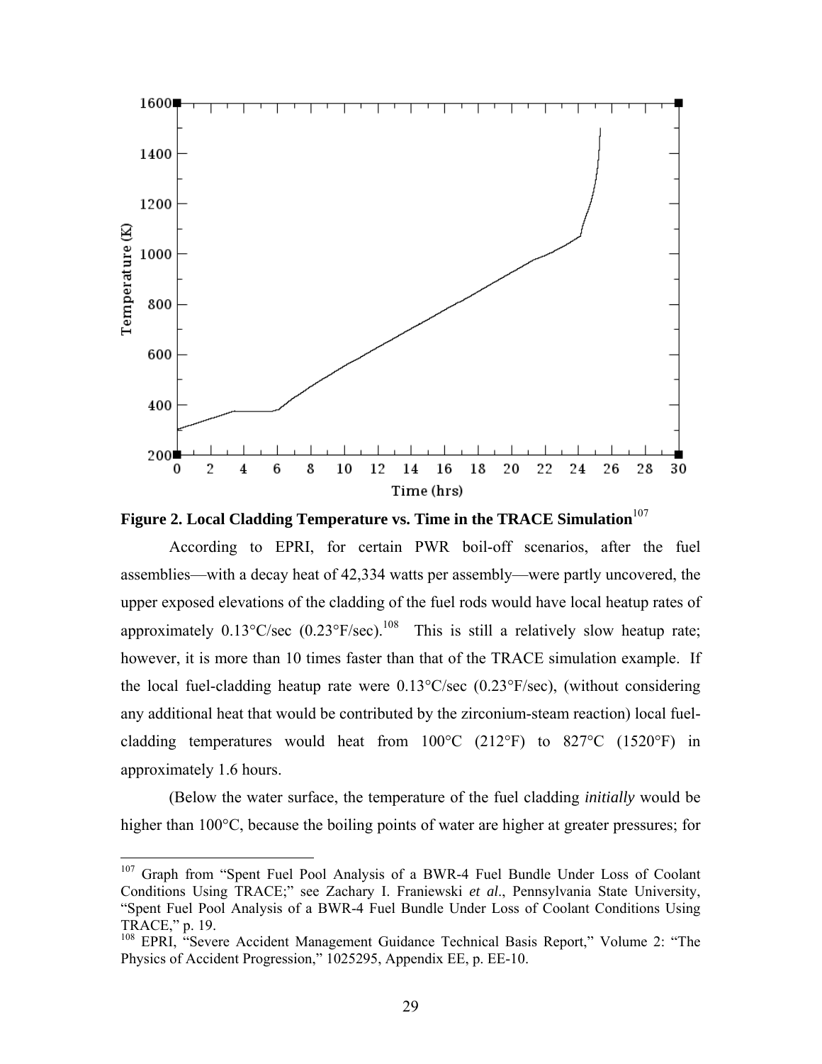**Figure 2. Local Cladding Temperature vs. Time in the TRACE Simulation**[107]

According to EPRI, for certain PWR boil-off scenarios, after the fuel assemblies—with a decay heat of 42,334 watts per assembly—were partly uncovered, the upper exposed elevations of the cladding of the fuel rods would have local heatup rates of approximately 0.13°C/sec (0.23°F/sec).[108] This is still a relatively slow heatup rate; however, it is more than 10 times faster than that of the TRACE simulation example. If the local fuel-cladding heatup rate were 0.13°C/sec (0.23°F/sec), (without considering any additional heat that would be contributed by the zirconium-steam reaction) local fuel-cladding temperatures would heat from 100°C (212°F) to 827°C (1520°F) in approximately 1.6 hours.

(Below the water surface, the temperature of the fuel cladding *initially* would be higher than 100°C, because the boiling points of water are higher at greater pressures; for

---

[107] Graph from "Spent Fuel Pool Analysis of a BWR-4 Fuel Bundle Under Loss of Coolant Conditions Using TRACE;" see Zachary I. Franiewski *et al.*, Pennsylvania State University, "Spent Fuel Pool Analysis of a BWR-4 Fuel Bundle Under Loss of Coolant Conditions Using TRACE," p. 19.

[108] EPRI, "Severe Accident Management Guidance Technical Basis Report," Volume 2: "The Physics of Accident Progression," 1025295, Appendix EE, p. EE-10.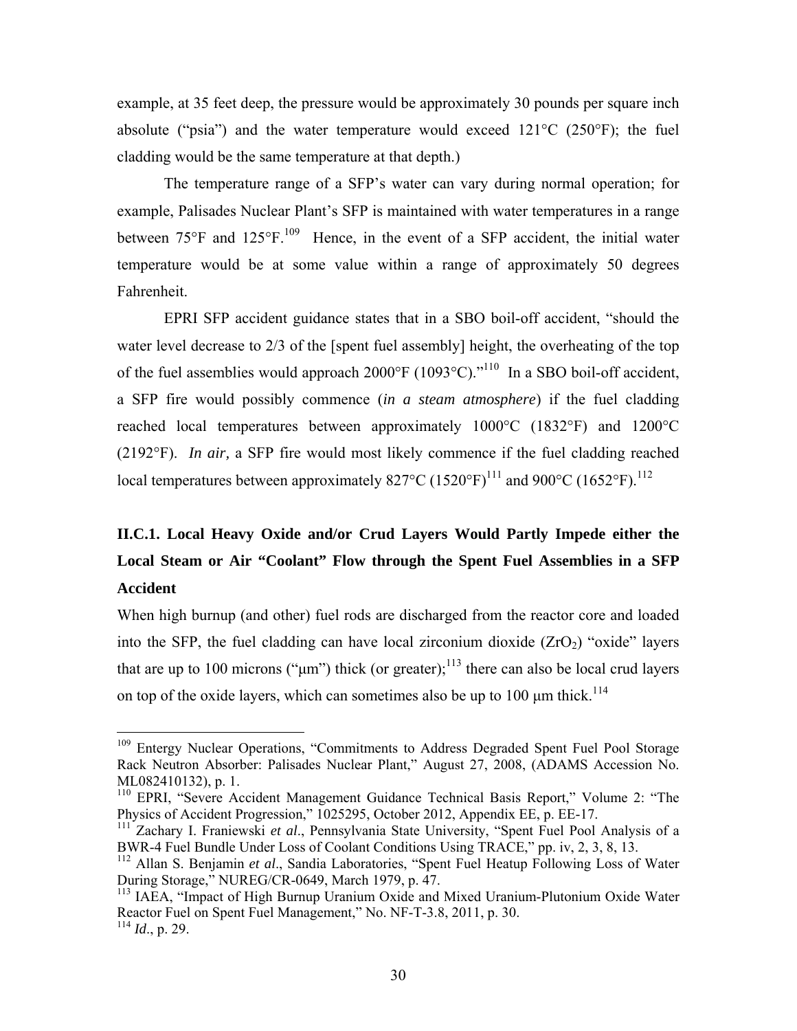example, at 35 feet deep, the pressure would be approximately 30 pounds per square inch absolute ("psia") and the water temperature would exceed 121°C (250°F); the fuel cladding would be the same temperature at that depth.)

The temperature range of a SFP's water can vary during normal operation; for example, Palisades Nuclear Plant's SFP is maintained with water temperatures in a range between 75°F and 125°F.[109] Hence, in the event of a SFP accident, the initial water temperature would be at some value within a range of approximately 50 degrees Fahrenheit.

EPRI SFP accident guidance states that in a SBO boil-off accident, "should the water level decrease to 2/3 of the [spent fuel assembly] height, the overheating of the top of the fuel assemblies would approach 2000°F (1093°C)."[110] In a SBO boil-off accident, a SFP fire would possibly commence (*in a steam atmosphere*) if the fuel cladding reached local temperatures between approximately 1000°C (1832°F) and 1200°C (2192°F). *In air,* a SFP fire would most likely commence if the fuel cladding reached local temperatures between approximately 827°C (1520°F)[111] and 900°C (1652°F).[112]

### II.C.1. Local Heavy Oxide and/or Crud Layers Would Partly Impede either the Local Steam or Air "Coolant" Flow through the Spent Fuel Assemblies in a SFP Accident

When high burnup (and other) fuel rods are discharged from the reactor core and loaded into the SFP, the fuel cladding can have local zirconium dioxide ($ZrO_2$) "oxide" layers that are up to 100 microns ("μm") thick (or greater);[113] there can also be local crud layers on top of the oxide layers, which can sometimes also be up to 100 μm thick.[114]

---

[109] Entergy Nuclear Operations, "Commitments to Address Degraded Spent Fuel Pool Storage Rack Neutron Absorber: Palisades Nuclear Plant," August 27, 2008, (ADAMS Accession No. ML082410132), p. 1.

[110] EPRI, "Severe Accident Management Guidance Technical Basis Report," Volume 2: "The Physics of Accident Progression," 1025295, October 2012, Appendix EE, p. EE-17.

[111] Zachary I. Franiewski *et al*., Pennsylvania State University, "Spent Fuel Pool Analysis of a BWR-4 Fuel Bundle Under Loss of Coolant Conditions Using TRACE," pp. iv, 2, 3, 8, 13.

[112] Allan S. Benjamin *et al*., Sandia Laboratories, "Spent Fuel Heatup Following Loss of Water During Storage," NUREG/CR-0649, March 1979, p. 47.

[113] IAEA, "Impact of High Burnup Uranium Oxide and Mixed Uranium-Plutonium Oxide Water Reactor Fuel on Spent Fuel Management," No. NF-T-3.8, 2011, p. 30.

[114] *Id*., p. 29.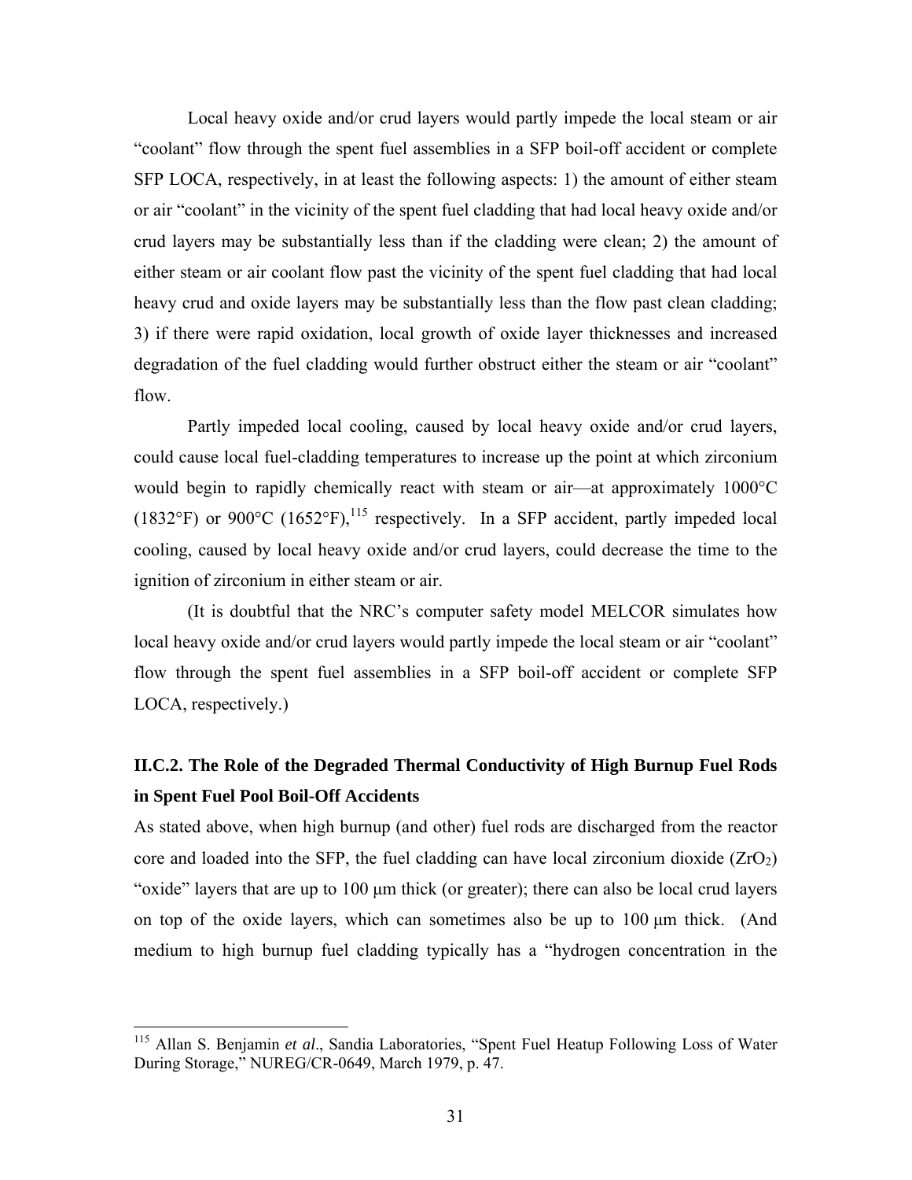Local heavy oxide and/or crud layers would partly impede the local steam or air "coolant" flow through the spent fuel assemblies in a SFP boil-off accident or complete SFP LOCA, respectively, in at least the following aspects: 1) the amount of either steam or air "coolant" in the vicinity of the spent fuel cladding that had local heavy oxide and/or crud layers may be substantially less than if the cladding were clean; 2) the amount of either steam or air coolant flow past the vicinity of the spent fuel cladding that had local heavy crud and oxide layers may be substantially less than the flow past clean cladding; 3) if there were rapid oxidation, local growth of oxide layer thicknesses and increased degradation of the fuel cladding would further obstruct either the steam or air "coolant" flow.

Partly impeded local cooling, caused by local heavy oxide and/or crud layers, could cause local fuel-cladding temperatures to increase up the point at which zirconium would begin to rapidly chemically react with steam or air—at approximately 1000°C (1832°F) or 900°C (1652°F),[115] respectively. In a SFP accident, partly impeded local cooling, caused by local heavy oxide and/or crud layers, could decrease the time to the ignition of zirconium in either steam or air.

(It is doubtful that the NRC's computer safety model MELCOR simulates how local heavy oxide and/or crud layers would partly impede the local steam or air "coolant" flow through the spent fuel assemblies in a SFP boil-off accident or complete SFP LOCA, respectively.)

### II.C.2. The Role of the Degraded Thermal Conductivity of High Burnup Fuel Rods in Spent Fuel Pool Boil-Off Accidents

As stated above, when high burnup (and other) fuel rods are discharged from the reactor core and loaded into the SFP, the fuel cladding can have local zirconium dioxide ($ZrO_2$) "oxide" layers that are up to 100 μm thick (or greater); there can also be local crud layers on top of the oxide layers, which can sometimes also be up to 100 μm thick. (And medium to high burnup fuel cladding typically has a "hydrogen concentration in the

[115] Allan S. Benjamin *et al*., Sandia Laboratories, "Spent Fuel Heatup Following Loss of Water During Storage," NUREG/CR-0649, March 1979, p. 47.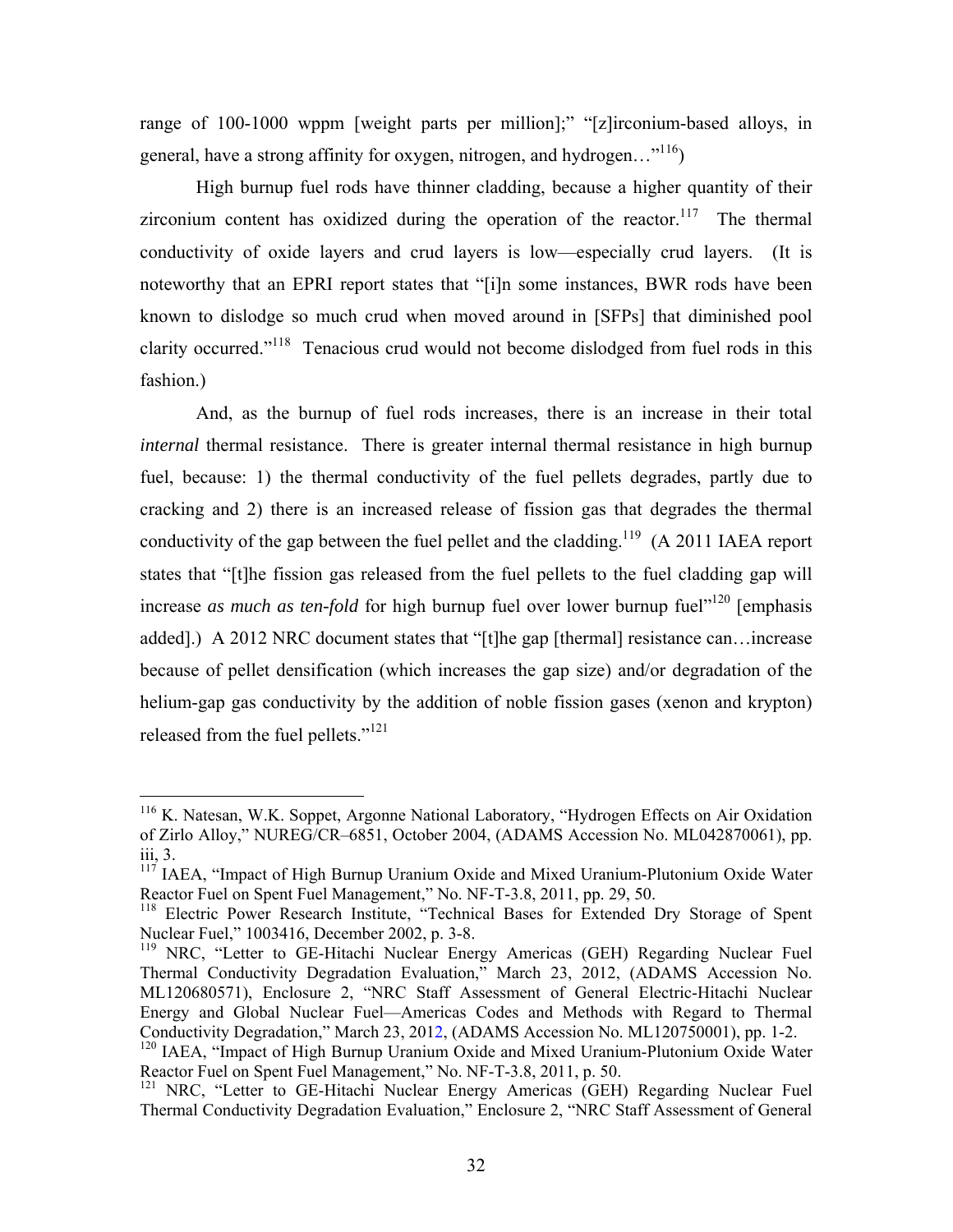range of 100-1000 wppm [weight parts per million];" "[z]irconium-based alloys, in general, have a strong affinity for oxygen, nitrogen, and hydrogen…"[116])

High burnup fuel rods have thinner cladding, because a higher quantity of their zirconium content has oxidized during the operation of the reactor.[117] The thermal conductivity of oxide layers and crud layers is low—especially crud layers. (It is noteworthy that an EPRI report states that "[i]n some instances, BWR rods have been known to dislodge so much crud when moved around in [SFPs] that diminished pool clarity occurred."[118] Tenacious crud would not become dislodged from fuel rods in this fashion.)

And, as the burnup of fuel rods increases, there is an increase in their total *internal* thermal resistance. There is greater internal thermal resistance in high burnup fuel, because: 1) the thermal conductivity of the fuel pellets degrades, partly due to cracking and 2) there is an increased release of fission gas that degrades the thermal conductivity of the gap between the fuel pellet and the cladding.[119] (A 2011 IAEA report states that "[t]he fission gas released from the fuel pellets to the fuel cladding gap will increase *as much as ten-fold* for high burnup fuel over lower burnup fuel"[120] [emphasis added].) A 2012 NRC document states that "[t]he gap [thermal] resistance can…increase because of pellet densification (which increases the gap size) and/or degradation of the helium-gap gas conductivity by the addition of noble fission gases (xenon and krypton) released from the fuel pellets."[121]

---

[116] K. Natesan, W.K. Soppet, Argonne National Laboratory, "Hydrogen Effects on Air Oxidation of Zirlo Alloy," NUREG/CR–6851, October 2004, (ADAMS Accession No. ML042870061), pp. iii, 3.

[117] IAEA, "Impact of High Burnup Uranium Oxide and Mixed Uranium-Plutonium Oxide Water Reactor Fuel on Spent Fuel Management," No. NF-T-3.8, 2011, pp. 29, 50.

[118] Electric Power Research Institute, "Technical Bases for Extended Dry Storage of Spent Nuclear Fuel," 1003416, December 2002, p. 3-8.

[119] NRC, "Letter to GE-Hitachi Nuclear Energy Americas (GEH) Regarding Nuclear Fuel Thermal Conductivity Degradation Evaluation," March 23, 2012, (ADAMS Accession No. ML120680571), Enclosure 2, "NRC Staff Assessment of General Electric-Hitachi Nuclear Energy and Global Nuclear Fuel—Americas Codes and Methods with Regard to Thermal Conductivity Degradation," March 23, 2012, (ADAMS Accession No. ML120750001), pp. 1-2.

[120] IAEA, "Impact of High Burnup Uranium Oxide and Mixed Uranium-Plutonium Oxide Water Reactor Fuel on Spent Fuel Management," No. NF-T-3.8, 2011, p. 50.

[121] NRC, "Letter to GE-Hitachi Nuclear Energy Americas (GEH) Regarding Nuclear Fuel Thermal Conductivity Degradation Evaluation," Enclosure 2, "NRC Staff Assessment of General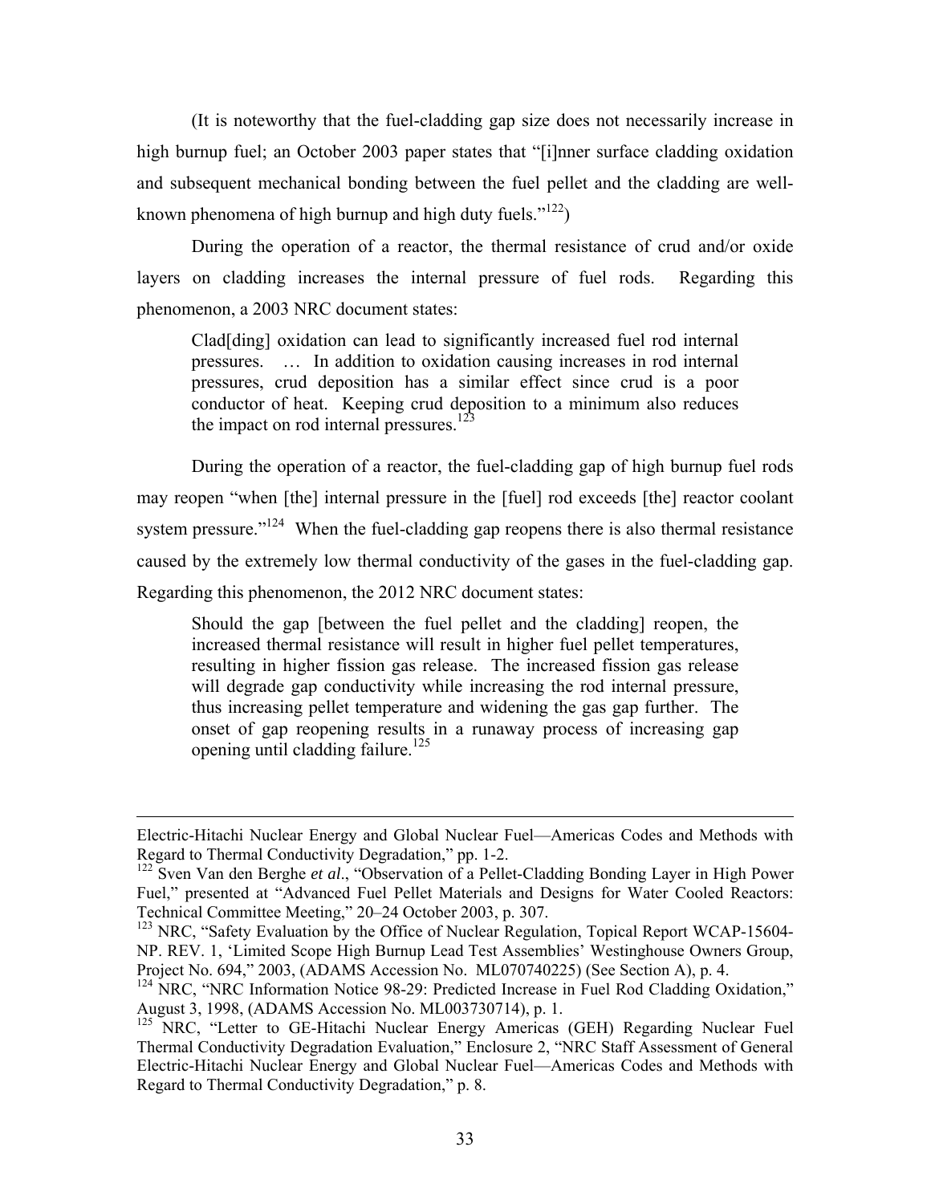(It is noteworthy that the fuel-cladding gap size does not necessarily increase in high burnup fuel; an October 2003 paper states that "[i]nner surface cladding oxidation and subsequent mechanical bonding between the fuel pellet and the cladding are well-known phenomena of high burnup and high duty fuels."[122])

During the operation of a reactor, the thermal resistance of crud and/or oxide layers on cladding increases the internal pressure of fuel rods. Regarding this phenomenon, a 2003 NRC document states:

> Clad[ding] oxidation can lead to significantly increased fuel rod internal pressures. … In addition to oxidation causing increases in rod internal pressures, crud deposition has a similar effect since crud is a poor conductor of heat. Keeping crud deposition to a minimum also reduces the impact on rod internal pressures.[123]

During the operation of a reactor, the fuel-cladding gap of high burnup fuel rods may reopen "when [the] internal pressure in the [fuel] rod exceeds [the] reactor coolant system pressure."[124] When the fuel-cladding gap reopens there is also thermal resistance caused by the extremely low thermal conductivity of the gases in the fuel-cladding gap. Regarding this phenomenon, the 2012 NRC document states:

> Should the gap [between the fuel pellet and the cladding] reopen, the increased thermal resistance will result in higher fuel pellet temperatures, resulting in higher fission gas release. The increased fission gas release will degrade gap conductivity while increasing the rod internal pressure, thus increasing pellet temperature and widening the gas gap further. The onset of gap reopening results in a runaway process of increasing gap opening until cladding failure.[125]

---

Electric-Hitachi Nuclear Energy and Global Nuclear Fuel—Americas Codes and Methods with Regard to Thermal Conductivity Degradation," pp. 1-2.

[122] Sven Van den Berghe *et al*., "Observation of a Pellet-Cladding Bonding Layer in High Power Fuel," presented at "Advanced Fuel Pellet Materials and Designs for Water Cooled Reactors: Technical Committee Meeting," 20–24 October 2003, p. 307.

[123] NRC, "Safety Evaluation by the Office of Nuclear Regulation, Topical Report WCAP-15604-NP. REV. 1, 'Limited Scope High Burnup Lead Test Assemblies' Westinghouse Owners Group, Project No. 694," 2003, (ADAMS Accession No. ML070740225) (See Section A), p. 4.

[124] NRC, "NRC Information Notice 98-29: Predicted Increase in Fuel Rod Cladding Oxidation," August 3, 1998, (ADAMS Accession No. ML003730714), p. 1.

[125] NRC, "Letter to GE-Hitachi Nuclear Energy Americas (GEH) Regarding Nuclear Fuel Thermal Conductivity Degradation Evaluation," Enclosure 2, "NRC Staff Assessment of General Electric-Hitachi Nuclear Energy and Global Nuclear Fuel—Americas Codes and Methods with Regard to Thermal Conductivity Degradation," p. 8.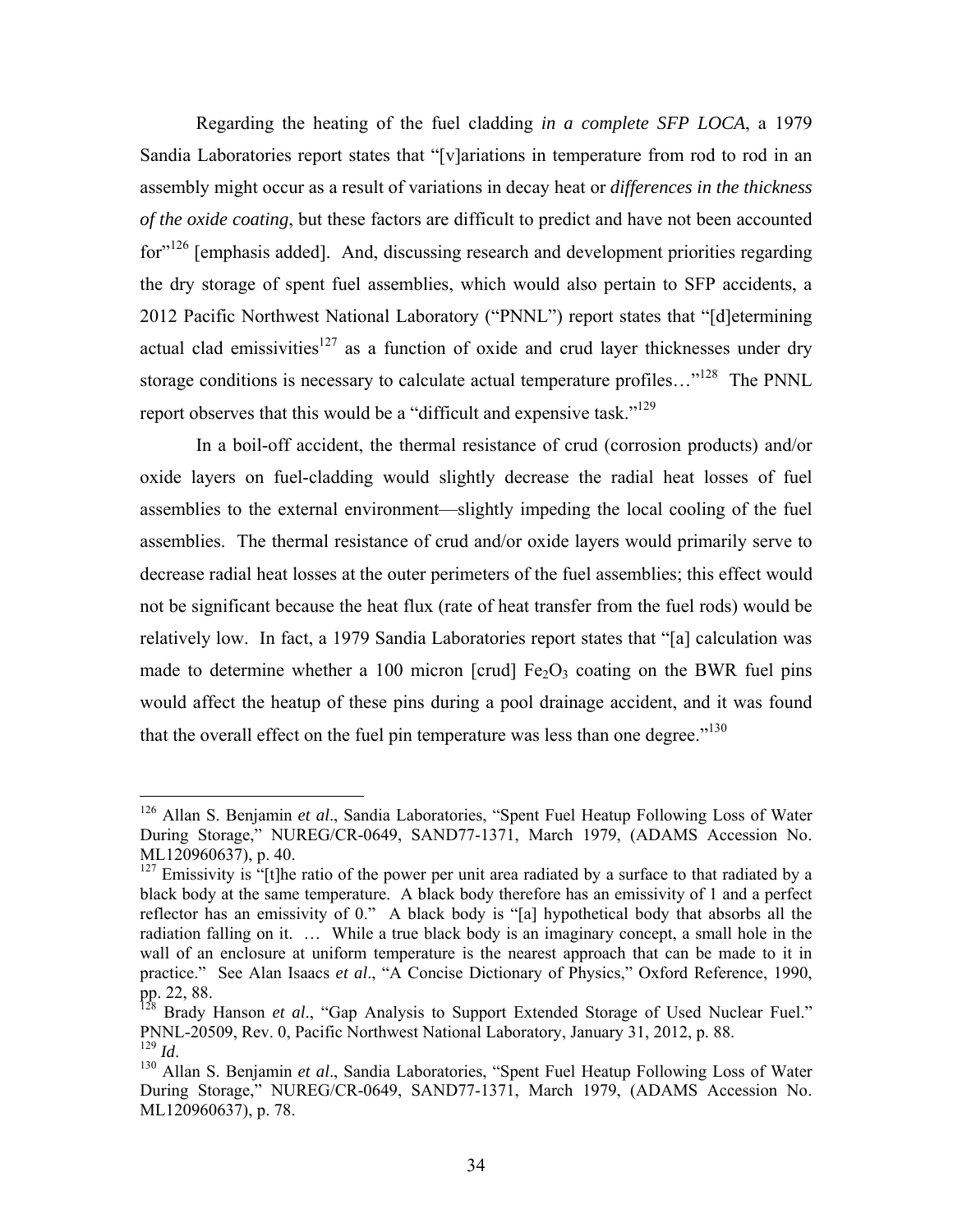Regarding the heating of the fuel cladding *in a complete SFP LOCA*, a 1979 Sandia Laboratories report states that "[v]ariations in temperature from rod to rod in an assembly might occur as a result of variations in decay heat or *differences in the thickness of the oxide coating*, but these factors are difficult to predict and have not been accounted for"[126] [emphasis added]. And, discussing research and development priorities regarding the dry storage of spent fuel assemblies, which would also pertain to SFP accidents, a 2012 Pacific Northwest National Laboratory ("PNNL") report states that "[d]etermining actual clad emissivities[127] as a function of oxide and crud layer thicknesses under dry storage conditions is necessary to calculate actual temperature profiles…"[128] The PNNL report observes that this would be a "difficult and expensive task."[129]

In a boil-off accident, the thermal resistance of crud (corrosion products) and/or oxide layers on fuel-cladding would slightly decrease the radial heat losses of fuel assemblies to the external environment—slightly impeding the local cooling of the fuel assemblies. The thermal resistance of crud and/or oxide layers would primarily serve to decrease radial heat losses at the outer perimeters of the fuel assemblies; this effect would not be significant because the heat flux (rate of heat transfer from the fuel rods) would be relatively low. In fact, a 1979 Sandia Laboratories report states that "[a] calculation was made to determine whether a 100 micron [crud] $Fe_2O_3$ coating on the BWR fuel pins would affect the heatup of these pins during a pool drainage accident, and it was found that the overall effect on the fuel pin temperature was less than one degree."[130]

---

[126] Allan S. Benjamin *et al*., Sandia Laboratories, "Spent Fuel Heatup Following Loss of Water During Storage," NUREG/CR-0649, SAND77-1371, March 1979, (ADAMS Accession No. ML120960637), p. 40.

[127] Emissivity is "[t]he ratio of the power per unit area radiated by a surface to that radiated by a black body at the same temperature. A black body therefore has an emissivity of 1 and a perfect reflector has an emissivity of 0." A black body is "[a] hypothetical body that absorbs all the radiation falling on it. … While a true black body is an imaginary concept, a small hole in the wall of an enclosure at uniform temperature is the nearest approach that can be made to it in practice." See Alan Isaacs *et al*., "A Concise Dictionary of Physics," Oxford Reference, 1990, pp. 22, 88.

[128] Brady Hanson *et al*., "Gap Analysis to Support Extended Storage of Used Nuclear Fuel." PNNL-20509, Rev. 0, Pacific Northwest National Laboratory, January 31, 2012, p. 88.

[129] *Id*.

[130] Allan S. Benjamin *et al*., Sandia Laboratories, "Spent Fuel Heatup Following Loss of Water During Storage," NUREG/CR-0649, SAND77-1371, March 1979, (ADAMS Accession No. ML120960637), p. 78.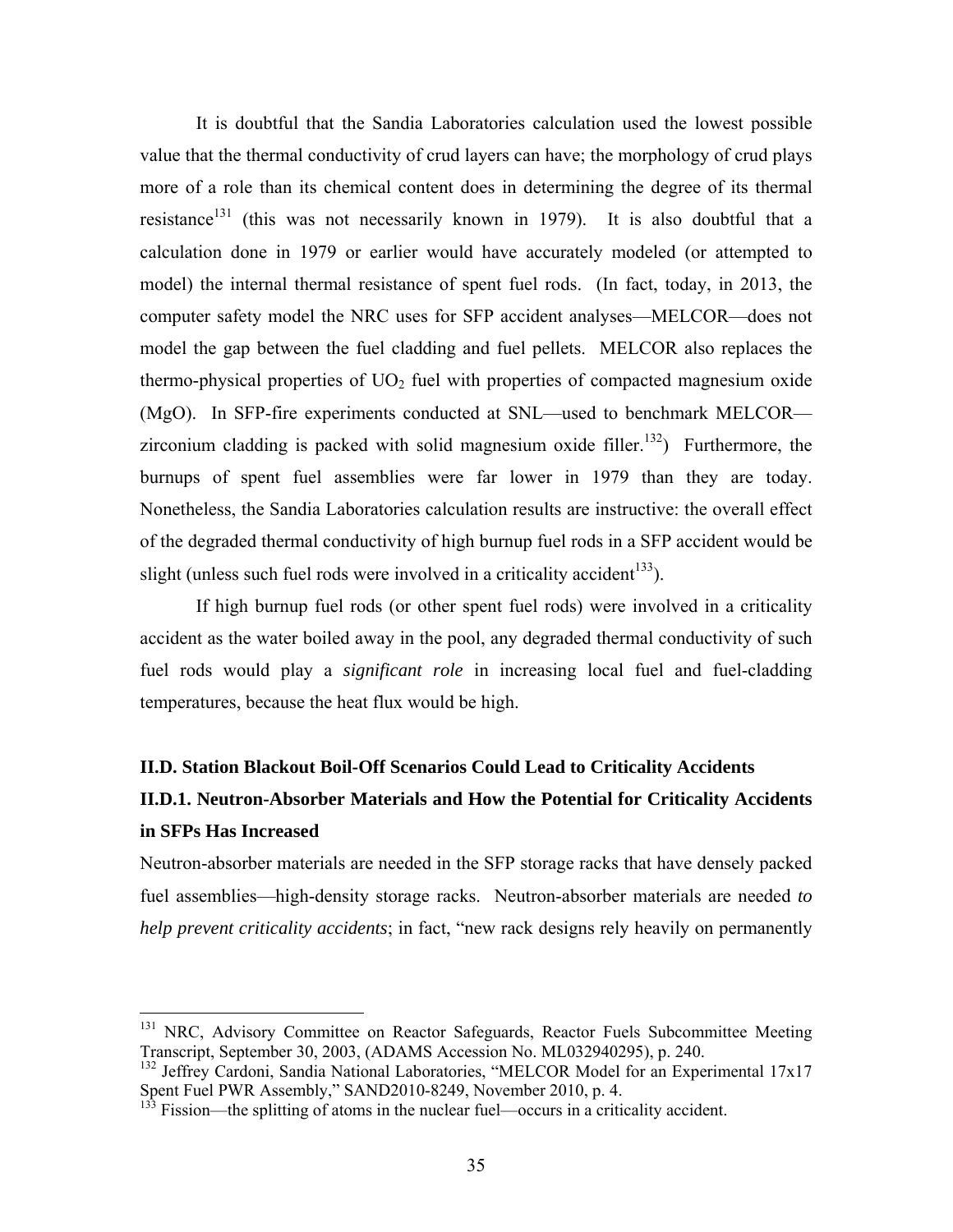It is doubtful that the Sandia Laboratories calculation used the lowest possible value that the thermal conductivity of crud layers can have; the morphology of crud plays more of a role than its chemical content does in determining the degree of its thermal resistance[131] (this was not necessarily known in 1979). It is also doubtful that a calculation done in 1979 or earlier would have accurately modeled (or attempted to model) the internal thermal resistance of spent fuel rods. (In fact, today, in 2013, the computer safety model the NRC uses for SFP accident analyses—MELCOR—does not model the gap between the fuel cladding and fuel pellets. MELCOR also replaces the thermo-physical properties of $UO_2$ fuel with properties of compacted magnesium oxide (MgO). In SFP-fire experiments conducted at SNL—used to benchmark MELCOR—zirconium cladding is packed with solid magnesium oxide filler.[132]) Furthermore, the burnups of spent fuel assemblies were far lower in 1979 than they are today. Nonetheless, the Sandia Laboratories calculation results are instructive: the overall effect of the degraded thermal conductivity of high burnup fuel rods in a SFP accident would be slight (unless such fuel rods were involved in a criticality accident[133]).

If high burnup fuel rods (or other spent fuel rods) were involved in a criticality accident as the water boiled away in the pool, any degraded thermal conductivity of such fuel rods would play a *significant role* in increasing local fuel and fuel-cladding temperatures, because the heat flux would be high.

## II.D. Station Blackout Boil-Off Scenarios Could Lead to Criticality Accidents

### II.D.1. Neutron-Absorber Materials and How the Potential for Criticality Accidents in SFPs Has Increased

Neutron-absorber materials are needed in the SFP storage racks that have densely packed fuel assemblies—high-density storage racks. Neutron-absorber materials are needed *to help prevent criticality accidents*; in fact, "new rack designs rely heavily on permanently

---

[131] NRC, Advisory Committee on Reactor Safeguards, Reactor Fuels Subcommittee Meeting Transcript, September 30, 2003, (ADAMS Accession No. ML032940295), p. 240.

[132] Jeffrey Cardoni, Sandia National Laboratories, "MELCOR Model for an Experimental 17x17 Spent Fuel PWR Assembly," SAND2010-8249, November 2010, p. 4.

[133] Fission—the splitting of atoms in the nuclear fuel—occurs in a criticality accident.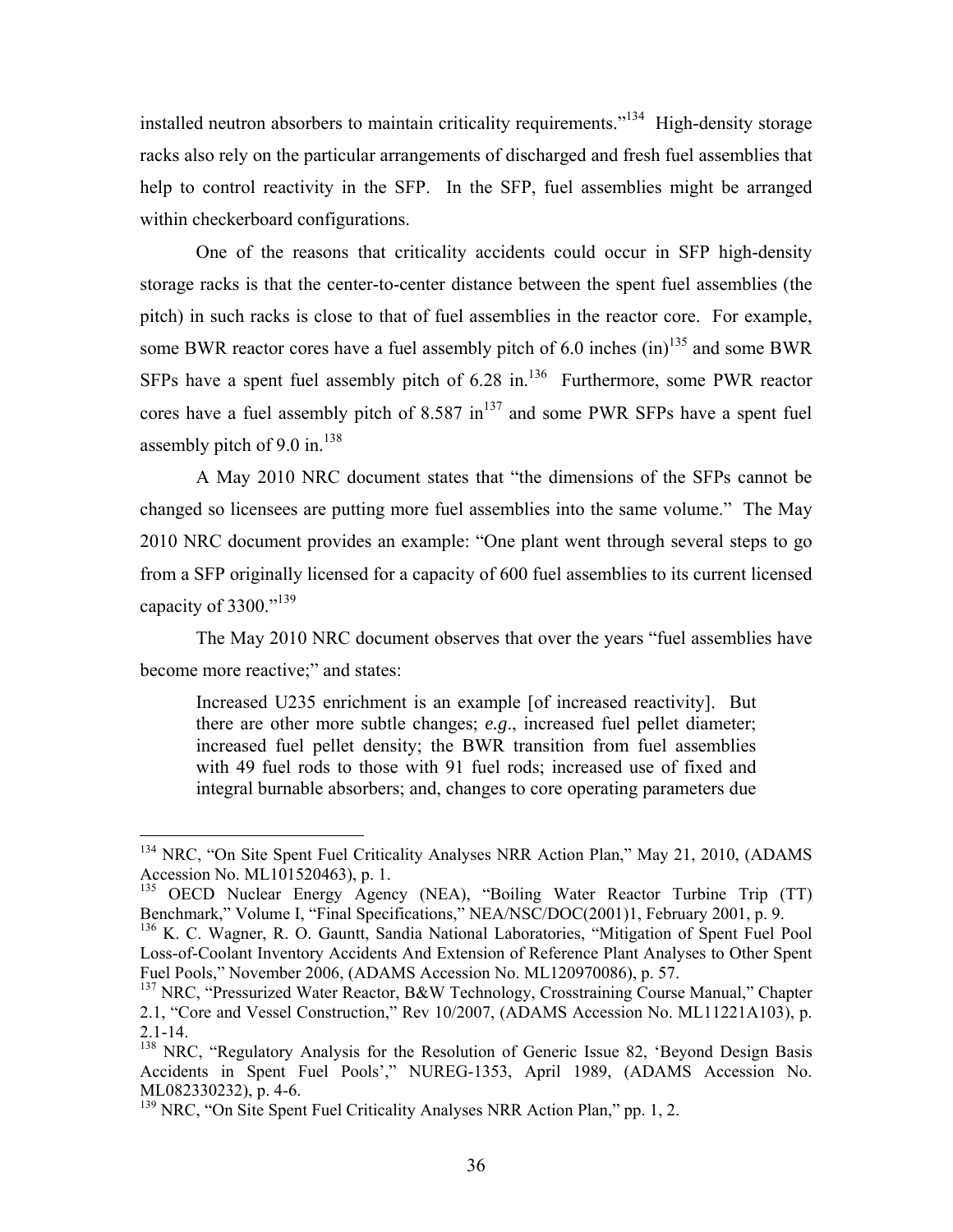installed neutron absorbers to maintain criticality requirements."[134] High-density storage racks also rely on the particular arrangements of discharged and fresh fuel assemblies that help to control reactivity in the SFP. In the SFP, fuel assemblies might be arranged within checkerboard configurations.

One of the reasons that criticality accidents could occur in SFP high-density storage racks is that the center-to-center distance between the spent fuel assemblies (the pitch) in such racks is close to that of fuel assemblies in the reactor core. For example, some BWR reactor cores have a fuel assembly pitch of 6.0 inches (in)[135] and some BWR SFPs have a spent fuel assembly pitch of 6.28 in.[136] Furthermore, some PWR reactor cores have a fuel assembly pitch of 8.587 in[137] and some PWR SFPs have a spent fuel assembly pitch of 9.0 in.[138]

A May 2010 NRC document states that "the dimensions of the SFPs cannot be changed so licensees are putting more fuel assemblies into the same volume." The May 2010 NRC document provides an example: "One plant went through several steps to go from a SFP originally licensed for a capacity of 600 fuel assemblies to its current licensed capacity of 3300."[139]

The May 2010 NRC document observes that over the years "fuel assemblies have become more reactive;" and states:

> Increased U235 enrichment is an example [of increased reactivity]. But there are other more subtle changes; *e.g.*, increased fuel pellet diameter; increased fuel pellet density; the BWR transition from fuel assemblies with 49 fuel rods to those with 91 fuel rods; increased use of fixed and integral burnable absorbers; and, changes to core operating parameters due

---

[134] NRC, "On Site Spent Fuel Criticality Analyses NRR Action Plan," May 21, 2010, (ADAMS Accession No. ML101520463), p. 1.

[135] OECD Nuclear Energy Agency (NEA), "Boiling Water Reactor Turbine Trip (TT) Benchmark," Volume I, "Final Specifications," NEA/NSC/DOC(2001)1, February 2001, p. 9.

[136] K. C. Wagner, R. O. Gauntt, Sandia National Laboratories, "Mitigation of Spent Fuel Pool Loss-of-Coolant Inventory Accidents And Extension of Reference Plant Analyses to Other Spent Fuel Pools," November 2006, (ADAMS Accession No. ML120970086), p. 57.

[137] NRC, "Pressurized Water Reactor, B&W Technology, Crosstraining Course Manual," Chapter 2.1, "Core and Vessel Construction," Rev 10/2007, (ADAMS Accession No. ML11221A103), p. 2.1-14.

[138] NRC, "Regulatory Analysis for the Resolution of Generic Issue 82, 'Beyond Design Basis Accidents in Spent Fuel Pools'," NUREG-1353, April 1989, (ADAMS Accession No. ML082330232), p. 4-6.

[139] NRC, "On Site Spent Fuel Criticality Analyses NRR Action Plan," pp. 1, 2.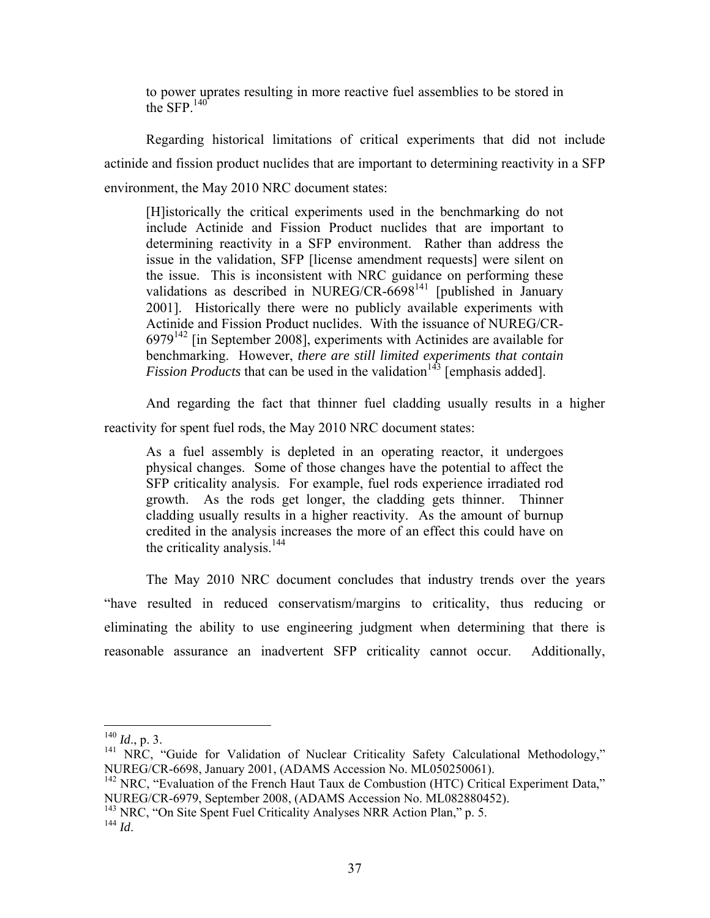to power uprates resulting in more reactive fuel assemblies to be stored in the SFP.[140]

Regarding historical limitations of critical experiments that did not include actinide and fission product nuclides that are important to determining reactivity in a SFP environment, the May 2010 NRC document states:

> [H]istorically the critical experiments used in the benchmarking do not include Actinide and Fission Product nuclides that are important to determining reactivity in a SFP environment. Rather than address the issue in the validation, SFP [license amendment requests] were silent on the issue. This is inconsistent with NRC guidance on performing these validations as described in NUREG/CR-6698[141] [published in January 2001]. Historically there were no publicly available experiments with Actinide and Fission Product nuclides. With the issuance of NUREG/CR-6979[142] [in September 2008], experiments with Actinides are available for benchmarking. However, *there are still limited experiments that contain Fission Products* that can be used in the validation[143] [emphasis added].

And regarding the fact that thinner fuel cladding usually results in a higher reactivity for spent fuel rods, the May 2010 NRC document states:

> As a fuel assembly is depleted in an operating reactor, it undergoes physical changes. Some of those changes have the potential to affect the SFP criticality analysis. For example, fuel rods experience irradiated rod growth. As the rods get longer, the cladding gets thinner. Thinner cladding usually results in a higher reactivity. As the amount of burnup credited in the analysis increases the more of an effect this could have on the criticality analysis.[144]

The May 2010 NRC document concludes that industry trends over the years "have resulted in reduced conservatism/margins to criticality, thus reducing or eliminating the ability to use engineering judgment when determining that there is reasonable assurance an inadvertent SFP criticality cannot occur. Additionally,

---

[140] *Id*., p. 3.

[141] NRC, "Guide for Validation of Nuclear Criticality Safety Calculational Methodology," NUREG/CR-6698, January 2001, (ADAMS Accession No. ML050250061).

[142] NRC, "Evaluation of the French Haut Taux de Combustion (HTC) Critical Experiment Data," NUREG/CR-6979, September 2008, (ADAMS Accession No. ML082880452).

[143] NRC, "On Site Spent Fuel Criticality Analyses NRR Action Plan," p. 5.

[144] *Id*.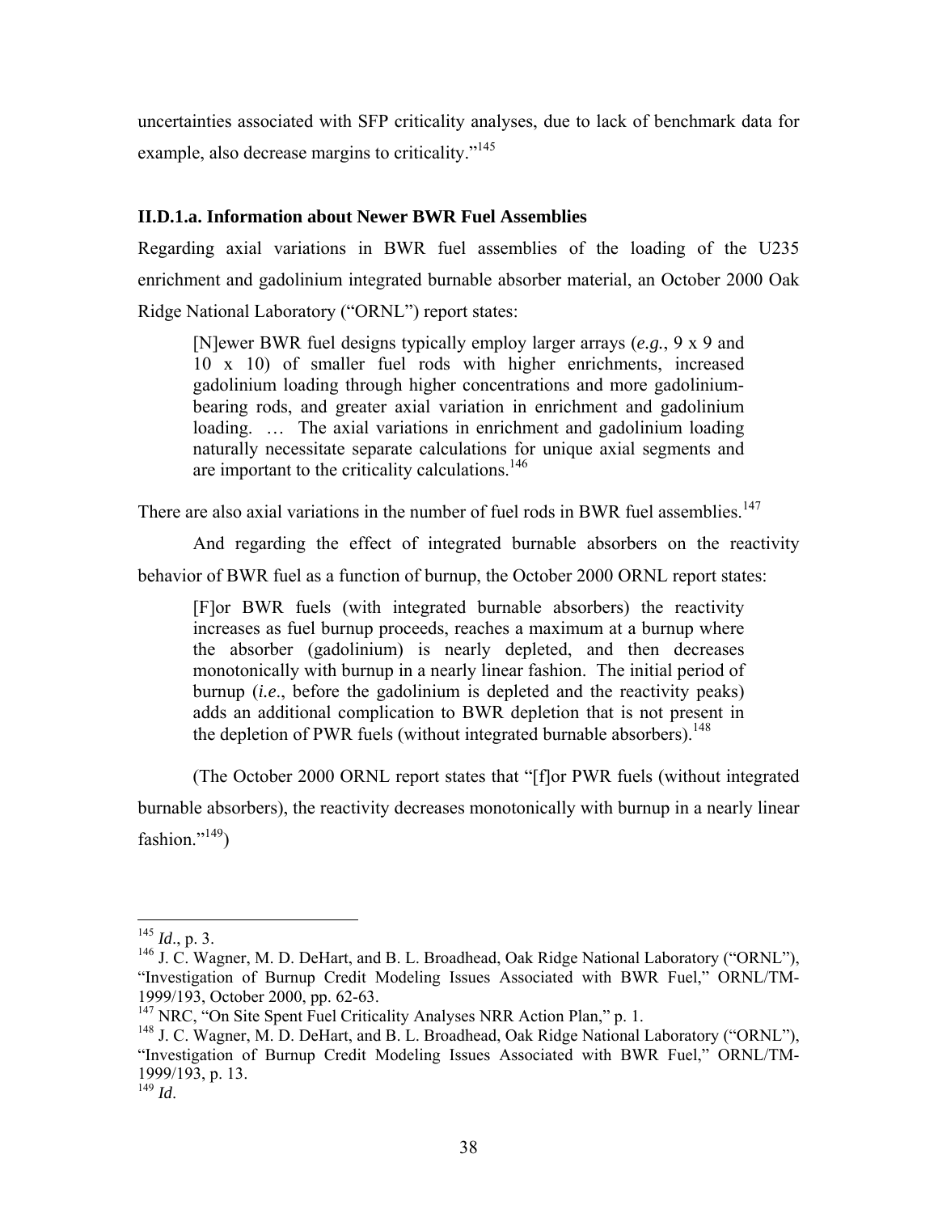uncertainties associated with SFP criticality analyses, due to lack of benchmark data for example, also decrease margins to criticality."[145]

### II.D.1.a. Information about Newer BWR Fuel Assemblies

Regarding axial variations in BWR fuel assemblies of the loading of the U235 enrichment and gadolinium integrated burnable absorber material, an October 2000 Oak Ridge National Laboratory ("ORNL") report states:

> [N]ewer BWR fuel designs typically employ larger arrays (*e.g.*, 9 x 9 and 10 x 10) of smaller fuel rods with higher enrichments, increased gadolinium loading through higher concentrations and more gadolinium-bearing rods, and greater axial variation in enrichment and gadolinium loading. … The axial variations in enrichment and gadolinium loading naturally necessitate separate calculations for unique axial segments and are important to the criticality calculations.[146]

There are also axial variations in the number of fuel rods in BWR fuel assemblies.[147]

And regarding the effect of integrated burnable absorbers on the reactivity behavior of BWR fuel as a function of burnup, the October 2000 ORNL report states:

> [F]or BWR fuels (with integrated burnable absorbers) the reactivity increases as fuel burnup proceeds, reaches a maximum at a burnup where the absorber (gadolinium) is nearly depleted, and then decreases monotonically with burnup in a nearly linear fashion. The initial period of burnup (*i.e.*, before the gadolinium is depleted and the reactivity peaks) adds an additional complication to BWR depletion that is not present in the depletion of PWR fuels (without integrated burnable absorbers).[148]

(The October 2000 ORNL report states that "[f]or PWR fuels (without integrated burnable absorbers), the reactivity decreases monotonically with burnup in a nearly linear fashion."[149])

---

[145] *Id*., p. 3.

[146] J. C. Wagner, M. D. DeHart, and B. L. Broadhead, Oak Ridge National Laboratory ("ORNL"), "Investigation of Burnup Credit Modeling Issues Associated with BWR Fuel," ORNL/TM-1999/193, October 2000, pp. 62-63.

[147] NRC, "On Site Spent Fuel Criticality Analyses NRR Action Plan," p. 1.

[148] J. C. Wagner, M. D. DeHart, and B. L. Broadhead, Oak Ridge National Laboratory ("ORNL"), "Investigation of Burnup Credit Modeling Issues Associated with BWR Fuel," ORNL/TM-1999/193, p. 13.

[149] *Id*.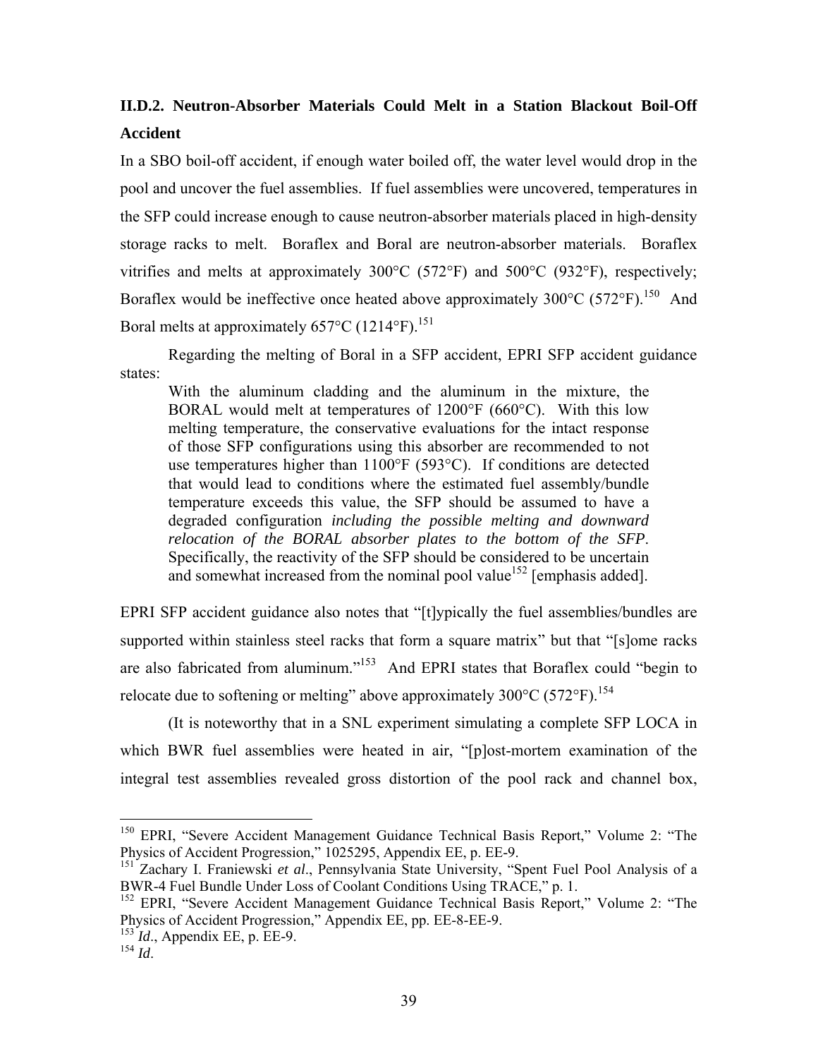### II.D.2. Neutron-Absorber Materials Could Melt in a Station Blackout Boil-Off Accident

In a SBO boil-off accident, if enough water boiled off, the water level would drop in the pool and uncover the fuel assemblies. If fuel assemblies were uncovered, temperatures in the SFP could increase enough to cause neutron-absorber materials placed in high-density storage racks to melt. Boraflex and Boral are neutron-absorber materials. Boraflex vitrifies and melts at approximately 300°C (572°F) and 500°C (932°F), respectively; Boraflex would be ineffective once heated above approximately 300°C (572°F).[150] And Boral melts at approximately 657°C (1214°F).[151]

Regarding the melting of Boral in a SFP accident, EPRI SFP accident guidance states:

> With the aluminum cladding and the aluminum in the mixture, the BORAL would melt at temperatures of 1200°F (660°C). With this low melting temperature, the conservative evaluations for the intact response of those SFP configurations using this absorber are recommended to not use temperatures higher than 1100°F (593°C). If conditions are detected that would lead to conditions where the estimated fuel assembly/bundle temperature exceeds this value, the SFP should be assumed to have a degraded configuration *including the possible melting and downward relocation of the BORAL absorber plates to the bottom of the SFP*. Specifically, the reactivity of the SFP should be considered to be uncertain and somewhat increased from the nominal pool value[152] [emphasis added].

EPRI SFP accident guidance also notes that "[t]ypically the fuel assemblies/bundles are supported within stainless steel racks that form a square matrix" but that "[s]ome racks are also fabricated from aluminum."[153] And EPRI states that Boraflex could "begin to relocate due to softening or melting" above approximately 300°C (572°F).[154]

(It is noteworthy that in a SNL experiment simulating a complete SFP LOCA in which BWR fuel assemblies were heated in air, "[p]ost-mortem examination of the integral test assemblies revealed gross distortion of the pool rack and channel box,

---

[150] EPRI, "Severe Accident Management Guidance Technical Basis Report," Volume 2: "The Physics of Accident Progression," 1025295, Appendix EE, p. EE-9.

[151] Zachary I. Franiewski *et al*., Pennsylvania State University, "Spent Fuel Pool Analysis of a BWR-4 Fuel Bundle Under Loss of Coolant Conditions Using TRACE," p. 1.

[152] EPRI, "Severe Accident Management Guidance Technical Basis Report," Volume 2: "The Physics of Accident Progression," Appendix EE, pp. EE-8-EE-9.

[153] *Id*., Appendix EE, p. EE-9.

[154] *Id*.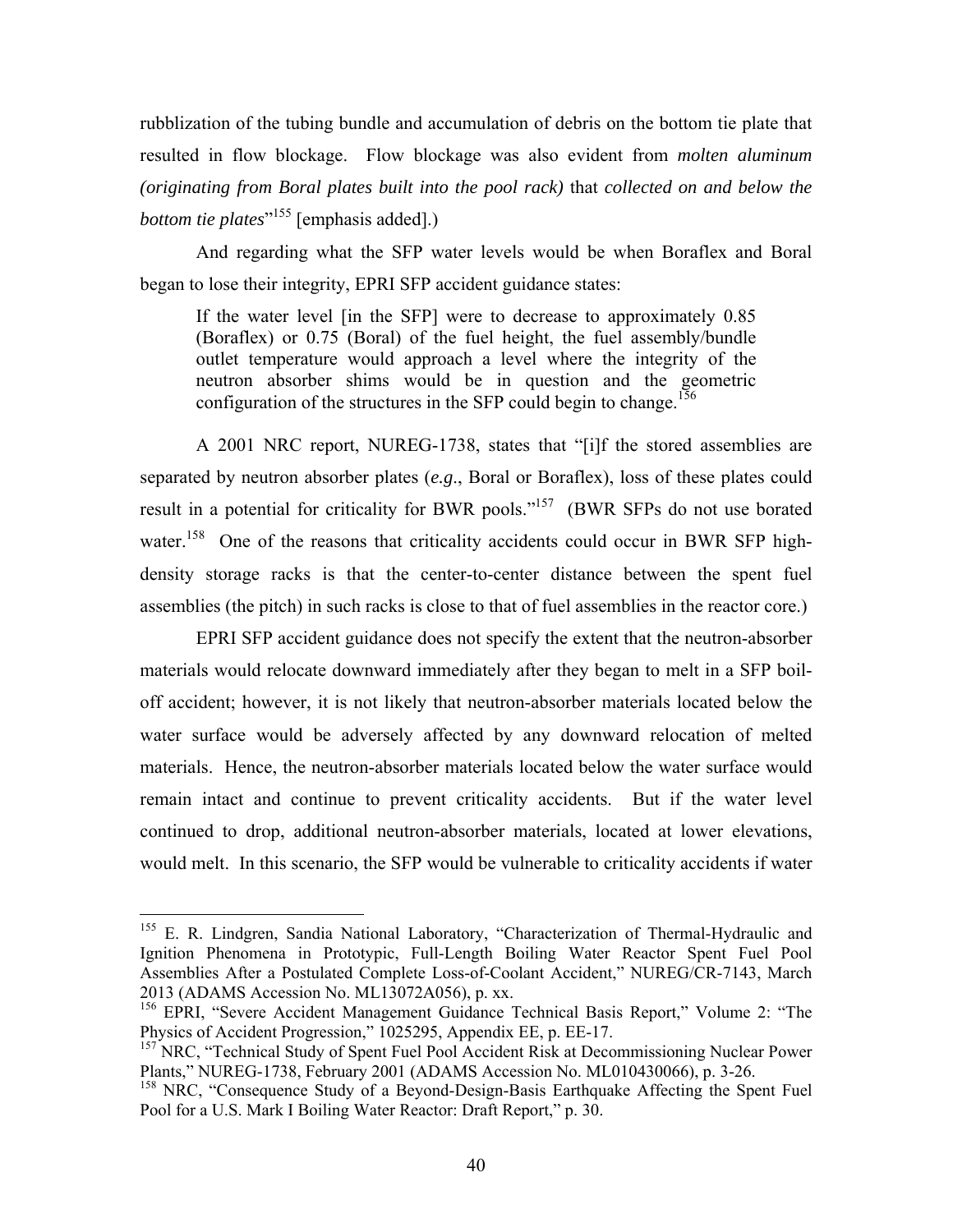rubblization of the tubing bundle and accumulation of debris on the bottom tie plate that resulted in flow blockage. Flow blockage was also evident from *molten aluminum (originating from Boral plates built into the pool rack)* that *collected on and below the bottom tie plates*"[155] [emphasis added].)

And regarding what the SFP water levels would be when Boraflex and Boral began to lose their integrity, EPRI SFP accident guidance states:

> If the water level [in the SFP] were to decrease to approximately 0.85 (Boraflex) or 0.75 (Boral) of the fuel height, the fuel assembly/bundle outlet temperature would approach a level where the integrity of the neutron absorber shims would be in question and the geometric configuration of the structures in the SFP could begin to change.[156]

A 2001 NRC report, NUREG-1738, states that "[i]f the stored assemblies are separated by neutron absorber plates (*e.g*., Boral or Boraflex), loss of these plates could result in a potential for criticality for BWR pools."[157] (BWR SFPs do not use borated water.[158] One of the reasons that criticality accidents could occur in BWR SFP high-density storage racks is that the center-to-center distance between the spent fuel assemblies (the pitch) in such racks is close to that of fuel assemblies in the reactor core.)

EPRI SFP accident guidance does not specify the extent that the neutron-absorber materials would relocate downward immediately after they began to melt in a SFP boil-off accident; however, it is not likely that neutron-absorber materials located below the water surface would be adversely affected by any downward relocation of melted materials. Hence, the neutron-absorber materials located below the water surface would remain intact and continue to prevent criticality accidents. But if the water level continued to drop, additional neutron-absorber materials, located at lower elevations, would melt. In this scenario, the SFP would be vulnerable to criticality accidents if water

---

[155] E. R. Lindgren, Sandia National Laboratory, "Characterization of Thermal-Hydraulic and Ignition Phenomena in Prototypic, Full-Length Boiling Water Reactor Spent Fuel Pool Assemblies After a Postulated Complete Loss-of-Coolant Accident," NUREG/CR-7143, March 2013 (ADAMS Accession No. ML13072A056), p. xx.

[156] EPRI, "Severe Accident Management Guidance Technical Basis Report," Volume 2: "The Physics of Accident Progression," 1025295, Appendix EE, p. EE-17.

[157] NRC, "Technical Study of Spent Fuel Pool Accident Risk at Decommissioning Nuclear Power Plants," NUREG-1738, February 2001 (ADAMS Accession No. ML010430066), p. 3-26.

[158] NRC, "Consequence Study of a Beyond-Design-Basis Earthquake Affecting the Spent Fuel Pool for a U.S. Mark I Boiling Water Reactor: Draft Report," p. 30.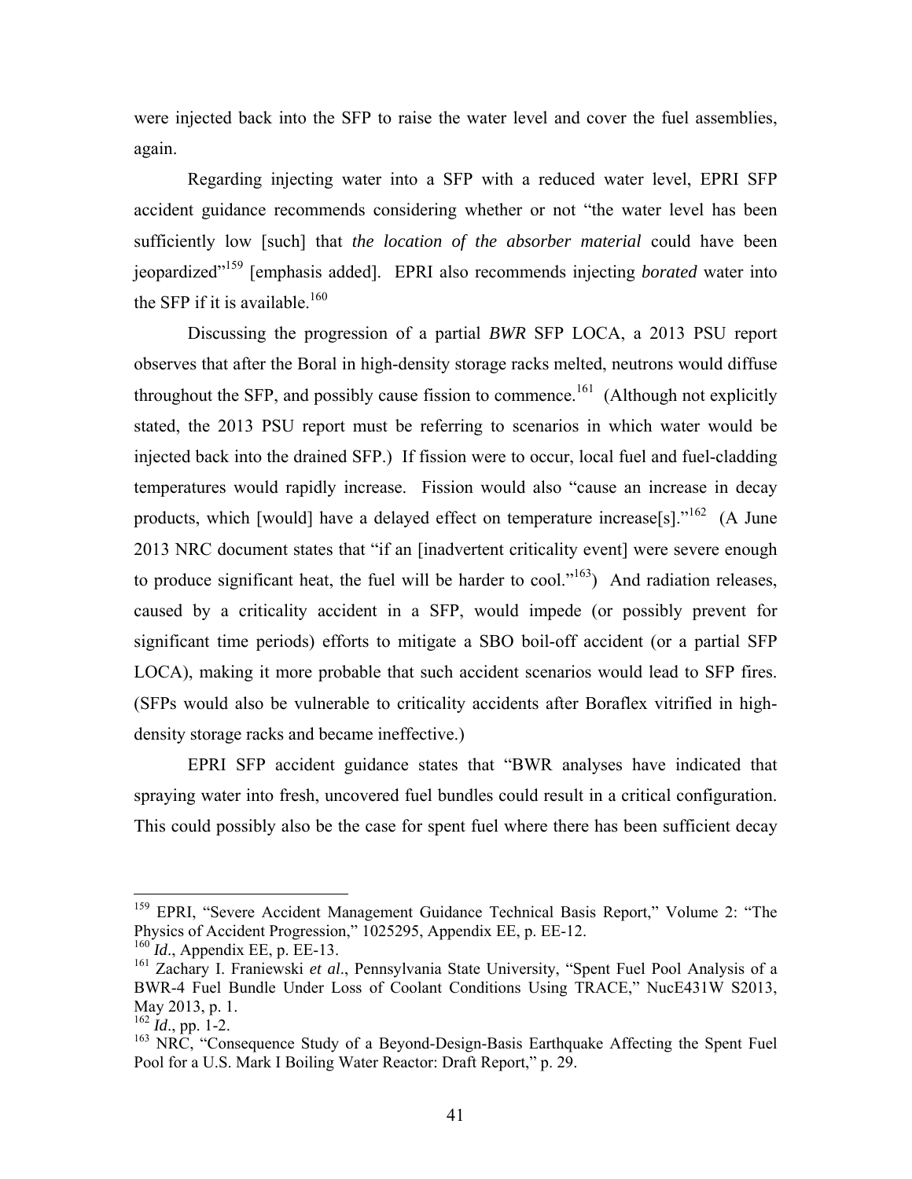were injected back into the SFP to raise the water level and cover the fuel assemblies, again.

Regarding injecting water into a SFP with a reduced water level, EPRI SFP accident guidance recommends considering whether or not "the water level has been sufficiently low [such] that *the location of the absorber material* could have been jeopardized"[159] [emphasis added]. EPRI also recommends injecting *borated* water into the SFP if it is available.[160]

Discussing the progression of a partial *BWR* SFP LOCA, a 2013 PSU report observes that after the Boral in high-density storage racks melted, neutrons would diffuse throughout the SFP, and possibly cause fission to commence.[161] (Although not explicitly stated, the 2013 PSU report must be referring to scenarios in which water would be injected back into the drained SFP.) If fission were to occur, local fuel and fuel-cladding temperatures would rapidly increase. Fission would also "cause an increase in decay products, which [would] have a delayed effect on temperature increase[s]."[162] (A June 2013 NRC document states that "if an [inadvertent criticality event] were severe enough to produce significant heat, the fuel will be harder to cool."[163]) And radiation releases, caused by a criticality accident in a SFP, would impede (or possibly prevent for significant time periods) efforts to mitigate a SBO boil-off accident (or a partial SFP LOCA), making it more probable that such accident scenarios would lead to SFP fires. (SFPs would also be vulnerable to criticality accidents after Boraflex vitrified in high-density storage racks and became ineffective.)

EPRI SFP accident guidance states that "BWR analyses have indicated that spraying water into fresh, uncovered fuel bundles could result in a critical configuration. This could possibly also be the case for spent fuel where there has been sufficient decay

---

[159] EPRI, "Severe Accident Management Guidance Technical Basis Report," Volume 2: "The Physics of Accident Progression," 1025295, Appendix EE, p. EE-12.

[160] *Id*., Appendix EE, p. EE-13.

[161] Zachary I. Franiewski *et al*., Pennsylvania State University, "Spent Fuel Pool Analysis of a BWR-4 Fuel Bundle Under Loss of Coolant Conditions Using TRACE," NucE431W S2013, May 2013, p. 1.

[162] *Id*., pp. 1-2.

[163] NRC, "Consequence Study of a Beyond-Design-Basis Earthquake Affecting the Spent Fuel Pool for a U.S. Mark I Boiling Water Reactor: Draft Report," p. 29.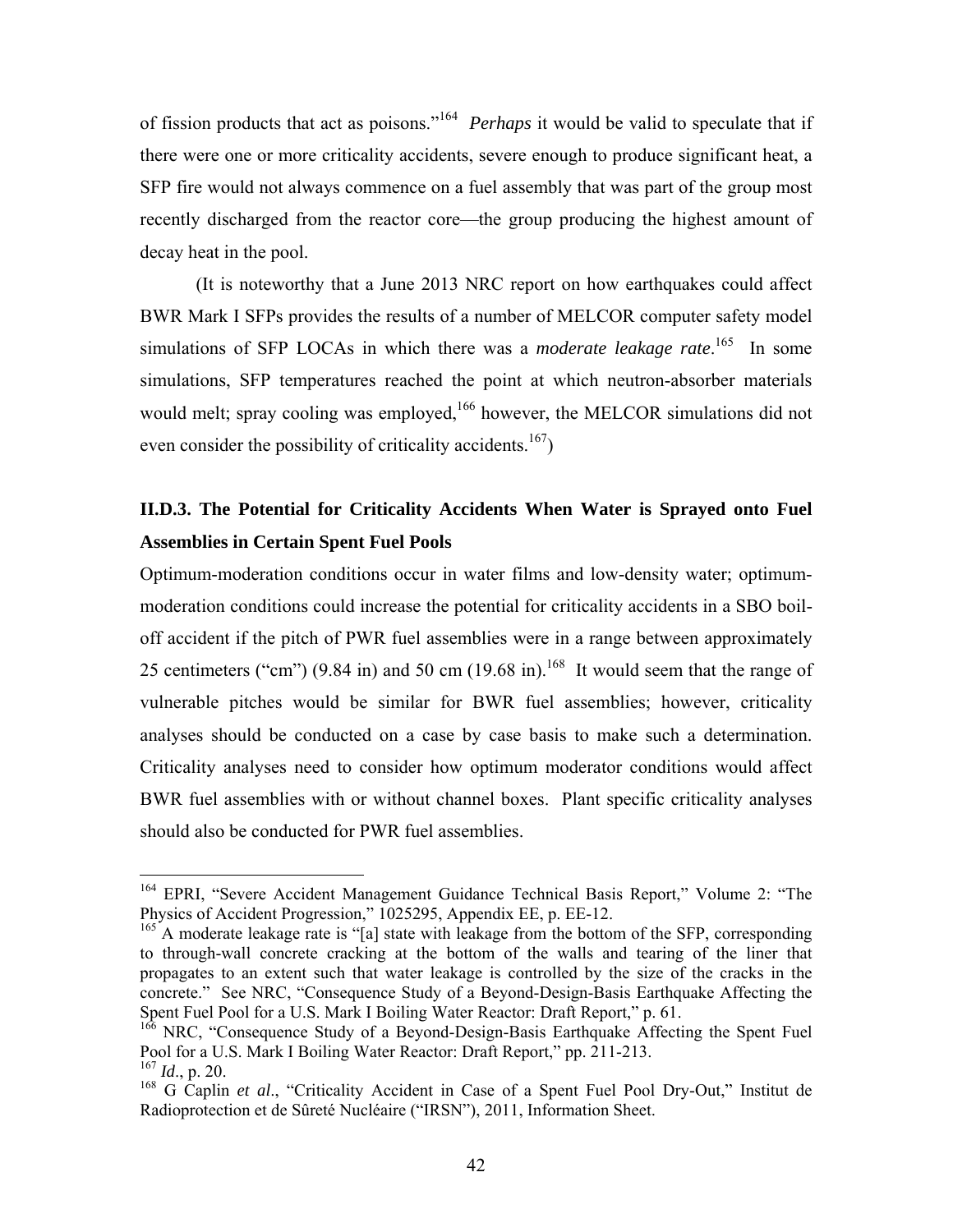of fission products that act as poisons."[164] *Perhaps* it would be valid to speculate that if there were one or more criticality accidents, severe enough to produce significant heat, a SFP fire would not always commence on a fuel assembly that was part of the group most recently discharged from the reactor core—the group producing the highest amount of decay heat in the pool.

(It is noteworthy that a June 2013 NRC report on how earthquakes could affect BWR Mark I SFPs provides the results of a number of MELCOR computer safety model simulations of SFP LOCAs in which there was a *moderate leakage rate*.[165] In some simulations, SFP temperatures reached the point at which neutron-absorber materials would melt; spray cooling was employed,[166] however, the MELCOR simulations did not even consider the possibility of criticality accidents.[167])

### II.D.3. The Potential for Criticality Accidents When Water is Sprayed onto Fuel Assemblies in Certain Spent Fuel Pools

Optimum-moderation conditions occur in water films and low-density water; optimum-moderation conditions could increase the potential for criticality accidents in a SBO boil-off accident if the pitch of PWR fuel assemblies were in a range between approximately 25 centimeters ("cm") (9.84 in) and 50 cm (19.68 in).[168] It would seem that the range of vulnerable pitches would be similar for BWR fuel assemblies; however, criticality analyses should be conducted on a case by case basis to make such a determination. Criticality analyses need to consider how optimum moderator conditions would affect BWR fuel assemblies with or without channel boxes. Plant specific criticality analyses should also be conducted for PWR fuel assemblies.

---

[164] EPRI, "Severe Accident Management Guidance Technical Basis Report," Volume 2: "The Physics of Accident Progression," 1025295, Appendix EE, p. EE-12.

[165] A moderate leakage rate is "[a] state with leakage from the bottom of the SFP, corresponding to through-wall concrete cracking at the bottom of the walls and tearing of the liner that propagates to an extent such that water leakage is controlled by the size of the cracks in the concrete." See NRC, "Consequence Study of a Beyond-Design-Basis Earthquake Affecting the Spent Fuel Pool for a U.S. Mark I Boiling Water Reactor: Draft Report," p. 61.

[166] NRC, "Consequence Study of a Beyond-Design-Basis Earthquake Affecting the Spent Fuel Pool for a U.S. Mark I Boiling Water Reactor: Draft Report," pp. 211-213.

[167] *Id*., p. 20.

[168] G Caplin *et al*., "Criticality Accident in Case of a Spent Fuel Pool Dry-Out," Institut de Radioprotection et de Sûreté Nucléaire ("IRSN"), 2011, Information Sheet.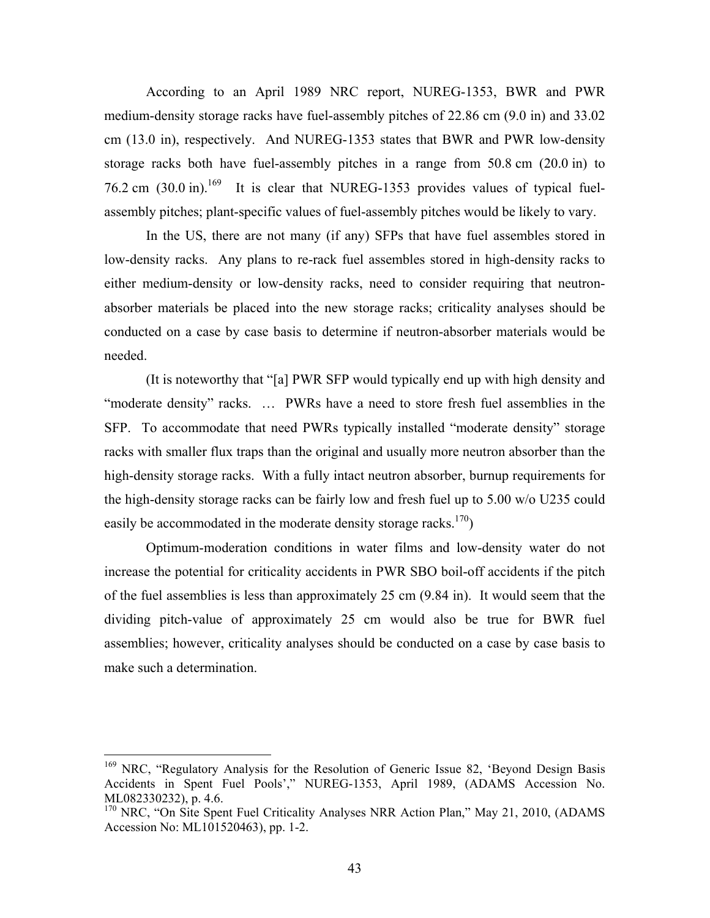According to an April 1989 NRC report, NUREG-1353, BWR and PWR medium-density storage racks have fuel-assembly pitches of 22.86 cm (9.0 in) and 33.02 cm (13.0 in), respectively. And NUREG-1353 states that BWR and PWR low-density storage racks both have fuel-assembly pitches in a range from 50.8 cm (20.0 in) to 76.2 cm (30.0 in).[169] It is clear that NUREG-1353 provides values of typical fuel-assembly pitches; plant-specific values of fuel-assembly pitches would be likely to vary.

In the US, there are not many (if any) SFPs that have fuel assembles stored in low-density racks. Any plans to re-rack fuel assembles stored in high-density racks to either medium-density or low-density racks, need to consider requiring that neutron-absorber materials be placed into the new storage racks; criticality analyses should be conducted on a case by case basis to determine if neutron-absorber materials would be needed.

(It is noteworthy that "[a] PWR SFP would typically end up with high density and "moderate density" racks. … PWRs have a need to store fresh fuel assemblies in the SFP. To accommodate that need PWRs typically installed "moderate density" storage racks with smaller flux traps than the original and usually more neutron absorber than the high-density storage racks. With a fully intact neutron absorber, burnup requirements for the high-density storage racks can be fairly low and fresh fuel up to 5.00 w/o U235 could easily be accommodated in the moderate density storage racks.[170])

Optimum-moderation conditions in water films and low-density water do not increase the potential for criticality accidents in PWR SBO boil-off accidents if the pitch of the fuel assemblies is less than approximately 25 cm (9.84 in). It would seem that the dividing pitch-value of approximately 25 cm would also be true for BWR fuel assemblies; however, criticality analyses should be conducted on a case by case basis to make such a determination.

---

[169] NRC, "Regulatory Analysis for the Resolution of Generic Issue 82, 'Beyond Design Basis Accidents in Spent Fuel Pools'," NUREG-1353, April 1989, (ADAMS Accession No. ML082330232), p. 4.6.

[170] NRC, "On Site Spent Fuel Criticality Analyses NRR Action Plan," May 21, 2010, (ADAMS Accession No: ML101520463), pp. 1-2.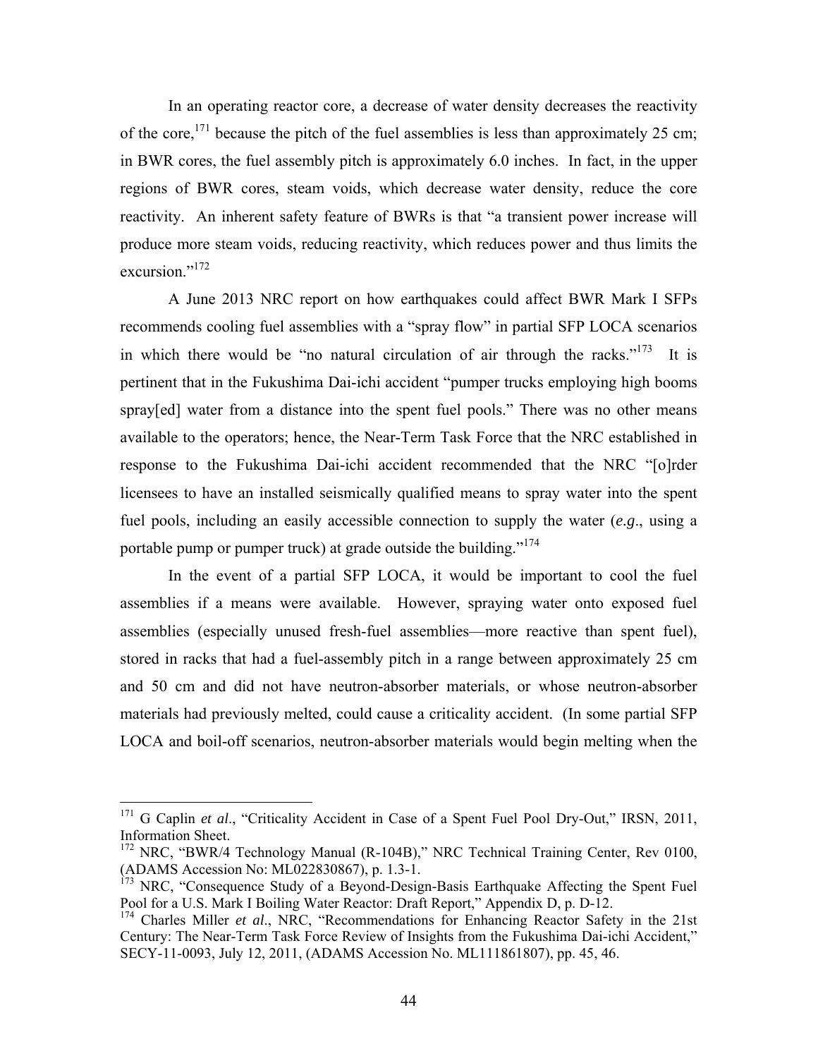In an operating reactor core, a decrease of water density decreases the reactivity of the core,[171] because the pitch of the fuel assemblies is less than approximately 25 cm; in BWR cores, the fuel assembly pitch is approximately 6.0 inches. In fact, in the upper regions of BWR cores, steam voids, which decrease water density, reduce the core reactivity. An inherent safety feature of BWRs is that "a transient power increase will produce more steam voids, reducing reactivity, which reduces power and thus limits the excursion."[172]

A June 2013 NRC report on how earthquakes could affect BWR Mark I SFPs recommends cooling fuel assemblies with a "spray flow" in partial SFP LOCA scenarios in which there would be "no natural circulation of air through the racks."[173] It is pertinent that in the Fukushima Dai-ichi accident "pumper trucks employing high booms spray[ed] water from a distance into the spent fuel pools." There was no other means available to the operators; hence, the Near-Term Task Force that the NRC established in response to the Fukushima Dai-ichi accident recommended that the NRC "[o]rder licensees to have an installed seismically qualified means to spray water into the spent fuel pools, including an easily accessible connection to supply the water (*e.g.*, using a portable pump or pumper truck) at grade outside the building."[174]

In the event of a partial SFP LOCA, it would be important to cool the fuel assemblies if a means were available. However, spraying water onto exposed fuel assemblies (especially unused fresh-fuel assemblies—more reactive than spent fuel), stored in racks that had a fuel-assembly pitch in a range between approximately 25 cm and 50 cm and did not have neutron-absorber materials, or whose neutron-absorber materials had previously melted, could cause a criticality accident. (In some partial SFP LOCA and boil-off scenarios, neutron-absorber materials would begin melting when the

---

[171] G Caplin *et al*., "Criticality Accident in Case of a Spent Fuel Pool Dry-Out," IRSN, 2011, Information Sheet.

[172] NRC, "BWR/4 Technology Manual (R-104B)," NRC Technical Training Center, Rev 0100, (ADAMS Accession No: ML022830867), p. 1.3-1.

[173] NRC, "Consequence Study of a Beyond-Design-Basis Earthquake Affecting the Spent Fuel Pool for a U.S. Mark I Boiling Water Reactor: Draft Report," Appendix D, p. D-12.

[174] Charles Miller *et al*., NRC, "Recommendations for Enhancing Reactor Safety in the 21st Century: The Near-Term Task Force Review of Insights from the Fukushima Dai-ichi Accident," SECY-11-0093, July 12, 2011, (ADAMS Accession No. ML111861807), pp. 45, 46.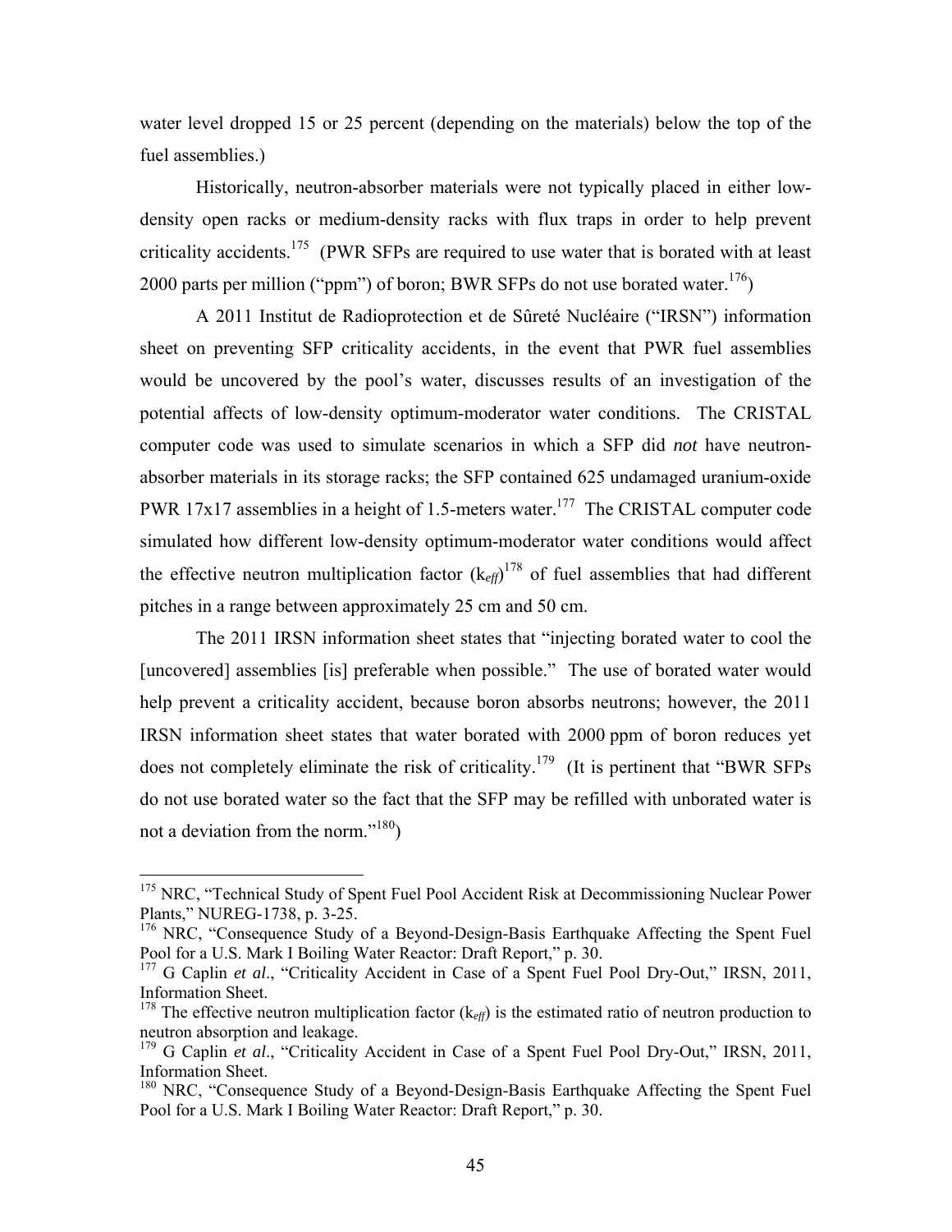water level dropped 15 or 25 percent (depending on the materials) below the top of the fuel assemblies.)

Historically, neutron-absorber materials were not typically placed in either low-density open racks or medium-density racks with flux traps in order to help prevent criticality accidents.[175] (PWR SFPs are required to use water that is borated with at least 2000 parts per million ("ppm") of boron; BWR SFPs do not use borated water.[176])

A 2011 Institut de Radioprotection et de Sûreté Nucléaire ("IRSN") information sheet on preventing SFP criticality accidents, in the event that PWR fuel assemblies would be uncovered by the pool's water, discusses results of an investigation of the potential affects of low-density optimum-moderator water conditions. The CRISTAL computer code was used to simulate scenarios in which a SFP did *not* have neutron-absorber materials in its storage racks; the SFP contained 625 undamaged uranium-oxide PWR 17x17 assemblies in a height of 1.5-meters water.[177] The CRISTAL computer code simulated how different low-density optimum-moderator water conditions would affect the effective neutron multiplication factor ($k_{eff}$)[178] of fuel assemblies that had different pitches in a range between approximately 25 cm and 50 cm.

The 2011 IRSN information sheet states that "injecting borated water to cool the [uncovered] assemblies [is] preferable when possible." The use of borated water would help prevent a criticality accident, because boron absorbs neutrons; however, the 2011 IRSN information sheet states that water borated with 2000 ppm of boron reduces yet does not completely eliminate the risk of criticality.[179] (It is pertinent that "BWR SFPs do not use borated water so the fact that the SFP may be refilled with unborated water is not a deviation from the norm."[180])

---

[175] NRC, "Technical Study of Spent Fuel Pool Accident Risk at Decommissioning Nuclear Power Plants," NUREG-1738, p. 3-25.

[176] NRC, "Consequence Study of a Beyond-Design-Basis Earthquake Affecting the Spent Fuel Pool for a U.S. Mark I Boiling Water Reactor: Draft Report," p. 30.

[177] G Caplin *et al*., "Criticality Accident in Case of a Spent Fuel Pool Dry-Out," IRSN, 2011, Information Sheet.

[178] The effective neutron multiplication factor ($k_{eff}$) is the estimated ratio of neutron production to neutron absorption and leakage.

[179] G Caplin *et al*., "Criticality Accident in Case of a Spent Fuel Pool Dry-Out," IRSN, 2011, Information Sheet.

[180] NRC, "Consequence Study of a Beyond-Design-Basis Earthquake Affecting the Spent Fuel Pool for a U.S. Mark I Boiling Water Reactor: Draft Report," p. 30.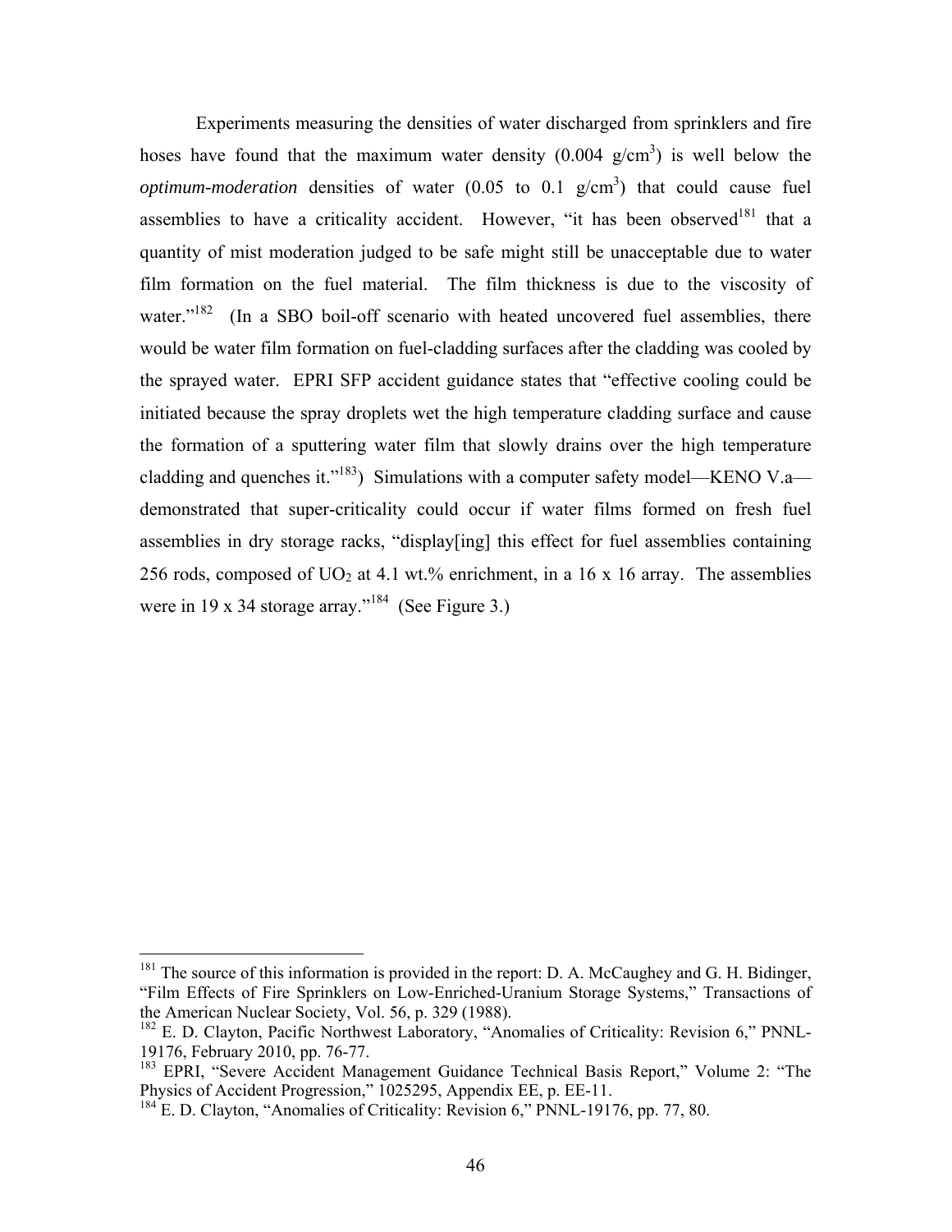Experiments measuring the densities of water discharged from sprinklers and fire hoses have found that the maximum water density (0.004 g/cm$^3$) is well below the *optimum-moderation* densities of water (0.05 to 0.1 g/cm$^3$) that could cause fuel assemblies to have a criticality accident. However, "it has been observed[181] that a quantity of mist moderation judged to be safe might still be unacceptable due to water film formation on the fuel material. The film thickness is due to the viscosity of water."[182] (In a SBO boil-off scenario with heated uncovered fuel assemblies, there would be water film formation on fuel-cladding surfaces after the cladding was cooled by the sprayed water. EPRI SFP accident guidance states that "effective cooling could be initiated because the spray droplets wet the high temperature cladding surface and cause the formation of a sputtering water film that slowly drains over the high temperature cladding and quenches it."[183]) Simulations with a computer safety model—KENO V.a—demonstrated that super-criticality could occur if water films formed on fresh fuel assemblies in dry storage racks, "display[ing] this effect for fuel assemblies containing 256 rods, composed of $UO_2$ at 4.1 wt.% enrichment, in a 16 x 16 array. The assemblies were in 19 x 34 storage array."[184] (See Figure 3.)

---

[181] The source of this information is provided in the report: D. A. McCaughey and G. H. Bidinger, "Film Effects of Fire Sprinklers on Low-Enriched-Uranium Storage Systems," Transactions of the American Nuclear Society, Vol. 56, p. 329 (1988).

[182] E. D. Clayton, Pacific Northwest Laboratory, "Anomalies of Criticality: Revision 6," PNNL-19176, February 2010, pp. 76-77.

[183] EPRI, "Severe Accident Management Guidance Technical Basis Report," Volume 2: "The Physics of Accident Progression," 1025295, Appendix EE, p. EE-11.

[184] E. D. Clayton, "Anomalies of Criticality: Revision 6," PNNL-19176, pp. 77, 80.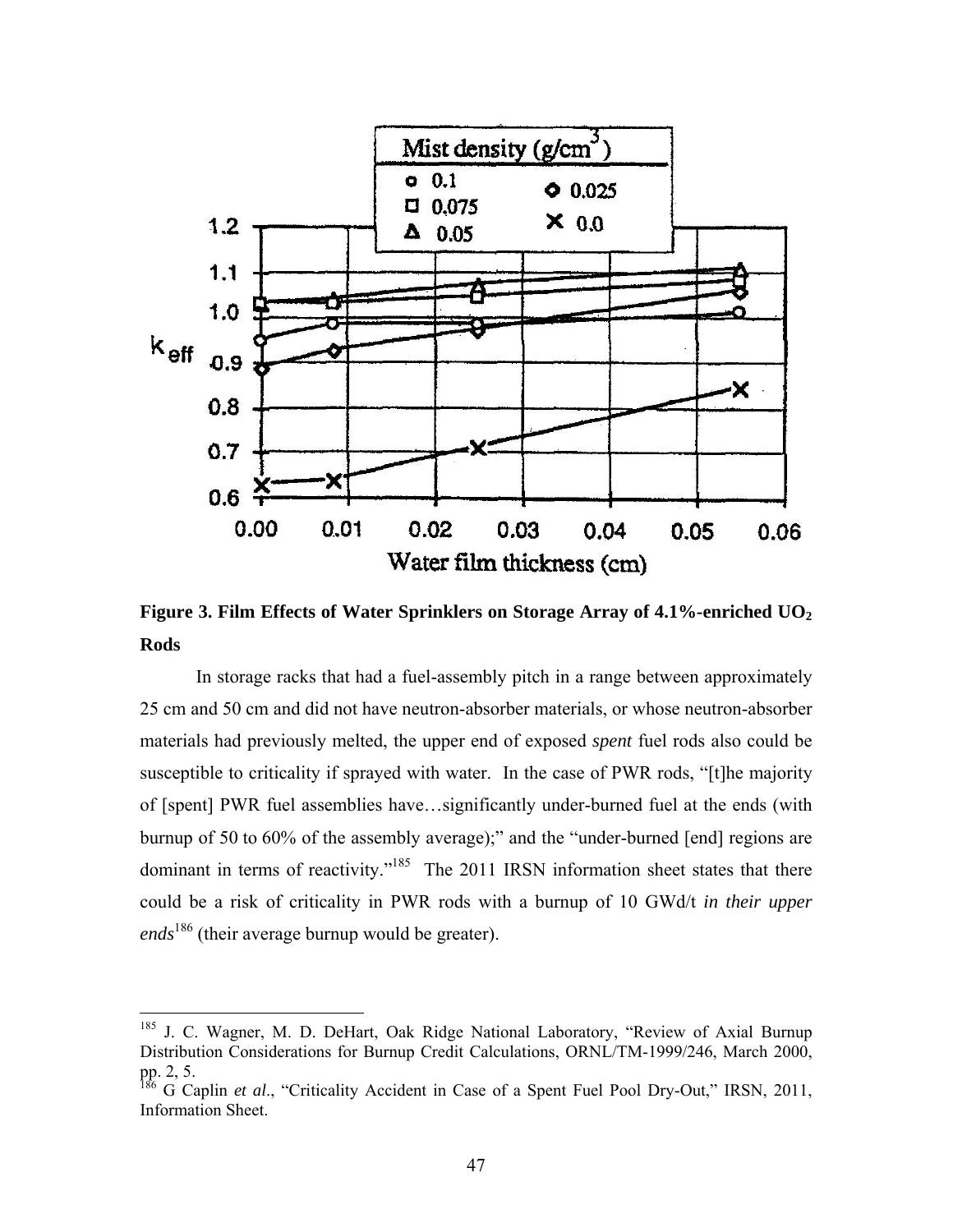**Figure 3. Film Effects of Water Sprinklers on Storage Array of 4.1%-enriched $UO_2$ Rods**

In storage racks that had a fuel-assembly pitch in a range between approximately 25 cm and 50 cm and did not have neutron-absorber materials, or whose neutron-absorber materials had previously melted, the upper end of exposed *spent* fuel rods also could be susceptible to criticality if sprayed with water. In the case of PWR rods, "[t]he majority of [spent] PWR fuel assemblies have…significantly under-burned fuel at the ends (with burnup of 50 to 60% of the assembly average);" and the "under-burned [end] regions are dominant in terms of reactivity."[185] The 2011 IRSN information sheet states that there could be a risk of criticality in PWR rods with a burnup of 10 GWd/t *in their upper ends*[186] (their average burnup would be greater).

---

[185] J. C. Wagner, M. D. DeHart, Oak Ridge National Laboratory, "Review of Axial Burnup Distribution Considerations for Burnup Credit Calculations, ORNL/TM-1999/246, March 2000, pp. 2, 5.

[186] G Caplin *et al*., "Criticality Accident in Case of a Spent Fuel Pool Dry-Out," IRSN, 2011, Information Sheet.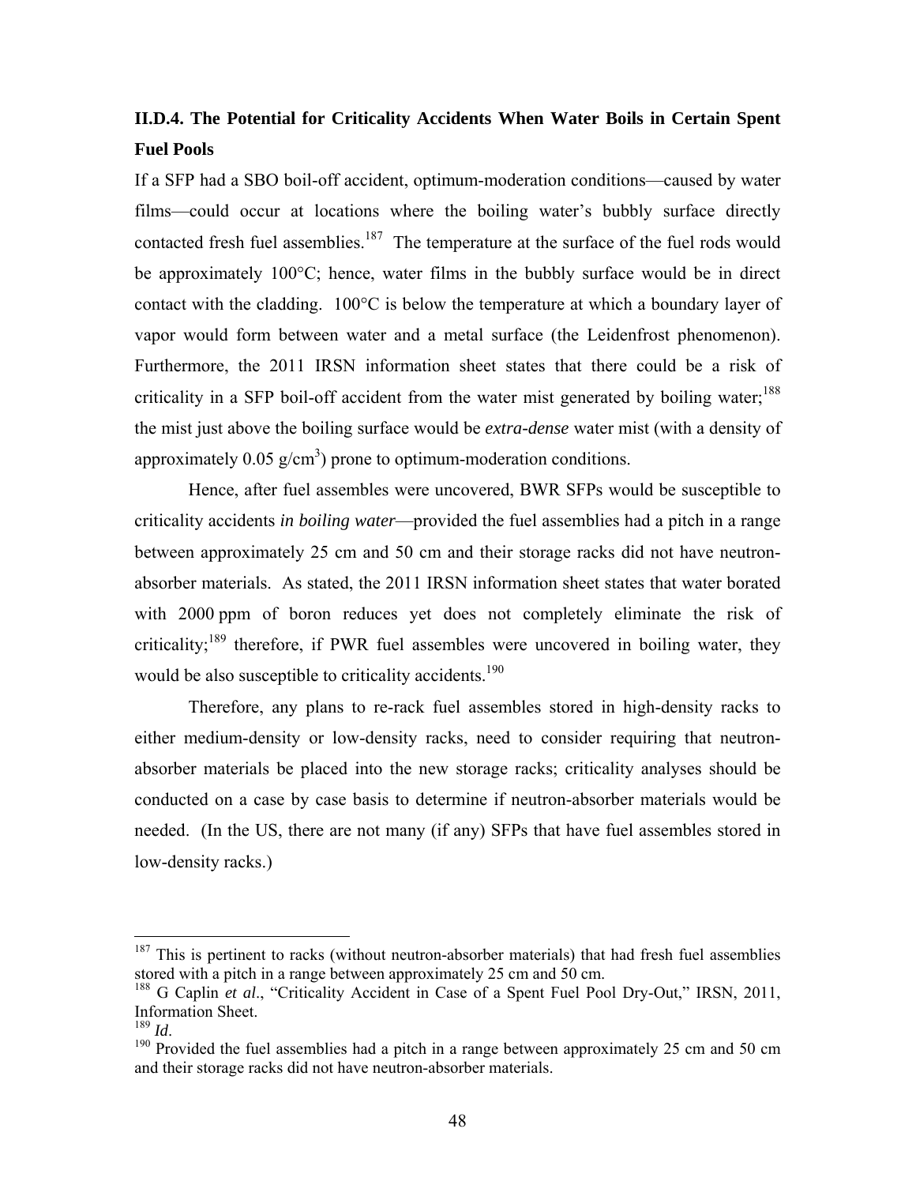### II.D.4. The Potential for Criticality Accidents When Water Boils in Certain Spent Fuel Pools

If a SFP had a SBO boil-off accident, optimum-moderation conditions—caused by water films—could occur at locations where the boiling water's bubbly surface directly contacted fresh fuel assemblies.[187] The temperature at the surface of the fuel rods would be approximately 100°C; hence, water films in the bubbly surface would be in direct contact with the cladding. 100°C is below the temperature at which a boundary layer of vapor would form between water and a metal surface (the Leidenfrost phenomenon). Furthermore, the 2011 IRSN information sheet states that there could be a risk of criticality in a SFP boil-off accident from the water mist generated by boiling water;[188] the mist just above the boiling surface would be *extra-dense* water mist (with a density of approximately 0.05 g/cm$^3$) prone to optimum-moderation conditions.

Hence, after fuel assembles were uncovered, BWR SFPs would be susceptible to criticality accidents *in boiling water*—provided the fuel assemblies had a pitch in a range between approximately 25 cm and 50 cm and their storage racks did not have neutron-absorber materials. As stated, the 2011 IRSN information sheet states that water borated with 2000 ppm of boron reduces yet does not completely eliminate the risk of criticality;[189] therefore, if PWR fuel assembles were uncovered in boiling water, they would be also susceptible to criticality accidents.[190]

Therefore, any plans to re-rack fuel assembles stored in high-density racks to either medium-density or low-density racks, need to consider requiring that neutron-absorber materials be placed into the new storage racks; criticality analyses should be conducted on a case by case basis to determine if neutron-absorber materials would be needed. (In the US, there are not many (if any) SFPs that have fuel assembles stored in low-density racks.)

---

[187] This is pertinent to racks (without neutron-absorber materials) that had fresh fuel assemblies stored with a pitch in a range between approximately 25 cm and 50 cm.

[188] G Caplin *et al*., "Criticality Accident in Case of a Spent Fuel Pool Dry-Out," IRSN, 2011, Information Sheet.

[189] *Id*.

[190] Provided the fuel assemblies had a pitch in a range between approximately 25 cm and 50 cm and their storage racks did not have neutron-absorber materials.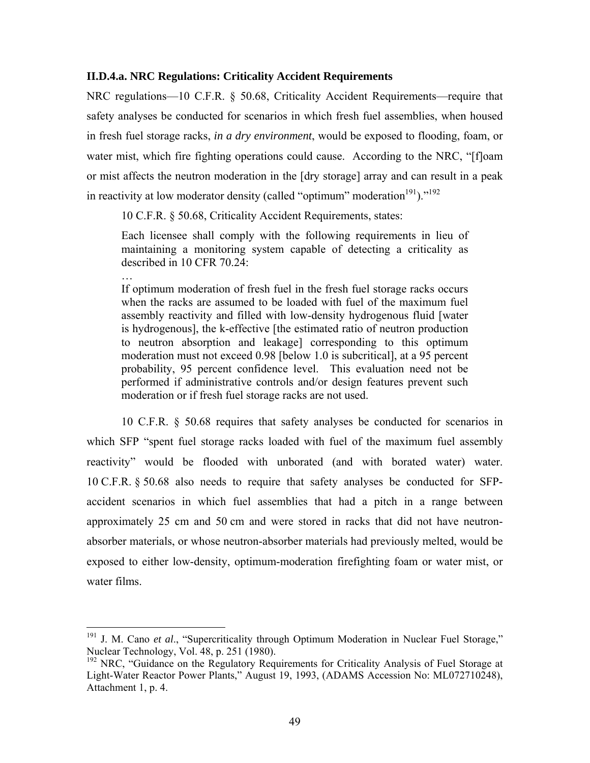### II.D.4.a. NRC Regulations: Criticality Accident Requirements

NRC regulations—10 C.F.R. § 50.68, Criticality Accident Requirements—require that safety analyses be conducted for scenarios in which fresh fuel assemblies, when housed in fresh fuel storage racks, *in a dry environment*, would be exposed to flooding, foam, or water mist, which fire fighting operations could cause. According to the NRC, "[f]oam or mist affects the neutron moderation in the [dry storage] array and can result in a peak in reactivity at low moderator density (called "optimum" moderation[191])."[192]

10 C.F.R. § 50.68, Criticality Accident Requirements, states:

> Each licensee shall comply with the following requirements in lieu of maintaining a monitoring system capable of detecting a criticality as described in 10 CFR 70.24:
>
> …
>
> If optimum moderation of fresh fuel in the fresh fuel storage racks occurs when the racks are assumed to be loaded with fuel of the maximum fuel assembly reactivity and filled with low-density hydrogenous fluid [water is hydrogenous], the k-effective [the estimated ratio of neutron production to neutron absorption and leakage] corresponding to this optimum moderation must not exceed 0.98 [below 1.0 is subcritical], at a 95 percent probability, 95 percent confidence level. This evaluation need not be performed if administrative controls and/or design features prevent such moderation or if fresh fuel storage racks are not used.

10 C.F.R. § 50.68 requires that safety analyses be conducted for scenarios in which SFP "spent fuel storage racks loaded with fuel of the maximum fuel assembly reactivity" would be flooded with unborated (and with borated water) water. 10 C.F.R. § 50.68 also needs to require that safety analyses be conducted for SFP-accident scenarios in which fuel assemblies that had a pitch in a range between approximately 25 cm and 50 cm and were stored in racks that did not have neutron-absorber materials, or whose neutron-absorber materials had previously melted, would be exposed to either low-density, optimum-moderation firefighting foam or water mist, or water films.

---

[191] J. M. Cano *et al*., "Supercriticality through Optimum Moderation in Nuclear Fuel Storage," Nuclear Technology, Vol. 48, p. 251 (1980).

[192] NRC, "Guidance on the Regulatory Requirements for Criticality Analysis of Fuel Storage at Light-Water Reactor Power Plants," August 19, 1993, (ADAMS Accession No: ML072710248), Attachment 1, p. 4.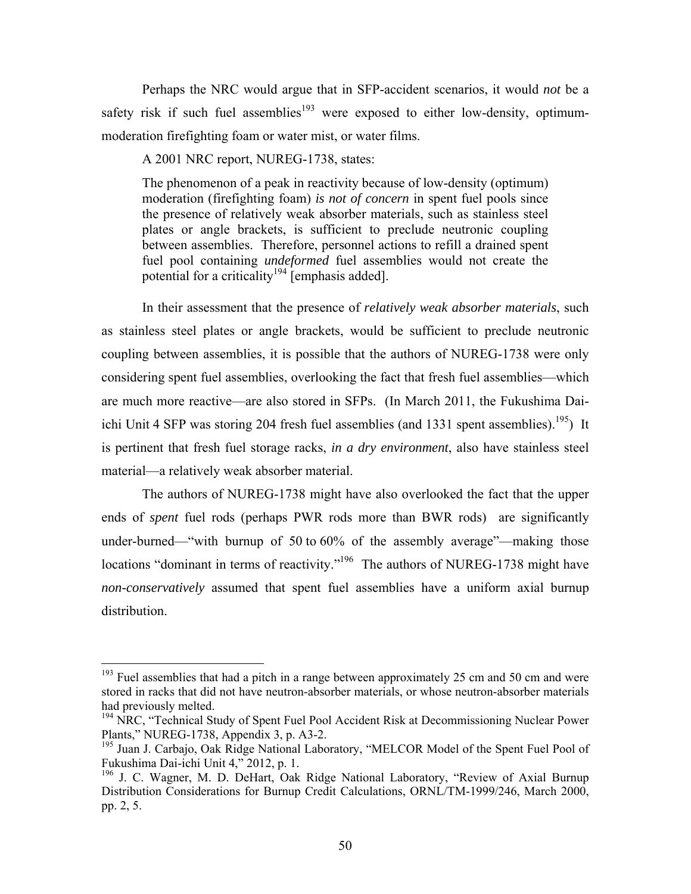Perhaps the NRC would argue that in SFP-accident scenarios, it would *not* be a safety risk if such fuel assemblies[193] were exposed to either low-density, optimum-moderation firefighting foam or water mist, or water films.

A 2001 NRC report, NUREG-1738, states:

> The phenomenon of a peak in reactivity because of low-density (optimum) moderation (firefighting foam) *is not of concern* in spent fuel pools since the presence of relatively weak absorber materials, such as stainless steel plates or angle brackets, is sufficient to preclude neutronic coupling between assemblies. Therefore, personnel actions to refill a drained spent fuel pool containing *undeformed* fuel assemblies would not create the potential for a criticality[194] [emphasis added].

In their assessment that the presence of *relatively weak absorber materials*, such as stainless steel plates or angle brackets, would be sufficient to preclude neutronic coupling between assemblies, it is possible that the authors of NUREG-1738 were only considering spent fuel assemblies, overlooking the fact that fresh fuel assemblies—which are much more reactive—are also stored in SFPs. (In March 2011, the Fukushima Dai-ichi Unit 4 SFP was storing 204 fresh fuel assemblies (and 1331 spent assemblies).[195]) It is pertinent that fresh fuel storage racks, *in a dry environment*, also have stainless steel material—a relatively weak absorber material.

The authors of NUREG-1738 might have also overlooked the fact that the upper ends of *spent* fuel rods (perhaps PWR rods more than BWR rods) are significantly under-burned—"with burnup of 50 to 60% of the assembly average"—making those locations "dominant in terms of reactivity."[196] The authors of NUREG-1738 might have *non-conservatively* assumed that spent fuel assemblies have a uniform axial burnup distribution.

---

[193] Fuel assemblies that had a pitch in a range between approximately 25 cm and 50 cm and were stored in racks that did not have neutron-absorber materials, or whose neutron-absorber materials had previously melted.

[194] NRC, "Technical Study of Spent Fuel Pool Accident Risk at Decommissioning Nuclear Power Plants," NUREG-1738, Appendix 3, p. A3-2.

[195] Juan J. Carbajo, Oak Ridge National Laboratory, "MELCOR Model of the Spent Fuel Pool of Fukushima Dai-ichi Unit 4," 2012, p. 1.

[196] J. C. Wagner, M. D. DeHart, Oak Ridge National Laboratory, "Review of Axial Burnup Distribution Considerations for Burnup Credit Calculations, ORNL/TM-1999/246, March 2000, pp. 2, 5.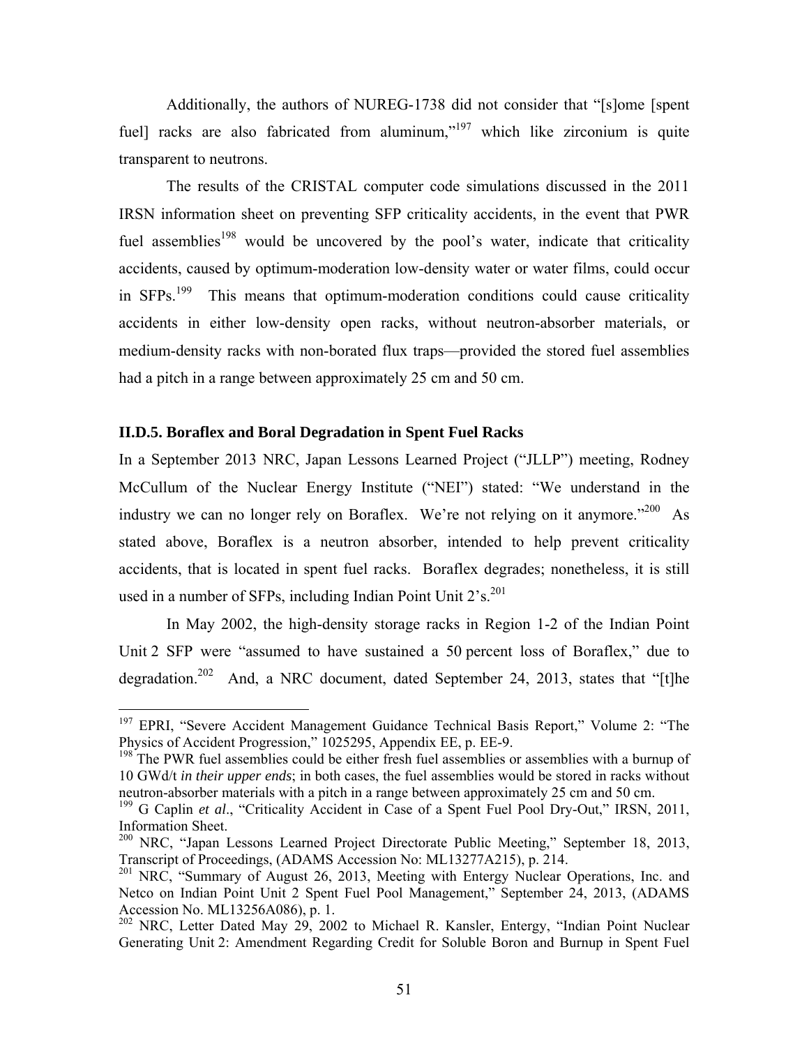Additionally, the authors of NUREG-1738 did not consider that "[s]ome [spent fuel] racks are also fabricated from aluminum,"[197] which like zirconium is quite transparent to neutrons.

The results of the CRISTAL computer code simulations discussed in the 2011 IRSN information sheet on preventing SFP criticality accidents, in the event that PWR fuel assemblies[198] would be uncovered by the pool's water, indicate that criticality accidents, caused by optimum-moderation low-density water or water films, could occur in SFPs.[199] This means that optimum-moderation conditions could cause criticality accidents in either low-density open racks, without neutron-absorber materials, or medium-density racks with non-borated flux traps—provided the stored fuel assemblies had a pitch in a range between approximately 25 cm and 50 cm.

### II.D.5. Boraflex and Boral Degradation in Spent Fuel Racks

In a September 2013 NRC, Japan Lessons Learned Project ("JLLP") meeting, Rodney McCullum of the Nuclear Energy Institute ("NEI") stated: "We understand in the industry we can no longer rely on Boraflex. We're not relying on it anymore."[200] As stated above, Boraflex is a neutron absorber, intended to help prevent criticality accidents, that is located in spent fuel racks. Boraflex degrades; nonetheless, it is still used in a number of SFPs, including Indian Point Unit 2's.[201]

In May 2002, the high-density storage racks in Region 1-2 of the Indian Point Unit 2 SFP were "assumed to have sustained a 50 percent loss of Boraflex," due to degradation.[202] And, a NRC document, dated September 24, 2013, states that "[t]he

---

[197] EPRI, "Severe Accident Management Guidance Technical Basis Report," Volume 2: "The Physics of Accident Progression," 1025295, Appendix EE, p. EE-9.

[198] The PWR fuel assemblies could be either fresh fuel assemblies or assemblies with a burnup of 10 GWd/t *in their upper ends*; in both cases, the fuel assemblies would be stored in racks without neutron-absorber materials with a pitch in a range between approximately 25 cm and 50 cm.

[199] G Caplin *et al*., "Criticality Accident in Case of a Spent Fuel Pool Dry-Out," IRSN, 2011, Information Sheet.

[200] NRC, "Japan Lessons Learned Project Directorate Public Meeting," September 18, 2013, Transcript of Proceedings, (ADAMS Accession No: ML13277A215), p. 214.

[201] NRC, "Summary of August 26, 2013, Meeting with Entergy Nuclear Operations, Inc. and Netco on Indian Point Unit 2 Spent Fuel Pool Management," September 24, 2013, (ADAMS Accession No. ML13256A086), p. 1.

[202] NRC, Letter Dated May 29, 2002 to Michael R. Kansler, Entergy, "Indian Point Nuclear Generating Unit 2: Amendment Regarding Credit for Soluble Boron and Burnup in Spent Fuel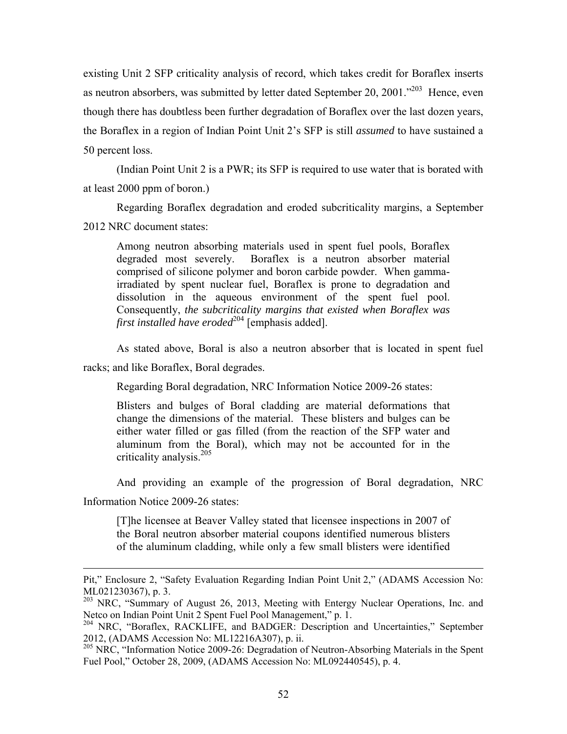existing Unit 2 SFP criticality analysis of record, which takes credit for Boraflex inserts as neutron absorbers, was submitted by letter dated September 20, 2001."[203] Hence, even though there has doubtless been further degradation of Boraflex over the last dozen years, the Boraflex in a region of Indian Point Unit 2's SFP is still *assumed* to have sustained a 50 percent loss.

(Indian Point Unit 2 is a PWR; its SFP is required to use water that is borated with at least 2000 ppm of boron.)

Regarding Boraflex degradation and eroded subcriticality margins, a September 2012 NRC document states:

> Among neutron absorbing materials used in spent fuel pools, Boraflex degraded most severely. Boraflex is a neutron absorber material comprised of silicone polymer and boron carbide powder. When gamma-irradiated by spent nuclear fuel, Boraflex is prone to degradation and dissolution in the aqueous environment of the spent fuel pool. Consequently, *the subcriticality margins that existed when Boraflex was first installed have eroded*[204] [emphasis added].

As stated above, Boral is also a neutron absorber that is located in spent fuel racks; and like Boraflex, Boral degrades.

Regarding Boral degradation, NRC Information Notice 2009-26 states:

> Blisters and bulges of Boral cladding are material deformations that change the dimensions of the material. These blisters and bulges can be either water filled or gas filled (from the reaction of the SFP water and aluminum from the Boral), which may not be accounted for in the criticality analysis.[205]

And providing an example of the progression of Boral degradation, NRC Information Notice 2009-26 states:

> [T]he licensee at Beaver Valley stated that licensee inspections in 2007 of the Boral neutron absorber material coupons identified numerous blisters of the aluminum cladding, while only a few small blisters were identified

---

Pit," Enclosure 2, "Safety Evaluation Regarding Indian Point Unit 2," (ADAMS Accession No: ML021230367), p. 3.

[203] NRC, "Summary of August 26, 2013, Meeting with Entergy Nuclear Operations, Inc. and Netco on Indian Point Unit 2 Spent Fuel Pool Management," p. 1.

[204] NRC, "Boraflex, RACKLIFE, and BADGER: Description and Uncertainties," September 2012, (ADAMS Accession No: ML12216A307), p. ii.

[205] NRC, "Information Notice 2009-26: Degradation of Neutron-Absorbing Materials in the Spent Fuel Pool," October 28, 2009, (ADAMS Accession No: ML092440545), p. 4.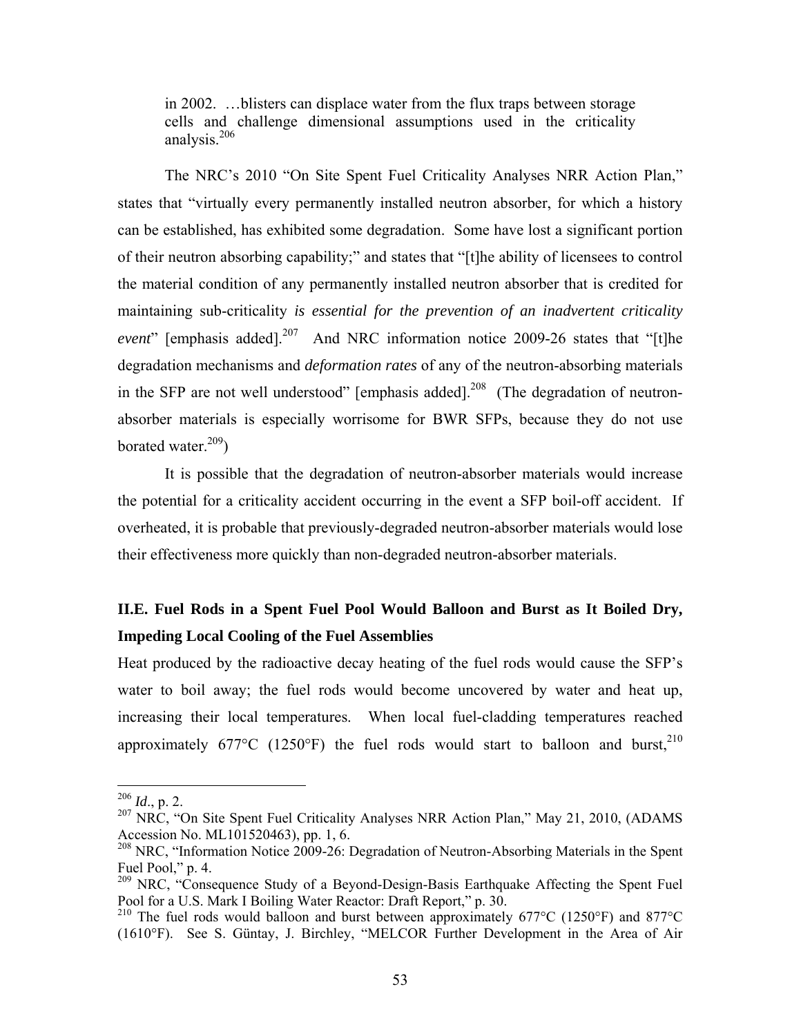> in 2002. …blisters can displace water from the flux traps between storage cells and challenge dimensional assumptions used in the criticality analysis.[206]

The NRC's 2010 "On Site Spent Fuel Criticality Analyses NRR Action Plan," states that "virtually every permanently installed neutron absorber, for which a history can be established, has exhibited some degradation. Some have lost a significant portion of their neutron absorbing capability;" and states that "[t]he ability of licensees to control the material condition of any permanently installed neutron absorber that is credited for maintaining sub-criticality *is essential for the prevention of an inadvertent criticality event*" [emphasis added].[207] And NRC information notice 2009-26 states that "[t]he degradation mechanisms and *deformation rates* of any of the neutron-absorbing materials in the SFP are not well understood" [emphasis added].[208] (The degradation of neutron-absorber materials is especially worrisome for BWR SFPs, because they do not use borated water.[209])

It is possible that the degradation of neutron-absorber materials would increase the potential for a criticality accident occurring in the event a SFP boil-off accident. If overheated, it is probable that previously-degraded neutron-absorber materials would lose their effectiveness more quickly than non-degraded neutron-absorber materials.

## II.E. Fuel Rods in a Spent Fuel Pool Would Balloon and Burst as It Boiled Dry, Impeding Local Cooling of the Fuel Assemblies

Heat produced by the radioactive decay heating of the fuel rods would cause the SFP's water to boil away; the fuel rods would become uncovered by water and heat up, increasing their local temperatures. When local fuel-cladding temperatures reached approximately 677°C (1250°F) the fuel rods would start to balloon and burst,[210]

---

[206] *Id*., p. 2.

[207] NRC, "On Site Spent Fuel Criticality Analyses NRR Action Plan," May 21, 2010, (ADAMS Accession No. ML101520463), pp. 1, 6.

[208] NRC, "Information Notice 2009-26: Degradation of Neutron-Absorbing Materials in the Spent Fuel Pool," p. 4.

[209] NRC, "Consequence Study of a Beyond-Design-Basis Earthquake Affecting the Spent Fuel Pool for a U.S. Mark I Boiling Water Reactor: Draft Report," p. 30.

[210] The fuel rods would balloon and burst between approximately 677°C (1250°F) and 877°C (1610°F). See S. Güntay, J. Birchley, "MELCOR Further Development in the Area of Air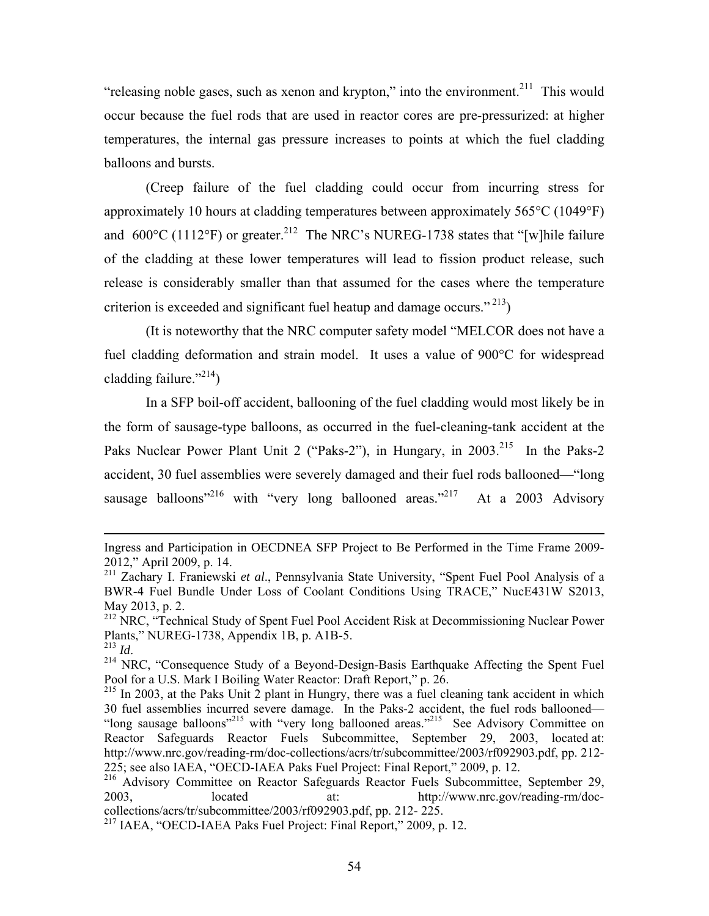"releasing noble gases, such as xenon and krypton," into the environment.[211] This would occur because the fuel rods that are used in reactor cores are pre-pressurized: at higher temperatures, the internal gas pressure increases to points at which the fuel cladding balloons and bursts.

(Creep failure of the fuel cladding could occur from incurring stress for approximately 10 hours at cladding temperatures between approximately 565°C (1049°F) and 600°C (1112°F) or greater.[212] The NRC's NUREG-1738 states that "[w]hile failure of the cladding at these lower temperatures will lead to fission product release, such release is considerably smaller than that assumed for the cases where the temperature criterion is exceeded and significant fuel heatup and damage occurs." [213])

(It is noteworthy that the NRC computer safety model "MELCOR does not have a fuel cladding deformation and strain model. It uses a value of 900°C for widespread cladding failure."[214])

In a SFP boil-off accident, ballooning of the fuel cladding would most likely be in the form of sausage-type balloons, as occurred in the fuel-cleaning-tank accident at the Paks Nuclear Power Plant Unit 2 ("Paks-2"), in Hungary, in 2003.[215] In the Paks-2 accident, 30 fuel assemblies were severely damaged and their fuel rods ballooned—"long sausage balloons"[216] with "very long ballooned areas."[217] At a 2003 Advisory

---

Ingress and Participation in OECDNEA SFP Project to Be Performed in the Time Frame 2009-2012," April 2009, p. 14.

[211] Zachary I. Franiewski *et al*., Pennsylvania State University, "Spent Fuel Pool Analysis of a BWR-4 Fuel Bundle Under Loss of Coolant Conditions Using TRACE," NucE431W S2013, May 2013, p. 2.

[212] NRC, "Technical Study of Spent Fuel Pool Accident Risk at Decommissioning Nuclear Power Plants," NUREG-1738, Appendix 1B, p. A1B-5.

[213] *Id*.

[214] NRC, "Consequence Study of a Beyond-Design-Basis Earthquake Affecting the Spent Fuel Pool for a U.S. Mark I Boiling Water Reactor: Draft Report," p. 26.

[215] In 2003, at the Paks Unit 2 plant in Hungry, there was a fuel cleaning tank accident in which 30 fuel assemblies incurred severe damage. In the Paks-2 accident, the fuel rods ballooned—"long sausage balloons"[215] with "very long ballooned areas."[215] See Advisory Committee on Reactor Safeguards Reactor Fuels Subcommittee, September 29, 2003, located at: http://www.nrc.gov/reading-rm/doc-collections/acrs/tr/subcommittee/2003/rf092903.pdf, pp. 212-225; see also IAEA, "OECD-IAEA Paks Fuel Project: Final Report," 2009, p. 12.

[216] Advisory Committee on Reactor Safeguards Reactor Fuels Subcommittee, September 29, 2003, located at: http://www.nrc.gov/reading-rm/doc-collections/acrs/tr/subcommittee/2003/rf092903.pdf, pp. 212- 225.

[217] IAEA, "OECD-IAEA Paks Fuel Project: Final Report," 2009, p. 12.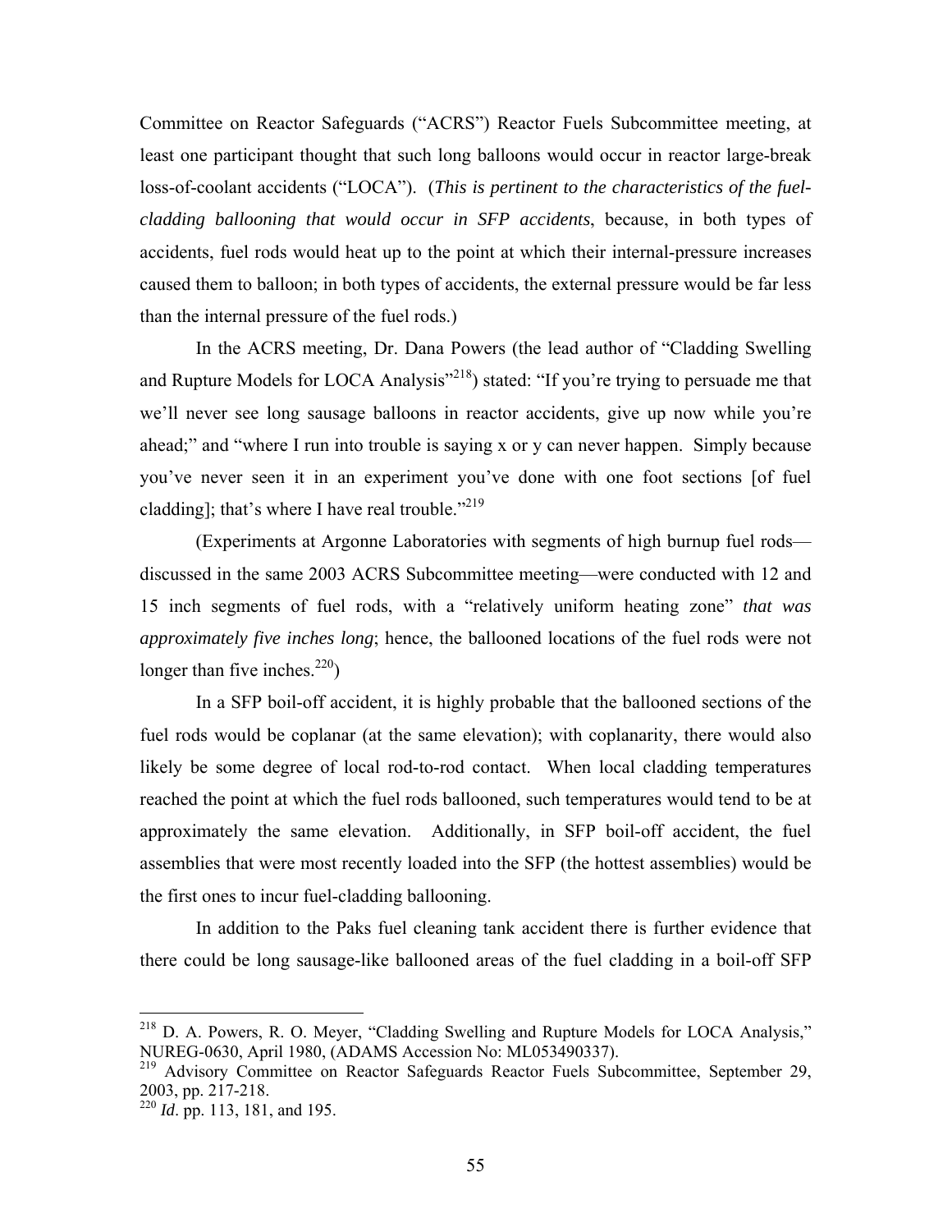Committee on Reactor Safeguards ("ACRS") Reactor Fuels Subcommittee meeting, at least one participant thought that such long balloons would occur in reactor large-break loss-of-coolant accidents ("LOCA"). (*This is pertinent to the characteristics of the fuel-cladding ballooning that would occur in SFP accidents*, because, in both types of accidents, fuel rods would heat up to the point at which their internal-pressure increases caused them to balloon; in both types of accidents, the external pressure would be far less than the internal pressure of the fuel rods.)

In the ACRS meeting, Dr. Dana Powers (the lead author of "Cladding Swelling and Rupture Models for LOCA Analysis"[218]) stated: "If you're trying to persuade me that we'll never see long sausage balloons in reactor accidents, give up now while you're ahead;" and "where I run into trouble is saying x or y can never happen. Simply because you've never seen it in an experiment you've done with one foot sections [of fuel cladding]; that's where I have real trouble."[219]

(Experiments at Argonne Laboratories with segments of high burnup fuel rods—discussed in the same 2003 ACRS Subcommittee meeting—were conducted with 12 and 15 inch segments of fuel rods, with a "relatively uniform heating zone" *that was approximately five inches long*; hence, the ballooned locations of the fuel rods were not longer than five inches.[220])

In a SFP boil-off accident, it is highly probable that the ballooned sections of the fuel rods would be coplanar (at the same elevation); with coplanarity, there would also likely be some degree of local rod-to-rod contact. When local cladding temperatures reached the point at which the fuel rods ballooned, such temperatures would tend to be at approximately the same elevation. Additionally, in SFP boil-off accident, the fuel assemblies that were most recently loaded into the SFP (the hottest assemblies) would be the first ones to incur fuel-cladding ballooning.

In addition to the Paks fuel cleaning tank accident there is further evidence that there could be long sausage-like ballooned areas of the fuel cladding in a boil-off SFP

---

[218] D. A. Powers, R. O. Meyer, "Cladding Swelling and Rupture Models for LOCA Analysis," NUREG-0630, April 1980, (ADAMS Accession No: ML053490337).

[219] Advisory Committee on Reactor Safeguards Reactor Fuels Subcommittee, September 29, 2003, pp. 217-218.

[220] *Id*. pp. 113, 181, and 195.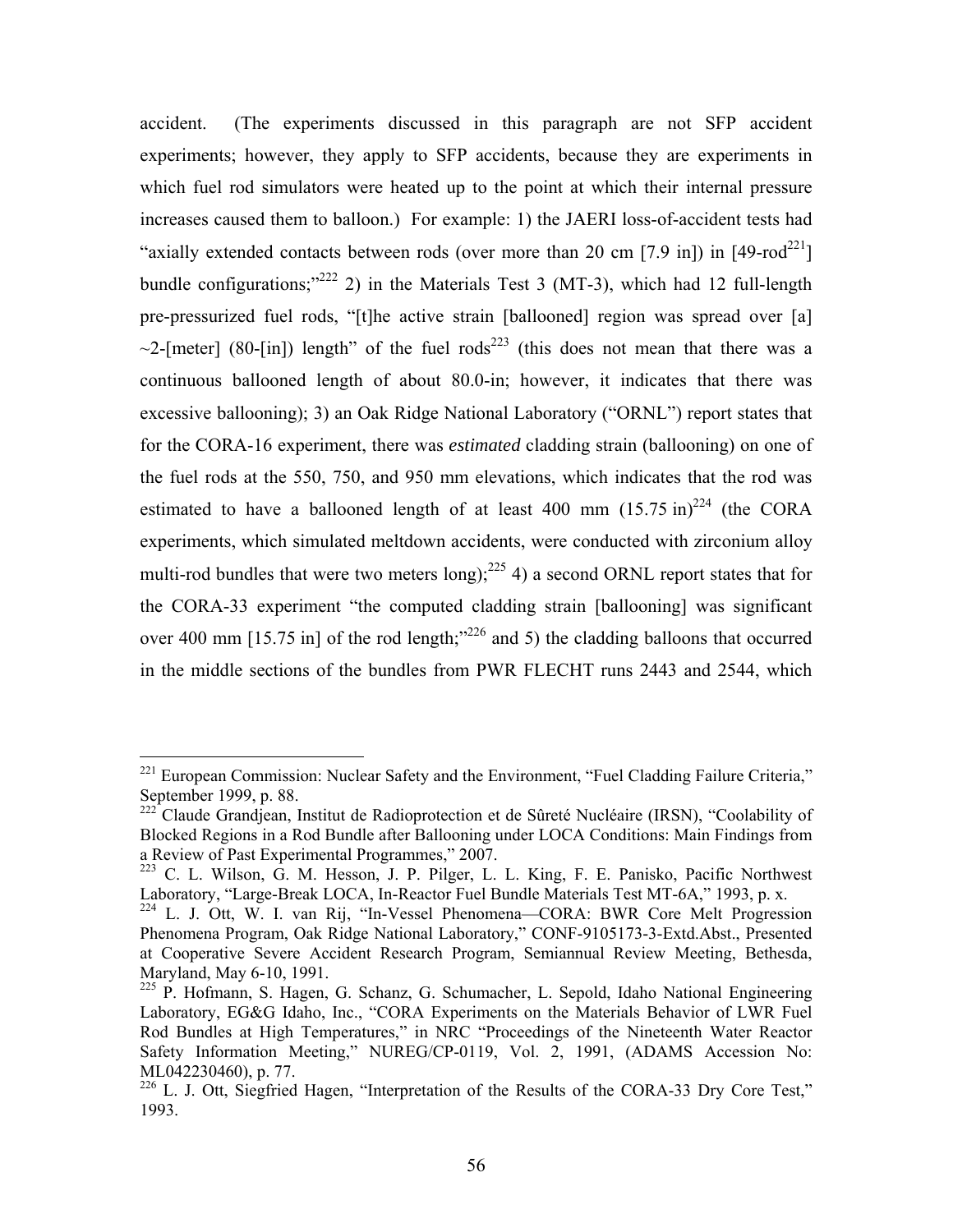accident. (The experiments discussed in this paragraph are not SFP accident experiments; however, they apply to SFP accidents, because they are experiments in which fuel rod simulators were heated up to the point at which their internal pressure increases caused them to balloon.) For example: 1) the JAERI loss-of-accident tests had "axially extended contacts between rods (over more than 20 cm [7.9 in]) in [49-rod[221]] bundle configurations;"[222] 2) in the Materials Test 3 (MT-3), which had 12 full-length pre-pressurized fuel rods, "[t]he active strain [ballooned] region was spread over [a] ~2-[meter] (80-[in]) length" of the fuel rods[223] (this does not mean that there was a continuous ballooned length of about 80.0-in; however, it indicates that there was excessive ballooning); 3) an Oak Ridge National Laboratory ("ORNL") report states that for the CORA-16 experiment, there was *estimated* cladding strain (ballooning) on one of the fuel rods at the 550, 750, and 950 mm elevations, which indicates that the rod was estimated to have a ballooned length of at least 400 mm (15.75 in)[224] (the CORA experiments, which simulated meltdown accidents, were conducted with zirconium alloy multi-rod bundles that were two meters long);[225] 4) a second ORNL report states that for the CORA-33 experiment "the computed cladding strain [ballooning] was significant over 400 mm [15.75 in] of the rod length;"[226] and 5) the cladding balloons that occurred in the middle sections of the bundles from PWR FLECHT runs 2443 and 2544, which

---

[221] European Commission: Nuclear Safety and the Environment, "Fuel Cladding Failure Criteria," September 1999, p. 88.

[222] Claude Grandjean, Institut de Radioprotection et de Sûreté Nucléaire (IRSN), "Coolability of Blocked Regions in a Rod Bundle after Ballooning under LOCA Conditions: Main Findings from a Review of Past Experimental Programmes," 2007.

[223] C. L. Wilson, G. M. Hesson, J. P. Pilger, L. L. King, F. E. Panisko, Pacific Northwest Laboratory, "Large-Break LOCA, In-Reactor Fuel Bundle Materials Test MT-6A," 1993, p. x.

[224] L. J. Ott, W. I. van Rij, "In-Vessel Phenomena—CORA: BWR Core Melt Progression Phenomena Program, Oak Ridge National Laboratory," CONF-9105173-3-Extd.Abst., Presented at Cooperative Severe Accident Research Program, Semiannual Review Meeting, Bethesda, Maryland, May 6-10, 1991.

[225] P. Hofmann, S. Hagen, G. Schanz, G. Schumacher, L. Sepold, Idaho National Engineering Laboratory, EG&G Idaho, Inc., "CORA Experiments on the Materials Behavior of LWR Fuel Rod Bundles at High Temperatures," in NRC "Proceedings of the Nineteenth Water Reactor Safety Information Meeting," NUREG/CP-0119, Vol. 2, 1991, (ADAMS Accession No: ML042230460), p. 77.

[226] L. J. Ott, Siegfried Hagen, "Interpretation of the Results of the CORA-33 Dry Core Test," 1993.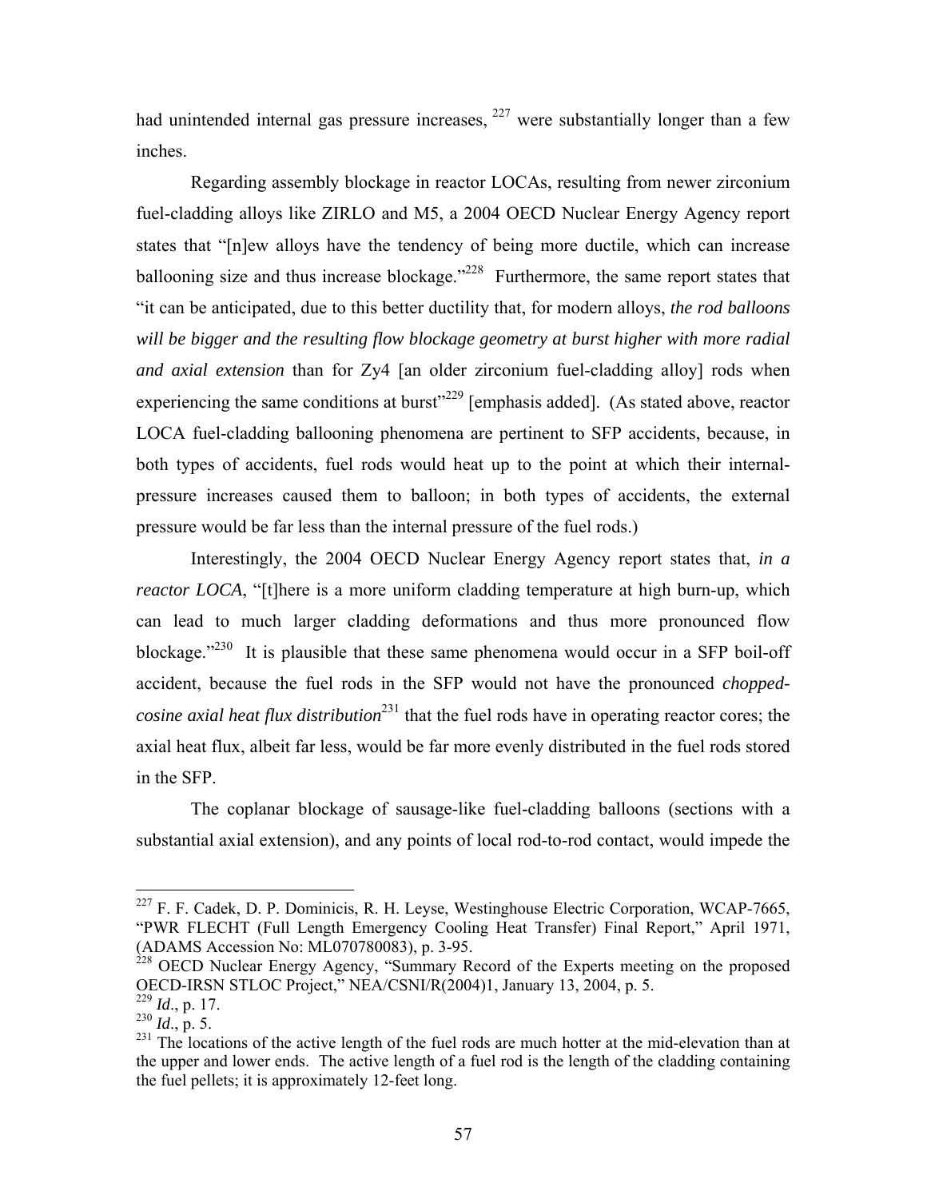had unintended internal gas pressure increases, [227] were substantially longer than a few inches.

Regarding assembly blockage in reactor LOCAs, resulting from newer zirconium fuel-cladding alloys like ZIRLO and M5, a 2004 OECD Nuclear Energy Agency report states that "[n]ew alloys have the tendency of being more ductile, which can increase ballooning size and thus increase blockage."[228] Furthermore, the same report states that "it can be anticipated, due to this better ductility that, for modern alloys, *the rod balloons will be bigger and the resulting flow blockage geometry at burst higher with more radial and axial extension* than for Zy4 [an older zirconium fuel-cladding alloy] rods when experiencing the same conditions at burst"[229] [emphasis added]. (As stated above, reactor LOCA fuel-cladding ballooning phenomena are pertinent to SFP accidents, because, in both types of accidents, fuel rods would heat up to the point at which their internal-pressure increases caused them to balloon; in both types of accidents, the external pressure would be far less than the internal pressure of the fuel rods.)

Interestingly, the 2004 OECD Nuclear Energy Agency report states that, *in a reactor LOCA*, "[t]here is a more uniform cladding temperature at high burn-up, which can lead to much larger cladding deformations and thus more pronounced flow blockage."[230] It is plausible that these same phenomena would occur in a SFP boil-off accident, because the fuel rods in the SFP would not have the pronounced *chopped-cosine axial heat flux distribution*[231] that the fuel rods have in operating reactor cores; the axial heat flux, albeit far less, would be far more evenly distributed in the fuel rods stored in the SFP.

The coplanar blockage of sausage-like fuel-cladding balloons (sections with a substantial axial extension), and any points of local rod-to-rod contact, would impede the

---

[227] F. F. Cadek, D. P. Dominicis, R. H. Leyse, Westinghouse Electric Corporation, WCAP-7665, "PWR FLECHT (Full Length Emergency Cooling Heat Transfer) Final Report," April 1971, (ADAMS Accession No: ML070780083), p. 3-95.

[228] OECD Nuclear Energy Agency, "Summary Record of the Experts meeting on the proposed OECD-IRSN STLOC Project," NEA/CSNI/R(2004)1, January 13, 2004, p. 5.

[229] *Id*., p. 17.

[230] *Id*., p. 5.

[231] The locations of the active length of the fuel rods are much hotter at the mid-elevation than at the upper and lower ends. The active length of a fuel rod is the length of the cladding containing the fuel pellets; it is approximately 12-feet long.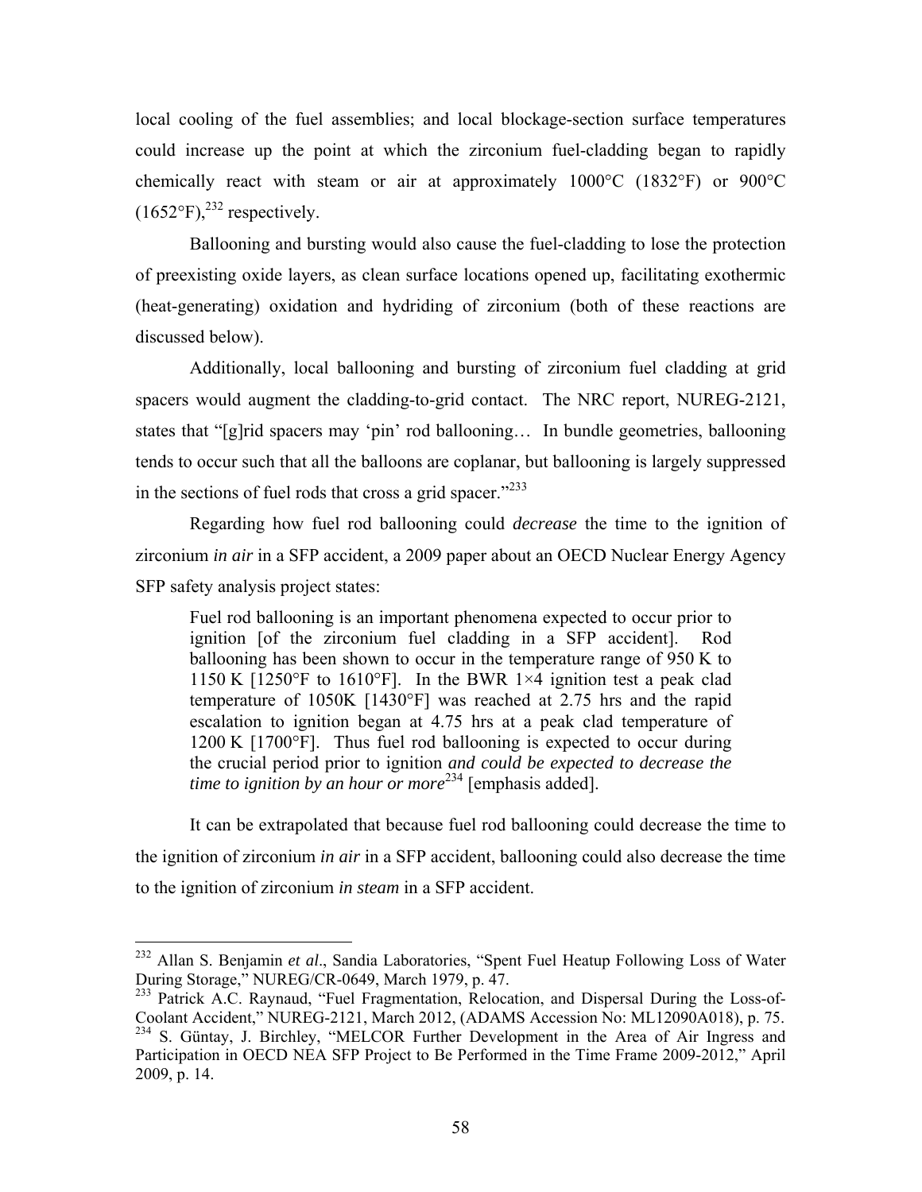local cooling of the fuel assemblies; and local blockage-section surface temperatures could increase up the point at which the zirconium fuel-cladding began to rapidly chemically react with steam or air at approximately 1000°C (1832°F) or 900°C (1652°F),[232] respectively.

Ballooning and bursting would also cause the fuel-cladding to lose the protection of preexisting oxide layers, as clean surface locations opened up, facilitating exothermic (heat-generating) oxidation and hydriding of zirconium (both of these reactions are discussed below).

Additionally, local ballooning and bursting of zirconium fuel cladding at grid spacers would augment the cladding-to-grid contact. The NRC report, NUREG-2121, states that "[g]rid spacers may 'pin' rod ballooning… In bundle geometries, ballooning tends to occur such that all the balloons are coplanar, but ballooning is largely suppressed in the sections of fuel rods that cross a grid spacer."[233]

Regarding how fuel rod ballooning could *decrease* the time to the ignition of zirconium *in air* in a SFP accident, a 2009 paper about an OECD Nuclear Energy Agency SFP safety analysis project states:

> Fuel rod ballooning is an important phenomena expected to occur prior to ignition [of the zirconium fuel cladding in a SFP accident]. Rod ballooning has been shown to occur in the temperature range of 950 K to 1150 K [1250°F to 1610°F]. In the BWR 1×4 ignition test a peak clad temperature of 1050K [1430°F] was reached at 2.75 hrs and the rapid escalation to ignition began at 4.75 hrs at a peak clad temperature of 1200 K [1700°F]. Thus fuel rod ballooning is expected to occur during the crucial period prior to ignition *and could be expected to decrease the time to ignition by an hour or more*[234] [emphasis added].

It can be extrapolated that because fuel rod ballooning could decrease the time to the ignition of zirconium *in air* in a SFP accident, ballooning could also decrease the time to the ignition of zirconium *in steam* in a SFP accident.

---

[232] Allan S. Benjamin *et al*., Sandia Laboratories, "Spent Fuel Heatup Following Loss of Water During Storage," NUREG/CR-0649, March 1979, p. 47.

[233] Patrick A.C. Raynaud, "Fuel Fragmentation, Relocation, and Dispersal During the Loss-of-Coolant Accident," NUREG-2121, March 2012, (ADAMS Accession No: ML12090A018), p. 75.

[234] S. Güntay, J. Birchley, "MELCOR Further Development in the Area of Air Ingress and Participation in OECD NEA SFP Project to Be Performed in the Time Frame 2009-2012," April 2009, p. 14.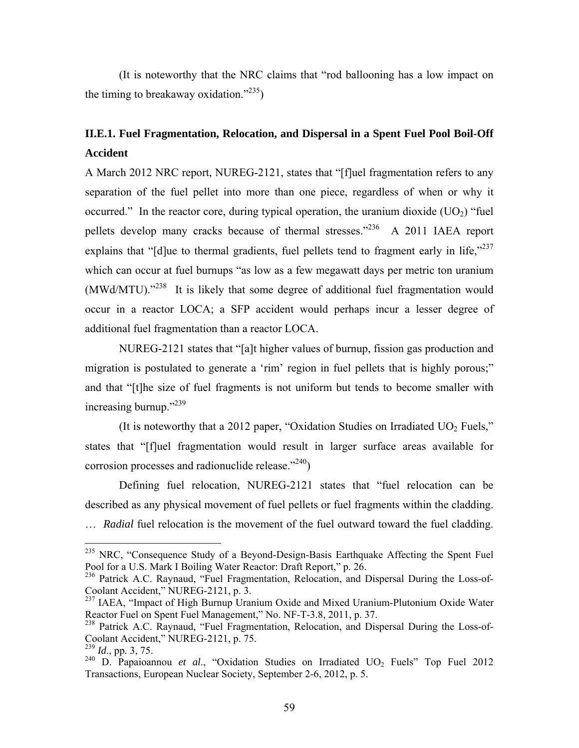(It is noteworthy that the NRC claims that "rod ballooning has a low impact on the timing to breakaway oxidation."[235])

## II.E.1. Fuel Fragmentation, Relocation, and Dispersal in a Spent Fuel Pool Boil-Off Accident

A March 2012 NRC report, NUREG-2121, states that "[f]uel fragmentation refers to any separation of the fuel pellet into more than one piece, regardless of when or why it occurred." In the reactor core, during typical operation, the uranium dioxide ($UO_2$) "fuel pellets develop many cracks because of thermal stresses."[236] A 2011 IAEA report explains that "[d]ue to thermal gradients, fuel pellets tend to fragment early in life,"[237] which can occur at fuel burnups "as low as a few megawatt days per metric ton uranium (MWd/MTU)."[238] It is likely that some degree of additional fuel fragmentation would occur in a reactor LOCA; a SFP accident would perhaps incur a lesser degree of additional fuel fragmentation than a reactor LOCA.

NUREG-2121 states that "[a]t higher values of burnup, fission gas production and migration is postulated to generate a 'rim' region in fuel pellets that is highly porous;" and that "[t]he size of fuel fragments is not uniform but tends to become smaller with increasing burnup."[239]

(It is noteworthy that a 2012 paper, "Oxidation Studies on Irradiated $UO_2$ Fuels," states that "[f]uel fragmentation would result in larger surface areas available for corrosion processes and radionuclide release."[240])

Defining fuel relocation, NUREG-2121 states that "fuel relocation can be described as any physical movement of fuel pellets or fuel fragments within the cladding. … *Radial* fuel relocation is the movement of the fuel outward toward the fuel cladding.

---

[235] NRC, "Consequence Study of a Beyond-Design-Basis Earthquake Affecting the Spent Fuel Pool for a U.S. Mark I Boiling Water Reactor: Draft Report," p. 26.

[236] Patrick A.C. Raynaud, "Fuel Fragmentation, Relocation, and Dispersal During the Loss-of-Coolant Accident," NUREG-2121, p. 3.

[237] IAEA, "Impact of High Burnup Uranium Oxide and Mixed Uranium-Plutonium Oxide Water Reactor Fuel on Spent Fuel Management," No. NF-T-3.8, 2011, p. 37.

[238] Patrick A.C. Raynaud, "Fuel Fragmentation, Relocation, and Dispersal During the Loss-of-Coolant Accident," NUREG-2121, p. 75.

[239] *Id*., pp. 3, 75.

[240] D. Papaioannou *et al*., "Oxidation Studies on Irradiated $UO_2$ Fuels" Top Fuel 2012 Transactions, European Nuclear Society, September 2-6, 2012, p. 5.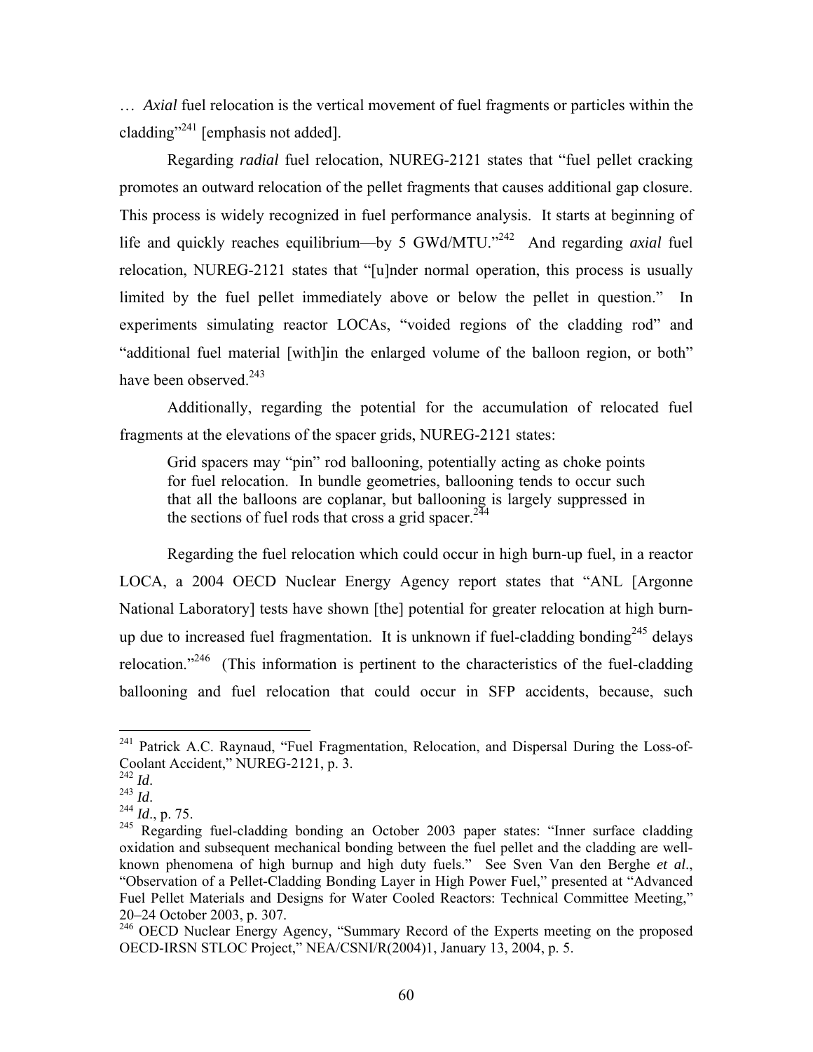… *Axial* fuel relocation is the vertical movement of fuel fragments or particles within the cladding"[241] [emphasis not added].

Regarding *radial* fuel relocation, NUREG-2121 states that "fuel pellet cracking promotes an outward relocation of the pellet fragments that causes additional gap closure. This process is widely recognized in fuel performance analysis. It starts at beginning of life and quickly reaches equilibrium—by 5 GWd/MTU."[242] And regarding *axial* fuel relocation, NUREG-2121 states that "[u]nder normal operation, this process is usually limited by the fuel pellet immediately above or below the pellet in question." In experiments simulating reactor LOCAs, "voided regions of the cladding rod" and "additional fuel material [with]in the enlarged volume of the balloon region, or both" have been observed.[243]

Additionally, regarding the potential for the accumulation of relocated fuel fragments at the elevations of the spacer grids, NUREG-2121 states:

> Grid spacers may "pin" rod ballooning, potentially acting as choke points for fuel relocation. In bundle geometries, ballooning tends to occur such that all the balloons are coplanar, but ballooning is largely suppressed in the sections of fuel rods that cross a grid spacer.[244]

Regarding the fuel relocation which could occur in high burn-up fuel, in a reactor LOCA, a 2004 OECD Nuclear Energy Agency report states that "ANL [Argonne National Laboratory] tests have shown [the] potential for greater relocation at high burn-up due to increased fuel fragmentation. It is unknown if fuel-cladding bonding[245] delays relocation."[246] (This information is pertinent to the characteristics of the fuel-cladding ballooning and fuel relocation that could occur in SFP accidents, because, such

---

[241] Patrick A.C. Raynaud, "Fuel Fragmentation, Relocation, and Dispersal During the Loss-of-Coolant Accident," NUREG-2121, p. 3.

[242] *Id*.

[243] *Id*.

[244] *Id*., p. 75.

[245] Regarding fuel-cladding bonding an October 2003 paper states: "Inner surface cladding oxidation and subsequent mechanical bonding between the fuel pellet and the cladding are well-known phenomena of high burnup and high duty fuels." See Sven Van den Berghe *et al*., "Observation of a Pellet-Cladding Bonding Layer in High Power Fuel," presented at "Advanced Fuel Pellet Materials and Designs for Water Cooled Reactors: Technical Committee Meeting," 20–24 October 2003, p. 307.

[246] OECD Nuclear Energy Agency, "Summary Record of the Experts meeting on the proposed OECD-IRSN STLOC Project," NEA/CSNI/R(2004)1, January 13, 2004, p. 5.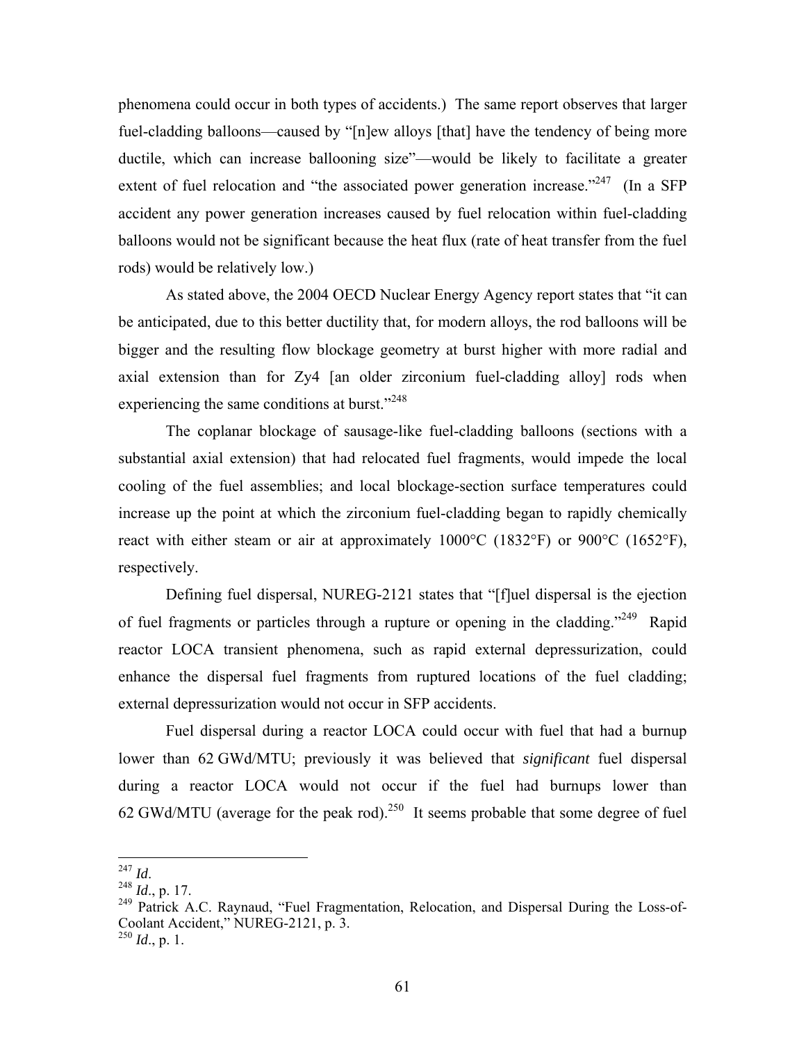phenomena could occur in both types of accidents.) The same report observes that larger fuel-cladding balloons—caused by "[n]ew alloys [that] have the tendency of being more ductile, which can increase ballooning size"—would be likely to facilitate a greater extent of fuel relocation and "the associated power generation increase."[247] (In a SFP accident any power generation increases caused by fuel relocation within fuel-cladding balloons would not be significant because the heat flux (rate of heat transfer from the fuel rods) would be relatively low.)

As stated above, the 2004 OECD Nuclear Energy Agency report states that "it can be anticipated, due to this better ductility that, for modern alloys, the rod balloons will be bigger and the resulting flow blockage geometry at burst higher with more radial and axial extension than for Zy4 [an older zirconium fuel-cladding alloy] rods when experiencing the same conditions at burst."[248]

The coplanar blockage of sausage-like fuel-cladding balloons (sections with a substantial axial extension) that had relocated fuel fragments, would impede the local cooling of the fuel assemblies; and local blockage-section surface temperatures could increase up the point at which the zirconium fuel-cladding began to rapidly chemically react with either steam or air at approximately 1000°C (1832°F) or 900°C (1652°F), respectively.

Defining fuel dispersal, NUREG-2121 states that "[f]uel dispersal is the ejection of fuel fragments or particles through a rupture or opening in the cladding."[249] Rapid reactor LOCA transient phenomena, such as rapid external depressurization, could enhance the dispersal fuel fragments from ruptured locations of the fuel cladding; external depressurization would not occur in SFP accidents.

Fuel dispersal during a reactor LOCA could occur with fuel that had a burnup lower than 62 GWd/MTU; previously it was believed that *significant* fuel dispersal during a reactor LOCA would not occur if the fuel had burnups lower than 62 GWd/MTU (average for the peak rod).[250] It seems probable that some degree of fuel

---

[247] *Id*.

[248] *Id*., p. 17.

[249] Patrick A.C. Raynaud, "Fuel Fragmentation, Relocation, and Dispersal During the Loss-of-Coolant Accident," NUREG-2121, p. 3.

[250] *Id*., p. 1.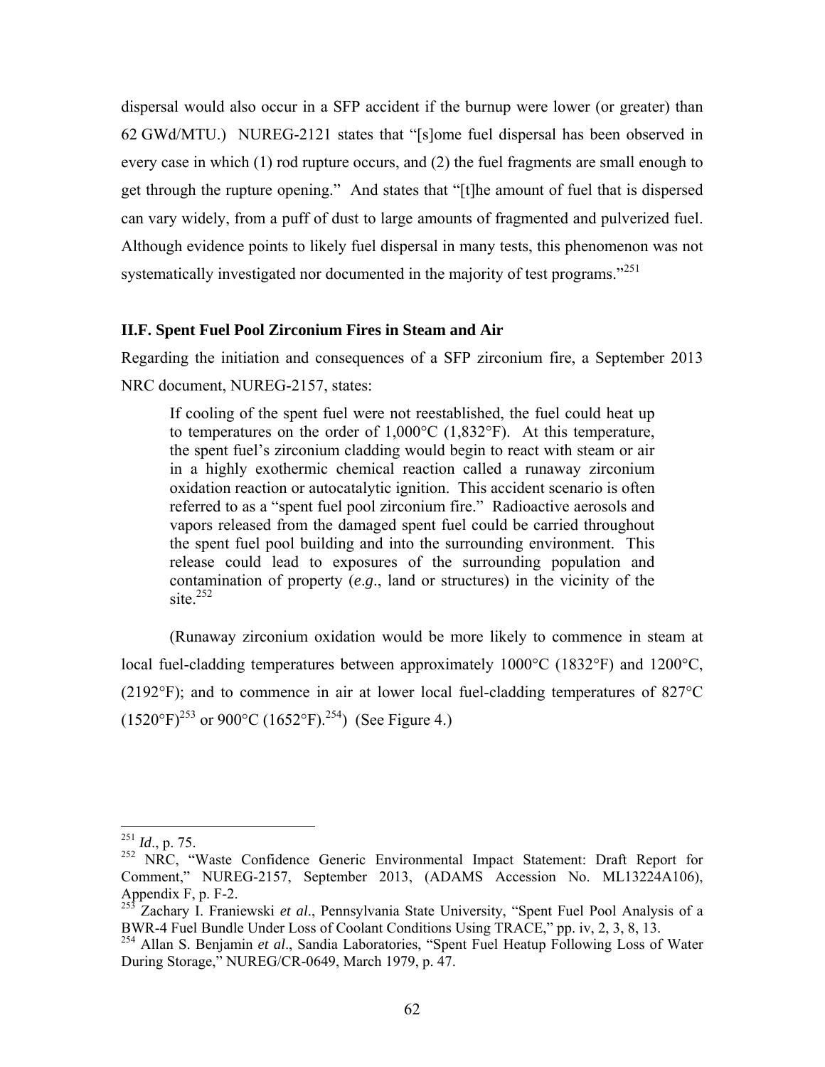dispersal would also occur in a SFP accident if the burnup were lower (or greater) than 62 GWd/MTU.) NUREG-2121 states that "[s]ome fuel dispersal has been observed in every case in which (1) rod rupture occurs, and (2) the fuel fragments are small enough to get through the rupture opening." And states that "[t]he amount of fuel that is dispersed can vary widely, from a puff of dust to large amounts of fragmented and pulverized fuel. Although evidence points to likely fuel dispersal in many tests, this phenomenon was not systematically investigated nor documented in the majority of test programs."[251]

### II.F. Spent Fuel Pool Zirconium Fires in Steam and Air

Regarding the initiation and consequences of a SFP zirconium fire, a September 2013 NRC document, NUREG-2157, states:

> If cooling of the spent fuel were not reestablished, the fuel could heat up to temperatures on the order of 1,000°C (1,832°F). At this temperature, the spent fuel's zirconium cladding would begin to react with steam or air in a highly exothermic chemical reaction called a runaway zirconium oxidation reaction or autocatalytic ignition. This accident scenario is often referred to as a "spent fuel pool zirconium fire." Radioactive aerosols and vapors released from the damaged spent fuel could be carried throughout the spent fuel pool building and into the surrounding environment. This release could lead to exposures of the surrounding population and contamination of property (*e.g*., land or structures) in the vicinity of the site.[252]

(Runaway zirconium oxidation would be more likely to commence in steam at local fuel-cladding temperatures between approximately 1000°C (1832°F) and 1200°C, (2192°F); and to commence in air at lower local fuel-cladding temperatures of 827°C (1520°F)[253] or 900°C (1652°F).[254]) (See Figure 4.)

---

[251] *Id*., p. 75.

[252] NRC, "Waste Confidence Generic Environmental Impact Statement: Draft Report for Comment," NUREG-2157, September 2013, (ADAMS Accession No. ML13224A106), Appendix F, p. F-2.

[253] Zachary I. Franiewski *et al*., Pennsylvania State University, "Spent Fuel Pool Analysis of a BWR-4 Fuel Bundle Under Loss of Coolant Conditions Using TRACE," pp. iv, 2, 3, 8, 13.

[254] Allan S. Benjamin *et al*., Sandia Laboratories, "Spent Fuel Heatup Following Loss of Water During Storage," NUREG/CR-0649, March 1979, p. 47.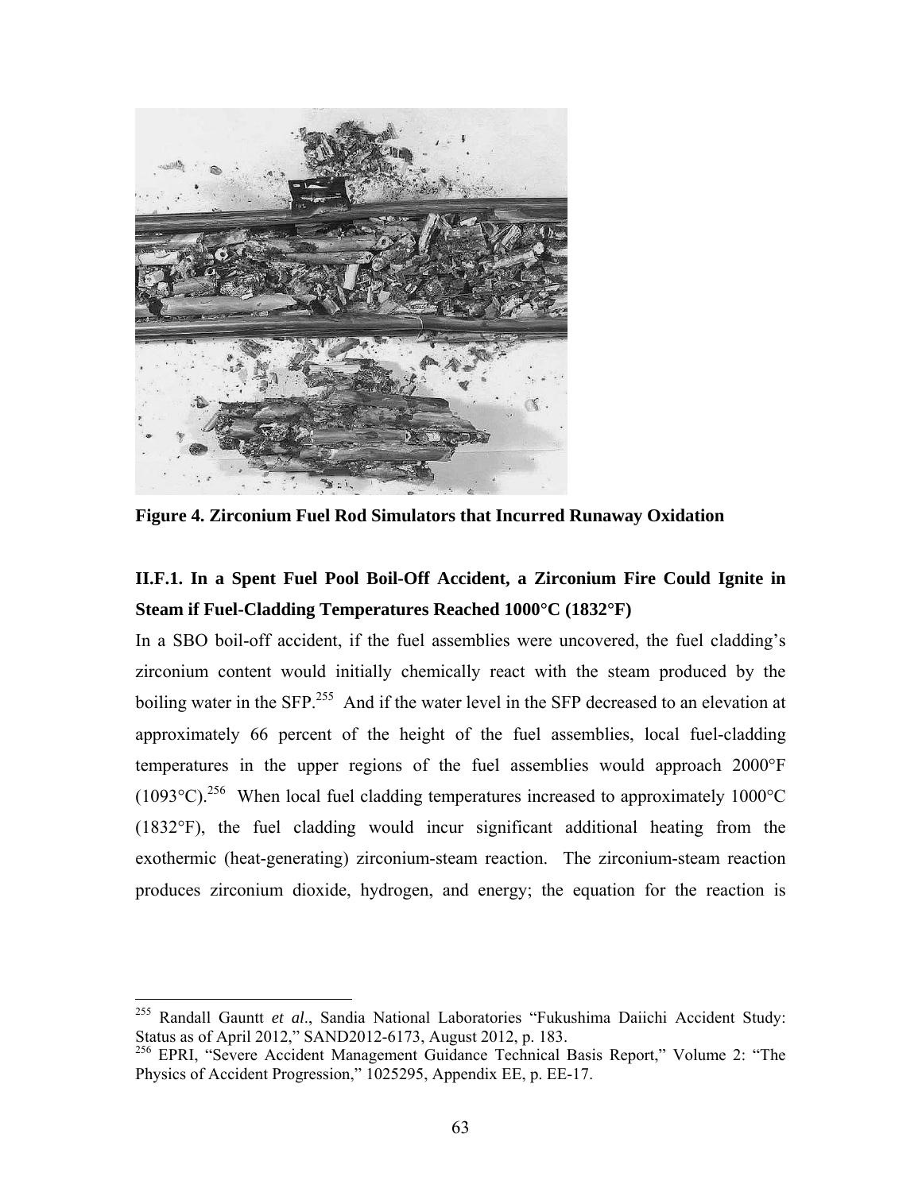**Figure 4. Zirconium Fuel Rod Simulators that Incurred Runaway Oxidation**

### II.F.1. In a Spent Fuel Pool Boil-Off Accident, a Zirconium Fire Could Ignite in Steam if Fuel-Cladding Temperatures Reached 1000°C (1832°F)

In a SBO boil-off accident, if the fuel assemblies were uncovered, the fuel cladding's zirconium content would initially chemically react with the steam produced by the boiling water in the SFP.[255] And if the water level in the SFP decreased to an elevation at approximately 66 percent of the height of the fuel assemblies, local fuel-cladding temperatures in the upper regions of the fuel assemblies would approach 2000°F (1093°C).[256] When local fuel cladding temperatures increased to approximately 1000°C (1832°F), the fuel cladding would incur significant additional heating from the exothermic (heat-generating) zirconium-steam reaction. The zirconium-steam reaction produces zirconium dioxide, hydrogen, and energy; the equation for the reaction is

---

[255] Randall Gauntt *et al*., Sandia National Laboratories "Fukushima Daiichi Accident Study: Status as of April 2012," SAND2012-6173, August 2012, p. 183.

[256] EPRI, "Severe Accident Management Guidance Technical Basis Report," Volume 2: "The Physics of Accident Progression," 1025295, Appendix EE, p. EE-17.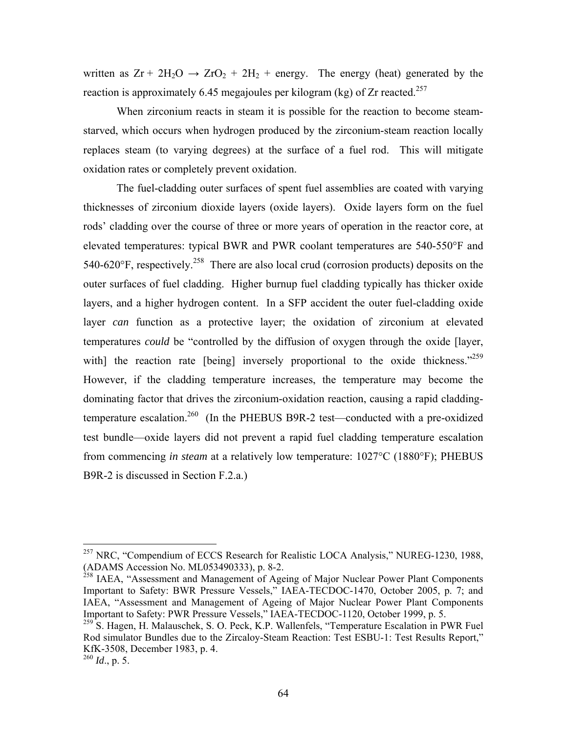written as $Zr + 2H_2O \rightarrow ZrO_2 + 2H_2$ + energy. The energy (heat) generated by the reaction is approximately 6.45 megajoules per kilogram (kg) of Zr reacted.[257]

When zirconium reacts in steam it is possible for the reaction to become steam-starved, which occurs when hydrogen produced by the zirconium-steam reaction locally replaces steam (to varying degrees) at the surface of a fuel rod. This will mitigate oxidation rates or completely prevent oxidation.

The fuel-cladding outer surfaces of spent fuel assemblies are coated with varying thicknesses of zirconium dioxide layers (oxide layers). Oxide layers form on the fuel rods' cladding over the course of three or more years of operation in the reactor core, at elevated temperatures: typical BWR and PWR coolant temperatures are 540-550°F and 540-620°F, respectively.[258] There are also local crud (corrosion products) deposits on the outer surfaces of fuel cladding. Higher burnup fuel cladding typically has thicker oxide layers, and a higher hydrogen content. In a SFP accident the outer fuel-cladding oxide layer *can* function as a protective layer; the oxidation of zirconium at elevated temperatures *could* be "controlled by the diffusion of oxygen through the oxide [layer, with] the reaction rate [being] inversely proportional to the oxide thickness."[259] However, if the cladding temperature increases, the temperature may become the dominating factor that drives the zirconium-oxidation reaction, causing a rapid cladding-temperature escalation.[260] (In the PHEBUS B9R-2 test—conducted with a pre-oxidized test bundle—oxide layers did not prevent a rapid fuel cladding temperature escalation from commencing *in steam* at a relatively low temperature: 1027°C (1880°F); PHEBUS B9R-2 is discussed in Section F.2.a.)

---

[257] NRC, "Compendium of ECCS Research for Realistic LOCA Analysis," NUREG-1230, 1988, (ADAMS Accession No. ML053490333), p. 8-2.

[258] IAEA, "Assessment and Management of Ageing of Major Nuclear Power Plant Components Important to Safety: BWR Pressure Vessels," IAEA-TECDOC-1470, October 2005, p. 7; and IAEA, "Assessment and Management of Ageing of Major Nuclear Power Plant Components Important to Safety: PWR Pressure Vessels," IAEA-TECDOC-1120, October 1999, p. 5.

[259] S. Hagen, H. Malauschek, S. O. Peck, K.P. Wallenfels, "Temperature Escalation in PWR Fuel Rod simulator Bundles due to the Zircaloy-Steam Reaction: Test ESBU-1: Test Results Report," KfK-3508, December 1983, p. 4.

[260] *Id.*, p. 5.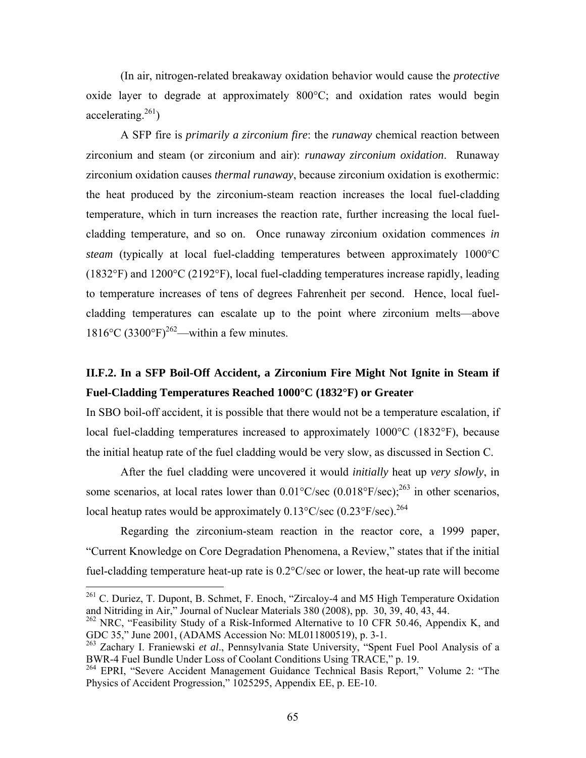(In air, nitrogen-related breakaway oxidation behavior would cause the *protective* oxide layer to degrade at approximately 800°C; and oxidation rates would begin accelerating.[261])

A SFP fire is *primarily a zirconium fire*: the *runaway* chemical reaction between zirconium and steam (or zirconium and air): *runaway zirconium oxidation*. Runaway zirconium oxidation causes *thermal runaway*, because zirconium oxidation is exothermic: the heat produced by the zirconium-steam reaction increases the local fuel-cladding temperature, which in turn increases the reaction rate, further increasing the local fuel-cladding temperature, and so on. Once runaway zirconium oxidation commences *in steam* (typically at local fuel-cladding temperatures between approximately 1000°C (1832°F) and 1200°C (2192°F), local fuel-cladding temperatures increase rapidly, leading to temperature increases of tens of degrees Fahrenheit per second. Hence, local fuel-cladding temperatures can escalate up to the point where zirconium melts—above 1816°C (3300°F)[262]—within a few minutes.

## II.F.2. In a SFP Boil-Off Accident, a Zirconium Fire Might Not Ignite in Steam if Fuel-Cladding Temperatures Reached 1000°C (1832°F) or Greater

In SBO boil-off accident, it is possible that there would not be a temperature escalation, if local fuel-cladding temperatures increased to approximately 1000°C (1832°F), because the initial heatup rate of the fuel cladding would be very slow, as discussed in Section C.

After the fuel cladding were uncovered it would *initially* heat up *very slowly*, in some scenarios, at local rates lower than 0.01°C/sec (0.018°F/sec);[263] in other scenarios, local heatup rates would be approximately 0.13°C/sec (0.23°F/sec).[264]

Regarding the zirconium-steam reaction in the reactor core, a 1999 paper, "Current Knowledge on Core Degradation Phenomena, a Review," states that if the initial fuel-cladding temperature heat-up rate is 0.2°C/sec or lower, the heat-up rate will become

---

[261] C. Duriez, T. Dupont, B. Schmet, F. Enoch, "Zircaloy-4 and M5 High Temperature Oxidation and Nitriding in Air," Journal of Nuclear Materials 380 (2008), pp. 30, 39, 40, 43, 44.

[262] NRC, "Feasibility Study of a Risk-Informed Alternative to 10 CFR 50.46, Appendix K, and GDC 35," June 2001, (ADAMS Accession No: ML011800519), p. 3-1.

[263] Zachary I. Franiewski *et al*., Pennsylvania State University, "Spent Fuel Pool Analysis of a BWR-4 Fuel Bundle Under Loss of Coolant Conditions Using TRACE," p. 19.

[264] EPRI, "Severe Accident Management Guidance Technical Basis Report," Volume 2: "The Physics of Accident Progression," 1025295, Appendix EE, p. EE-10.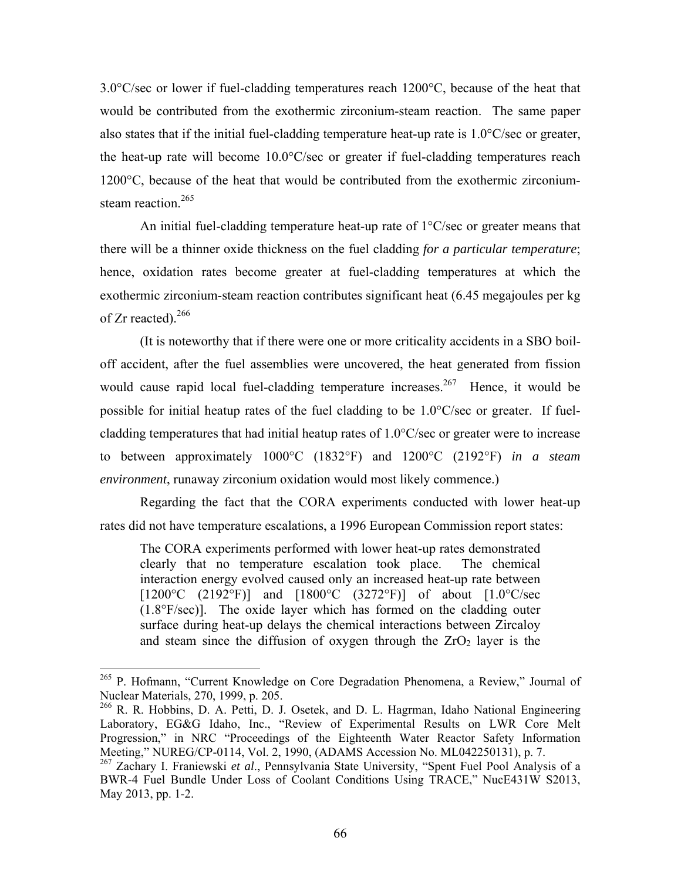3.0°C/sec or lower if fuel-cladding temperatures reach 1200°C, because of the heat that would be contributed from the exothermic zirconium-steam reaction. The same paper also states that if the initial fuel-cladding temperature heat-up rate is 1.0°C/sec or greater, the heat-up rate will become 10.0°C/sec or greater if fuel-cladding temperatures reach 1200°C, because of the heat that would be contributed from the exothermic zirconium-steam reaction.[265]

An initial fuel-cladding temperature heat-up rate of 1°C/sec or greater means that there will be a thinner oxide thickness on the fuel cladding *for a particular temperature*; hence, oxidation rates become greater at fuel-cladding temperatures at which the exothermic zirconium-steam reaction contributes significant heat (6.45 megajoules per kg of Zr reacted).[266]

(It is noteworthy that if there were one or more criticality accidents in a SBO boil-off accident, after the fuel assemblies were uncovered, the heat generated from fission would cause rapid local fuel-cladding temperature increases.[267] Hence, it would be possible for initial heatup rates of the fuel cladding to be 1.0°C/sec or greater. If fuel-cladding temperatures that had initial heatup rates of 1.0°C/sec or greater were to increase to between approximately 1000°C (1832°F) and 1200°C (2192°F) *in a steam environment*, runaway zirconium oxidation would most likely commence.)

Regarding the fact that the CORA experiments conducted with lower heat-up rates did not have temperature escalations, a 1996 European Commission report states:

> The CORA experiments performed with lower heat-up rates demonstrated clearly that no temperature escalation took place. The chemical interaction energy evolved caused only an increased heat-up rate between [1200°C (2192°F)] and [1800°C (3272°F)] of about [1.0°C/sec (1.8°F/sec)]. The oxide layer which has formed on the cladding outer surface during heat-up delays the chemical interactions between Zircaloy and steam since the diffusion of oxygen through the $ZrO_2$ layer is the

---

265 P. Hofmann, "Current Knowledge on Core Degradation Phenomena, a Review," Journal of Nuclear Materials, 270, 1999, p. 205.

266 R. R. Hobbins, D. A. Petti, D. J. Osetek, and D. L. Hagrman, Idaho National Engineering Laboratory, EG&G Idaho, Inc., "Review of Experimental Results on LWR Core Melt Progression," in NRC "Proceedings of the Eighteenth Water Reactor Safety Information Meeting," NUREG/CP-0114, Vol. 2, 1990, (ADAMS Accession No. ML042250131), p. 7.

267 Zachary I. Franiewski *et al*., Pennsylvania State University, "Spent Fuel Pool Analysis of a BWR-4 Fuel Bundle Under Loss of Coolant Conditions Using TRACE," NucE431W S2013, May 2013, pp. 1-2.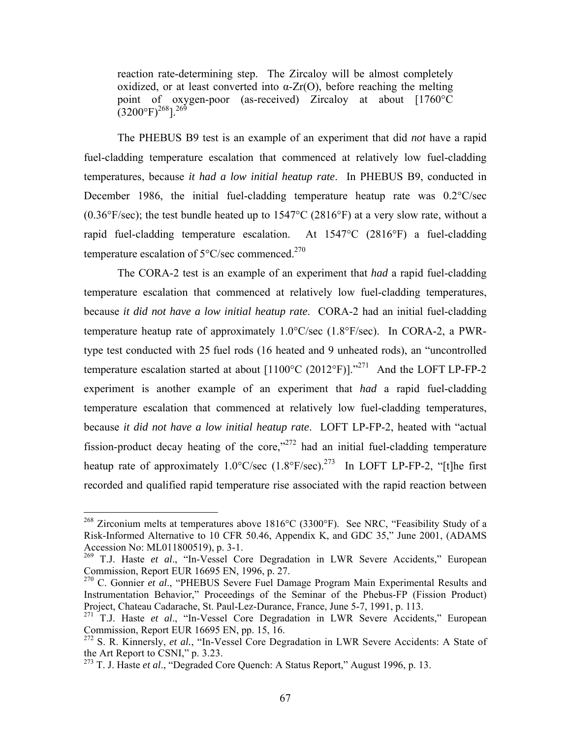> reaction rate-determining step. The Zircaloy will be almost completely oxidized, or at least converted into α-Zr(O), before reaching the melting point of oxygen-poor (as-received) Zircaloy at about [1760°C (3200°F)[268]].[269]

The PHEBUS B9 test is an example of an experiment that did *not* have a rapid fuel-cladding temperature escalation that commenced at relatively low fuel-cladding temperatures, because *it had a low initial heatup rate*. In PHEBUS B9, conducted in December 1986, the initial fuel-cladding temperature heatup rate was 0.2°C/sec (0.36°F/sec); the test bundle heated up to 1547°C (2816°F) at a very slow rate, without a rapid fuel-cladding temperature escalation. At 1547°C (2816°F) a fuel-cladding temperature escalation of 5°C/sec commenced.[270]

The CORA-2 test is an example of an experiment that *had* a rapid fuel-cladding temperature escalation that commenced at relatively low fuel-cladding temperatures, because *it did not have a low initial heatup rate*. CORA-2 had an initial fuel-cladding temperature heatup rate of approximately 1.0°C/sec (1.8°F/sec). In CORA-2, a PWR-type test conducted with 25 fuel rods (16 heated and 9 unheated rods), an "uncontrolled temperature escalation started at about [1100°C (2012°F)]."[271] And the LOFT LP-FP-2 experiment is another example of an experiment that *had* a rapid fuel-cladding temperature escalation that commenced at relatively low fuel-cladding temperatures, because *it did not have a low initial heatup rate*. LOFT LP-FP-2, heated with "actual fission-product decay heating of the core,"[272] had an initial fuel-cladding temperature heatup rate of approximately 1.0°C/sec (1.8°F/sec).[273] In LOFT LP-FP-2, "[t]he first recorded and qualified rapid temperature rise associated with the rapid reaction between

---

[268] Zirconium melts at temperatures above 1816°C (3300°F). See NRC, "Feasibility Study of a Risk-Informed Alternative to 10 CFR 50.46, Appendix K, and GDC 35," June 2001, (ADAMS Accession No: ML011800519), p. 3-1.

[269] T.J. Haste *et al*., "In-Vessel Core Degradation in LWR Severe Accidents," European Commission, Report EUR 16695 EN, 1996, p. 27.

[270] C. Gonnier *et al*., "PHEBUS Severe Fuel Damage Program Main Experimental Results and Instrumentation Behavior," Proceedings of the Seminar of the Phebus-FP (Fission Product) Project, Chateau Cadarache, St. Paul-Lez-Durance, France, June 5-7, 1991, p. 113.

[271] T.J. Haste *et al*., "In-Vessel Core Degradation in LWR Severe Accidents," European Commission, Report EUR 16695 EN, pp. 15, 16.

[272] S. R. Kinnersly, *et al.*, "In-Vessel Core Degradation in LWR Severe Accidents: A State of the Art Report to CSNI," p. 3.23.

[273] T. J. Haste *et al*., "Degraded Core Quench: A Status Report," August 1996, p. 13.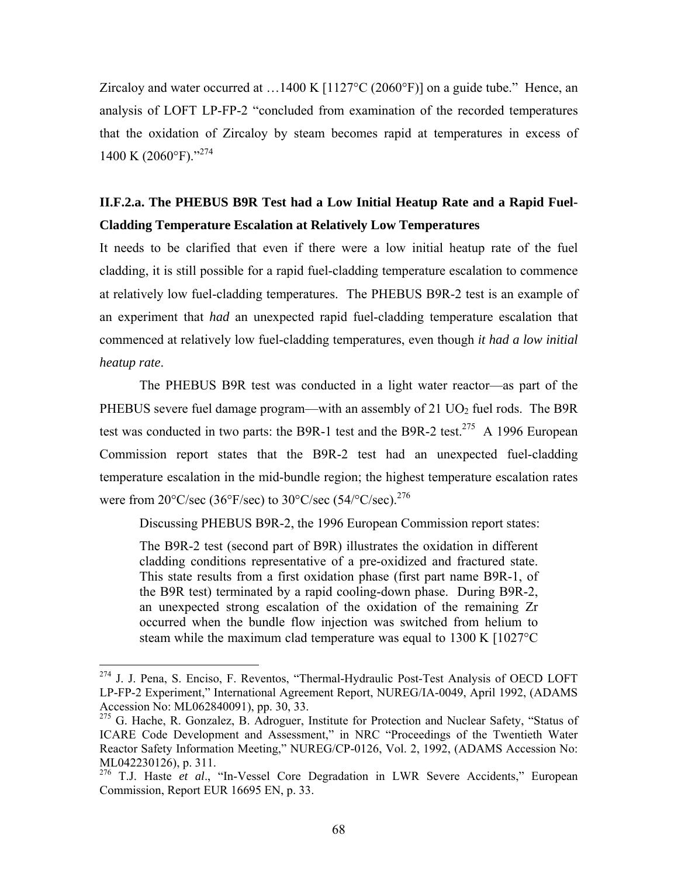Zircaloy and water occurred at …1400 K [1127°C (2060°F)] on a guide tube." Hence, an analysis of LOFT LP-FP-2 "concluded from examination of the recorded temperatures that the oxidation of Zircaloy by steam becomes rapid at temperatures in excess of 1400 K (2060°F)."[274]

### II.F.2.a. The PHEBUS B9R Test had a Low Initial Heatup Rate and a Rapid Fuel-Cladding Temperature Escalation at Relatively Low Temperatures

It needs to be clarified that even if there were a low initial heatup rate of the fuel cladding, it is still possible for a rapid fuel-cladding temperature escalation to commence at relatively low fuel-cladding temperatures. The PHEBUS B9R-2 test is an example of an experiment that *had* an unexpected rapid fuel-cladding temperature escalation that commenced at relatively low fuel-cladding temperatures, even though *it had a low initial heatup rate*.

The PHEBUS B9R test was conducted in a light water reactor—as part of the PHEBUS severe fuel damage program—with an assembly of 21 $UO_2$ fuel rods. The B9R test was conducted in two parts: the B9R-1 test and the B9R-2 test.[275] A 1996 European Commission report states that the B9R-2 test had an unexpected fuel-cladding temperature escalation in the mid-bundle region; the highest temperature escalation rates were from 20°C/sec (36°F/sec) to 30°C/sec (54/°C/sec).[276]

Discussing PHEBUS B9R-2, the 1996 European Commission report states:

> The B9R-2 test (second part of B9R) illustrates the oxidation in different cladding conditions representative of a pre-oxidized and fractured state. This state results from a first oxidation phase (first part name B9R-1, of the B9R test) terminated by a rapid cooling-down phase. During B9R-2, an unexpected strong escalation of the oxidation of the remaining Zr occurred when the bundle flow injection was switched from helium to steam while the maximum clad temperature was equal to 1300 K [1027°C

---

[274] J. J. Pena, S. Enciso, F. Reventos, "Thermal-Hydraulic Post-Test Analysis of OECD LOFT LP-FP-2 Experiment," International Agreement Report, NUREG/IA-0049, April 1992, (ADAMS Accession No: ML062840091), pp. 30, 33.

[275] G. Hache, R. Gonzalez, B. Adroguer, Institute for Protection and Nuclear Safety, "Status of ICARE Code Development and Assessment," in NRC "Proceedings of the Twentieth Water Reactor Safety Information Meeting," NUREG/CP-0126, Vol. 2, 1992, (ADAMS Accession No: ML042230126), p. 311.

[276] T.J. Haste *et al*., "In-Vessel Core Degradation in LWR Severe Accidents," European Commission, Report EUR 16695 EN, p. 33.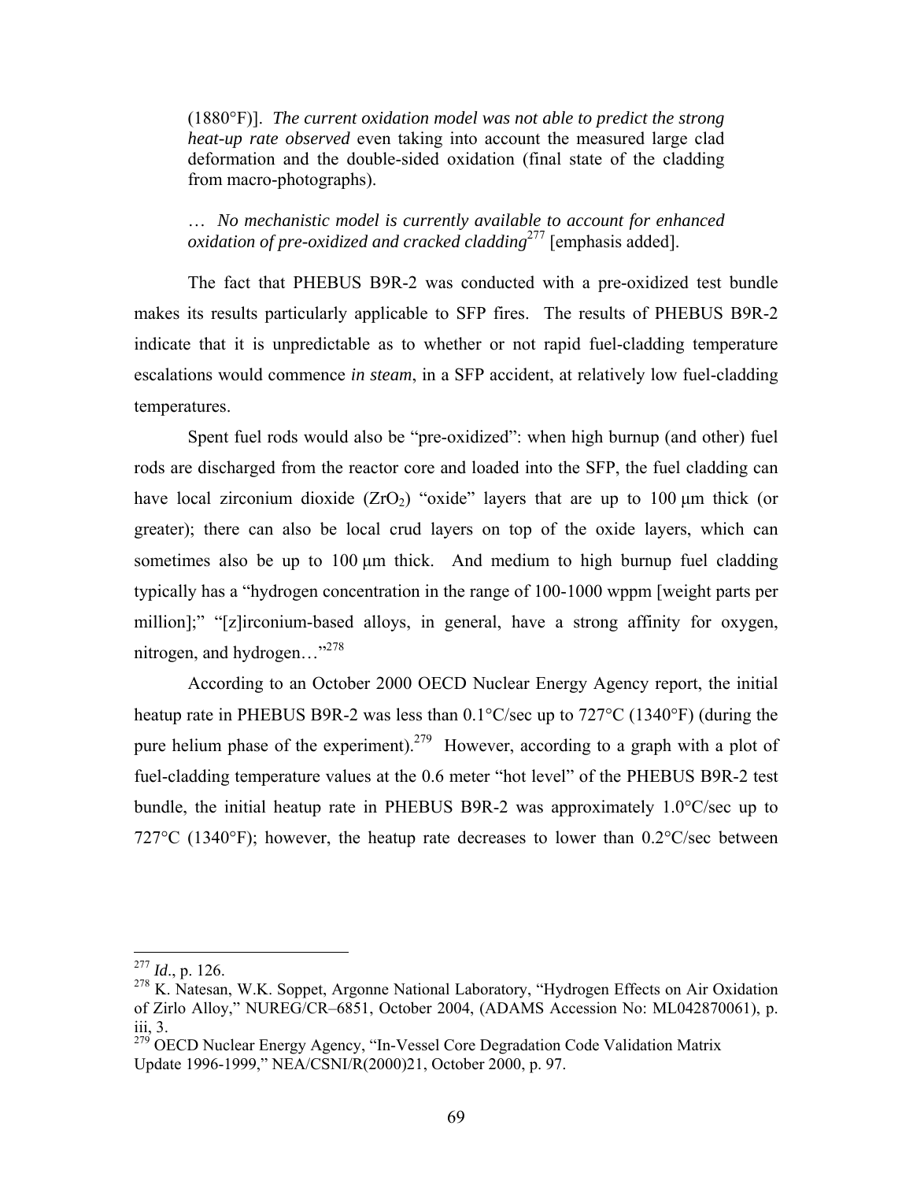(1880°F)]. *The current oxidation model was not able to predict the strong heat-up rate observed* even taking into account the measured large clad deformation and the double-sided oxidation (final state of the cladding from macro-photographs).

… *No mechanistic model is currently available to account for enhanced oxidation of pre-oxidized and cracked cladding*[277] [emphasis added].

The fact that PHEBUS B9R-2 was conducted with a pre-oxidized test bundle makes its results particularly applicable to SFP fires. The results of PHEBUS B9R-2 indicate that it is unpredictable as to whether or not rapid fuel-cladding temperature escalations would commence *in steam*, in a SFP accident, at relatively low fuel-cladding temperatures.

Spent fuel rods would also be "pre-oxidized": when high burnup (and other) fuel rods are discharged from the reactor core and loaded into the SFP, the fuel cladding can have local zirconium dioxide ($ZrO_2$) "oxide" layers that are up to 100 μm thick (or greater); there can also be local crud layers on top of the oxide layers, which can sometimes also be up to 100 μm thick. And medium to high burnup fuel cladding typically has a "hydrogen concentration in the range of 100-1000 wppm [weight parts per million];" "[z]irconium-based alloys, in general, have a strong affinity for oxygen, nitrogen, and hydrogen…"[278]

According to an October 2000 OECD Nuclear Energy Agency report, the initial heatup rate in PHEBUS B9R-2 was less than 0.1°C/sec up to 727°C (1340°F) (during the pure helium phase of the experiment).[279] However, according to a graph with a plot of fuel-cladding temperature values at the 0.6 meter "hot level" of the PHEBUS B9R-2 test bundle, the initial heatup rate in PHEBUS B9R-2 was approximately 1.0°C/sec up to 727°C (1340°F); however, the heatup rate decreases to lower than 0.2°C/sec between

---

[277] *Id*., p. 126.

[278] K. Natesan, W.K. Soppet, Argonne National Laboratory, "Hydrogen Effects on Air Oxidation of Zirlo Alloy," NUREG/CR–6851, October 2004, (ADAMS Accession No: ML042870061), p. iii, 3.

[279] OECD Nuclear Energy Agency, "In-Vessel Core Degradation Code Validation Matrix Update 1996-1999," NEA/CSNI/R(2000)21, October 2000, p. 97.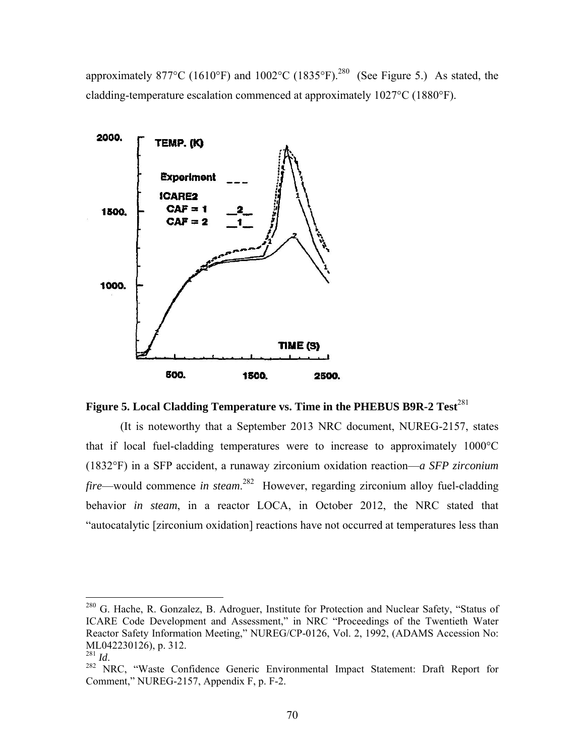approximately 877°C (1610°F) and 1002°C (1835°F).[280] (See Figure 5.) As stated, the cladding-temperature escalation commenced at approximately 1027°C (1880°F).

**Figure 5. Local Cladding Temperature vs. Time in the PHEBUS B9R-2 Test**[281]

(It is noteworthy that a September 2013 NRC document, NUREG-2157, states that if local fuel-cladding temperatures were to increase to approximately 1000°C (1832°F) in a SFP accident, a runaway zirconium oxidation reaction—*a SFP zirconium fire*—would commence *in steam*.[282] However, regarding zirconium alloy fuel-cladding behavior *in steam*, in a reactor LOCA, in October 2012, the NRC stated that "autocatalytic [zirconium oxidation] reactions have not occurred at temperatures less than

---

[280] G. Hache, R. Gonzalez, B. Adroguer, Institute for Protection and Nuclear Safety, "Status of ICARE Code Development and Assessment," in NRC "Proceedings of the Twentieth Water Reactor Safety Information Meeting," NUREG/CP-0126, Vol. 2, 1992, (ADAMS Accession No: ML042230126), p. 312.

[281] *Id*.

[282] NRC, "Waste Confidence Generic Environmental Impact Statement: Draft Report for Comment," NUREG-2157, Appendix F, p. F-2.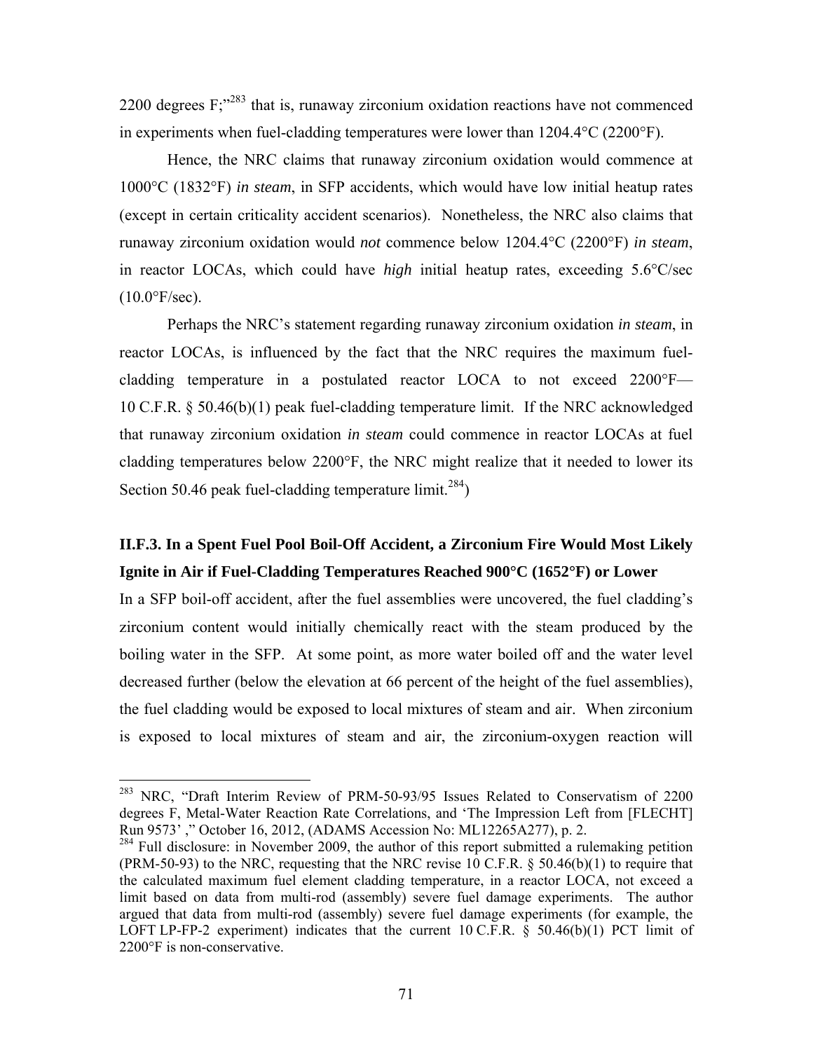2200 degrees F;"[283] that is, runaway zirconium oxidation reactions have not commenced in experiments when fuel-cladding temperatures were lower than 1204.4°C (2200°F).

Hence, the NRC claims that runaway zirconium oxidation would commence at 1000°C (1832°F) *in steam*, in SFP accidents, which would have low initial heatup rates (except in certain criticality accident scenarios). Nonetheless, the NRC also claims that runaway zirconium oxidation would *not* commence below 1204.4°C (2200°F) *in steam*, in reactor LOCAs, which could have *high* initial heatup rates, exceeding 5.6°C/sec (10.0°F/sec).

Perhaps the NRC's statement regarding runaway zirconium oxidation *in steam*, in reactor LOCAs, is influenced by the fact that the NRC requires the maximum fuel-cladding temperature in a postulated reactor LOCA to not exceed 2200°F—10 C.F.R. § 50.46(b)(1) peak fuel-cladding temperature limit. If the NRC acknowledged that runaway zirconium oxidation *in steam* could commence in reactor LOCAs at fuel cladding temperatures below 2200°F, the NRC might realize that it needed to lower its Section 50.46 peak fuel-cladding temperature limit.[284])

### II.F.3. In a Spent Fuel Pool Boil-Off Accident, a Zirconium Fire Would Most Likely Ignite in Air if Fuel-Cladding Temperatures Reached 900°C (1652°F) or Lower

In a SFP boil-off accident, after the fuel assemblies were uncovered, the fuel cladding's zirconium content would initially chemically react with the steam produced by the boiling water in the SFP. At some point, as more water boiled off and the water level decreased further (below the elevation at 66 percent of the height of the fuel assemblies), the fuel cladding would be exposed to local mixtures of steam and air. When zirconium is exposed to local mixtures of steam and air, the zirconium-oxygen reaction will

---

[283] NRC, "Draft Interim Review of PRM-50-93/95 Issues Related to Conservatism of 2200 degrees F, Metal-Water Reaction Rate Correlations, and 'The Impression Left from [FLECHT] Run 9573' ," October 16, 2012, (ADAMS Accession No: ML12265A277), p. 2.

[284] Full disclosure: in November 2009, the author of this report submitted a rulemaking petition (PRM-50-93) to the NRC, requesting that the NRC revise 10 C.F.R. § 50.46(b)(1) to require that the calculated maximum fuel element cladding temperature, in a reactor LOCA, not exceed a limit based on data from multi-rod (assembly) severe fuel damage experiments. The author argued that data from multi-rod (assembly) severe fuel damage experiments (for example, the LOFT LP-FP-2 experiment) indicates that the current 10 C.F.R. § 50.46(b)(1) PCT limit of 2200°F is non-conservative.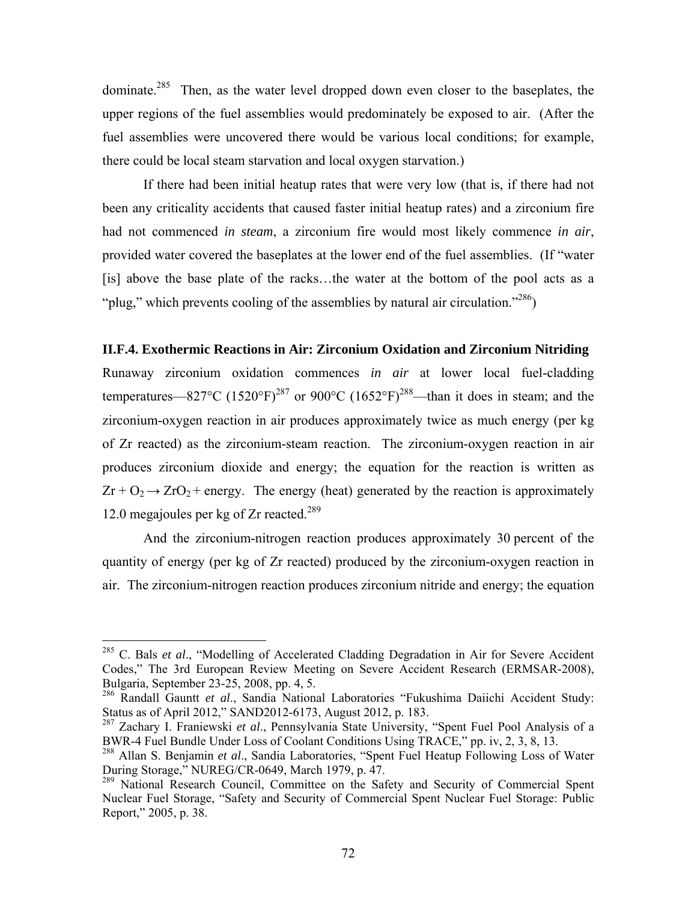dominate.[285] Then, as the water level dropped down even closer to the baseplates, the upper regions of the fuel assemblies would predominately be exposed to air. (After the fuel assemblies were uncovered there would be various local conditions; for example, there could be local steam starvation and local oxygen starvation.)

If there had been initial heatup rates that were very low (that is, if there had not been any criticality accidents that caused faster initial heatup rates) and a zirconium fire had not commenced *in steam*, a zirconium fire would most likely commence *in air*, provided water covered the baseplates at the lower end of the fuel assemblies. (If "water [is] above the base plate of the racks…the water at the bottom of the pool acts as a "plug," which prevents cooling of the assemblies by natural air circulation."[286])

### II.F.4. Exothermic Reactions in Air: Zirconium Oxidation and Zirconium Nitriding

Runaway zirconium oxidation commences *in air* at lower local fuel-cladding temperatures—827°C (1520°F)[287] or 900°C (1652°F)[288]—than it does in steam; and the zirconium-oxygen reaction in air produces approximately twice as much energy (per kg of Zr reacted) as the zirconium-steam reaction. The zirconium-oxygen reaction in air produces zirconium dioxide and energy; the equation for the reaction is written as $Zr + O_2 \rightarrow ZrO_2$ + energy. The energy (heat) generated by the reaction is approximately 12.0 megajoules per kg of Zr reacted.[289]

And the zirconium-nitrogen reaction produces approximately 30 percent of the quantity of energy (per kg of Zr reacted) produced by the zirconium-oxygen reaction in air. The zirconium-nitrogen reaction produces zirconium nitride and energy; the equation

---

[285] C. Bals *et al*., "Modelling of Accelerated Cladding Degradation in Air for Severe Accident Codes," The 3rd European Review Meeting on Severe Accident Research (ERMSAR-2008), Bulgaria, September 23-25, 2008, pp. 4, 5.

[286] Randall Gauntt *et al*., Sandia National Laboratories "Fukushima Daiichi Accident Study: Status as of April 2012," SAND2012-6173, August 2012, p. 183.

[287] Zachary I. Franiewski *et al*., Pennsylvania State University, "Spent Fuel Pool Analysis of a BWR-4 Fuel Bundle Under Loss of Coolant Conditions Using TRACE," pp. iv, 2, 3, 8, 13.

[288] Allan S. Benjamin *et al*., Sandia Laboratories, "Spent Fuel Heatup Following Loss of Water During Storage," NUREG/CR-0649, March 1979, p. 47.

[289] National Research Council, Committee on the Safety and Security of Commercial Spent Nuclear Fuel Storage, "Safety and Security of Commercial Spent Nuclear Fuel Storage: Public Report," 2005, p. 38.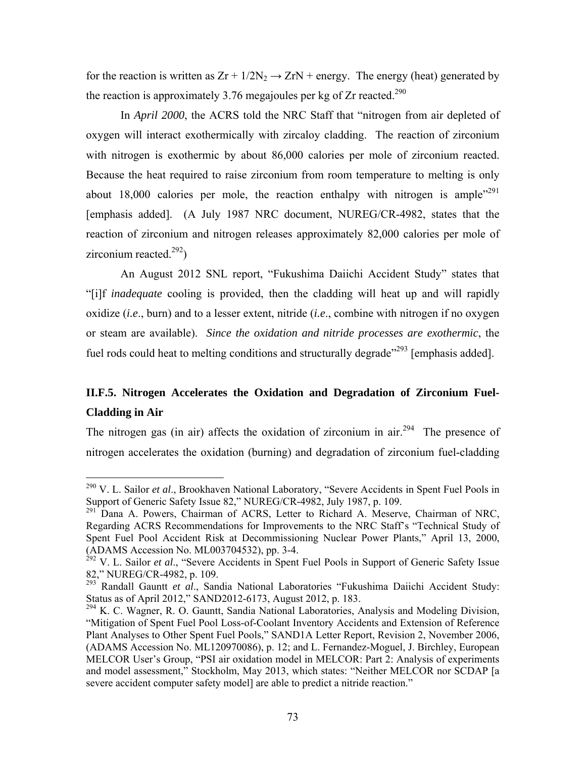for the reaction is written as $Zr + 1/2N_2 \rightarrow ZrN$ + energy. The energy (heat) generated by the reaction is approximately 3.76 megajoules per kg of Zr reacted.[290]

In *April 2000*, the ACRS told the NRC Staff that "nitrogen from air depleted of oxygen will interact exothermically with zircaloy cladding. The reaction of zirconium with nitrogen is exothermic by about 86,000 calories per mole of zirconium reacted. Because the heat required to raise zirconium from room temperature to melting is only about 18,000 calories per mole, the reaction enthalpy with nitrogen is ample"[291] [emphasis added]. (A July 1987 NRC document, NUREG/CR-4982, states that the reaction of zirconium and nitrogen releases approximately 82,000 calories per mole of zirconium reacted.[292])

An August 2012 SNL report, "Fukushima Daiichi Accident Study" states that "[i]f *inadequate* cooling is provided, then the cladding will heat up and will rapidly oxidize (*i.e*., burn) and to a lesser extent, nitride (*i.e*., combine with nitrogen if no oxygen or steam are available). *Since the oxidation and nitride processes are exothermic*, the fuel rods could heat to melting conditions and structurally degrade"[293] [emphasis added].

## II.F.5. Nitrogen Accelerates the Oxidation and Degradation of Zirconium Fuel-Cladding in Air

The nitrogen gas (in air) affects the oxidation of zirconium in air.[294] The presence of nitrogen accelerates the oxidation (burning) and degradation of zirconium fuel-cladding

---

[290] V. L. Sailor *et al*., Brookhaven National Laboratory, "Severe Accidents in Spent Fuel Pools in Support of Generic Safety Issue 82," NUREG/CR-4982, July 1987, p. 109.

[291] Dana A. Powers, Chairman of ACRS, Letter to Richard A. Meserve, Chairman of NRC, Regarding ACRS Recommendations for Improvements to the NRC Staff's "Technical Study of Spent Fuel Pool Accident Risk at Decommissioning Nuclear Power Plants," April 13, 2000, (ADAMS Accession No. ML003704532), pp. 3-4.

[292] V. L. Sailor *et al*., "Severe Accidents in Spent Fuel Pools in Support of Generic Safety Issue 82," NUREG/CR-4982, p. 109.

[293] Randall Gauntt *et al*., Sandia National Laboratories "Fukushima Daiichi Accident Study: Status as of April 2012," SAND2012-6173, August 2012, p. 183.

[294] K. C. Wagner, R. O. Gauntt, Sandia National Laboratories, Analysis and Modeling Division, "Mitigation of Spent Fuel Pool Loss-of-Coolant Inventory Accidents and Extension of Reference Plant Analyses to Other Spent Fuel Pools," SAND1A Letter Report, Revision 2, November 2006, (ADAMS Accession No. ML120970086), p. 12; and L. Fernandez-Moguel, J. Birchley, European MELCOR User's Group, "PSI air oxidation model in MELCOR: Part 2: Analysis of experiments and model assessment," Stockholm, May 2013, which states: "Neither MELCOR nor SCDAP [a severe accident computer safety model] are able to predict a nitride reaction."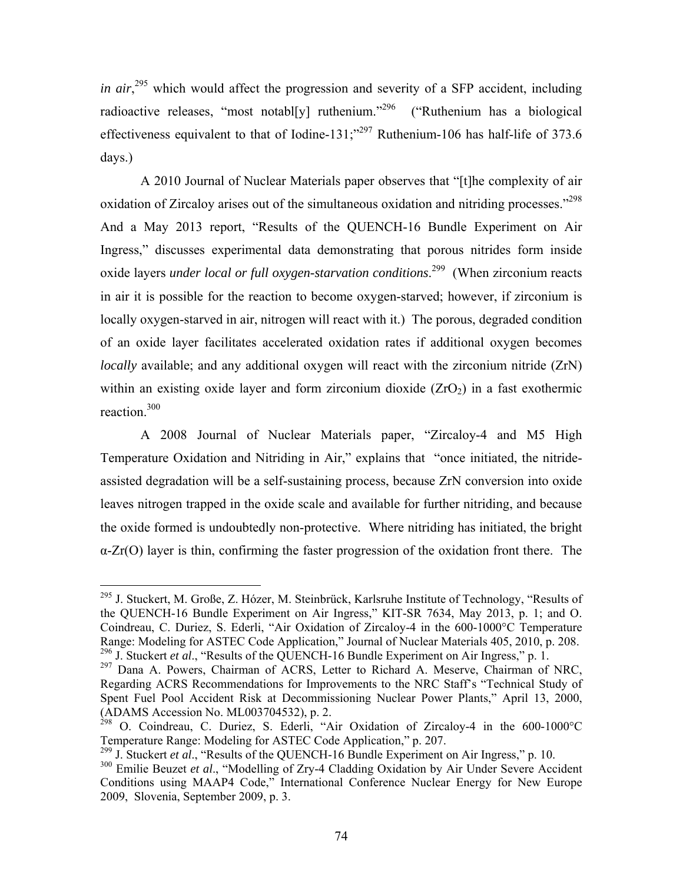*in air*,[295] which would affect the progression and severity of a SFP accident, including radioactive releases, "most notabl[y] ruthenium."[296] ("Ruthenium has a biological effectiveness equivalent to that of Iodine-131;"[297] Ruthenium-106 has half-life of 373.6 days.)

A 2010 Journal of Nuclear Materials paper observes that "[t]he complexity of air oxidation of Zircaloy arises out of the simultaneous oxidation and nitriding processes."[298] And a May 2013 report, "Results of the QUENCH-16 Bundle Experiment on Air Ingress," discusses experimental data demonstrating that porous nitrides form inside oxide layers *under local or full oxygen-starvation conditions*.[299] (When zirconium reacts in air it is possible for the reaction to become oxygen-starved; however, if zirconium is locally oxygen-starved in air, nitrogen will react with it.) The porous, degraded condition of an oxide layer facilitates accelerated oxidation rates if additional oxygen becomes *locally* available; and any additional oxygen will react with the zirconium nitride (ZrN) within an existing oxide layer and form zirconium dioxide ($ZrO_2$) in a fast exothermic reaction.[300]

A 2008 Journal of Nuclear Materials paper, "Zircaloy-4 and M5 High Temperature Oxidation and Nitriding in Air," explains that "once initiated, the nitride-assisted degradation will be a self-sustaining process, because ZrN conversion into oxide leaves nitrogen trapped in the oxide scale and available for further nitriding, and because the oxide formed is undoubtedly non-protective. Where nitriding has initiated, the bright α-Zr(O) layer is thin, confirming the faster progression of the oxidation front there. The

---

[295] J. Stuckert, M. Große, Z. Hózer, M. Steinbrück, Karlsruhe Institute of Technology, "Results of the QUENCH-16 Bundle Experiment on Air Ingress," KIT-SR 7634, May 2013, p. 1; and O. Coindreau, C. Duriez, S. Ederli, "Air Oxidation of Zircaloy-4 in the 600-1000°C Temperature Range: Modeling for ASTEC Code Application," Journal of Nuclear Materials 405, 2010, p. 208.

[296] J. Stuckert *et al*., "Results of the QUENCH-16 Bundle Experiment on Air Ingress," p. 1.

[297] Dana A. Powers, Chairman of ACRS, Letter to Richard A. Meserve, Chairman of NRC, Regarding ACRS Recommendations for Improvements to the NRC Staff's "Technical Study of Spent Fuel Pool Accident Risk at Decommissioning Nuclear Power Plants," April 13, 2000, (ADAMS Accession No. ML003704532), p. 2.

[298] O. Coindreau, C. Duriez, S. Ederli, "Air Oxidation of Zircaloy-4 in the 600-1000°C Temperature Range: Modeling for ASTEC Code Application," p. 207.

[299] J. Stuckert *et al*., "Results of the QUENCH-16 Bundle Experiment on Air Ingress," p. 10.

[300] Emilie Beuzet *et al*., "Modelling of Zry-4 Cladding Oxidation by Air Under Severe Accident Conditions using MAAP4 Code," International Conference Nuclear Energy for New Europe 2009, Slovenia, September 2009, p. 3.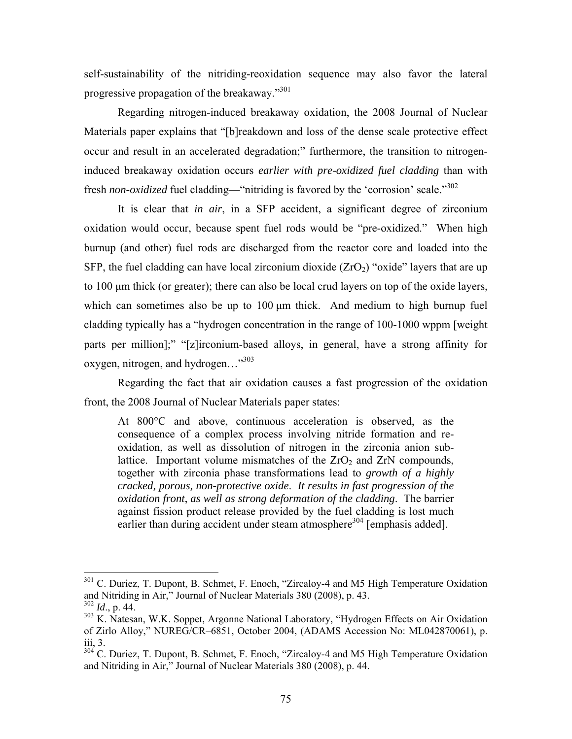self-sustainability of the nitriding-reoxidation sequence may also favor the lateral progressive propagation of the breakaway."[301]

Regarding nitrogen-induced breakaway oxidation, the 2008 Journal of Nuclear Materials paper explains that "[b]reakdown and loss of the dense scale protective effect occur and result in an accelerated degradation;" furthermore, the transition to nitrogen-induced breakaway oxidation occurs *earlier with pre-oxidized fuel cladding* than with fresh *non-oxidized* fuel cladding—"nitriding is favored by the 'corrosion' scale."[302]

It is clear that *in air*, in a SFP accident, a significant degree of zirconium oxidation would occur, because spent fuel rods would be "pre-oxidized." When high burnup (and other) fuel rods are discharged from the reactor core and loaded into the SFP, the fuel cladding can have local zirconium dioxide ($ZrO_2$) "oxide" layers that are up to 100 μm thick (or greater); there can also be local crud layers on top of the oxide layers, which can sometimes also be up to 100 μm thick. And medium to high burnup fuel cladding typically has a "hydrogen concentration in the range of 100-1000 wppm [weight parts per million];" "[z]irconium-based alloys, in general, have a strong affinity for oxygen, nitrogen, and hydrogen…"[303]

Regarding the fact that air oxidation causes a fast progression of the oxidation front, the 2008 Journal of Nuclear Materials paper states:

> At 800°C and above, continuous acceleration is observed, as the consequence of a complex process involving nitride formation and re-oxidation, as well as dissolution of nitrogen in the zirconia anion sub-lattice. Important volume mismatches of the $ZrO_2$ and ZrN compounds, together with zirconia phase transformations lead to *growth of a highly cracked, porous, non-protective oxide*. *It results in fast progression of the oxidation front*, *as well as strong deformation of the cladding*. The barrier against fission product release provided by the fuel cladding is lost much earlier than during accident under steam atmosphere[304] [emphasis added].

---

[301] C. Duriez, T. Dupont, B. Schmet, F. Enoch, "Zircaloy-4 and M5 High Temperature Oxidation and Nitriding in Air," Journal of Nuclear Materials 380 (2008), p. 43.

[302] *Id*., p. 44.

[303] K. Natesan, W.K. Soppet, Argonne National Laboratory, "Hydrogen Effects on Air Oxidation of Zirlo Alloy," NUREG/CR–6851, October 2004, (ADAMS Accession No: ML042870061), p. iii, 3.

[304] C. Duriez, T. Dupont, B. Schmet, F. Enoch, "Zircaloy-4 and M5 High Temperature Oxidation and Nitriding in Air," Journal of Nuclear Materials 380 (2008), p. 44.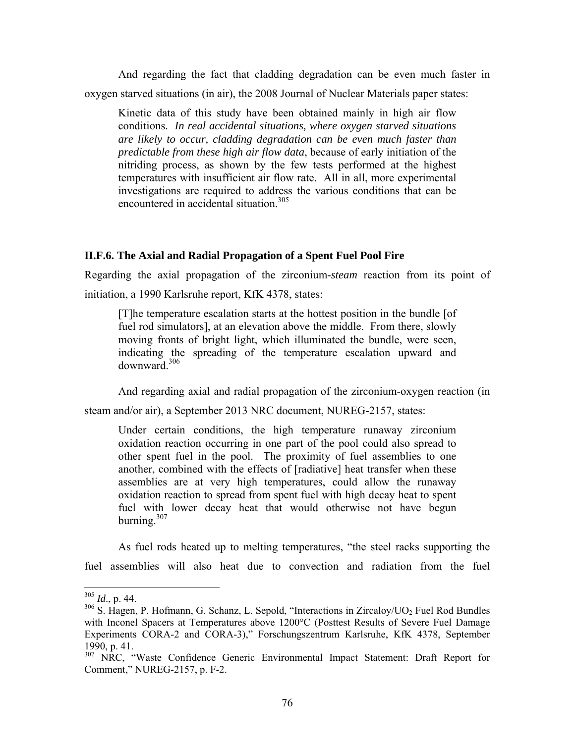And regarding the fact that cladding degradation can be even much faster in oxygen starved situations (in air), the 2008 Journal of Nuclear Materials paper states:

> Kinetic data of this study have been obtained mainly in high air flow conditions. *In real accidental situations, where oxygen starved situations are likely to occur, cladding degradation can be even much faster than predictable from these high air flow data*, because of early initiation of the nitriding process, as shown by the few tests performed at the highest temperatures with insufficient air flow rate. All in all, more experimental investigations are required to address the various conditions that can be encountered in accidental situation.[305]

### II.F.6. The Axial and Radial Propagation of a Spent Fuel Pool Fire

Regarding the axial propagation of the zirconium-*steam* reaction from its point of initiation, a 1990 Karlsruhe report, KfK 4378, states:

> [T]he temperature escalation starts at the hottest position in the bundle [of fuel rod simulators], at an elevation above the middle. From there, slowly moving fronts of bright light, which illuminated the bundle, were seen, indicating the spreading of the temperature escalation upward and downward.[306]

And regarding axial and radial propagation of the zirconium-oxygen reaction (in steam and/or air), a September 2013 NRC document, NUREG-2157, states:

> Under certain conditions, the high temperature runaway zirconium oxidation reaction occurring in one part of the pool could also spread to other spent fuel in the pool. The proximity of fuel assemblies to one another, combined with the effects of [radiative] heat transfer when these assemblies are at very high temperatures, could allow the runaway oxidation reaction to spread from spent fuel with high decay heat to spent fuel with lower decay heat that would otherwise not have begun burning.[307]

As fuel rods heated up to melting temperatures, "the steel racks supporting the fuel assemblies will also heat due to convection and radiation from the fuel

---

[305] *Id*., p. 44.

[306] S. Hagen, P. Hofmann, G. Schanz, L. Sepold, "Interactions in Zircaloy/$UO_2$ Fuel Rod Bundles with Inconel Spacers at Temperatures above 1200°C (Posttest Results of Severe Fuel Damage Experiments CORA-2 and CORA-3)," Forschungszentrum Karlsruhe, KfK 4378, September 1990, p. 41.

[307] NRC, "Waste Confidence Generic Environmental Impact Statement: Draft Report for Comment," NUREG-2157, p. F-2.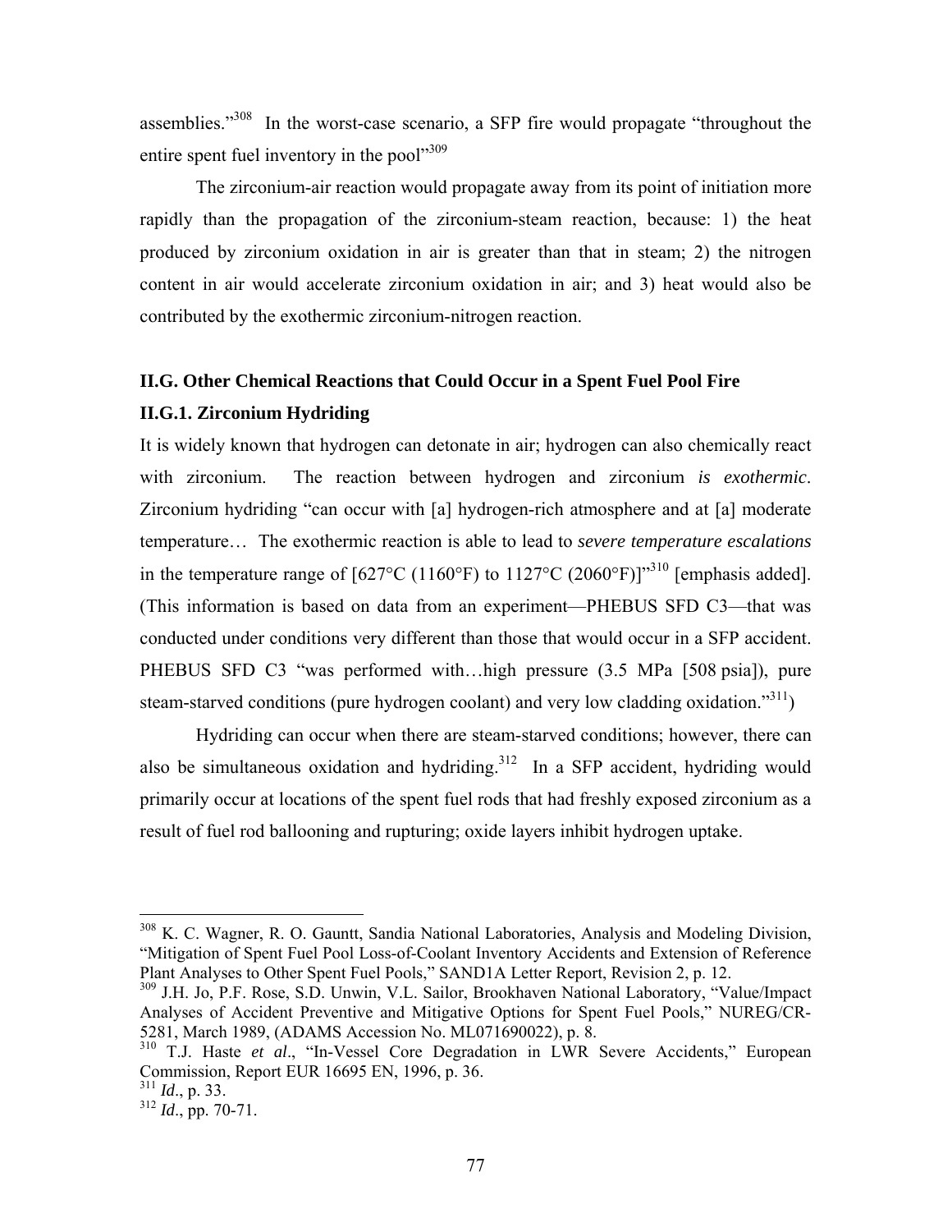assemblies."[308] In the worst-case scenario, a SFP fire would propagate "throughout the entire spent fuel inventory in the pool"[309]

The zirconium-air reaction would propagate away from its point of initiation more rapidly than the propagation of the zirconium-steam reaction, because: 1) the heat produced by zirconium oxidation in air is greater than that in steam; 2) the nitrogen content in air would accelerate zirconium oxidation in air; and 3) heat would also be contributed by the exothermic zirconium-nitrogen reaction.

## II.G. Other Chemical Reactions that Could Occur in a Spent Fuel Pool Fire

### II.G.1. Zirconium Hydriding

It is widely known that hydrogen can detonate in air; hydrogen can also chemically react with zirconium. The reaction between hydrogen and zirconium *is exothermic*. Zirconium hydriding "can occur with [a] hydrogen-rich atmosphere and at [a] moderate temperature… The exothermic reaction is able to lead to *severe temperature escalations* in the temperature range of [627°C (1160°F) to 1127°C (2060°F)]"[310] [emphasis added]. (This information is based on data from an experiment—PHEBUS SFD C3—that was conducted under conditions very different than those that would occur in a SFP accident. PHEBUS SFD C3 "was performed with…high pressure (3.5 MPa [508 psia]), pure steam-starved conditions (pure hydrogen coolant) and very low cladding oxidation."[311])

Hydriding can occur when there are steam-starved conditions; however, there can also be simultaneous oxidation and hydriding.[312] In a SFP accident, hydriding would primarily occur at locations of the spent fuel rods that had freshly exposed zirconium as a result of fuel rod ballooning and rupturing; oxide layers inhibit hydrogen uptake.

---

[308] K. C. Wagner, R. O. Gauntt, Sandia National Laboratories, Analysis and Modeling Division, "Mitigation of Spent Fuel Pool Loss-of-Coolant Inventory Accidents and Extension of Reference Plant Analyses to Other Spent Fuel Pools," SAND1A Letter Report, Revision 2, p. 12.

[309] J.H. Jo, P.F. Rose, S.D. Unwin, V.L. Sailor, Brookhaven National Laboratory, "Value/Impact Analyses of Accident Preventive and Mitigative Options for Spent Fuel Pools," NUREG/CR-5281, March 1989, (ADAMS Accession No. ML071690022), p. 8.

[310] T.J. Haste *et al*., "In-Vessel Core Degradation in LWR Severe Accidents," European Commission, Report EUR 16695 EN, 1996, p. 36.

[311] *Id*., p. 33.

[312] *Id*., pp. 70-71.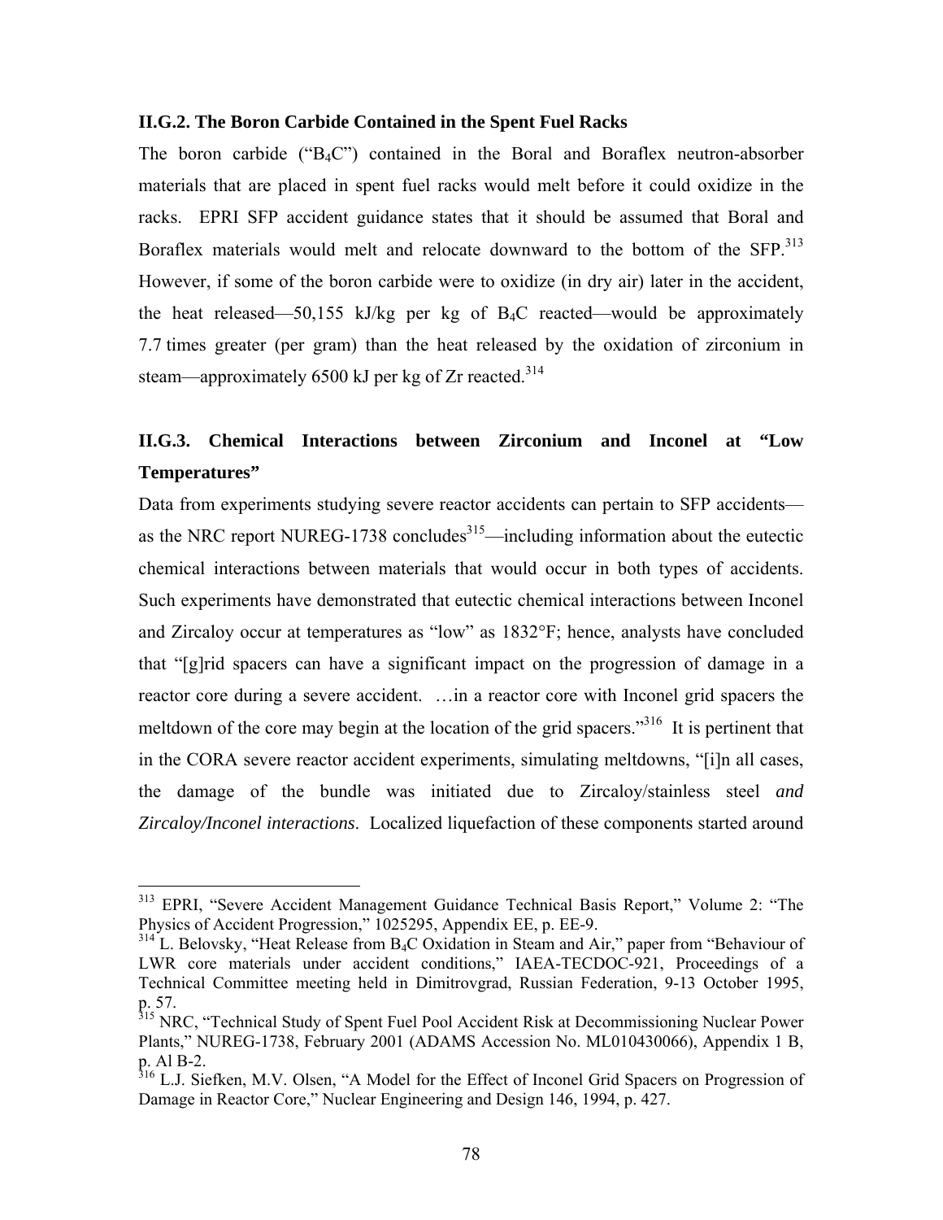### II.G.2. The Boron Carbide Contained in the Spent Fuel Racks

The boron carbide ("$B_4C$") contained in the Boral and Boraflex neutron-absorber materials that are placed in spent fuel racks would melt before it could oxidize in the racks. EPRI SFP accident guidance states that it should be assumed that Boral and Boraflex materials would melt and relocate downward to the bottom of the SFP.[313] However, if some of the boron carbide were to oxidize (in dry air) later in the accident, the heat released—50,155 kJ/kg per kg of $B_4C$ reacted—would be approximately 7.7 times greater (per gram) than the heat released by the oxidation of zirconium in steam—approximately 6500 kJ per kg of Zr reacted.[314]

### II.G.3. Chemical Interactions between Zirconium and Inconel at "Low Temperatures"

Data from experiments studying severe reactor accidents can pertain to SFP accidents—as the NRC report NUREG-1738 concludes[315]—including information about the eutectic chemical interactions between materials that would occur in both types of accidents. Such experiments have demonstrated that eutectic chemical interactions between Inconel and Zircaloy occur at temperatures as "low" as 1832°F; hence, analysts have concluded that "[g]rid spacers can have a significant impact on the progression of damage in a reactor core during a severe accident. …in a reactor core with Inconel grid spacers the meltdown of the core may begin at the location of the grid spacers."[316] It is pertinent that in the CORA severe reactor accident experiments, simulating meltdowns, "[i]n all cases, the damage of the bundle was initiated due to Zircaloy/stainless steel *and Zircaloy/Inconel interactions*. Localized liquefaction of these components started around

---

[313] EPRI, "Severe Accident Management Guidance Technical Basis Report," Volume 2: "The Physics of Accident Progression," 1025295, Appendix EE, p. EE-9.

[314] L. Belovsky, "Heat Release from $B_4C$ Oxidation in Steam and Air," paper from "Behaviour of LWR core materials under accident conditions," IAEA-TECDOC-921, Proceedings of a Technical Committee meeting held in Dimitrovgrad, Russian Federation, 9-13 October 1995, p. 57.

[315] NRC, "Technical Study of Spent Fuel Pool Accident Risk at Decommissioning Nuclear Power Plants," NUREG-1738, February 2001 (ADAMS Accession No. ML010430066), Appendix 1 B, p. Al B-2.

[316] L.J. Siefken, M.V. Olsen, "A Model for the Effect of Inconel Grid Spacers on Progression of Damage in Reactor Core," Nuclear Engineering and Design 146, 1994, p. 427.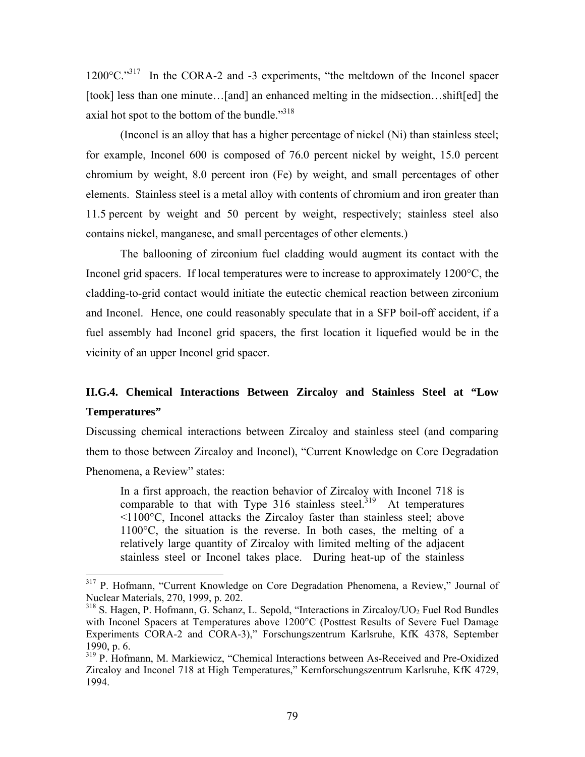1200°C."[317] In the CORA-2 and -3 experiments, "the meltdown of the Inconel spacer [took] less than one minute…[and] an enhanced melting in the midsection…shift[ed] the axial hot spot to the bottom of the bundle."[318]

(Inconel is an alloy that has a higher percentage of nickel (Ni) than stainless steel; for example, Inconel 600 is composed of 76.0 percent nickel by weight, 15.0 percent chromium by weight, 8.0 percent iron (Fe) by weight, and small percentages of other elements. Stainless steel is a metal alloy with contents of chromium and iron greater than 11.5 percent by weight and 50 percent by weight, respectively; stainless steel also contains nickel, manganese, and small percentages of other elements.)

The ballooning of zirconium fuel cladding would augment its contact with the Inconel grid spacers. If local temperatures were to increase to approximately 1200°C, the cladding-to-grid contact would initiate the eutectic chemical reaction between zirconium and Inconel. Hence, one could reasonably speculate that in a SFP boil-off accident, if a fuel assembly had Inconel grid spacers, the first location it liquefied would be in the vicinity of an upper Inconel grid spacer.

### II.G.4. Chemical Interactions Between Zircaloy and Stainless Steel at "Low Temperatures"

Discussing chemical interactions between Zircaloy and stainless steel (and comparing them to those between Zircaloy and Inconel), "Current Knowledge on Core Degradation Phenomena, a Review" states:

> In a first approach, the reaction behavior of Zircaloy with Inconel 718 is comparable to that with Type 316 stainless steel.[319] At temperatures <1100°C, Inconel attacks the Zircaloy faster than stainless steel; above 1100°C, the situation is the reverse. In both cases, the melting of a relatively large quantity of Zircaloy with limited melting of the adjacent stainless steel or Inconel takes place. During heat-up of the stainless

---

[317] P. Hofmann, "Current Knowledge on Core Degradation Phenomena, a Review," Journal of Nuclear Materials, 270, 1999, p. 202.

[318] S. Hagen, P. Hofmann, G. Schanz, L. Sepold, "Interactions in Zircaloy/$UO_2$ Fuel Rod Bundles with Inconel Spacers at Temperatures above 1200°C (Posttest Results of Severe Fuel Damage Experiments CORA-2 and CORA-3)," Forschungszentrum Karlsruhe, KfK 4378, September 1990, p. 6.

[319] P. Hofmann, M. Markiewicz, "Chemical Interactions between As-Received and Pre-Oxidized Zircaloy and Inconel 718 at High Temperatures," Kernforschungszentrum Karlsruhe, KfK 4729, 1994.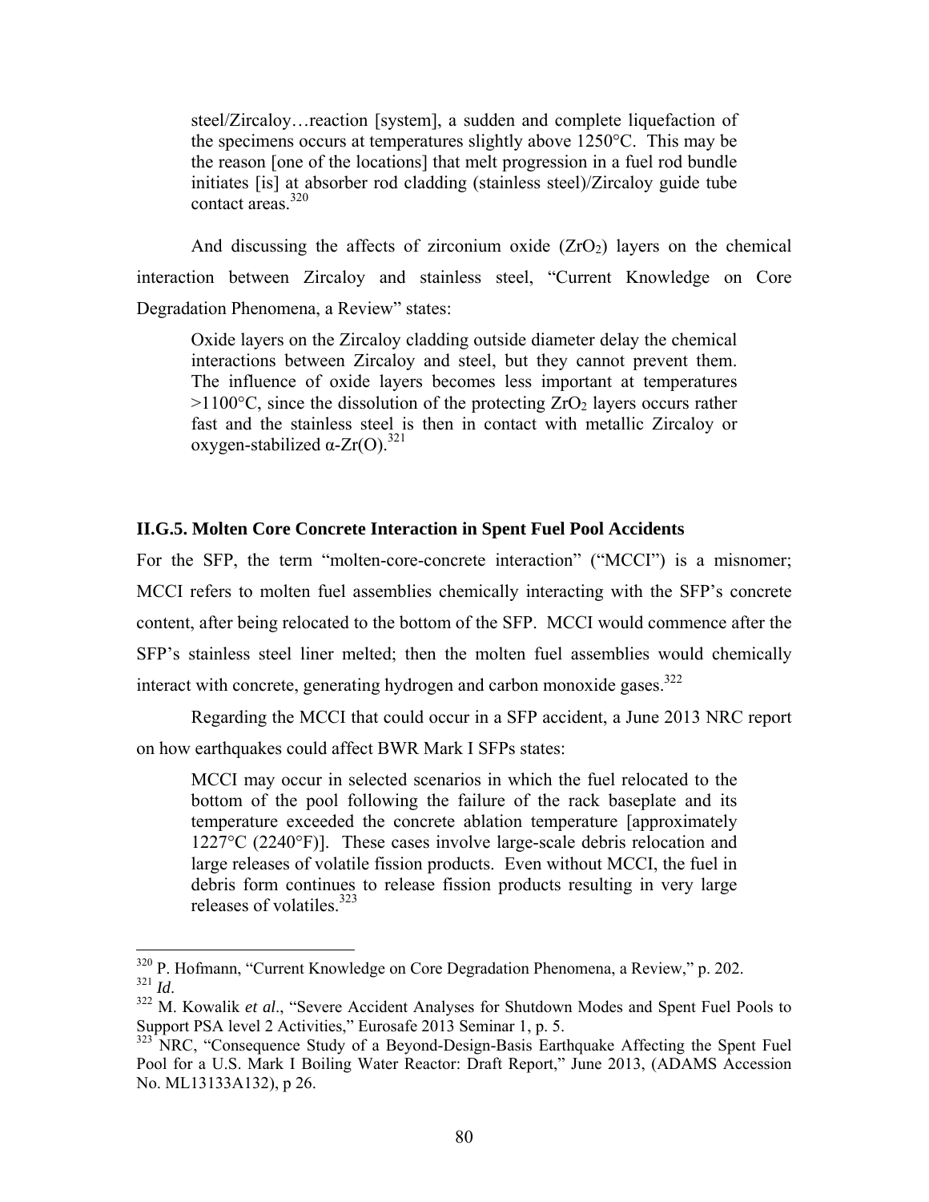> steel/Zircaloy…reaction [system], a sudden and complete liquefaction of the specimens occurs at temperatures slightly above 1250°C. This may be the reason [one of the locations] that melt progression in a fuel rod bundle initiates [is] at absorber rod cladding (stainless steel)/Zircaloy guide tube contact areas.[320]

And discussing the affects of zirconium oxide ($ZrO_2$) layers on the chemical interaction between Zircaloy and stainless steel, "Current Knowledge on Core Degradation Phenomena, a Review" states:

> Oxide layers on the Zircaloy cladding outside diameter delay the chemical interactions between Zircaloy and steel, but they cannot prevent them. The influence of oxide layers becomes less important at temperatures >1100°C, since the dissolution of the protecting $ZrO_2$ layers occurs rather fast and the stainless steel is then in contact with metallic Zircaloy or oxygen-stabilized α-Zr(O).[321]

### II.G.5. Molten Core Concrete Interaction in Spent Fuel Pool Accidents

For the SFP, the term "molten-core-concrete interaction" ("MCCI") is a misnomer; MCCI refers to molten fuel assemblies chemically interacting with the SFP's concrete content, after being relocated to the bottom of the SFP. MCCI would commence after the SFP's stainless steel liner melted; then the molten fuel assemblies would chemically interact with concrete, generating hydrogen and carbon monoxide gases.[322]

Regarding the MCCI that could occur in a SFP accident, a June 2013 NRC report on how earthquakes could affect BWR Mark I SFPs states:

> MCCI may occur in selected scenarios in which the fuel relocated to the bottom of the pool following the failure of the rack baseplate and its temperature exceeded the concrete ablation temperature [approximately 1227°C (2240°F)]. These cases involve large-scale debris relocation and large releases of volatile fission products. Even without MCCI, the fuel in debris form continues to release fission products resulting in very large releases of volatiles.[323]

---

[320] P. Hofmann, "Current Knowledge on Core Degradation Phenomena, a Review," p. 202.

[321] *Id*.

[322] M. Kowalik *et al*., "Severe Accident Analyses for Shutdown Modes and Spent Fuel Pools to Support PSA level 2 Activities," Eurosafe 2013 Seminar 1, p. 5.

[323] NRC, "Consequence Study of a Beyond-Design-Basis Earthquake Affecting the Spent Fuel Pool for a U.S. Mark I Boiling Water Reactor: Draft Report," June 2013, (ADAMS Accession No. ML13133A132), p 26.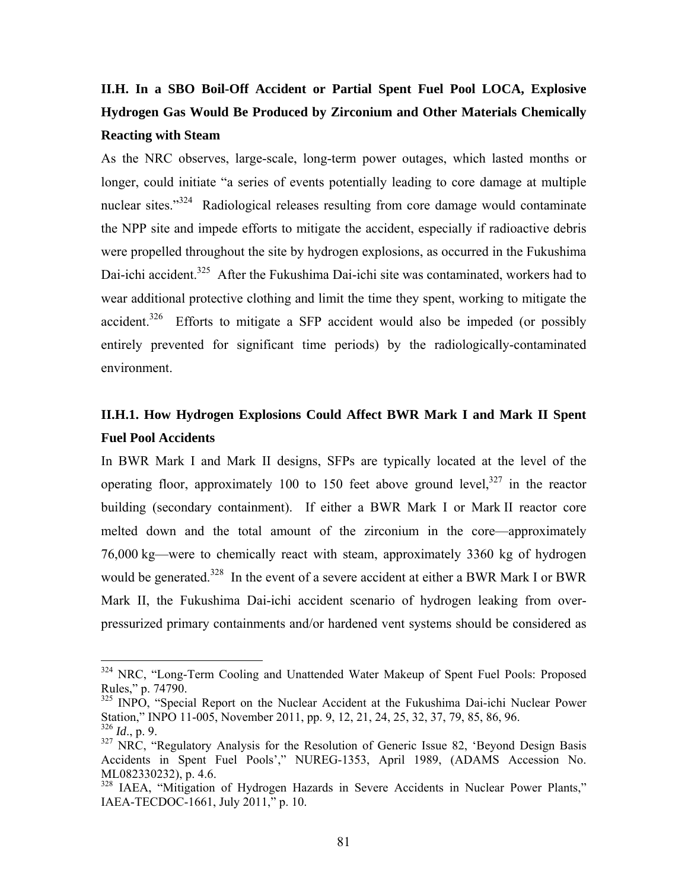## II.H. In a SBO Boil-Off Accident or Partial Spent Fuel Pool LOCA, Explosive Hydrogen Gas Would Be Produced by Zirconium and Other Materials Chemically Reacting with Steam

As the NRC observes, large-scale, long-term power outages, which lasted months or longer, could initiate "a series of events potentially leading to core damage at multiple nuclear sites."[324] Radiological releases resulting from core damage would contaminate the NPP site and impede efforts to mitigate the accident, especially if radioactive debris were propelled throughout the site by hydrogen explosions, as occurred in the Fukushima Dai-ichi accident.[325] After the Fukushima Dai-ichi site was contaminated, workers had to wear additional protective clothing and limit the time they spent, working to mitigate the accident.[326] Efforts to mitigate a SFP accident would also be impeded (or possibly entirely prevented for significant time periods) by the radiologically-contaminated environment.

### II.H.1. How Hydrogen Explosions Could Affect BWR Mark I and Mark II Spent Fuel Pool Accidents

In BWR Mark I and Mark II designs, SFPs are typically located at the level of the operating floor, approximately 100 to 150 feet above ground level,[327] in the reactor building (secondary containment). If either a BWR Mark I or Mark II reactor core melted down and the total amount of the zirconium in the core—approximately 76,000 kg—were to chemically react with steam, approximately 3360 kg of hydrogen would be generated.[328] In the event of a severe accident at either a BWR Mark I or BWR Mark II, the Fukushima Dai-ichi accident scenario of hydrogen leaking from over-pressurized primary containments and/or hardened vent systems should be considered as

---

[324] NRC, "Long-Term Cooling and Unattended Water Makeup of Spent Fuel Pools: Proposed Rules," p. 74790.

[325] INPO, "Special Report on the Nuclear Accident at the Fukushima Dai-ichi Nuclear Power Station," INPO 11-005, November 2011, pp. 9, 12, 21, 24, 25, 32, 37, 79, 85, 86, 96.

[326] *Id*., p. 9.

[327] NRC, "Regulatory Analysis for the Resolution of Generic Issue 82, 'Beyond Design Basis Accidents in Spent Fuel Pools'," NUREG-1353, April 1989, (ADAMS Accession No. ML082330232), p. 4.6.

[328] IAEA, "Mitigation of Hydrogen Hazards in Severe Accidents in Nuclear Power Plants," IAEA-TECDOC-1661, July 2011," p. 10.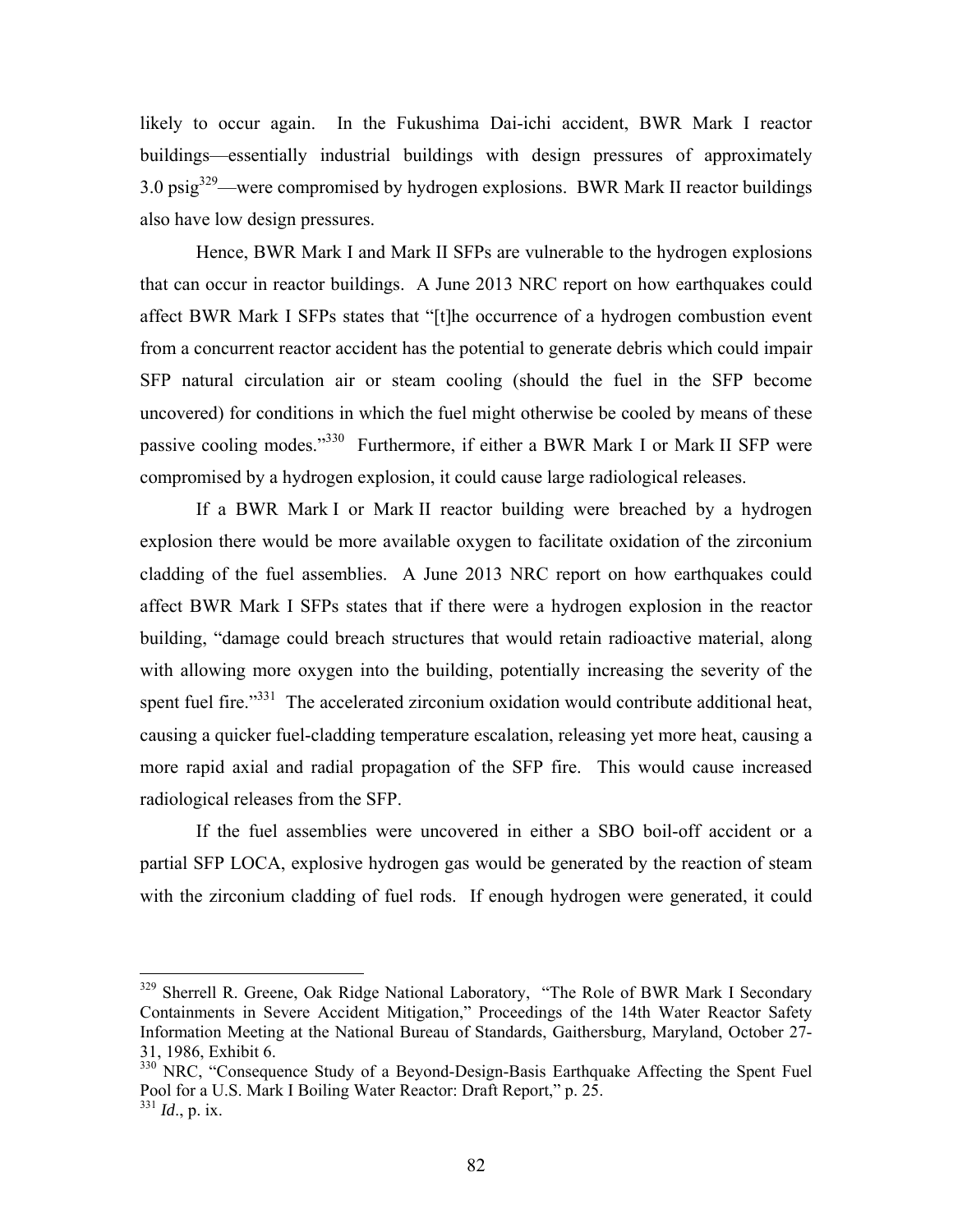likely to occur again. In the Fukushima Dai-ichi accident, BWR Mark I reactor buildings—essentially industrial buildings with design pressures of approximately 3.0 psig[329]—were compromised by hydrogen explosions. BWR Mark II reactor buildings also have low design pressures.

Hence, BWR Mark I and Mark II SFPs are vulnerable to the hydrogen explosions that can occur in reactor buildings. A June 2013 NRC report on how earthquakes could affect BWR Mark I SFPs states that "[t]he occurrence of a hydrogen combustion event from a concurrent reactor accident has the potential to generate debris which could impair SFP natural circulation air or steam cooling (should the fuel in the SFP become uncovered) for conditions in which the fuel might otherwise be cooled by means of these passive cooling modes."[330] Furthermore, if either a BWR Mark I or Mark II SFP were compromised by a hydrogen explosion, it could cause large radiological releases.

If a BWR Mark I or Mark II reactor building were breached by a hydrogen explosion there would be more available oxygen to facilitate oxidation of the zirconium cladding of the fuel assemblies. A June 2013 NRC report on how earthquakes could affect BWR Mark I SFPs states that if there were a hydrogen explosion in the reactor building, "damage could breach structures that would retain radioactive material, along with allowing more oxygen into the building, potentially increasing the severity of the spent fuel fire."[331] The accelerated zirconium oxidation would contribute additional heat, causing a quicker fuel-cladding temperature escalation, releasing yet more heat, causing a more rapid axial and radial propagation of the SFP fire. This would cause increased radiological releases from the SFP.

If the fuel assemblies were uncovered in either a SBO boil-off accident or a partial SFP LOCA, explosive hydrogen gas would be generated by the reaction of steam with the zirconium cladding of fuel rods. If enough hydrogen were generated, it could

---

[329] Sherrell R. Greene, Oak Ridge National Laboratory, "The Role of BWR Mark I Secondary Containments in Severe Accident Mitigation," Proceedings of the 14th Water Reactor Safety Information Meeting at the National Bureau of Standards, Gaithersburg, Maryland, October 27-31, 1986, Exhibit 6.

[330] NRC, "Consequence Study of a Beyond-Design-Basis Earthquake Affecting the Spent Fuel Pool for a U.S. Mark I Boiling Water Reactor: Draft Report," p. 25.

[331] *Id.*, p. ix.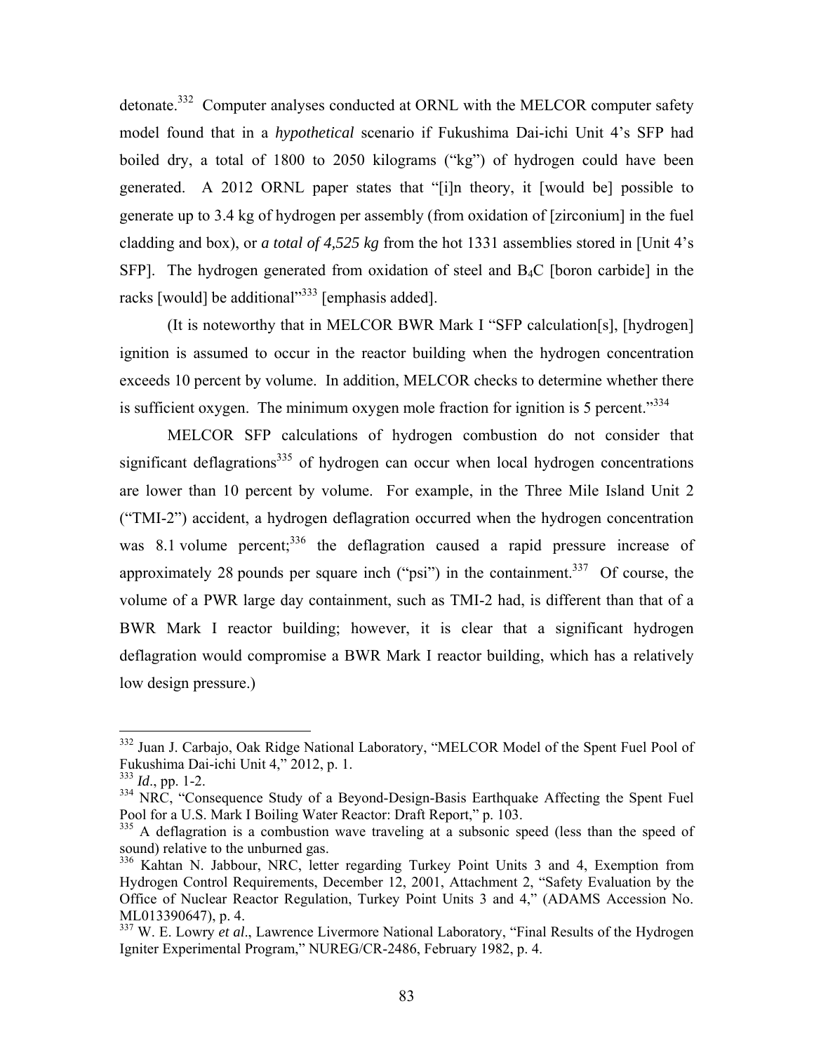detonate.[332] Computer analyses conducted at ORNL with the MELCOR computer safety model found that in a *hypothetical* scenario if Fukushima Dai-ichi Unit 4's SFP had boiled dry, a total of 1800 to 2050 kilograms ("kg") of hydrogen could have been generated. A 2012 ORNL paper states that "[i]n theory, it [would be] possible to generate up to 3.4 kg of hydrogen per assembly (from oxidation of [zirconium] in the fuel cladding and box), or *a total of 4,525 kg* from the hot 1331 assemblies stored in [Unit 4's SFP]. The hydrogen generated from oxidation of steel and $B_4C$ [boron carbide] in the racks [would] be additional"[333] [emphasis added].

(It is noteworthy that in MELCOR BWR Mark I "SFP calculation[s], [hydrogen] ignition is assumed to occur in the reactor building when the hydrogen concentration exceeds 10 percent by volume. In addition, MELCOR checks to determine whether there is sufficient oxygen. The minimum oxygen mole fraction for ignition is 5 percent."[334]

MELCOR SFP calculations of hydrogen combustion do not consider that significant deflagrations[335] of hydrogen can occur when local hydrogen concentrations are lower than 10 percent by volume. For example, in the Three Mile Island Unit 2 ("TMI-2") accident, a hydrogen deflagration occurred when the hydrogen concentration was 8.1 volume percent;[336] the deflagration caused a rapid pressure increase of approximately 28 pounds per square inch ("psi") in the containment.[337] Of course, the volume of a PWR large day containment, such as TMI-2 had, is different than that of a BWR Mark I reactor building; however, it is clear that a significant hydrogen deflagration would compromise a BWR Mark I reactor building, which has a relatively low design pressure.)

---

[332] Juan J. Carbajo, Oak Ridge National Laboratory, "MELCOR Model of the Spent Fuel Pool of Fukushima Dai-ichi Unit 4," 2012, p. 1.

[333] *Id*., pp. 1-2.

[334] NRC, "Consequence Study of a Beyond-Design-Basis Earthquake Affecting the Spent Fuel Pool for a U.S. Mark I Boiling Water Reactor: Draft Report," p. 103.

[335] A deflagration is a combustion wave traveling at a subsonic speed (less than the speed of sound) relative to the unburned gas.

[336] Kahtan N. Jabbour, NRC, letter regarding Turkey Point Units 3 and 4, Exemption from Hydrogen Control Requirements, December 12, 2001, Attachment 2, "Safety Evaluation by the Office of Nuclear Reactor Regulation, Turkey Point Units 3 and 4," (ADAMS Accession No. ML013390647), p. 4.

[337] W. E. Lowry *et al*., Lawrence Livermore National Laboratory, "Final Results of the Hydrogen Igniter Experimental Program," NUREG/CR-2486, February 1982, p. 4.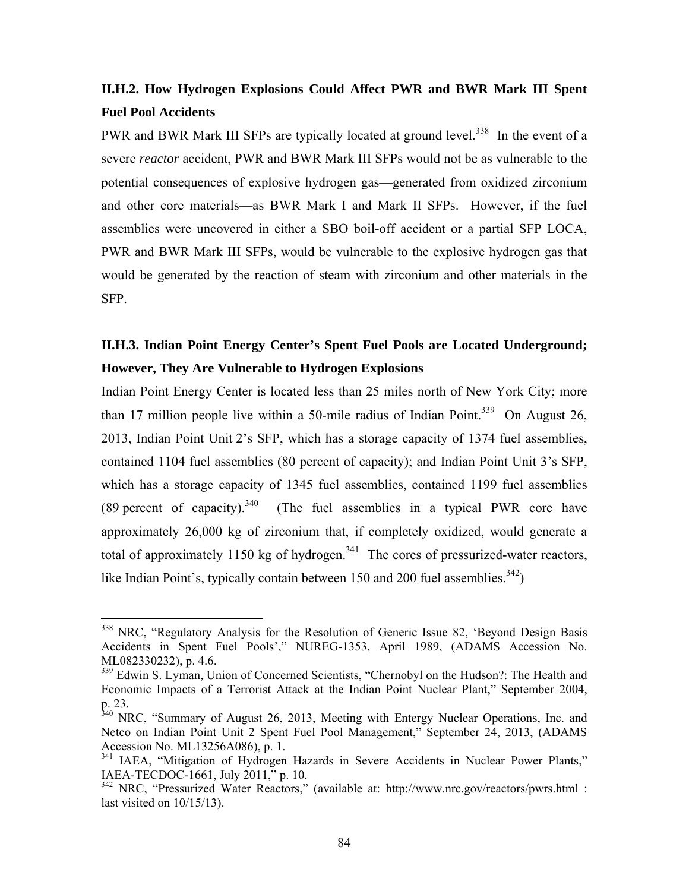### II.H.2. How Hydrogen Explosions Could Affect PWR and BWR Mark III Spent Fuel Pool Accidents

PWR and BWR Mark III SFPs are typically located at ground level.[338] In the event of a severe *reactor* accident, PWR and BWR Mark III SFPs would not be as vulnerable to the potential consequences of explosive hydrogen gas—generated from oxidized zirconium and other core materials—as BWR Mark I and Mark II SFPs. However, if the fuel assemblies were uncovered in either a SBO boil-off accident or a partial SFP LOCA, PWR and BWR Mark III SFPs, would be vulnerable to the explosive hydrogen gas that would be generated by the reaction of steam with zirconium and other materials in the SFP.

### II.H.3. Indian Point Energy Center's Spent Fuel Pools are Located Underground; However, They Are Vulnerable to Hydrogen Explosions

Indian Point Energy Center is located less than 25 miles north of New York City; more than 17 million people live within a 50-mile radius of Indian Point.[339] On August 26, 2013, Indian Point Unit 2's SFP, which has a storage capacity of 1374 fuel assemblies, contained 1104 fuel assemblies (80 percent of capacity); and Indian Point Unit 3's SFP, which has a storage capacity of 1345 fuel assemblies, contained 1199 fuel assemblies (89 percent of capacity).[340] (The fuel assemblies in a typical PWR core have approximately 26,000 kg of zirconium that, if completely oxidized, would generate a total of approximately 1150 kg of hydrogen.[341] The cores of pressurized-water reactors, like Indian Point's, typically contain between 150 and 200 fuel assemblies.[342])

---

[338] NRC, "Regulatory Analysis for the Resolution of Generic Issue 82, 'Beyond Design Basis Accidents in Spent Fuel Pools'," NUREG-1353, April 1989, (ADAMS Accession No. ML082330232), p. 4.6.

[339] Edwin S. Lyman, Union of Concerned Scientists, "Chernobyl on the Hudson?: The Health and Economic Impacts of a Terrorist Attack at the Indian Point Nuclear Plant," September 2004, p. 23.

[340] NRC, "Summary of August 26, 2013, Meeting with Entergy Nuclear Operations, Inc. and Netco on Indian Point Unit 2 Spent Fuel Pool Management," September 24, 2013, (ADAMS Accession No. ML13256A086), p. 1.

[341] IAEA, "Mitigation of Hydrogen Hazards in Severe Accidents in Nuclear Power Plants," IAEA-TECDOC-1661, July 2011," p. 10.

[342] NRC, "Pressurized Water Reactors," (available at: http://www.nrc.gov/reactors/pwrs.html : last visited on 10/15/13).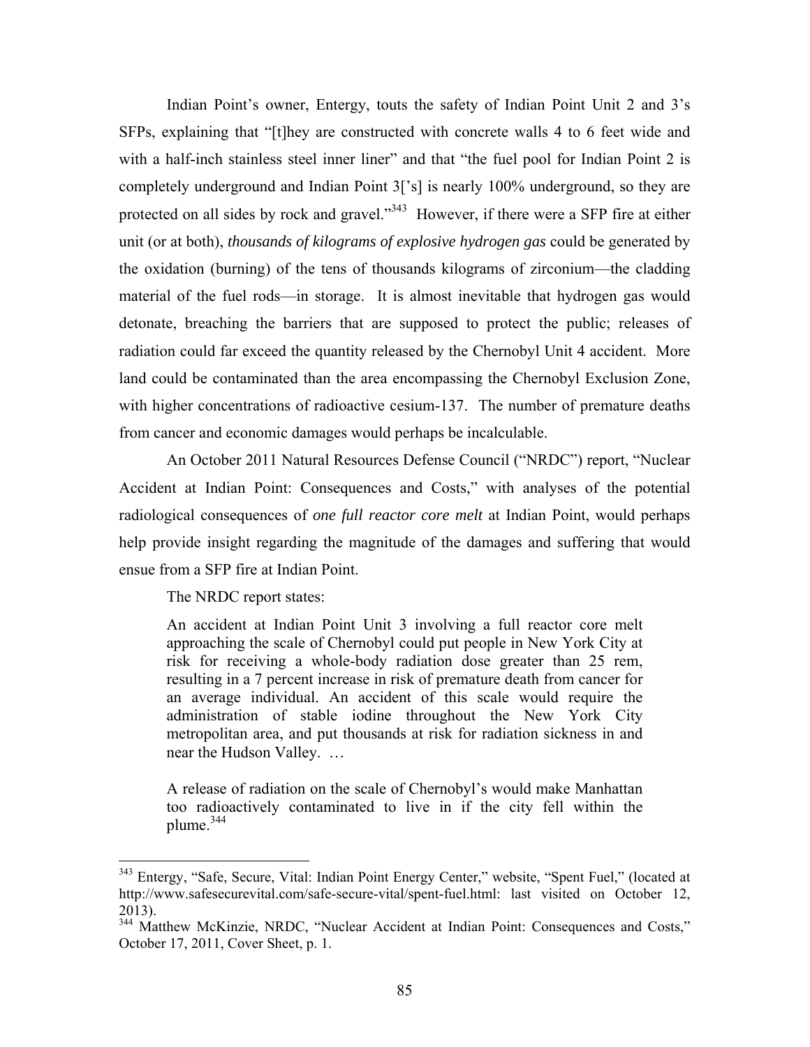Indian Point's owner, Entergy, touts the safety of Indian Point Unit 2 and 3's SFPs, explaining that "[t]hey are constructed with concrete walls 4 to 6 feet wide and with a half-inch stainless steel inner liner" and that "the fuel pool for Indian Point 2 is completely underground and Indian Point 3['s] is nearly 100% underground, so they are protected on all sides by rock and gravel."[343] However, if there were a SFP fire at either unit (or at both), *thousands of kilograms of explosive hydrogen gas* could be generated by the oxidation (burning) of the tens of thousands kilograms of zirconium—the cladding material of the fuel rods—in storage. It is almost inevitable that hydrogen gas would detonate, breaching the barriers that are supposed to protect the public; releases of radiation could far exceed the quantity released by the Chernobyl Unit 4 accident. More land could be contaminated than the area encompassing the Chernobyl Exclusion Zone, with higher concentrations of radioactive cesium-137. The number of premature deaths from cancer and economic damages would perhaps be incalculable.

An October 2011 Natural Resources Defense Council ("NRDC") report, "Nuclear Accident at Indian Point: Consequences and Costs," with analyses of the potential radiological consequences of *one full reactor core melt* at Indian Point, would perhaps help provide insight regarding the magnitude of the damages and suffering that would ensue from a SFP fire at Indian Point.

The NRDC report states:

> An accident at Indian Point Unit 3 involving a full reactor core melt approaching the scale of Chernobyl could put people in New York City at risk for receiving a whole-body radiation dose greater than 25 rem, resulting in a 7 percent increase in risk of premature death from cancer for an average individual. An accident of this scale would require the administration of stable iodine throughout the New York City metropolitan area, and put thousands at risk for radiation sickness in and near the Hudson Valley. …
>
> A release of radiation on the scale of Chernobyl's would make Manhattan too radioactively contaminated to live in if the city fell within the plume.[344]

---

[343] Entergy, "Safe, Secure, Vital: Indian Point Energy Center," website, "Spent Fuel," (located at http://www.safesecurevital.com/safe-secure-vital/spent-fuel.html: last visited on October 12, 2013).

[344] Matthew McKinzie, NRDC, "Nuclear Accident at Indian Point: Consequences and Costs," October 17, 2011, Cover Sheet, p. 1.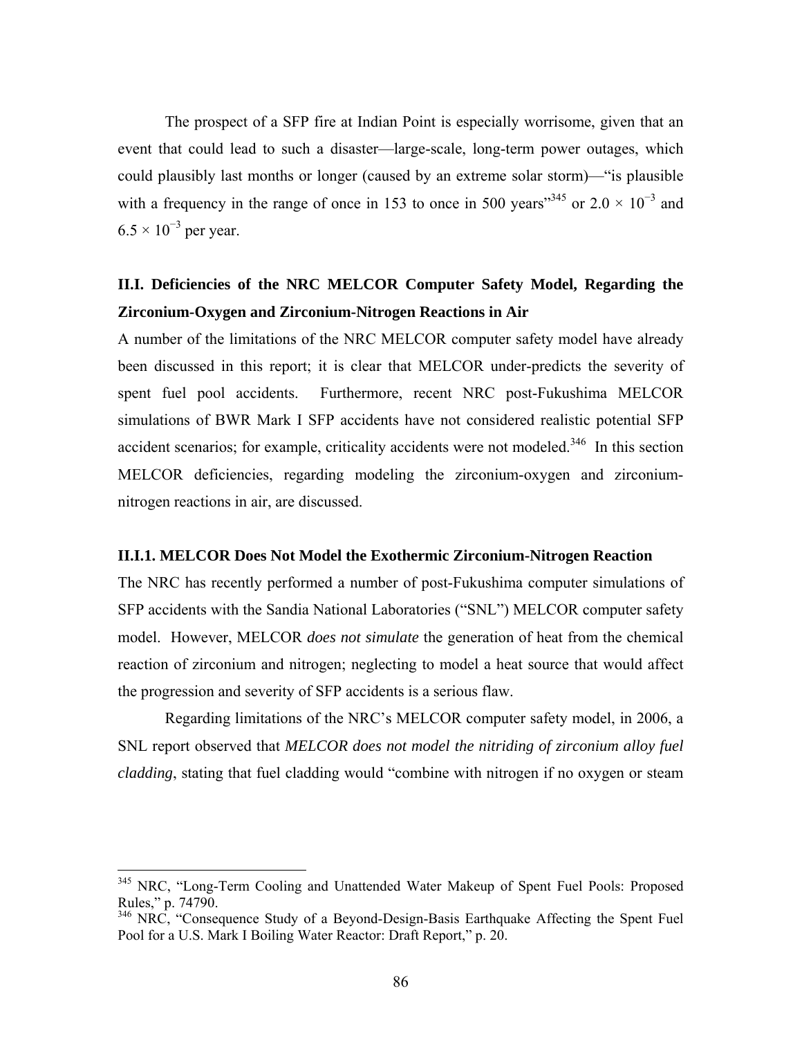The prospect of a SFP fire at Indian Point is especially worrisome, given that an event that could lead to such a disaster—large-scale, long-term power outages, which could plausibly last months or longer (caused by an extreme solar storm)—"is plausible with a frequency in the range of once in 153 to once in 500 years"[345] or $2.0 \times 10^{-3}$ and $6.5 \times 10^{-3}$ per year.

## II.I. Deficiencies of the NRC MELCOR Computer Safety Model, Regarding the Zirconium-Oxygen and Zirconium-Nitrogen Reactions in Air

A number of the limitations of the NRC MELCOR computer safety model have already been discussed in this report; it is clear that MELCOR under-predicts the severity of spent fuel pool accidents. Furthermore, recent NRC post-Fukushima MELCOR simulations of BWR Mark I SFP accidents have not considered realistic potential SFP accident scenarios; for example, criticality accidents were not modeled.[346] In this section MELCOR deficiencies, regarding modeling the zirconium-oxygen and zirconium-nitrogen reactions in air, are discussed.

### II.I.1. MELCOR Does Not Model the Exothermic Zirconium-Nitrogen Reaction

The NRC has recently performed a number of post-Fukushima computer simulations of SFP accidents with the Sandia National Laboratories ("SNL") MELCOR computer safety model. However, MELCOR *does not simulate* the generation of heat from the chemical reaction of zirconium and nitrogen; neglecting to model a heat source that would affect the progression and severity of SFP accidents is a serious flaw.

Regarding limitations of the NRC's MELCOR computer safety model, in 2006, a SNL report observed that *MELCOR does not model the nitriding of zirconium alloy fuel cladding*, stating that fuel cladding would "combine with nitrogen if no oxygen or steam

---

[345] NRC, "Long-Term Cooling and Unattended Water Makeup of Spent Fuel Pools: Proposed Rules," p. 74790.

[346] NRC, "Consequence Study of a Beyond-Design-Basis Earthquake Affecting the Spent Fuel Pool for a U.S. Mark I Boiling Water Reactor: Draft Report," p. 20.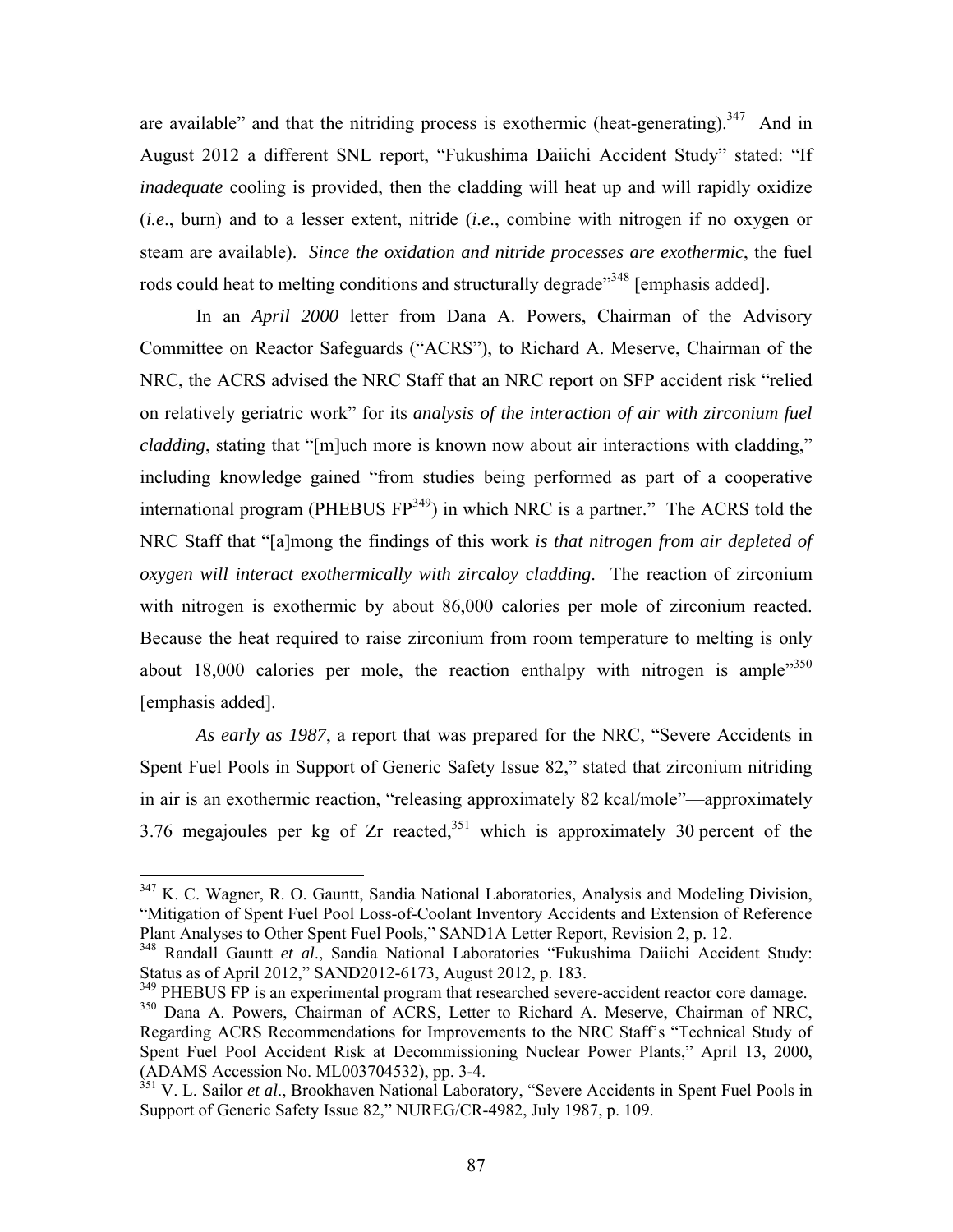are available" and that the nitriding process is exothermic (heat-generating).[347] And in August 2012 a different SNL report, "Fukushima Daiichi Accident Study" stated: "If *inadequate* cooling is provided, then the cladding will heat up and will rapidly oxidize (*i.e*., burn) and to a lesser extent, nitride (*i.e*., combine with nitrogen if no oxygen or steam are available). *Since the oxidation and nitride processes are exothermic*, the fuel rods could heat to melting conditions and structurally degrade"[348] [emphasis added].

In an *April 2000* letter from Dana A. Powers, Chairman of the Advisory Committee on Reactor Safeguards ("ACRS"), to Richard A. Meserve, Chairman of the NRC, the ACRS advised the NRC Staff that an NRC report on SFP accident risk "relied on relatively geriatric work" for its *analysis of the interaction of air with zirconium fuel cladding*, stating that "[m]uch more is known now about air interactions with cladding," including knowledge gained "from studies being performed as part of a cooperative international program (PHEBUS FP[349]) in which NRC is a partner." The ACRS told the NRC Staff that "[a]mong the findings of this work *is that nitrogen from air depleted of oxygen will interact exothermically with zircaloy cladding*. The reaction of zirconium with nitrogen is exothermic by about 86,000 calories per mole of zirconium reacted. Because the heat required to raise zirconium from room temperature to melting is only about 18,000 calories per mole, the reaction enthalpy with nitrogen is ample"[350] [emphasis added].

*As early as 1987*, a report that was prepared for the NRC, "Severe Accidents in Spent Fuel Pools in Support of Generic Safety Issue 82," stated that zirconium nitriding in air is an exothermic reaction, "releasing approximately 82 kcal/mole"—approximately 3.76 megajoules per kg of Zr reacted,[351] which is approximately 30 percent of the

---

[347] K. C. Wagner, R. O. Gauntt, Sandia National Laboratories, Analysis and Modeling Division, "Mitigation of Spent Fuel Pool Loss-of-Coolant Inventory Accidents and Extension of Reference Plant Analyses to Other Spent Fuel Pools," SAND1A Letter Report, Revision 2, p. 12.

[348] Randall Gauntt *et al*., Sandia National Laboratories "Fukushima Daiichi Accident Study: Status as of April 2012," SAND2012-6173, August 2012, p. 183.

[349] PHEBUS FP is an experimental program that researched severe-accident reactor core damage.

[350] Dana A. Powers, Chairman of ACRS, Letter to Richard A. Meserve, Chairman of NRC, Regarding ACRS Recommendations for Improvements to the NRC Staff's "Technical Study of Spent Fuel Pool Accident Risk at Decommissioning Nuclear Power Plants," April 13, 2000, (ADAMS Accession No. ML003704532), pp. 3-4.

[351] V. L. Sailor *et al*., Brookhaven National Laboratory, "Severe Accidents in Spent Fuel Pools in Support of Generic Safety Issue 82," NUREG/CR-4982, July 1987, p. 109.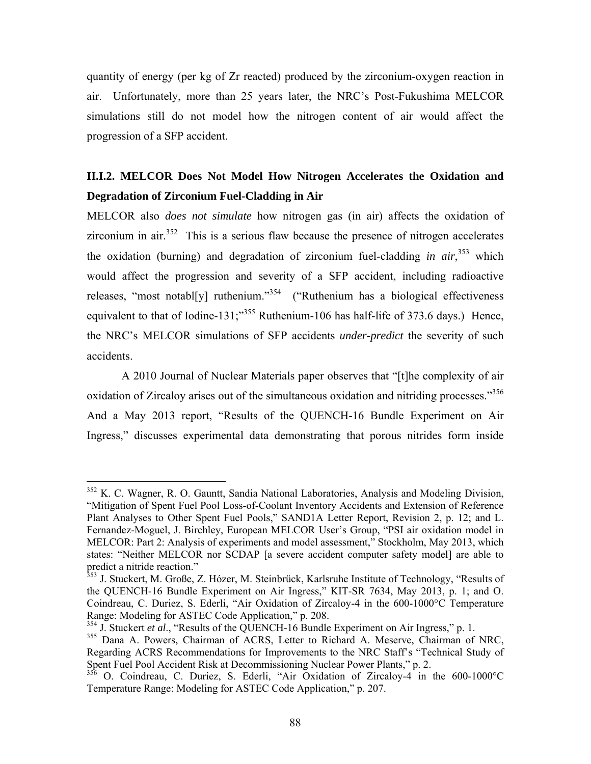quantity of energy (per kg of Zr reacted) produced by the zirconium-oxygen reaction in air. Unfortunately, more than 25 years later, the NRC's Post-Fukushima MELCOR simulations still do not model how the nitrogen content of air would affect the progression of a SFP accident.

### II.I.2. MELCOR Does Not Model How Nitrogen Accelerates the Oxidation and Degradation of Zirconium Fuel-Cladding in Air

MELCOR also *does not simulate* how nitrogen gas (in air) affects the oxidation of zirconium in air.[352] This is a serious flaw because the presence of nitrogen accelerates the oxidation (burning) and degradation of zirconium fuel-cladding *in air*,[353] which would affect the progression and severity of a SFP accident, including radioactive releases, "most notabl[y] ruthenium."[354] ("Ruthenium has a biological effectiveness equivalent to that of Iodine-131;"[355] Ruthenium-106 has half-life of 373.6 days.) Hence, the NRC's MELCOR simulations of SFP accidents *under-predict* the severity of such accidents.

A 2010 Journal of Nuclear Materials paper observes that "[t]he complexity of air oxidation of Zircaloy arises out of the simultaneous oxidation and nitriding processes."[356] And a May 2013 report, "Results of the QUENCH-16 Bundle Experiment on Air Ingress," discusses experimental data demonstrating that porous nitrides form inside

---

[352] K. C. Wagner, R. O. Gauntt, Sandia National Laboratories, Analysis and Modeling Division, "Mitigation of Spent Fuel Pool Loss-of-Coolant Inventory Accidents and Extension of Reference Plant Analyses to Other Spent Fuel Pools," SAND1A Letter Report, Revision 2, p. 12; and L. Fernandez-Moguel, J. Birchley, European MELCOR User's Group, "PSI air oxidation model in MELCOR: Part 2: Analysis of experiments and model assessment," Stockholm, May 2013, which states: "Neither MELCOR nor SCDAP [a severe accident computer safety model] are able to predict a nitride reaction."

[353] J. Stuckert, M. Große, Z. Hózer, M. Steinbrück, Karlsruhe Institute of Technology, "Results of the QUENCH-16 Bundle Experiment on Air Ingress," KIT-SR 7634, May 2013, p. 1; and O. Coindreau, C. Duriez, S. Ederli, "Air Oxidation of Zircaloy-4 in the 600-1000°C Temperature Range: Modeling for ASTEC Code Application," p. 208.

[354] J. Stuckert *et al*., "Results of the QUENCH-16 Bundle Experiment on Air Ingress," p. 1.

[355] Dana A. Powers, Chairman of ACRS, Letter to Richard A. Meserve, Chairman of NRC, Regarding ACRS Recommendations for Improvements to the NRC Staff's "Technical Study of Spent Fuel Pool Accident Risk at Decommissioning Nuclear Power Plants," p. 2.

[356] O. Coindreau, C. Duriez, S. Ederli, "Air Oxidation of Zircaloy-4 in the 600-1000°C Temperature Range: Modeling for ASTEC Code Application," p. 207.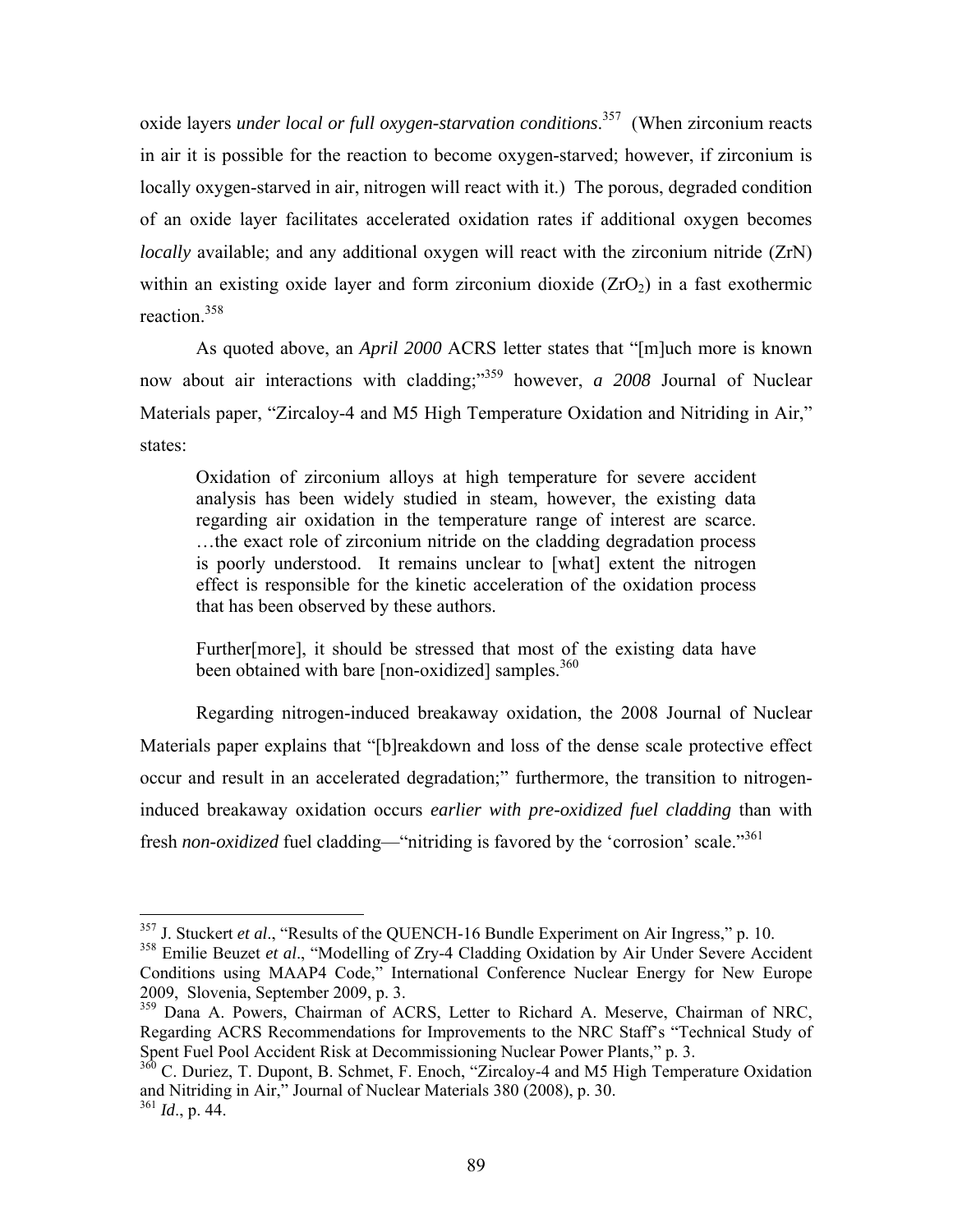oxide layers *under local or full oxygen-starvation conditions*.[357] (When zirconium reacts in air it is possible for the reaction to become oxygen-starved; however, if zirconium is locally oxygen-starved in air, nitrogen will react with it.) The porous, degraded condition of an oxide layer facilitates accelerated oxidation rates if additional oxygen becomes *locally* available; and any additional oxygen will react with the zirconium nitride (ZrN) within an existing oxide layer and form zirconium dioxide ($ZrO_2$) in a fast exothermic reaction.[358]

As quoted above, an *April 2000* ACRS letter states that "[m]uch more is known now about air interactions with cladding;"[359] however, *a 2008* Journal of Nuclear Materials paper, "Zircaloy-4 and M5 High Temperature Oxidation and Nitriding in Air," states:

> Oxidation of zirconium alloys at high temperature for severe accident analysis has been widely studied in steam, however, the existing data regarding air oxidation in the temperature range of interest are scarce. …the exact role of zirconium nitride on the cladding degradation process is poorly understood. It remains unclear to [what] extent the nitrogen effect is responsible for the kinetic acceleration of the oxidation process that has been observed by these authors.
>
> Further[more], it should be stressed that most of the existing data have been obtained with bare [non-oxidized] samples.[360]

Regarding nitrogen-induced breakaway oxidation, the 2008 Journal of Nuclear Materials paper explains that "[b]reakdown and loss of the dense scale protective effect occur and result in an accelerated degradation;" furthermore, the transition to nitrogen-induced breakaway oxidation occurs *earlier with pre-oxidized fuel cladding* than with fresh *non-oxidized* fuel cladding—"nitriding is favored by the 'corrosion' scale."[361]

---

[357] J. Stuckert *et al*., "Results of the QUENCH-16 Bundle Experiment on Air Ingress," p. 10.

[358] Emilie Beuzet *et al*., "Modelling of Zry-4 Cladding Oxidation by Air Under Severe Accident Conditions using MAAP4 Code," International Conference Nuclear Energy for New Europe 2009, Slovenia, September 2009, p. 3.

[359] Dana A. Powers, Chairman of ACRS, Letter to Richard A. Meserve, Chairman of NRC, Regarding ACRS Recommendations for Improvements to the NRC Staff's "Technical Study of Spent Fuel Pool Accident Risk at Decommissioning Nuclear Power Plants," p. 3.

[360] C. Duriez, T. Dupont, B. Schmet, F. Enoch, "Zircaloy-4 and M5 High Temperature Oxidation and Nitriding in Air," Journal of Nuclear Materials 380 (2008), p. 30.

[361] *Id*., p. 44.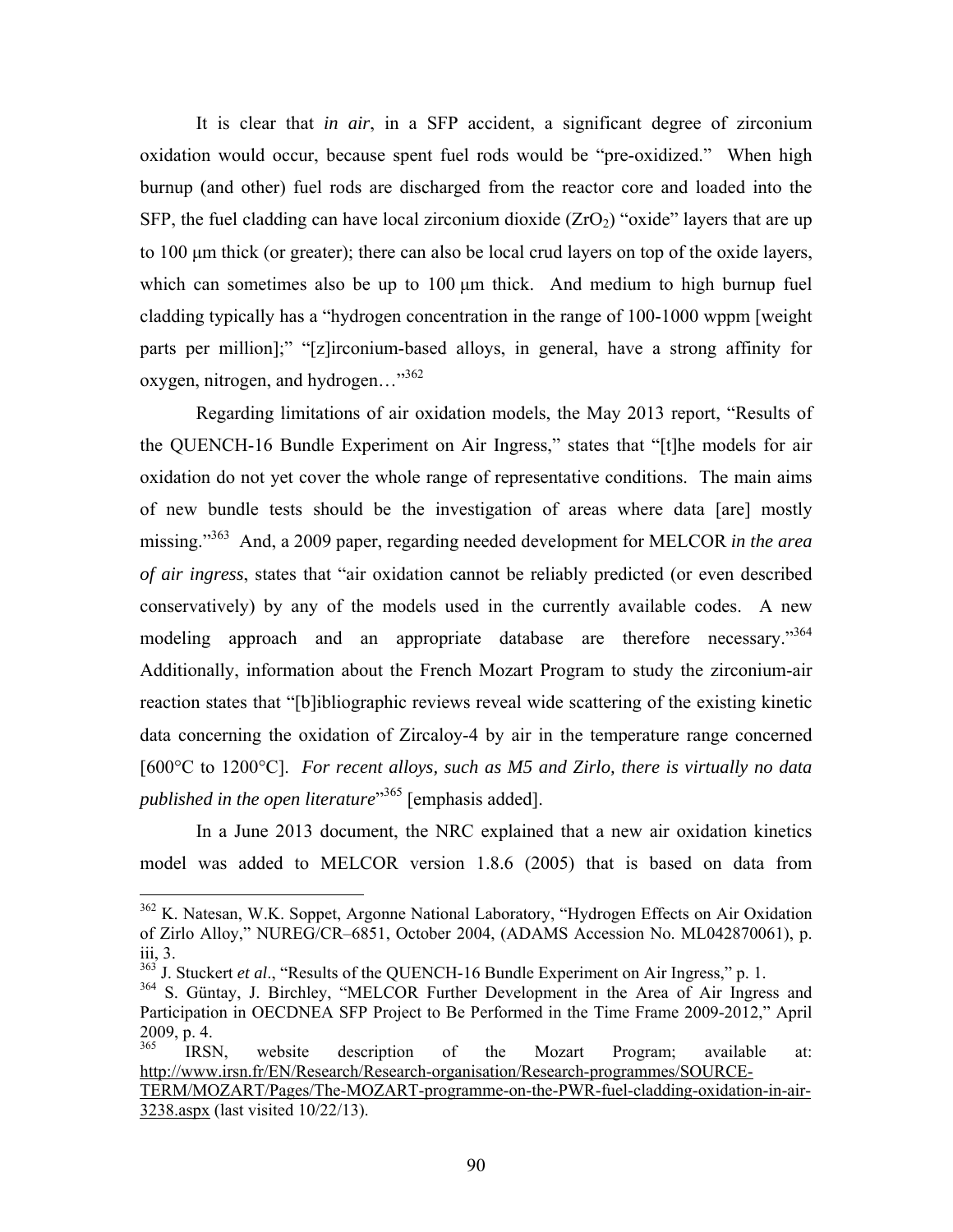It is clear that *in air*, in a SFP accident, a significant degree of zirconium oxidation would occur, because spent fuel rods would be "pre-oxidized." When high burnup (and other) fuel rods are discharged from the reactor core and loaded into the SFP, the fuel cladding can have local zirconium dioxide ($ZrO_2$) "oxide" layers that are up to 100 μm thick (or greater); there can also be local crud layers on top of the oxide layers, which can sometimes also be up to 100 μm thick. And medium to high burnup fuel cladding typically has a "hydrogen concentration in the range of 100-1000 wppm [weight parts per million];" "[z]irconium-based alloys, in general, have a strong affinity for oxygen, nitrogen, and hydrogen…"[362]

Regarding limitations of air oxidation models, the May 2013 report, "Results of the QUENCH-16 Bundle Experiment on Air Ingress," states that "[t]he models for air oxidation do not yet cover the whole range of representative conditions. The main aims of new bundle tests should be the investigation of areas where data [are] mostly missing."[363] And, a 2009 paper, regarding needed development for MELCOR *in the area of air ingress*, states that "air oxidation cannot be reliably predicted (or even described conservatively) by any of the models used in the currently available codes. A new modeling approach and an appropriate database are therefore necessary."[364] Additionally, information about the French Mozart Program to study the zirconium-air reaction states that "[b]ibliographic reviews reveal wide scattering of the existing kinetic data concerning the oxidation of Zircaloy-4 by air in the temperature range concerned [600°C to 1200°C]. *For recent alloys, such as M5 and Zirlo, there is virtually no data published in the open literature*"[365] [emphasis added].

In a June 2013 document, the NRC explained that a new air oxidation kinetics model was added to MELCOR version 1.8.6 (2005) that is based on data from

---

[362] K. Natesan, W.K. Soppet, Argonne National Laboratory, "Hydrogen Effects on Air Oxidation of Zirlo Alloy," NUREG/CR–6851, October 2004, (ADAMS Accession No. ML042870061), p. iii, 3.

[363] J. Stuckert *et al*., "Results of the QUENCH-16 Bundle Experiment on Air Ingress," p. 1.

[364] S. Güntay, J. Birchley, "MELCOR Further Development in the Area of Air Ingress and Participation in OECDNEA SFP Project to Be Performed in the Time Frame 2009-2012," April 2009, p. 4.

[365] IRSN, website description of the Mozart Program; available at: http://www.irsn.fr/EN/Research/Research-organisation/Research-programmes/SOURCE-TERM/MOZART/Pages/The-MOZART-programme-on-the-PWR-fuel-cladding-oxidation-in-air-3238.aspx (last visited 10/22/13).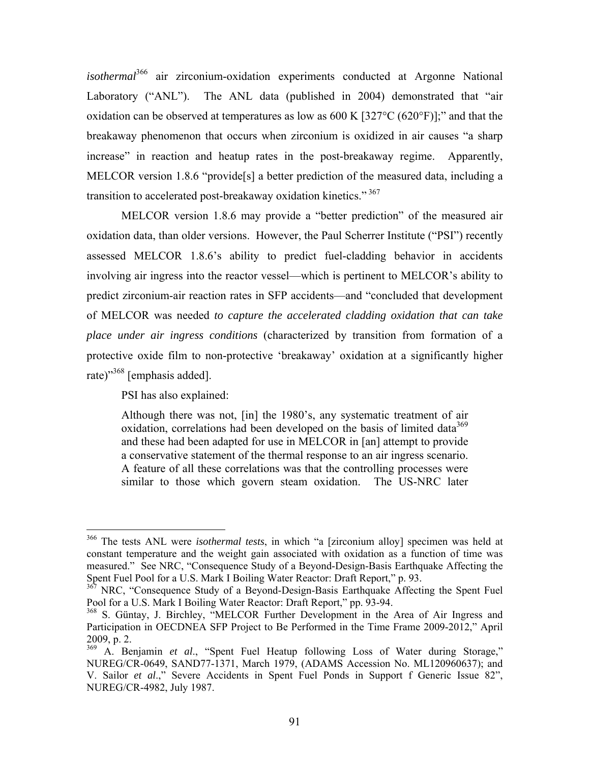*isothermal*[366] air zirconium-oxidation experiments conducted at Argonne National Laboratory ("ANL"). The ANL data (published in 2004) demonstrated that "air oxidation can be observed at temperatures as low as 600 K [327°C (620°F)];" and that the breakaway phenomenon that occurs when zirconium is oxidized in air causes "a sharp increase" in reaction and heatup rates in the post-breakaway regime. Apparently, MELCOR version 1.8.6 "provide[s] a better prediction of the measured data, including a transition to accelerated post-breakaway oxidation kinetics."[367]

MELCOR version 1.8.6 may provide a "better prediction" of the measured air oxidation data, than older versions. However, the Paul Scherrer Institute ("PSI") recently assessed MELCOR 1.8.6's ability to predict fuel-cladding behavior in accidents involving air ingress into the reactor vessel—which is pertinent to MELCOR's ability to predict zirconium-air reaction rates in SFP accidents—and "concluded that development of MELCOR was needed *to capture the accelerated cladding oxidation that can take place under air ingress conditions* (characterized by transition from formation of a protective oxide film to non-protective 'breakaway' oxidation at a significantly higher rate)"[368] [emphasis added].

PSI has also explained:

> Although there was not, [in] the 1980's, any systematic treatment of air oxidation, correlations had been developed on the basis of limited data[369] and these had been adapted for use in MELCOR in [an] attempt to provide a conservative statement of the thermal response to an air ingress scenario. A feature of all these correlations was that the controlling processes were similar to those which govern steam oxidation. The US-NRC later

---

[366] The tests ANL were *isothermal tests*, in which "a [zirconium alloy] specimen was held at constant temperature and the weight gain associated with oxidation as a function of time was measured." See NRC, "Consequence Study of a Beyond-Design-Basis Earthquake Affecting the Spent Fuel Pool for a U.S. Mark I Boiling Water Reactor: Draft Report," p. 93.

[367] NRC, "Consequence Study of a Beyond-Design-Basis Earthquake Affecting the Spent Fuel Pool for a U.S. Mark I Boiling Water Reactor: Draft Report," pp. 93-94.

[368] S. Güntay, J. Birchley, "MELCOR Further Development in the Area of Air Ingress and Participation in OECDNEA SFP Project to Be Performed in the Time Frame 2009-2012," April 2009, p. 2.

[369] A. Benjamin *et al*., "Spent Fuel Heatup following Loss of Water during Storage," NUREG/CR-0649, SAND77-1371, March 1979, (ADAMS Accession No. ML120960637); and V. Sailor *et al*.," Severe Accidents in Spent Fuel Ponds in Support f Generic Issue 82", NUREG/CR-4982, July 1987.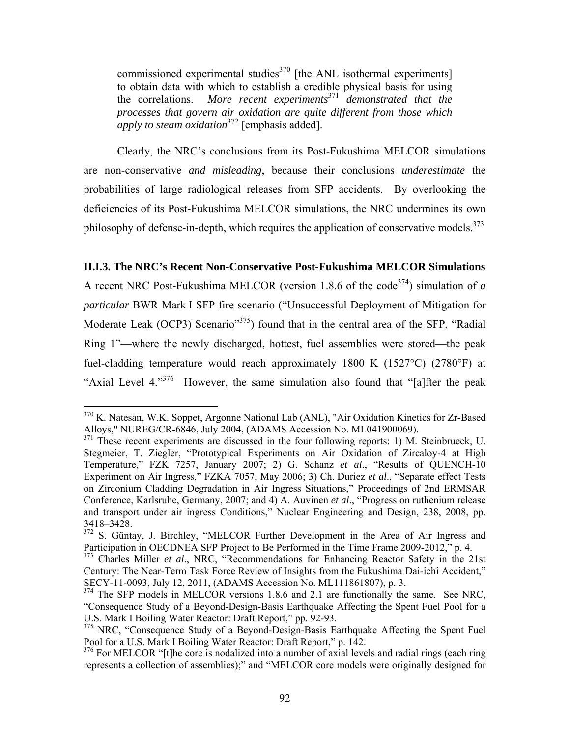> commissioned experimental studies[370] [the ANL isothermal experiments] to obtain data with which to establish a credible physical basis for using the correlations. *More recent experiments*[371] *demonstrated that the processes that govern air oxidation are quite different from those which apply to steam oxidation*[372] [emphasis added].

Clearly, the NRC's conclusions from its Post-Fukushima MELCOR simulations are non-conservative *and misleading*, because their conclusions *underestimate* the probabilities of large radiological releases from SFP accidents. By overlooking the deficiencies of its Post-Fukushima MELCOR simulations, the NRC undermines its own philosophy of defense-in-depth, which requires the application of conservative models.[373]

### II.I.3. The NRC's Recent Non-Conservative Post-Fukushima MELCOR Simulations

A recent NRC Post-Fukushima MELCOR (version 1.8.6 of the code[374]) simulation of *a particular* BWR Mark I SFP fire scenario ("Unsuccessful Deployment of Mitigation for Moderate Leak (OCP3) Scenario"[375]) found that in the central area of the SFP, "Radial Ring 1"—where the newly discharged, hottest, fuel assemblies were stored—the peak fuel-cladding temperature would reach approximately 1800 K (1527°C) (2780°F) at "Axial Level 4."[376] However, the same simulation also found that "[a]fter the peak

---

[370] K. Natesan, W.K. Soppet, Argonne National Lab (ANL), "Air Oxidation Kinetics for Zr-Based Alloys," NUREG/CR-6846, July 2004, (ADAMS Accession No. ML041900069).

[371] These recent experiments are discussed in the four following reports: 1) M. Steinbrueck, U. Stegmeier, T. Ziegler, "Prototypical Experiments on Air Oxidation of Zircaloy-4 at High Temperature," FZK 7257, January 2007; 2) G. Schanz *et al*., "Results of QUENCH-10 Experiment on Air Ingress," FZKA 7057, May 2006; 3) Ch. Duriez *et al*., "Separate effect Tests on Zirconium Cladding Degradation in Air Ingress Situations," Proceedings of 2nd ERMSAR Conference, Karlsruhe, Germany, 2007; and 4) A. Auvinen *et al*., "Progress on ruthenium release and transport under air ingress Conditions," Nuclear Engineering and Design, 238, 2008, pp. 3418–3428.

[372] S. Güntay, J. Birchley, "MELCOR Further Development in the Area of Air Ingress and Participation in OECDNEA SFP Project to Be Performed in the Time Frame 2009-2012," p. 4.

[373] Charles Miller *et al*., NRC, "Recommendations for Enhancing Reactor Safety in the 21st Century: The Near-Term Task Force Review of Insights from the Fukushima Dai-ichi Accident," SECY-11-0093, July 12, 2011, (ADAMS Accession No. ML111861807), p. 3.

[374] The SFP models in MELCOR versions 1.8.6 and 2.1 are functionally the same. See NRC, "Consequence Study of a Beyond-Design-Basis Earthquake Affecting the Spent Fuel Pool for a U.S. Mark I Boiling Water Reactor: Draft Report," pp. 92-93.

[375] NRC, "Consequence Study of a Beyond-Design-Basis Earthquake Affecting the Spent Fuel Pool for a U.S. Mark I Boiling Water Reactor: Draft Report," p. 142.

[376] For MELCOR "[t]he core is nodalized into a number of axial levels and radial rings (each ring represents a collection of assemblies);" and "MELCOR core models were originally designed for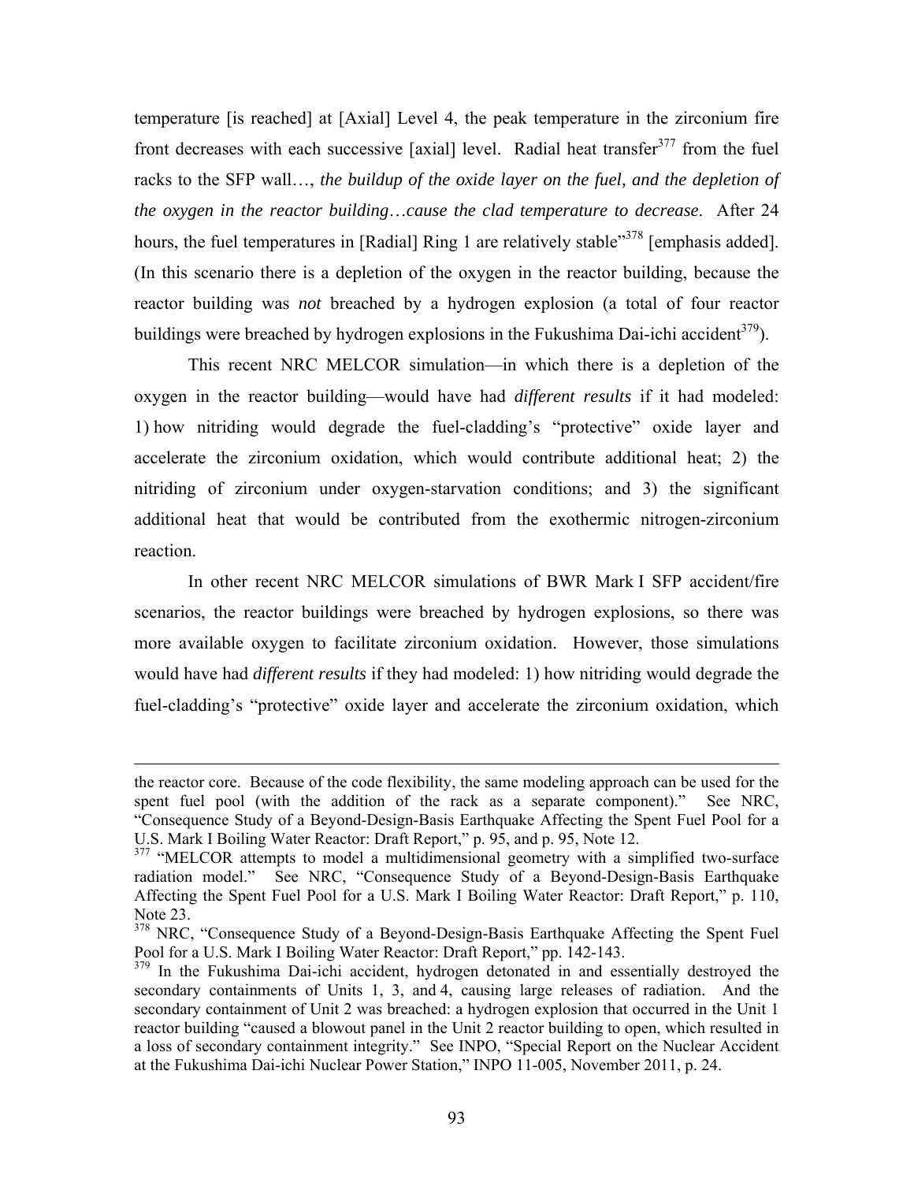temperature [is reached] at [Axial] Level 4, the peak temperature in the zirconium fire front decreases with each successive [axial] level. Radial heat transfer[377] from the fuel racks to the SFP wall…, *the buildup of the oxide layer on the fuel, and the depletion of the oxygen in the reactor building…cause the clad temperature to decrease*. After 24 hours, the fuel temperatures in [Radial] Ring 1 are relatively stable"[378] [emphasis added]. (In this scenario there is a depletion of the oxygen in the reactor building, because the reactor building was *not* breached by a hydrogen explosion (a total of four reactor buildings were breached by hydrogen explosions in the Fukushima Dai-ichi accident[379]).

This recent NRC MELCOR simulation—in which there is a depletion of the oxygen in the reactor building—would have had *different results* if it had modeled: 1) how nitriding would degrade the fuel-cladding's "protective" oxide layer and accelerate the zirconium oxidation, which would contribute additional heat; 2) the nitriding of zirconium under oxygen-starvation conditions; and 3) the significant additional heat that would be contributed from the exothermic nitrogen-zirconium reaction.

In other recent NRC MELCOR simulations of BWR Mark I SFP accident/fire scenarios, the reactor buildings were breached by hydrogen explosions, so there was more available oxygen to facilitate zirconium oxidation. However, those simulations would have had *different results* if they had modeled: 1) how nitriding would degrade the fuel-cladding's "protective" oxide layer and accelerate the zirconium oxidation, which

---

the reactor core. Because of the code flexibility, the same modeling approach can be used for the spent fuel pool (with the addition of the rack as a separate component)." See NRC, "Consequence Study of a Beyond-Design-Basis Earthquake Affecting the Spent Fuel Pool for a U.S. Mark I Boiling Water Reactor: Draft Report," p. 95, and p. 95, Note 12.

[377] "MELCOR attempts to model a multidimensional geometry with a simplified two-surface radiation model." See NRC, "Consequence Study of a Beyond-Design-Basis Earthquake Affecting the Spent Fuel Pool for a U.S. Mark I Boiling Water Reactor: Draft Report," p. 110, Note 23.

[378] NRC, "Consequence Study of a Beyond-Design-Basis Earthquake Affecting the Spent Fuel Pool for a U.S. Mark I Boiling Water Reactor: Draft Report," pp. 142-143.

[379] In the Fukushima Dai-ichi accident, hydrogen detonated in and essentially destroyed the secondary containments of Units 1, 3, and 4, causing large releases of radiation. And the secondary containment of Unit 2 was breached: a hydrogen explosion that occurred in the Unit 1 reactor building "caused a blowout panel in the Unit 2 reactor building to open, which resulted in a loss of secondary containment integrity." See INPO, "Special Report on the Nuclear Accident at the Fukushima Dai-ichi Nuclear Power Station," INPO 11-005, November 2011, p. 24.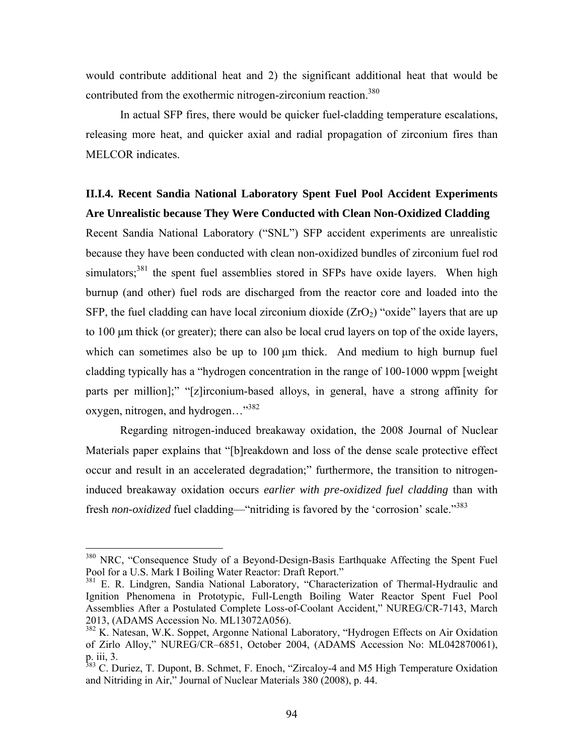would contribute additional heat and 2) the significant additional heat that would be contributed from the exothermic nitrogen-zirconium reaction.[380]

In actual SFP fires, there would be quicker fuel-cladding temperature escalations, releasing more heat, and quicker axial and radial propagation of zirconium fires than MELCOR indicates.

## II.I.4. Recent Sandia National Laboratory Spent Fuel Pool Accident Experiments Are Unrealistic because They Were Conducted with Clean Non-Oxidized Cladding

Recent Sandia National Laboratory ("SNL") SFP accident experiments are unrealistic because they have been conducted with clean non-oxidized bundles of zirconium fuel rod simulators;[381] the spent fuel assemblies stored in SFPs have oxide layers. When high burnup (and other) fuel rods are discharged from the reactor core and loaded into the SFP, the fuel cladding can have local zirconium dioxide ($ZrO_2$) "oxide" layers that are up to 100 μm thick (or greater); there can also be local crud layers on top of the oxide layers, which can sometimes also be up to 100 μm thick. And medium to high burnup fuel cladding typically has a "hydrogen concentration in the range of 100-1000 wppm [weight parts per million];" "[z]irconium-based alloys, in general, have a strong affinity for oxygen, nitrogen, and hydrogen…"[382]

Regarding nitrogen-induced breakaway oxidation, the 2008 Journal of Nuclear Materials paper explains that "[b]reakdown and loss of the dense scale protective effect occur and result in an accelerated degradation;" furthermore, the transition to nitrogen-induced breakaway oxidation occurs *earlier with pre-oxidized fuel cladding* than with fresh *non-oxidized* fuel cladding—"nitriding is favored by the 'corrosion' scale."[383]

---

[380] NRC, "Consequence Study of a Beyond-Design-Basis Earthquake Affecting the Spent Fuel Pool for a U.S. Mark I Boiling Water Reactor: Draft Report."

[381] E. R. Lindgren, Sandia National Laboratory, "Characterization of Thermal-Hydraulic and Ignition Phenomena in Prototypic, Full-Length Boiling Water Reactor Spent Fuel Pool Assemblies After a Postulated Complete Loss-of-Coolant Accident," NUREG/CR-7143, March 2013, (ADAMS Accession No. ML13072A056).

[382] K. Natesan, W.K. Soppet, Argonne National Laboratory, "Hydrogen Effects on Air Oxidation of Zirlo Alloy," NUREG/CR–6851, October 2004, (ADAMS Accession No: ML042870061), p. iii, 3.

[383] C. Duriez, T. Dupont, B. Schmet, F. Enoch, "Zircaloy-4 and M5 High Temperature Oxidation and Nitriding in Air," Journal of Nuclear Materials 380 (2008), p. 44.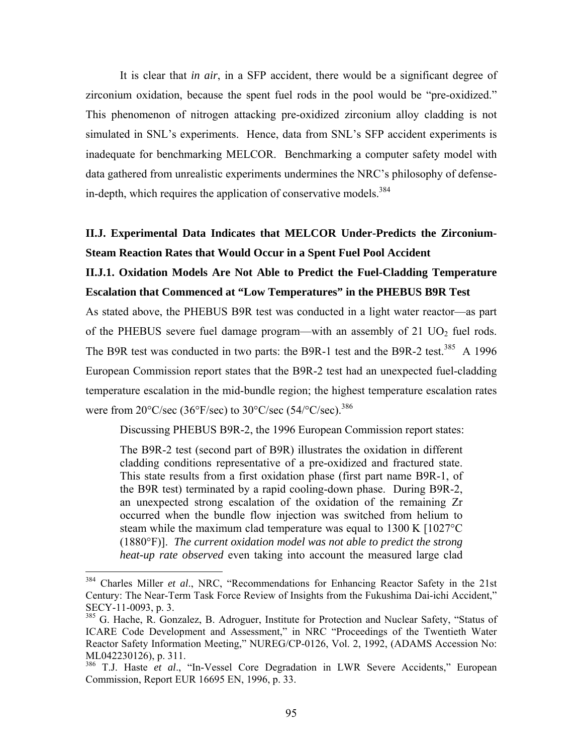It is clear that *in air*, in a SFP accident, there would be a significant degree of zirconium oxidation, because the spent fuel rods in the pool would be "pre-oxidized." This phenomenon of nitrogen attacking pre-oxidized zirconium alloy cladding is not simulated in SNL's experiments. Hence, data from SNL's SFP accident experiments is inadequate for benchmarking MELCOR. Benchmarking a computer safety model with data gathered from unrealistic experiments undermines the NRC's philosophy of defense-in-depth, which requires the application of conservative models.[384]

## II.J. Experimental Data Indicates that MELCOR Under-Predicts the Zirconium-Steam Reaction Rates that Would Occur in a Spent Fuel Pool Accident

### II.J.1. Oxidation Models Are Not Able to Predict the Fuel-Cladding Temperature Escalation that Commenced at "Low Temperatures" in the PHEBUS B9R Test

As stated above, the PHEBUS B9R test was conducted in a light water reactor—as part of the PHEBUS severe fuel damage program—with an assembly of 21 $UO_2$ fuel rods. The B9R test was conducted in two parts: the B9R-1 test and the B9R-2 test.[385] A 1996 European Commission report states that the B9R-2 test had an unexpected fuel-cladding temperature escalation in the mid-bundle region; the highest temperature escalation rates were from 20°C/sec (36°F/sec) to 30°C/sec (54/°C/sec).[386]

Discussing PHEBUS B9R-2, the 1996 European Commission report states:

> The B9R-2 test (second part of B9R) illustrates the oxidation in different cladding conditions representative of a pre-oxidized and fractured state. This state results from a first oxidation phase (first part name B9R-1, of the B9R test) terminated by a rapid cooling-down phase. During B9R-2, an unexpected strong escalation of the oxidation of the remaining Zr occurred when the bundle flow injection was switched from helium to steam while the maximum clad temperature was equal to 1300 K [1027°C (1880°F)]. *The current oxidation model was not able to predict the strong heat-up rate observed* even taking into account the measured large clad

---

[384] Charles Miller *et al*., NRC, "Recommendations for Enhancing Reactor Safety in the 21st Century: The Near-Term Task Force Review of Insights from the Fukushima Dai-ichi Accident," SECY-11-0093, p. 3.

[385] G. Hache, R. Gonzalez, B. Adroguer, Institute for Protection and Nuclear Safety, "Status of ICARE Code Development and Assessment," in NRC "Proceedings of the Twentieth Water Reactor Safety Information Meeting," NUREG/CP-0126, Vol. 2, 1992, (ADAMS Accession No: ML042230126), p. 311.

[386] T.J. Haste *et al*., "In-Vessel Core Degradation in LWR Severe Accidents," European Commission, Report EUR 16695 EN, 1996, p. 33.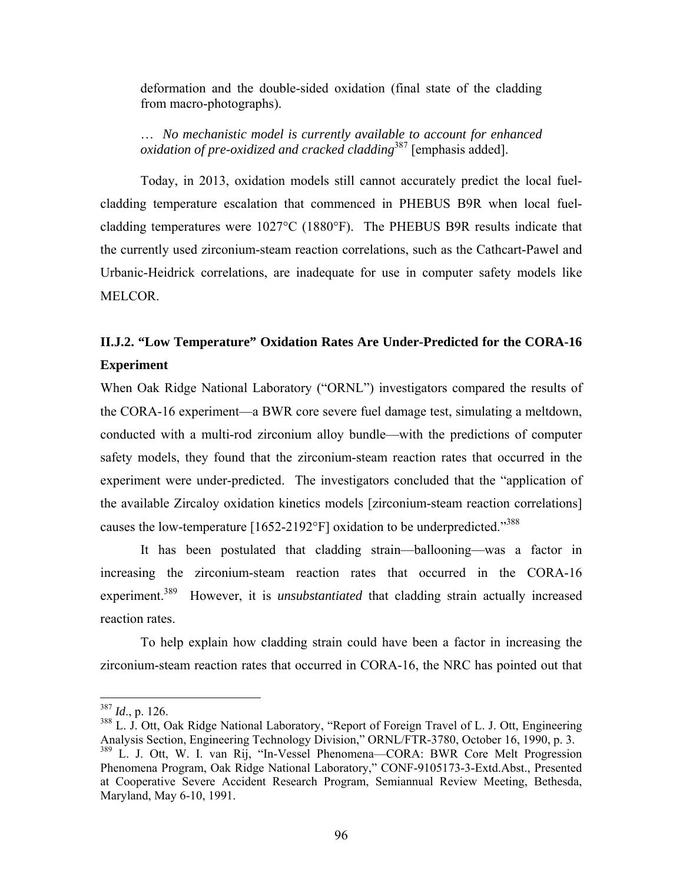> deformation and the double-sided oxidation (final state of the cladding from macro-photographs).
>
> … *No mechanistic model is currently available to account for enhanced oxidation of pre-oxidized and cracked cladding*[387] [emphasis added].

Today, in 2013, oxidation models still cannot accurately predict the local fuel-cladding temperature escalation that commenced in PHEBUS B9R when local fuel-cladding temperatures were 1027°C (1880°F). The PHEBUS B9R results indicate that the currently used zirconium-steam reaction correlations, such as the Cathcart-Pawel and Urbanic-Heidrick correlations, are inadequate for use in computer safety models like MELCOR.

### II.J.2. "Low Temperature" Oxidation Rates Are Under-Predicted for the CORA-16 Experiment

When Oak Ridge National Laboratory ("ORNL") investigators compared the results of the CORA-16 experiment—a BWR core severe fuel damage test, simulating a meltdown, conducted with a multi-rod zirconium alloy bundle—with the predictions of computer safety models, they found that the zirconium-steam reaction rates that occurred in the experiment were under-predicted. The investigators concluded that the "application of the available Zircaloy oxidation kinetics models [zirconium-steam reaction correlations] causes the low-temperature [1652-2192°F] oxidation to be underpredicted."[388]

It has been postulated that cladding strain—ballooning—was a factor in increasing the zirconium-steam reaction rates that occurred in the CORA-16 experiment.[389] However, it is *unsubstantiated* that cladding strain actually increased reaction rates.

To help explain how cladding strain could have been a factor in increasing the zirconium-steam reaction rates that occurred in CORA-16, the NRC has pointed out that

---

[387] *Id*., p. 126.

[388] L. J. Ott, Oak Ridge National Laboratory, "Report of Foreign Travel of L. J. Ott, Engineering Analysis Section, Engineering Technology Division," ORNL/FTR-3780, October 16, 1990, p. 3.

[389] L. J. Ott, W. I. van Rij, "In-Vessel Phenomena—CORA: BWR Core Melt Progression Phenomena Program, Oak Ridge National Laboratory," CONF-9105173-3-Extd.Abst., Presented at Cooperative Severe Accident Research Program, Semiannual Review Meeting, Bethesda, Maryland, May 6-10, 1991.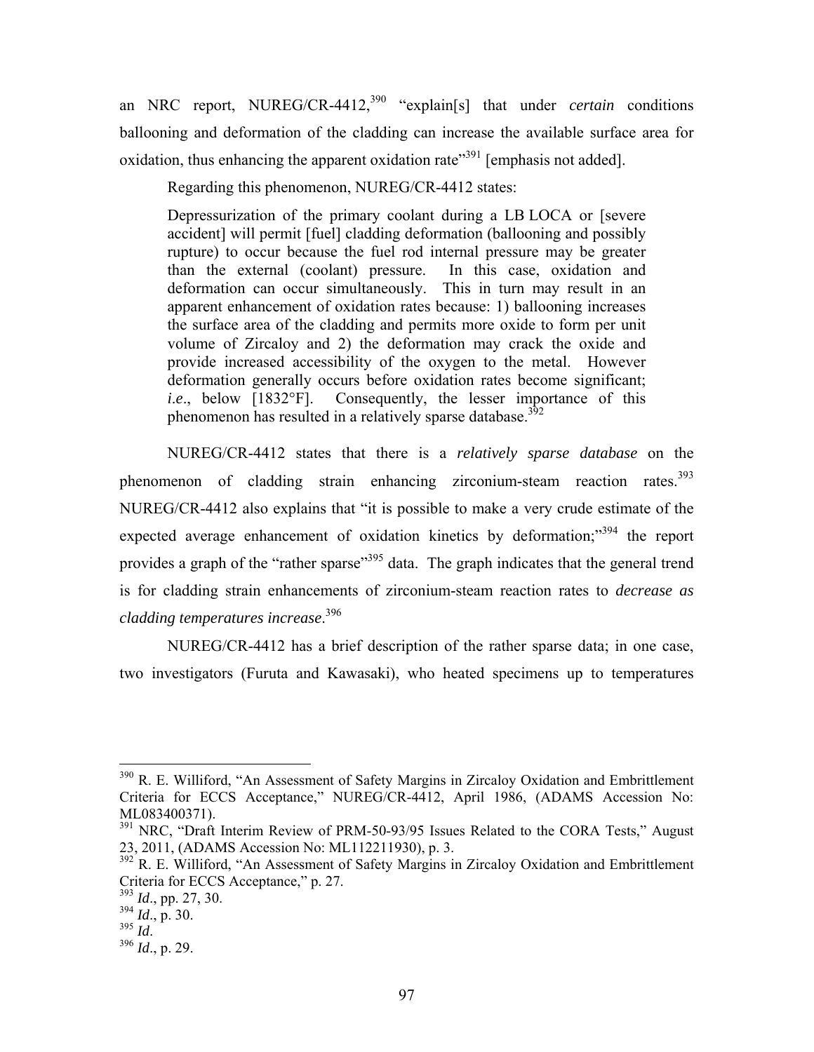an NRC report, NUREG/CR-4412,[390] "explain[s] that under *certain* conditions ballooning and deformation of the cladding can increase the available surface area for oxidation, thus enhancing the apparent oxidation rate"[391] [emphasis not added].

Regarding this phenomenon, NUREG/CR-4412 states:

> Depressurization of the primary coolant during a LB LOCA or [severe accident] will permit [fuel] cladding deformation (ballooning and possibly rupture) to occur because the fuel rod internal pressure may be greater than the external (coolant) pressure. In this case, oxidation and deformation can occur simultaneously. This in turn may result in an apparent enhancement of oxidation rates because: 1) ballooning increases the surface area of the cladding and permits more oxide to form per unit volume of Zircaloy and 2) the deformation may crack the oxide and provide increased accessibility of the oxygen to the metal. However deformation generally occurs before oxidation rates become significant; *i.e*., below [1832°F]. Consequently, the lesser importance of this phenomenon has resulted in a relatively sparse database.[392]

NUREG/CR-4412 states that there is a *relatively sparse database* on the phenomenon of cladding strain enhancing zirconium-steam reaction rates.[393] NUREG/CR-4412 also explains that "it is possible to make a very crude estimate of the expected average enhancement of oxidation kinetics by deformation;"[394] the report provides a graph of the "rather sparse"[395] data. The graph indicates that the general trend is for cladding strain enhancements of zirconium-steam reaction rates to *decrease as cladding temperatures increase*.[396]

NUREG/CR-4412 has a brief description of the rather sparse data; in one case, two investigators (Furuta and Kawasaki), who heated specimens up to temperatures

---

[390] R. E. Williford, "An Assessment of Safety Margins in Zircaloy Oxidation and Embrittlement Criteria for ECCS Acceptance," NUREG/CR-4412, April 1986, (ADAMS Accession No: ML083400371).

[391] NRC, "Draft Interim Review of PRM-50-93/95 Issues Related to the CORA Tests," August 23, 2011, (ADAMS Accession No: ML112211930), p. 3.

[392] R. E. Williford, "An Assessment of Safety Margins in Zircaloy Oxidation and Embrittlement Criteria for ECCS Acceptance," p. 27.

[393] *Id*., pp. 27, 30.

[394] *Id*., p. 30.

[395] *Id*.

[396] *Id*., p. 29.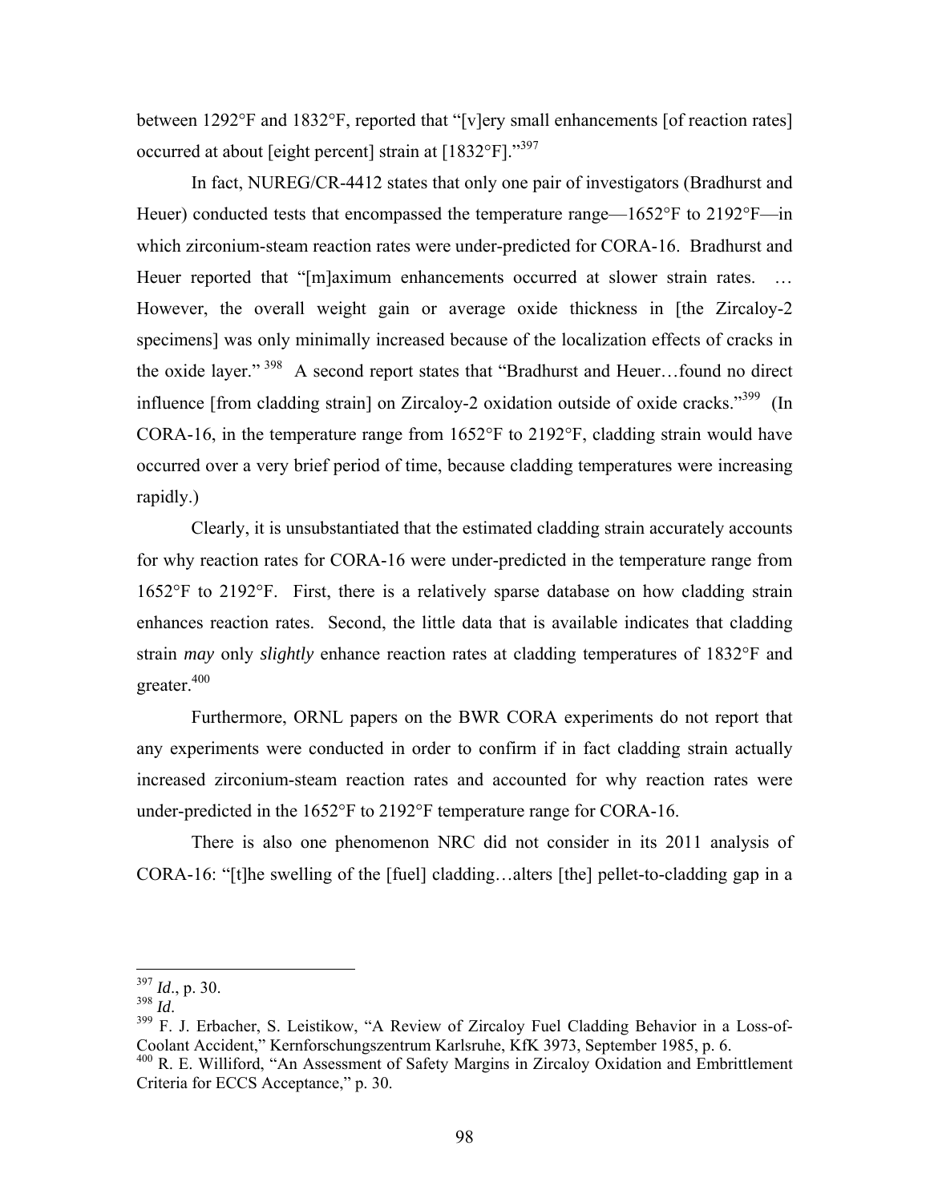between 1292°F and 1832°F, reported that "[v]ery small enhancements [of reaction rates] occurred at about [eight percent] strain at [1832°F]."[397]

In fact, NUREG/CR-4412 states that only one pair of investigators (Bradhurst and Heuer) conducted tests that encompassed the temperature range—1652°F to 2192°F—in which zirconium-steam reaction rates were under-predicted for CORA-16. Bradhurst and Heuer reported that "[m]aximum enhancements occurred at slower strain rates. … However, the overall weight gain or average oxide thickness in [the Zircaloy-2 specimens] was only minimally increased because of the localization effects of cracks in the oxide layer."[398] A second report states that "Bradhurst and Heuer…found no direct influence [from cladding strain] on Zircaloy-2 oxidation outside of oxide cracks."[399] (In CORA-16, in the temperature range from 1652°F to 2192°F, cladding strain would have occurred over a very brief period of time, because cladding temperatures were increasing rapidly.)

Clearly, it is unsubstantiated that the estimated cladding strain accurately accounts for why reaction rates for CORA-16 were under-predicted in the temperature range from 1652°F to 2192°F. First, there is a relatively sparse database on how cladding strain enhances reaction rates. Second, the little data that is available indicates that cladding strain *may* only *slightly* enhance reaction rates at cladding temperatures of 1832°F and greater.[400]

Furthermore, ORNL papers on the BWR CORA experiments do not report that any experiments were conducted in order to confirm if in fact cladding strain actually increased zirconium-steam reaction rates and accounted for why reaction rates were under-predicted in the 1652°F to 2192°F temperature range for CORA-16.

There is also one phenomenon NRC did not consider in its 2011 analysis of CORA-16: "[t]he swelling of the [fuel] cladding…alters [the] pellet-to-cladding gap in a

---

[397] *Id*., p. 30.

[398] *Id*.

[399] F. J. Erbacher, S. Leistikow, "A Review of Zircaloy Fuel Cladding Behavior in a Loss-of-Coolant Accident," Kernforschungszentrum Karlsruhe, KfK 3973, September 1985, p. 6.

[400] R. E. Williford, "An Assessment of Safety Margins in Zircaloy Oxidation and Embrittlement Criteria for ECCS Acceptance," p. 30.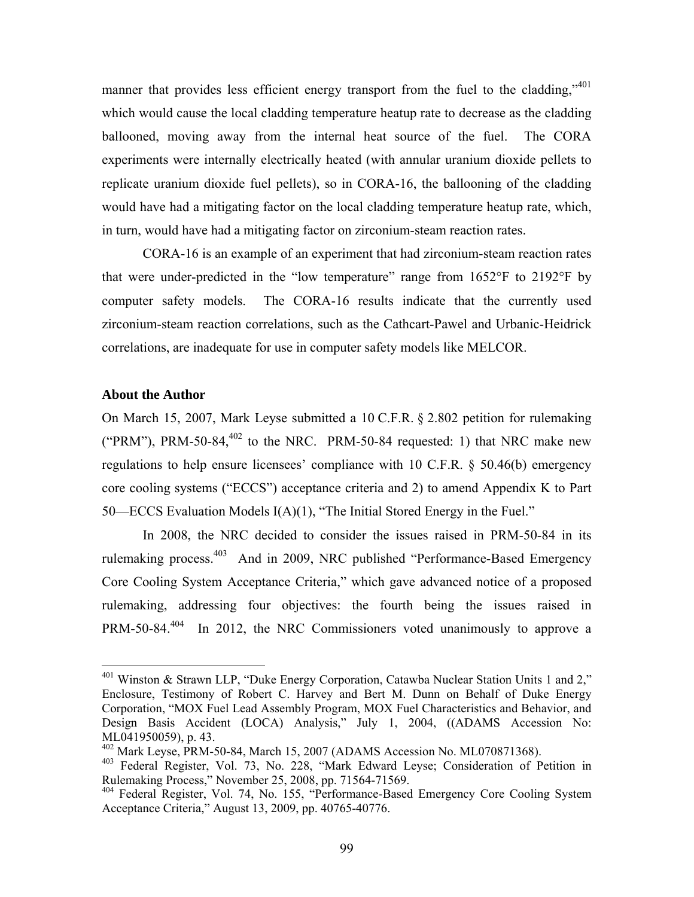manner that provides less efficient energy transport from the fuel to the cladding,"[401] which would cause the local cladding temperature heatup rate to decrease as the cladding ballooned, moving away from the internal heat source of the fuel. The CORA experiments were internally electrically heated (with annular uranium dioxide pellets to replicate uranium dioxide fuel pellets), so in CORA-16, the ballooning of the cladding would have had a mitigating factor on the local cladding temperature heatup rate, which, in turn, would have had a mitigating factor on zirconium-steam reaction rates.

CORA-16 is an example of an experiment that had zirconium-steam reaction rates that were under-predicted in the "low temperature" range from 1652°F to 2192°F by computer safety models. The CORA-16 results indicate that the currently used zirconium-steam reaction correlations, such as the Cathcart-Pawel and Urbanic-Heidrick correlations, are inadequate for use in computer safety models like MELCOR.

**About the Author**

On March 15, 2007, Mark Leyse submitted a 10 C.F.R. § 2.802 petition for rulemaking ("PRM"), PRM-50-84,[402] to the NRC. PRM-50-84 requested: 1) that NRC make new regulations to help ensure licensees' compliance with 10 C.F.R. § 50.46(b) emergency core cooling systems ("ECCS") acceptance criteria and 2) to amend Appendix K to Part 50—ECCS Evaluation Models I(A)(1), "The Initial Stored Energy in the Fuel."

In 2008, the NRC decided to consider the issues raised in PRM-50-84 in its rulemaking process.[403] And in 2009, NRC published "Performance-Based Emergency Core Cooling System Acceptance Criteria," which gave advanced notice of a proposed rulemaking, addressing four objectives: the fourth being the issues raised in PRM-50-84.[404] In 2012, the NRC Commissioners voted unanimously to approve a

---

[401] Winston & Strawn LLP, "Duke Energy Corporation, Catawba Nuclear Station Units 1 and 2," Enclosure, Testimony of Robert C. Harvey and Bert M. Dunn on Behalf of Duke Energy Corporation, "MOX Fuel Lead Assembly Program, MOX Fuel Characteristics and Behavior, and Design Basis Accident (LOCA) Analysis," July 1, 2004, ((ADAMS Accession No: ML041950059), p. 43.

[402] Mark Leyse, PRM-50-84, March 15, 2007 (ADAMS Accession No. ML070871368).

[403] Federal Register, Vol. 73, No. 228, "Mark Edward Leyse; Consideration of Petition in Rulemaking Process," November 25, 2008, pp. 71564-71569.

[404] Federal Register, Vol. 74, No. 155, "Performance-Based Emergency Core Cooling System Acceptance Criteria," August 13, 2009, pp. 40765-40776.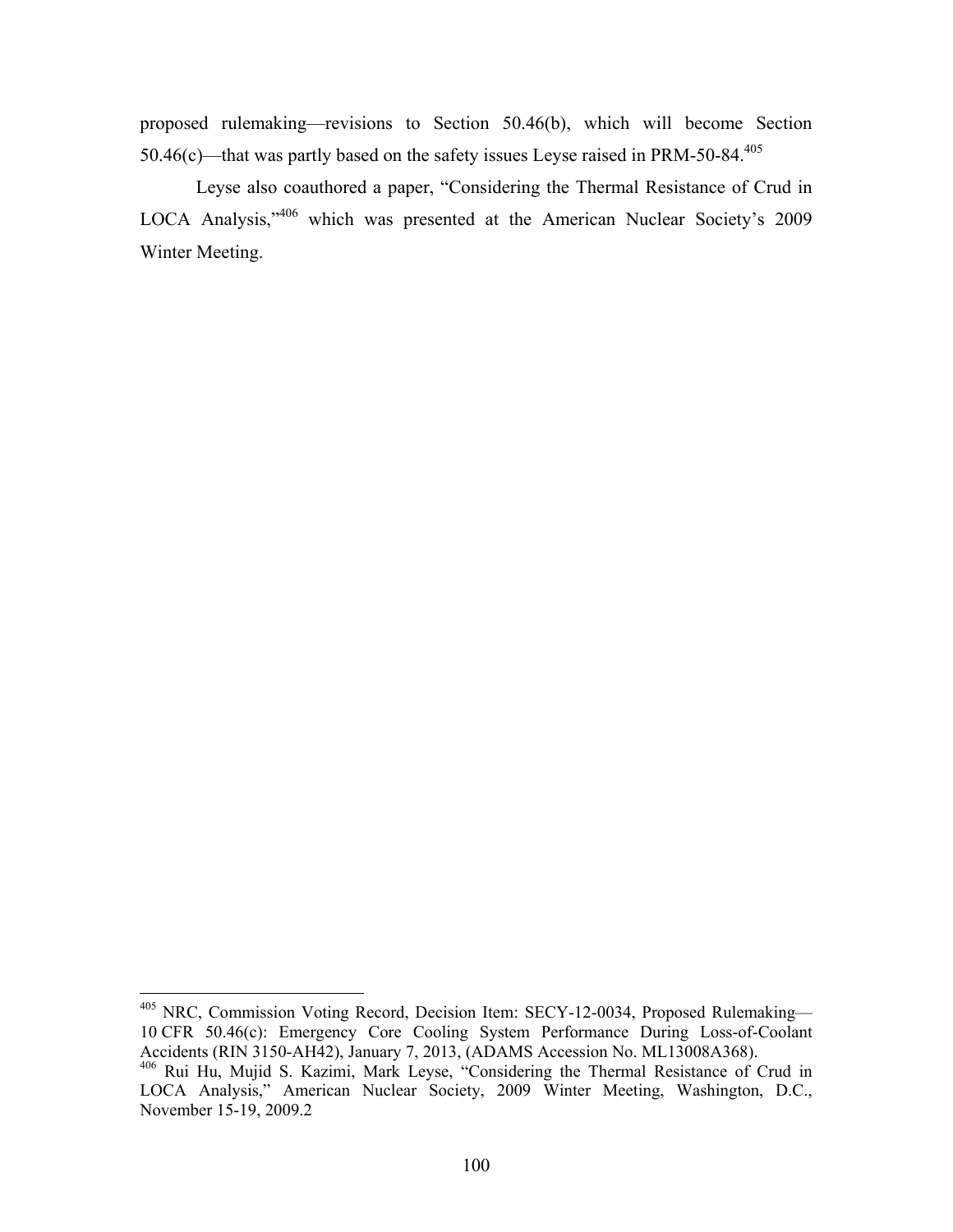proposed rulemaking—revisions to Section 50.46(b), which will become Section 50.46(c)—that was partly based on the safety issues Leyse raised in PRM-50-84.[405]

Leyse also coauthored a paper, "Considering the Thermal Resistance of Crud in LOCA Analysis,"[406] which was presented at the American Nuclear Society's 2009 Winter Meeting.

---

[405] NRC, Commission Voting Record, Decision Item: SECY-12-0034, Proposed Rulemaking—10 CFR 50.46(c): Emergency Core Cooling System Performance During Loss-of-Coolant Accidents (RIN 3150-AH42), January 7, 2013, (ADAMS Accession No. ML13008A368).

[406] Rui Hu, Mujid S. Kazimi, Mark Leyse, "Considering the Thermal Resistance of Crud in LOCA Analysis," American Nuclear Society, 2009 Winter Meeting, Washington, D.C., November 15-19, 2009.2